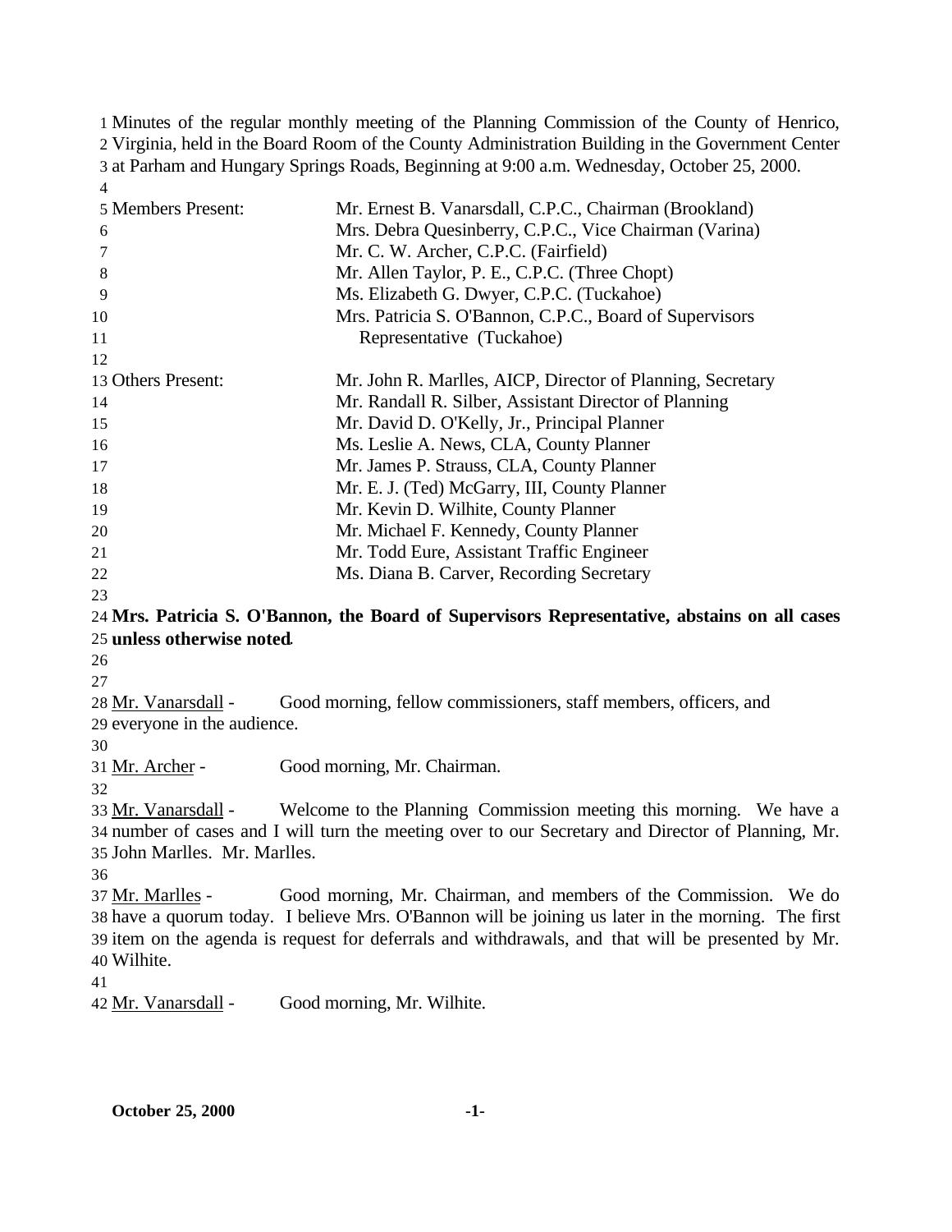Minutes of the regular monthly meeting of the Planning Commission of the County of Henrico, Virginia, held in the Board Room of the County Administration Building in the Government Center at Parham and Hungary Springs Roads, Beginning at 9:00 a.m. Wednesday, October 25, 2000.

| | |
|---|---|
| Members Present: | Mr. Ernest B. Vanarsdall, C.P.C., Chairman (Brookland) |
| | Mrs. Debra Quesinberry, C.P.C., Vice Chairman (Varina) |
| | Mr. C. W. Archer, C.P.C. (Fairfield) |
| | Mr. Allen Taylor, P. E., C.P.C. (Three Chopt) |
| | Ms. Elizabeth G. Dwyer, C.P.C. (Tuckahoe) |
| | Mrs. Patricia S. O'Bannon, C.P.C., Board of Supervisors Representative (Tuckahoe) |
| Others Present: | Mr. John R. Marlles, AICP, Director of Planning, Secretary |
| | Mr. Randall R. Silber, Assistant Director of Planning |
| | Mr. David D. O'Kelly, Jr., Principal Planner |
| | Ms. Leslie A. News, CLA, County Planner |
| | Mr. James P. Strauss, CLA, County Planner |
| | Mr. E. J. (Ted) McGarry, III, County Planner |
| | Mr. Kevin D. Wilhite, County Planner |
| | Mr. Michael F. Kennedy, County Planner |
| | Mr. Todd Eure, Assistant Traffic Engineer |
| | Ms. Diana B. Carver, Recording Secretary |

**Mrs. Patricia S. O'Bannon, the Board of Supervisors Representative, abstains on all cases unless otherwise noted.**

Mr. Vanarsdall - Good morning, fellow commissioners, staff members, officers, and everyone in the audience.

Mr. Archer - Good morning, Mr. Chairman.

Mr. Vanarsdall - Welcome to the Planning Commission meeting this morning. We have a number of cases and I will turn the meeting over to our Secretary and Director of Planning, Mr. John Marlles. Mr. Marlles.

Mr. Marlles - Good morning, Mr. Chairman, and members of the Commission. We do have a quorum today. I believe Mrs. O'Bannon will be joining us later in the morning. The first item on the agenda is request for deferrals and withdrawals, and that will be presented by Mr. Wilhite.

Mr. Vanarsdall - Good morning, Mr. Wilhite.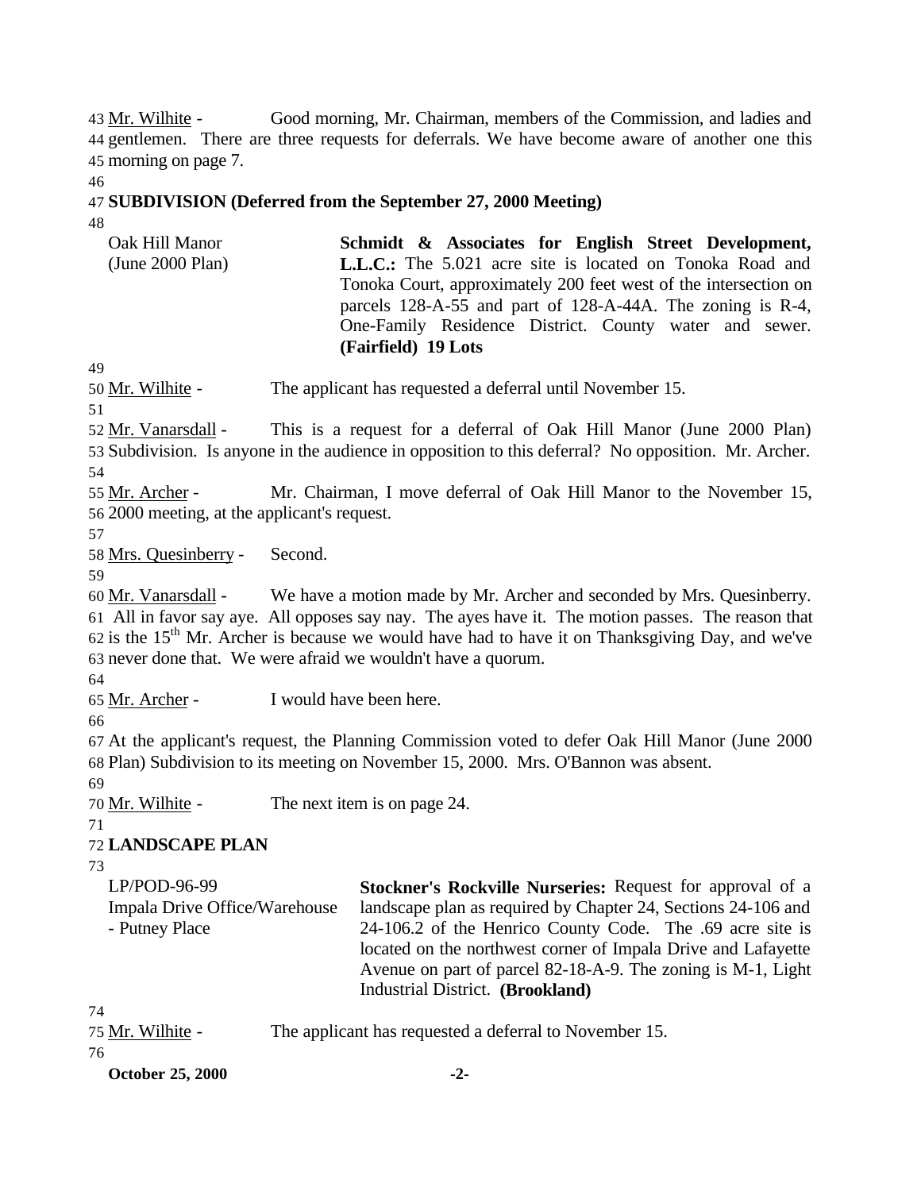Mr. Wilhite - Good morning, Mr. Chairman, members of the Commission, and ladies and gentlemen. There are three requests for deferrals. We have become aware of another one this morning on page 7.

**SUBDIVISION (Deferred from the September 27, 2000 Meeting)**

| | |
|---|---|
| Oak Hill Manor (June 2000 Plan) | **Schmidt & Associates for English Street Development, L.L.C.:** The 5.021 acre site is located on Tonoka Road and Tonoka Court, approximately 200 feet west of the intersection on parcels 128-A-55 and part of 128-A-44A. The zoning is R-4, One-Family Residence District. County water and sewer. **(Fairfield) 19 Lots** |

Mr. Wilhite - The applicant has requested a deferral until November 15.

Mr. Vanarsdall - This is a request for a deferral of Oak Hill Manor (June 2000 Plan) Subdivision. Is anyone in the audience in opposition to this deferral? No opposition. Mr. Archer.

Mr. Archer - Mr. Chairman, I move deferral of Oak Hill Manor to the November 15, 2000 meeting, at the applicant's request.

Mrs. Quesinberry - Second.

Mr. Vanarsdall - We have a motion made by Mr. Archer and seconded by Mrs. Quesinberry. All in favor say aye. All opposes say nay. The ayes have it. The motion passes. The reason that is the 15th Mr. Archer is because we would have had to have it on Thanksgiving Day, and we've never done that. We were afraid we wouldn't have a quorum.

Mr. Archer - I would have been here.

At the applicant's request, the Planning Commission voted to defer Oak Hill Manor (June 2000 Plan) Subdivision to its meeting on November 15, 2000. Mrs. O'Bannon was absent.

Mr. Wilhite - The next item is on page 24.

**LANDSCAPE PLAN**

| | |
|---|---|
| LP/POD-96-99 Impala Drive Office/Warehouse - Putney Place | **Stockner's Rockville Nurseries:** Request for approval of a landscape plan as required by Chapter 24, Sections 24-106 and 24-106.2 of the Henrico County Code. The .69 acre site is located on the northwest corner of Impala Drive and Lafayette Avenue on part of parcel 82-18-A-9. The zoning is M-1, Light Industrial District. **(Brookland)** |

Mr. Wilhite - The applicant has requested a deferral to November 15.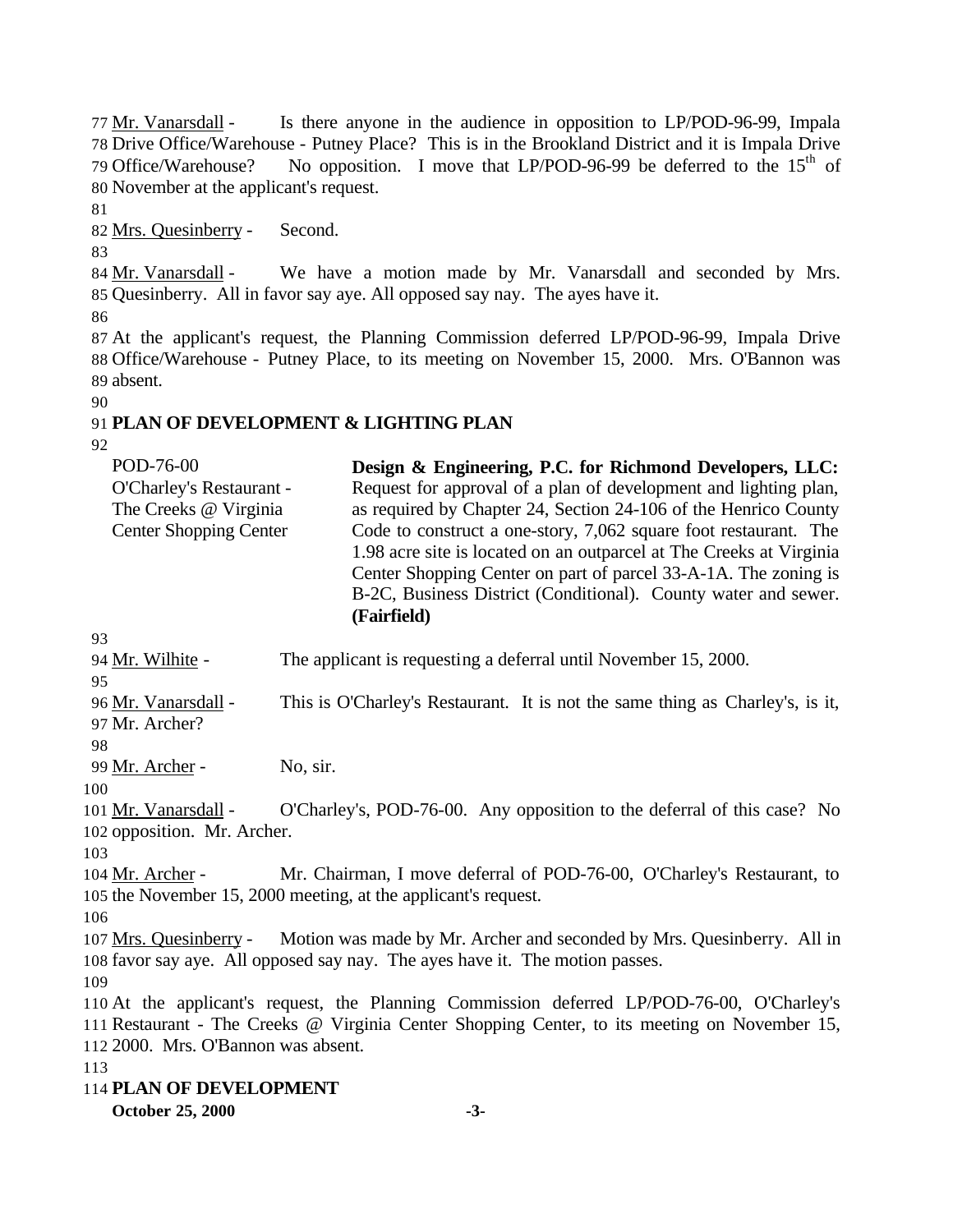Mr. Vanarsdall - Is there anyone in the audience in opposition to LP/POD-96-99, Impala Drive Office/Warehouse - Putney Place? This is in the Brookland District and it is Impala Drive Office/Warehouse? No opposition. I move that LP/POD-96-99 be deferred to the 15th of November at the applicant's request.

Mrs. Quesinberry - Second.

Mr. Vanarsdall - We have a motion made by Mr. Vanarsdall and seconded by Mrs. Quesinberry. All in favor say aye. All opposed say nay. The ayes have it.

At the applicant's request, the Planning Commission deferred LP/POD-96-99, Impala Drive Office/Warehouse - Putney Place, to its meeting on November 15, 2000. Mrs. O'Bannon was absent.

**PLAN OF DEVELOPMENT & LIGHTING PLAN**

| | |
|---|---|
| POD-76-00<br>O'Charley's Restaurant - The Creeks @ Virginia Center Shopping Center | **Design & Engineering, P.C. for Richmond Developers, LLC:** Request for approval of a plan of development and lighting plan, as required by Chapter 24, Section 24-106 of the Henrico County Code to construct a one-story, 7,062 square foot restaurant. The 1.98 acre site is located on an outparcel at The Creeks at Virginia Center Shopping Center on part of parcel 33-A-1A. The zoning is B-2C, Business District (Conditional). County water and sewer. **(Fairfield)** |

Mr. Wilhite - The applicant is requesting a deferral until November 15, 2000.

Mr. Vanarsdall - This is O'Charley's Restaurant. It is not the same thing as Charley's, is it, Mr. Archer?

Mr. Archer - No, sir.

Mr. Vanarsdall - O'Charley's, POD-76-00. Any opposition to the deferral of this case? No opposition. Mr. Archer.

Mr. Archer - Mr. Chairman, I move deferral of POD-76-00, O'Charley's Restaurant, to the November 15, 2000 meeting, at the applicant's request.

Mrs. Quesinberry - Motion was made by Mr. Archer and seconded by Mrs. Quesinberry. All in favor say aye. All opposed say nay. The ayes have it. The motion passes.

At the applicant's request, the Planning Commission deferred LP/POD-76-00, O'Charley's Restaurant - The Creeks @ Virginia Center Shopping Center, to its meeting on November 15, 2000. Mrs. O'Bannon was absent.

**PLAN OF DEVELOPMENT**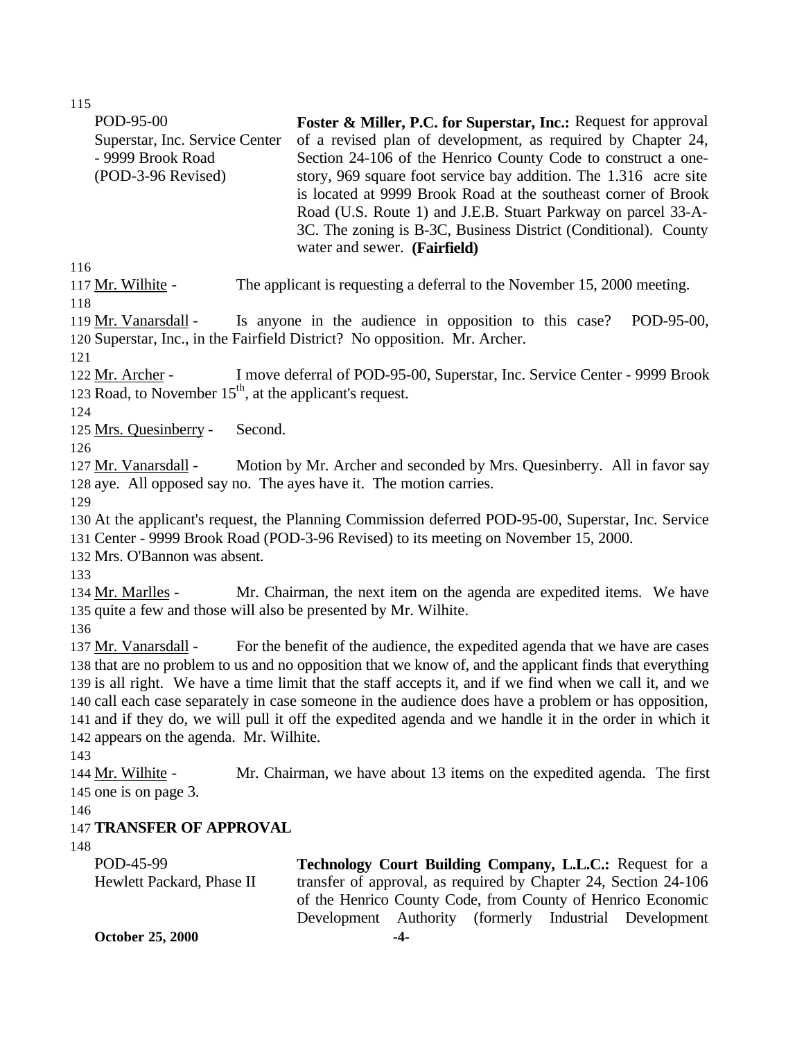POD-95-00
Superstar, Inc. Service Center - 9999 Brook Road
(POD-3-96 Revised)

**Foster & Miller, P.C. for Superstar, Inc.:** Request for approval of a revised plan of development, as required by Chapter 24, Section 24-106 of the Henrico County Code to construct a one-story, 969 square foot service bay addition. The 1.316 acre site is located at 9999 Brook Road at the southeast corner of Brook Road (U.S. Route 1) and J.E.B. Stuart Parkway on parcel 33-A-3C. The zoning is B-3C, Business District (Conditional). County water and sewer. **(Fairfield)**

Mr. Wilhite - The applicant is requesting a deferral to the November 15, 2000 meeting.

Mr. Vanarsdall - Is anyone in the audience in opposition to this case? POD-95-00, Superstar, Inc., in the Fairfield District? No opposition. Mr. Archer.

Mr. Archer - I move deferral of POD-95-00, Superstar, Inc. Service Center - 9999 Brook Road, to November 15th, at the applicant's request.

Mrs. Quesinberry - Second.

Mr. Vanarsdall - Motion by Mr. Archer and seconded by Mrs. Quesinberry. All in favor say aye. All opposed say no. The ayes have it. The motion carries.

At the applicant's request, the Planning Commission deferred POD-95-00, Superstar, Inc. Service Center - 9999 Brook Road (POD-3-96 Revised) to its meeting on November 15, 2000. Mrs. O'Bannon was absent.

Mr. Marlles - Mr. Chairman, the next item on the agenda are expedited items. We have quite a few and those will also be presented by Mr. Wilhite.

Mr. Vanarsdall - For the benefit of the audience, the expedited agenda that we have are cases that are no problem to us and no opposition that we know of, and the applicant finds that everything is all right. We have a time limit that the staff accepts it, and if we find when we call it, and we call each case separately in case someone in the audience does have a problem or has opposition, and if they do, we will pull it off the expedited agenda and we handle it in the order in which it appears on the agenda. Mr. Wilhite.

Mr. Wilhite - Mr. Chairman, we have about 13 items on the expedited agenda. The first one is on page 3.

**TRANSFER OF APPROVAL**

POD-45-99
Hewlett Packard, Phase II

**Technology Court Building Company, L.L.C.:** Request for a transfer of approval, as required by Chapter 24, Section 24-106 of the Henrico County Code, from County of Henrico Economic Development Authority (formerly Industrial Development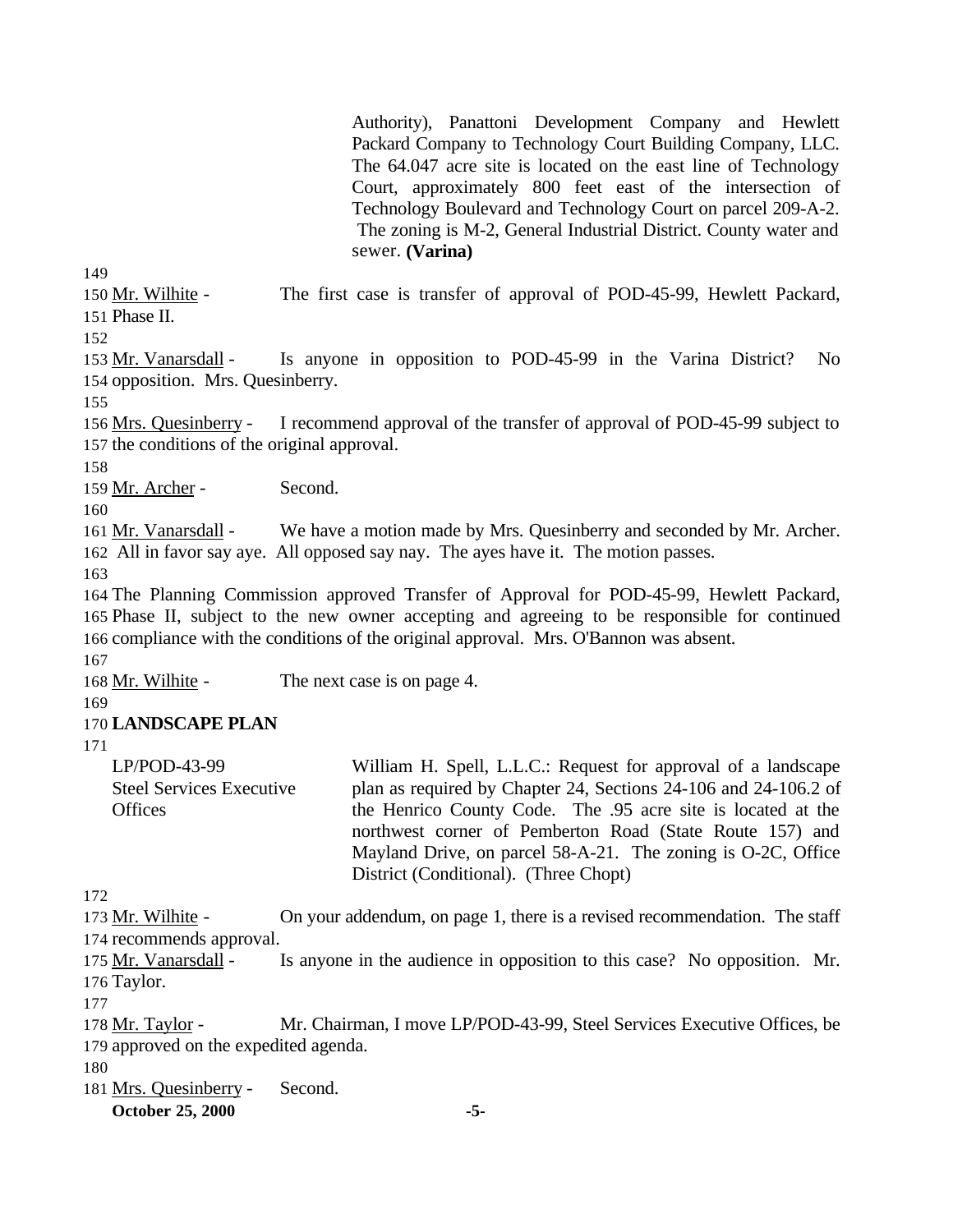Authority), Panattoni Development Company and Hewlett Packard Company to Technology Court Building Company, LLC. The 64.047 acre site is located on the east line of Technology Court, approximately 800 feet east of the intersection of Technology Boulevard and Technology Court on parcel 209-A-2. The zoning is M-2, General Industrial District. County water and sewer. **(Varina)**

149

150 Mr. Wilhite - The first case is transfer of approval of POD-45-99, Hewlett Packard,
151 Phase II.

152

153 Mr. Vanarsdall - Is anyone in opposition to POD-45-99 in the Varina District? No
154 opposition. Mrs. Quesinberry.

155

156 Mrs. Quesinberry - I recommend approval of the transfer of approval of POD-45-99 subject to
157 the conditions of the original approval.

158

159 Mr. Archer - Second.

160

161 Mr. Vanarsdall - We have a motion made by Mrs. Quesinberry and seconded by Mr. Archer.
162 All in favor say aye. All opposed say nay. The ayes have it. The motion passes.

163

164 The Planning Commission approved Transfer of Approval for POD-45-99, Hewlett Packard,
165 Phase II, subject to the new owner accepting and agreeing to be responsible for continued
166 compliance with the conditions of the original approval. Mrs. O'Bannon was absent.

167

168 Mr. Wilhite - The next case is on page 4.

169

170 **LANDSCAPE PLAN**

171

LP/POD-43-99
Steel Services Executive Offices

William H. Spell, L.L.C.: Request for approval of a landscape plan as required by Chapter 24, Sections 24-106 and 24-106.2 of the Henrico County Code. The .95 acre site is located at the northwest corner of Pemberton Road (State Route 157) and Mayland Drive, on parcel 58-A-21. The zoning is O-2C, Office District (Conditional). (Three Chopt)

172

173 Mr. Wilhite - On your addendum, on page 1, there is a revised recommendation. The staff
174 recommends approval.

175 Mr. Vanarsdall - Is anyone in the audience in opposition to this case? No opposition. Mr.
176 Taylor.

177

178 Mr. Taylor - Mr. Chairman, I move LP/POD-43-99, Steel Services Executive Offices, be
179 approved on the expedited agenda.

180

181 Mrs. Quesinberry - Second.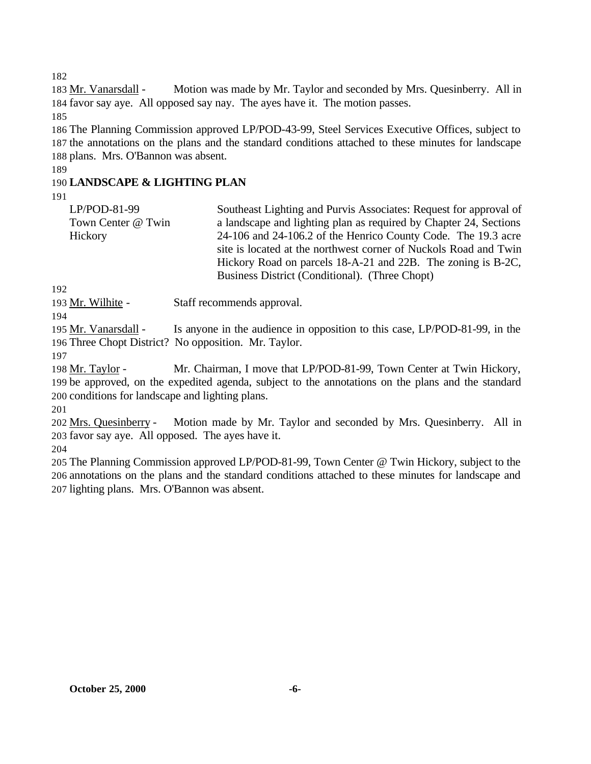Mr. Vanarsdall - Motion was made by Mr. Taylor and seconded by Mrs. Quesinberry. All in favor say aye. All opposed say nay. The ayes have it. The motion passes.

The Planning Commission approved LP/POD-43-99, Steel Services Executive Offices, subject to the annotations on the plans and the standard conditions attached to these minutes for landscape plans. Mrs. O'Bannon was absent.

**LANDSCAPE & LIGHTING PLAN**

| | |
|---|---|
| LP/POD-81-99 Town Center @ Twin Hickory | Southeast Lighting and Purvis Associates: Request for approval of a landscape and lighting plan as required by Chapter 24, Sections 24-106 and 24-106.2 of the Henrico County Code. The 19.3 acre site is located at the northwest corner of Nuckols Road and Twin Hickory Road on parcels 18-A-21 and 22B. The zoning is B-2C, Business District (Conditional). (Three Chopt) |

Mr. Wilhite - Staff recommends approval.

Mr. Vanarsdall - Is anyone in the audience in opposition to this case, LP/POD-81-99, in the Three Chopt District? No opposition. Mr. Taylor.

Mr. Taylor - Mr. Chairman, I move that LP/POD-81-99, Town Center at Twin Hickory, be approved, on the expedited agenda, subject to the annotations on the plans and the standard conditions for landscape and lighting plans.

Mrs. Quesinberry - Motion made by Mr. Taylor and seconded by Mrs. Quesinberry. All in favor say aye. All opposed. The ayes have it.

The Planning Commission approved LP/POD-81-99, Town Center @ Twin Hickory, subject to the annotations on the plans and the standard conditions attached to these minutes for landscape and lighting plans. Mrs. O'Bannon was absent.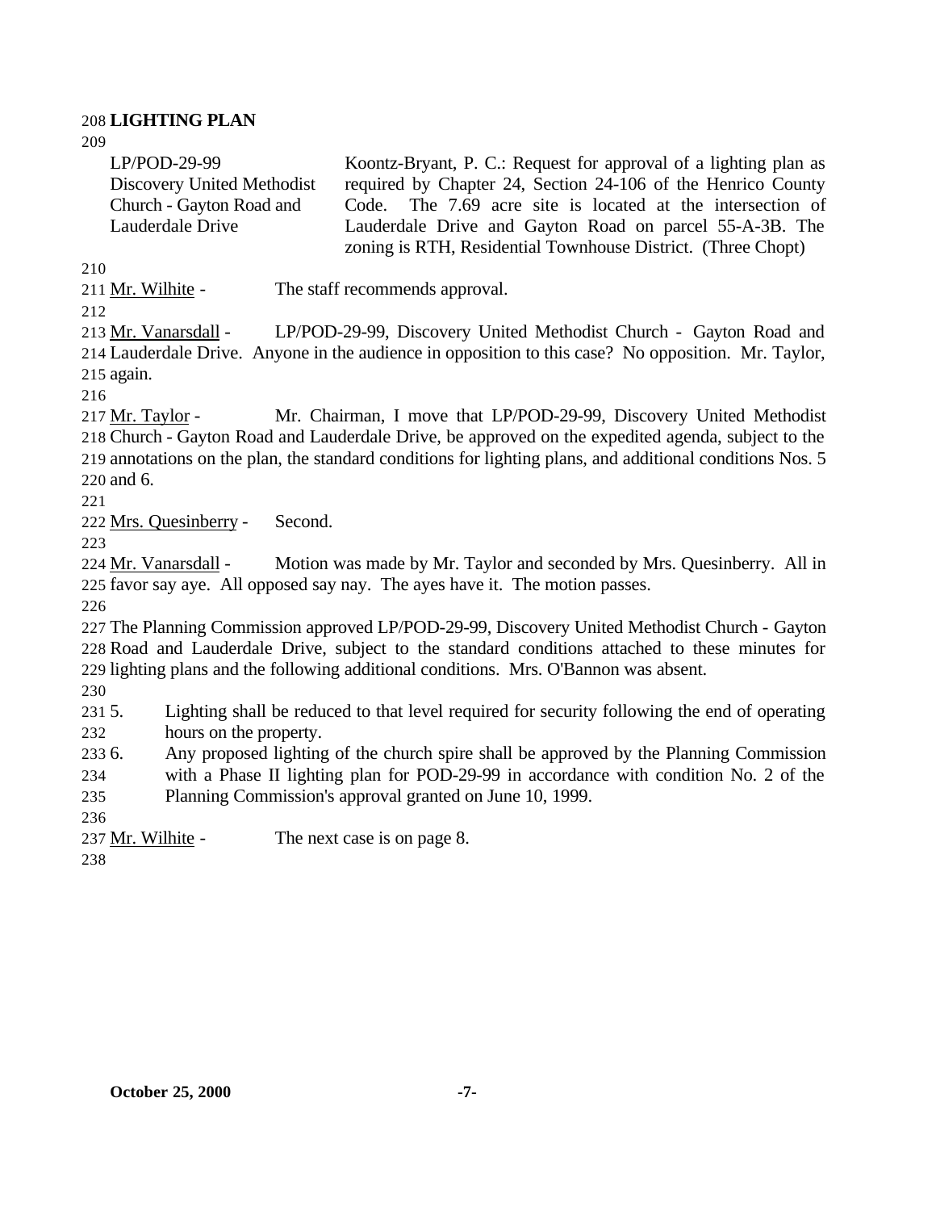**LIGHTING PLAN**

| | |
|---|---|
| LP/POD-29-99 Discovery United Methodist Church - Gayton Road and Lauderdale Drive | Koontz-Bryant, P. C.: Request for approval of a lighting plan as required by Chapter 24, Section 24-106 of the Henrico County Code. The 7.69 acre site is located at the intersection of Lauderdale Drive and Gayton Road on parcel 55-A-3B. The zoning is RTH, Residential Townhouse District. (Three Chopt) |

Mr. Wilhite - The staff recommends approval.

Mr. Vanarsdall - LP/POD-29-99, Discovery United Methodist Church - Gayton Road and Lauderdale Drive. Anyone in the audience in opposition to this case? No opposition. Mr. Taylor, again.

Mr. Taylor - Mr. Chairman, I move that LP/POD-29-99, Discovery United Methodist Church - Gayton Road and Lauderdale Drive, be approved on the expedited agenda, subject to the annotations on the plan, the standard conditions for lighting plans, and additional conditions Nos. 5 and 6.

Mrs. Quesinberry - Second.

Mr. Vanarsdall - Motion was made by Mr. Taylor and seconded by Mrs. Quesinberry. All in favor say aye. All opposed say nay. The ayes have it. The motion passes.

The Planning Commission approved LP/POD-29-99, Discovery United Methodist Church - Gayton Road and Lauderdale Drive, subject to the standard conditions attached to these minutes for lighting plans and the following additional conditions. Mrs. O'Bannon was absent.

5. Lighting shall be reduced to that level required for security following the end of operating hours on the property.
6. Any proposed lighting of the church spire shall be approved by the Planning Commission with a Phase II lighting plan for POD-29-99 in accordance with condition No. 2 of the Planning Commission's approval granted on June 10, 1999.

Mr. Wilhite - The next case is on page 8.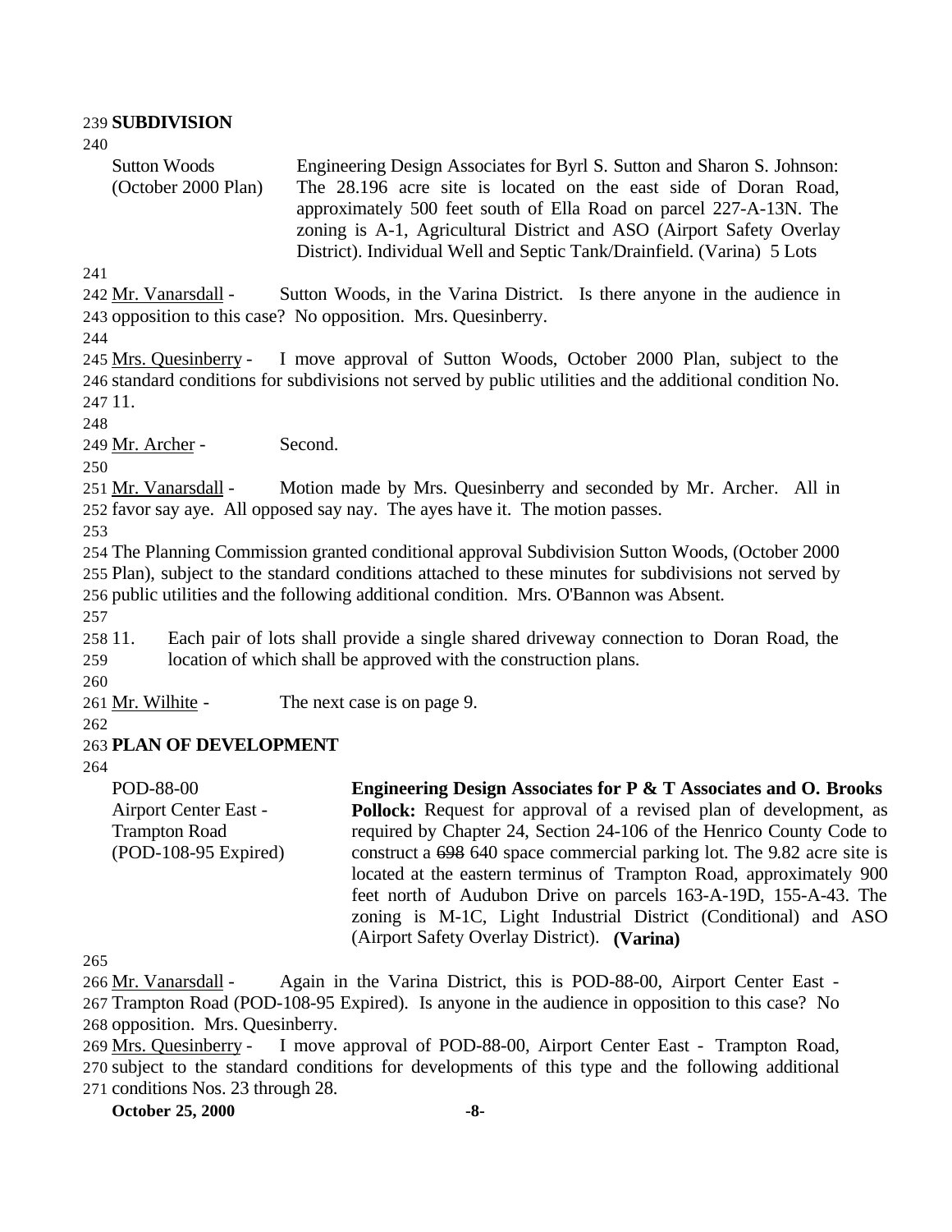**SUBDIVISION**

| | |
|---|---|
| Sutton Woods (October 2000 Plan) | Engineering Design Associates for Byrl S. Sutton and Sharon S. Johnson: The 28.196 acre site is located on the east side of Doran Road, approximately 500 feet south of Ella Road on parcel 227-A-13N. The zoning is A-1, Agricultural District and ASO (Airport Safety Overlay District). Individual Well and Septic Tank/Drainfield. (Varina) 5 Lots |

Mr. Vanarsdall - Sutton Woods, in the Varina District. Is there anyone in the audience in opposition to this case? No opposition. Mrs. Quesinberry.

Mrs. Quesinberry - I move approval of Sutton Woods, October 2000 Plan, subject to the standard conditions for subdivisions not served by public utilities and the additional condition No. 11.

Mr. Archer - Second.

Mr. Vanarsdall - Motion made by Mrs. Quesinberry and seconded by Mr. Archer. All in favor say aye. All opposed say nay. The ayes have it. The motion passes.

The Planning Commission granted conditional approval Subdivision Sutton Woods, (October 2000 Plan), subject to the standard conditions attached to these minutes for subdivisions not served by public utilities and the following additional condition. Mrs. O'Bannon was Absent.

11. Each pair of lots shall provide a single shared driveway connection to Doran Road, the location of which shall be approved with the construction plans.

Mr. Wilhite - The next case is on page 9.

**PLAN OF DEVELOPMENT**

| | |
|---|---|
| POD-88-00 Airport Center East - Trampton Road (POD-108-95 Expired) | **Engineering Design Associates for P & T Associates and O. Brooks Pollock:** Request for approval of a revised plan of development, as required by Chapter 24, Section 24-106 of the Henrico County Code to construct a ~~698~~ 640 space commercial parking lot. The 9.82 acre site is located at the eastern terminus of Trampton Road, approximately 900 feet north of Audubon Drive on parcels 163-A-19D, 155-A-43. The zoning is M-1C, Light Industrial District (Conditional) and ASO (Airport Safety Overlay District). **(Varina)** |

Mr. Vanarsdall - Again in the Varina District, this is POD-88-00, Airport Center East - Trampton Road (POD-108-95 Expired). Is anyone in the audience in opposition to this case? No opposition. Mrs. Quesinberry.

Mrs. Quesinberry - I move approval of POD-88-00, Airport Center East - Trampton Road, subject to the standard conditions for developments of this type and the following additional conditions Nos. 23 through 28.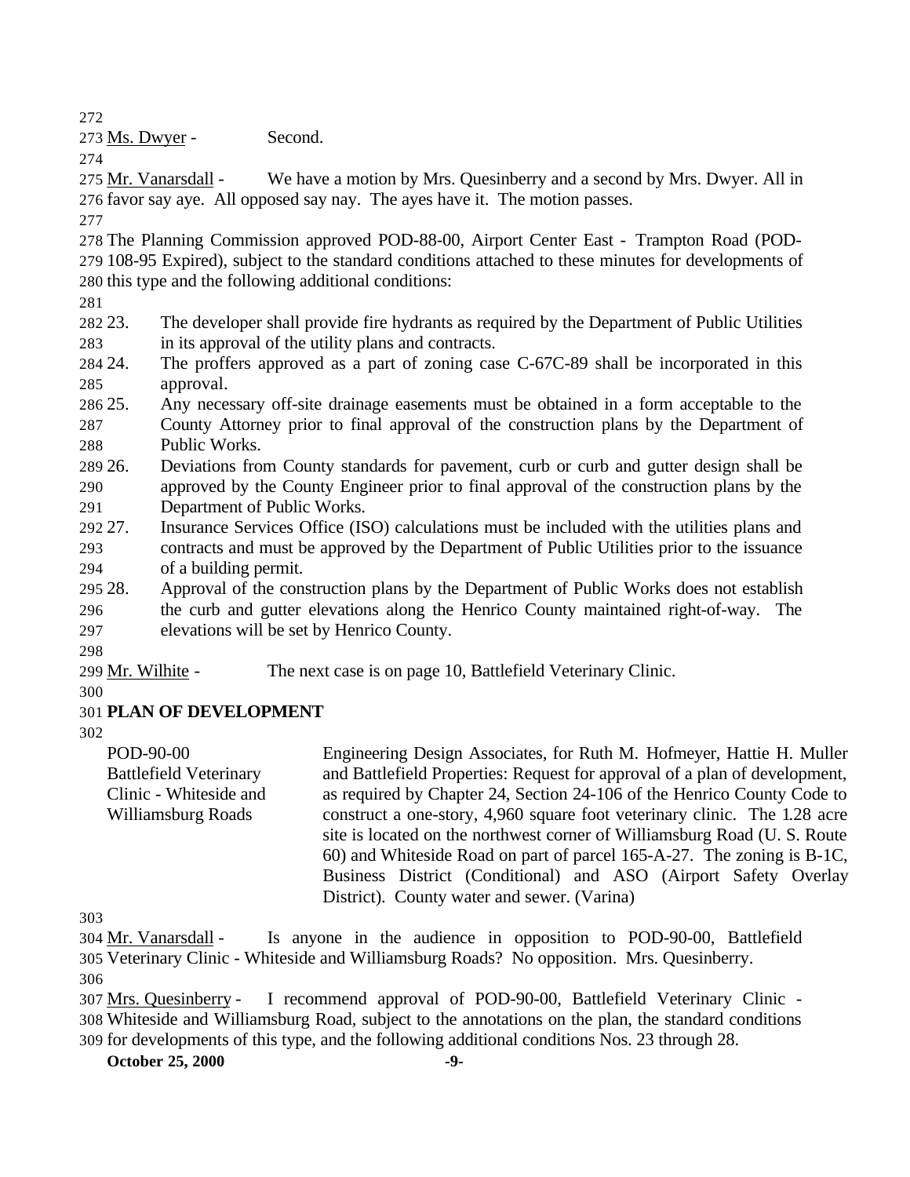Ms. Dwyer - Second.

Mr. Vanarsdall - We have a motion by Mrs. Quesinberry and a second by Mrs. Dwyer. All in favor say aye. All opposed say nay. The ayes have it. The motion passes.

The Planning Commission approved POD-88-00, Airport Center East - Trampton Road (POD-108-95 Expired), subject to the standard conditions attached to these minutes for developments of this type and the following additional conditions:

23. The developer shall provide fire hydrants as required by the Department of Public Utilities in its approval of the utility plans and contracts.
24. The proffers approved as a part of zoning case C-67C-89 shall be incorporated in this approval.
25. Any necessary off-site drainage easements must be obtained in a form acceptable to the County Attorney prior to final approval of the construction plans by the Department of Public Works.
26. Deviations from County standards for pavement, curb or curb and gutter design shall be approved by the County Engineer prior to final approval of the construction plans by the Department of Public Works.
27. Insurance Services Office (ISO) calculations must be included with the utilities plans and contracts and must be approved by the Department of Public Utilities prior to the issuance of a building permit.
28. Approval of the construction plans by the Department of Public Works does not establish the curb and gutter elevations along the Henrico County maintained right-of-way. The elevations will be set by Henrico County.

Mr. Wilhite - The next case is on page 10, Battlefield Veterinary Clinic.

**PLAN OF DEVELOPMENT**

POD-90-00
Battlefield Veterinary Clinic - Whiteside and Williamsburg Roads

Engineering Design Associates, for Ruth M. Hofmeyer, Hattie H. Muller and Battlefield Properties: Request for approval of a plan of development, as required by Chapter 24, Section 24-106 of the Henrico County Code to construct a one-story, 4,960 square foot veterinary clinic. The 1.28 acre site is located on the northwest corner of Williamsburg Road (U. S. Route 60) and Whiteside Road on part of parcel 165-A-27. The zoning is B-1C, Business District (Conditional) and ASO (Airport Safety Overlay District). County water and sewer. (Varina)

Mr. Vanarsdall - Is anyone in the audience in opposition to POD-90-00, Battlefield Veterinary Clinic - Whiteside and Williamsburg Roads? No opposition. Mrs. Quesinberry.

Mrs. Quesinberry - I recommend approval of POD-90-00, Battlefield Veterinary Clinic - Whiteside and Williamsburg Road, subject to the annotations on the plan, the standard conditions for developments of this type, and the following additional conditions Nos. 23 through 28.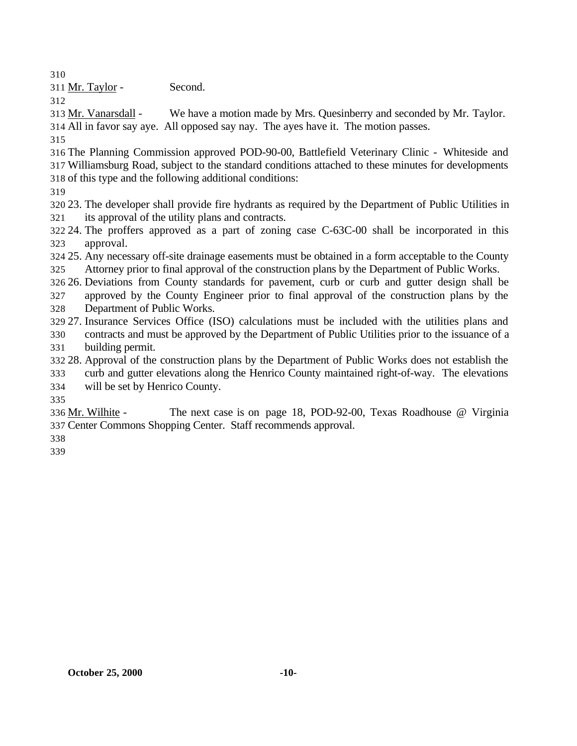Mr. Taylor - Second.

Mr. Vanarsdall - We have a motion made by Mrs. Quesinberry and seconded by Mr. Taylor. All in favor say aye. All opposed say nay. The ayes have it. The motion passes.

The Planning Commission approved POD-90-00, Battlefield Veterinary Clinic - Whiteside and Williamsburg Road, subject to the standard conditions attached to these minutes for developments of this type and the following additional conditions:

23. The developer shall provide fire hydrants as required by the Department of Public Utilities in its approval of the utility plans and contracts.
24. The proffers approved as a part of zoning case C-63C-00 shall be incorporated in this approval.
25. Any necessary off-site drainage easements must be obtained in a form acceptable to the County Attorney prior to final approval of the construction plans by the Department of Public Works.
26. Deviations from County standards for pavement, curb or curb and gutter design shall be approved by the County Engineer prior to final approval of the construction plans by the Department of Public Works.
27. Insurance Services Office (ISO) calculations must be included with the utilities plans and contracts and must be approved by the Department of Public Utilities prior to the issuance of a building permit.
28. Approval of the construction plans by the Department of Public Works does not establish the curb and gutter elevations along the Henrico County maintained right-of-way. The elevations will be set by Henrico County.

Mr. Wilhite - The next case is on page 18, POD-92-00, Texas Roadhouse @ Virginia Center Commons Shopping Center. Staff recommends approval.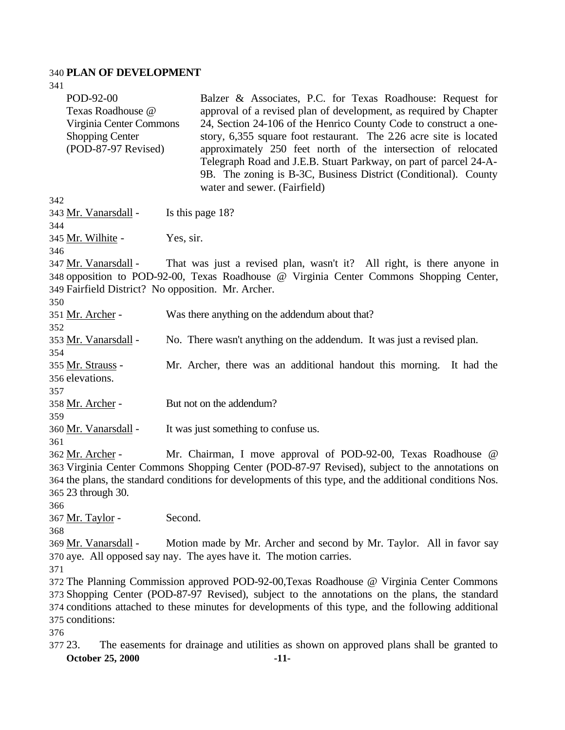**PLAN OF DEVELOPMENT**

| | |
|---|---|
| POD-92-00<br>Texas Roadhouse @ Virginia Center Commons Shopping Center<br>(POD-87-97 Revised) | Balzer & Associates, P.C. for Texas Roadhouse: Request for approval of a revised plan of development, as required by Chapter 24, Section 24-106 of the Henrico County Code to construct a one-story, 6,355 square foot restaurant. The 2.26 acre site is located approximately 250 feet north of the intersection of relocated Telegraph Road and J.E.B. Stuart Parkway, on part of parcel 24-A-9B. The zoning is B-3C, Business District (Conditional). County water and sewer. (Fairfield) |

Mr. Vanarsdall - Is this page 18?

Mr. Wilhite - Yes, sir.

Mr. Vanarsdall - That was just a revised plan, wasn't it? All right, is there anyone in opposition to POD-92-00, Texas Roadhouse @ Virginia Center Commons Shopping Center, Fairfield District? No opposition. Mr. Archer.

Mr. Archer - Was there anything on the addendum about that?

Mr. Vanarsdall - No. There wasn't anything on the addendum. It was just a revised plan.

Mr. Strauss - Mr. Archer, there was an additional handout this morning. It had the elevations.

Mr. Archer - But not on the addendum?

Mr. Vanarsdall - It was just something to confuse us.

Mr. Archer - Mr. Chairman, I move approval of POD-92-00, Texas Roadhouse @ Virginia Center Commons Shopping Center (POD-87-97 Revised), subject to the annotations on the plans, the standard conditions for developments of this type, and the additional conditions Nos. 23 through 30.

Mr. Taylor - Second.

Mr. Vanarsdall - Motion made by Mr. Archer and second by Mr. Taylor. All in favor say aye. All opposed say nay. The ayes have it. The motion carries.

The Planning Commission approved POD-92-00,Texas Roadhouse @ Virginia Center Commons Shopping Center (POD-87-97 Revised), subject to the annotations on the plans, the standard conditions attached to these minutes for developments of this type, and the following additional conditions:

23. The easements for drainage and utilities as shown on approved plans shall be granted to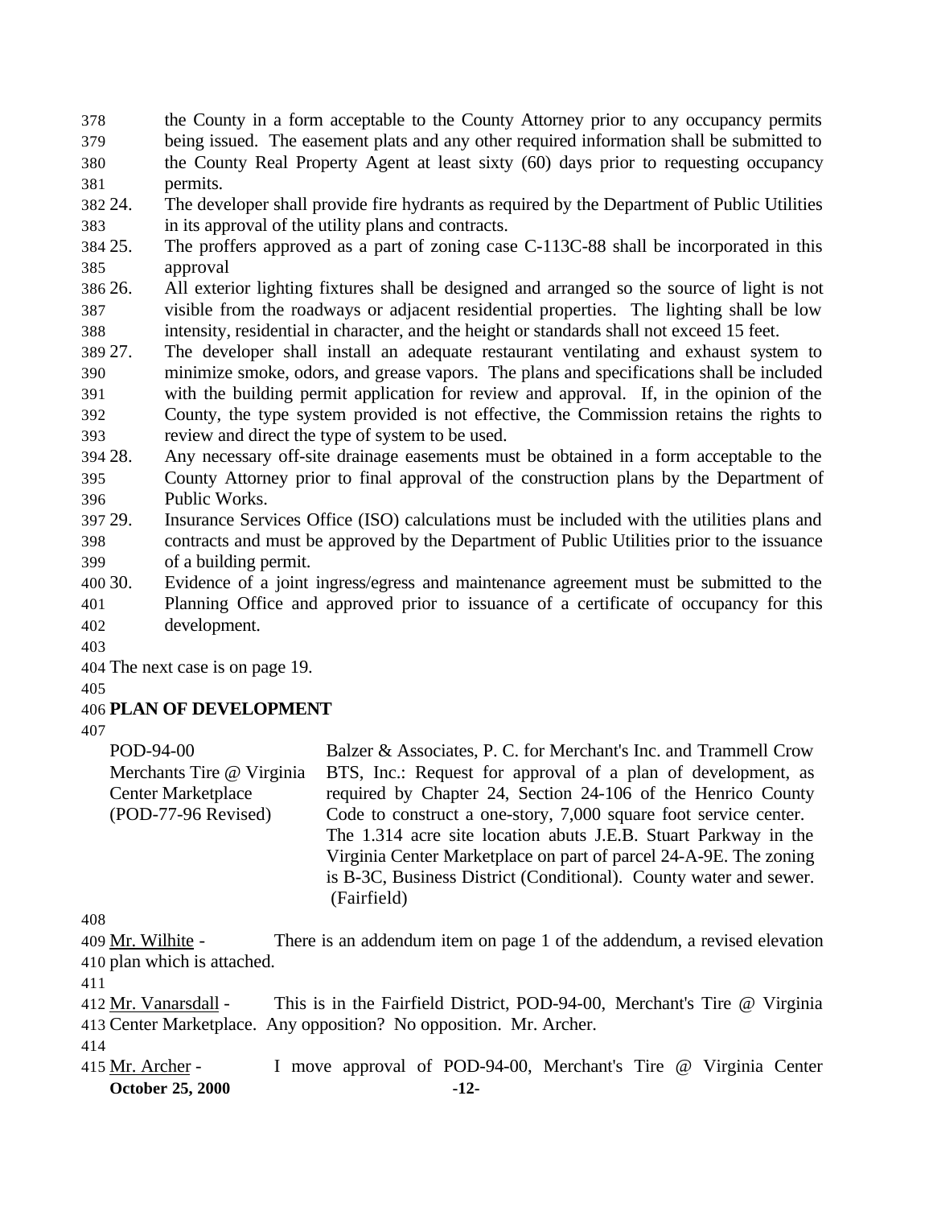the County in a form acceptable to the County Attorney prior to any occupancy permits being issued. The easement plats and any other required information shall be submitted to the County Real Property Agent at least sixty (60) days prior to requesting occupancy permits.

24. The developer shall provide fire hydrants as required by the Department of Public Utilities in its approval of the utility plans and contracts.
25. The proffers approved as a part of zoning case C-113C-88 shall be incorporated in this approval
26. All exterior lighting fixtures shall be designed and arranged so the source of light is not visible from the roadways or adjacent residential properties. The lighting shall be low intensity, residential in character, and the height or standards shall not exceed 15 feet.
27. The developer shall install an adequate restaurant ventilating and exhaust system to minimize smoke, odors, and grease vapors. The plans and specifications shall be included with the building permit application for review and approval. If, in the opinion of the County, the type system provided is not effective, the Commission retains the rights to review and direct the type of system to be used.
28. Any necessary off-site drainage easements must be obtained in a form acceptable to the County Attorney prior to final approval of the construction plans by the Department of Public Works.
29. Insurance Services Office (ISO) calculations must be included with the utilities plans and contracts and must be approved by the Department of Public Utilities prior to the issuance of a building permit.
30. Evidence of a joint ingress/egress and maintenance agreement must be submitted to the Planning Office and approved prior to issuance of a certificate of occupancy for this development.

The next case is on page 19.

**PLAN OF DEVELOPMENT**

POD-94-00
Merchants Tire @ Virginia Center Marketplace
(POD-77-96 Revised)

Balzer & Associates, P. C. for Merchant's Inc. and Trammell Crow BTS, Inc.: Request for approval of a plan of development, as required by Chapter 24, Section 24-106 of the Henrico County Code to construct a one-story, 7,000 square foot service center. The 1.314 acre site location abuts J.E.B. Stuart Parkway in the Virginia Center Marketplace on part of parcel 24-A-9E. The zoning is B-3C, Business District (Conditional). County water and sewer. (Fairfield)

Mr. Wilhite - There is an addendum item on page 1 of the addendum, a revised elevation plan which is attached.

Mr. Vanarsdall - This is in the Fairfield District, POD-94-00, Merchant's Tire @ Virginia Center Marketplace. Any opposition? No opposition. Mr. Archer.

Mr. Archer - I move approval of POD-94-00, Merchant's Tire @ Virginia Center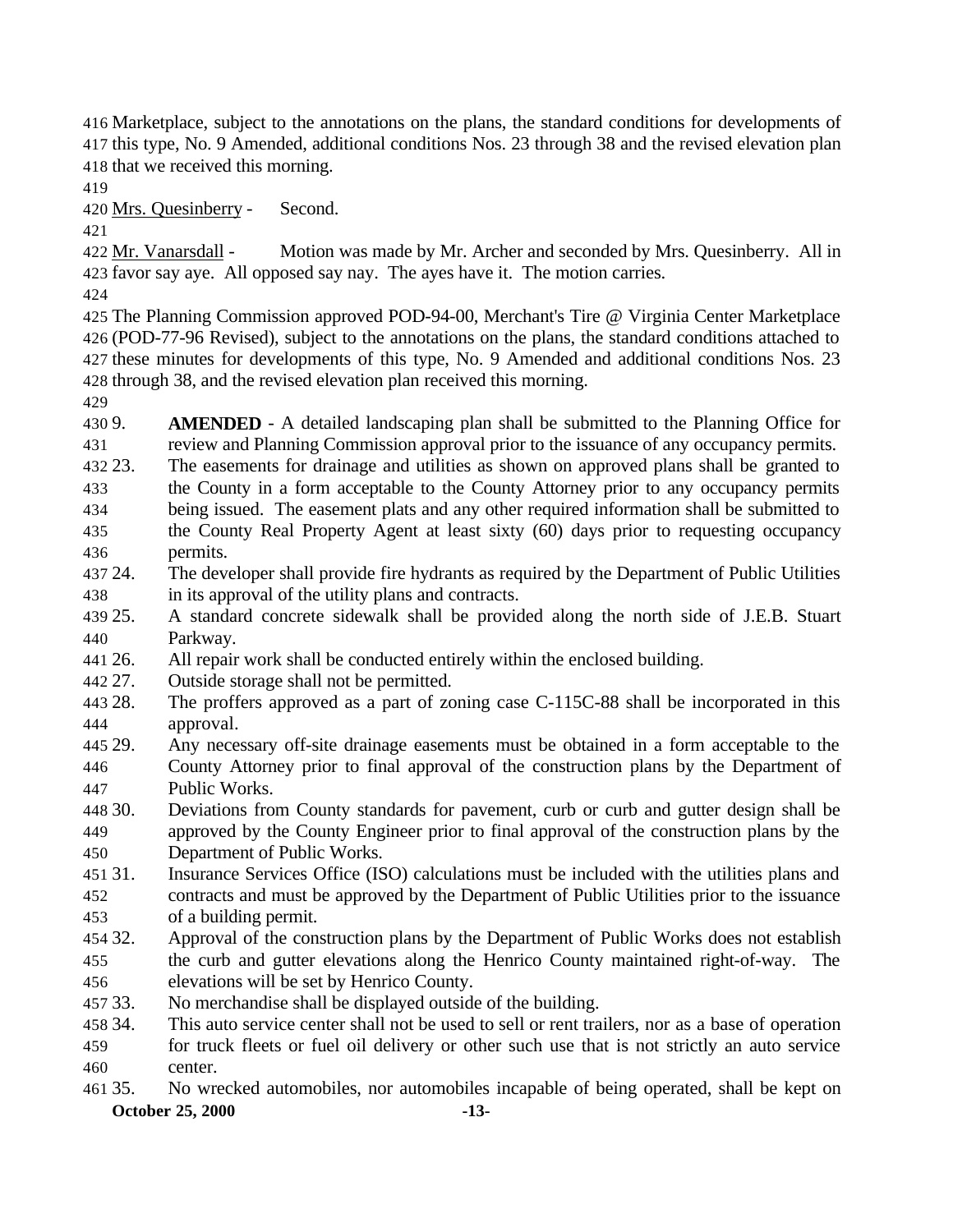Marketplace, subject to the annotations on the plans, the standard conditions for developments of this type, No. 9 Amended, additional conditions Nos. 23 through 38 and the revised elevation plan that we received this morning.

Mrs. Quesinberry - Second.

Mr. Vanarsdall - Motion was made by Mr. Archer and seconded by Mrs. Quesinberry. All in favor say aye. All opposed say nay. The ayes have it. The motion carries.

The Planning Commission approved POD-94-00, Merchant's Tire @ Virginia Center Marketplace (POD-77-96 Revised), subject to the annotations on the plans, the standard conditions attached to these minutes for developments of this type, No. 9 Amended and additional conditions Nos. 23 through 38, and the revised elevation plan received this morning.

9. **AMENDED** - A detailed landscaping plan shall be submitted to the Planning Office for review and Planning Commission approval prior to the issuance of any occupancy permits.
23. The easements for drainage and utilities as shown on approved plans shall be granted to the County in a form acceptable to the County Attorney prior to any occupancy permits being issued. The easement plats and any other required information shall be submitted to the County Real Property Agent at least sixty (60) days prior to requesting occupancy permits.
24. The developer shall provide fire hydrants as required by the Department of Public Utilities in its approval of the utility plans and contracts.
25. A standard concrete sidewalk shall be provided along the north side of J.E.B. Stuart Parkway.
26. All repair work shall be conducted entirely within the enclosed building.
27. Outside storage shall not be permitted.
28. The proffers approved as a part of zoning case C-115C-88 shall be incorporated in this approval.
29. Any necessary off-site drainage easements must be obtained in a form acceptable to the County Attorney prior to final approval of the construction plans by the Department of Public Works.
30. Deviations from County standards for pavement, curb or curb and gutter design shall be approved by the County Engineer prior to final approval of the construction plans by the Department of Public Works.
31. Insurance Services Office (ISO) calculations must be included with the utilities plans and contracts and must be approved by the Department of Public Utilities prior to the issuance of a building permit.
32. Approval of the construction plans by the Department of Public Works does not establish the curb and gutter elevations along the Henrico County maintained right-of-way. The elevations will be set by Henrico County.
33. No merchandise shall be displayed outside of the building.
34. This auto service center shall not be used to sell or rent trailers, nor as a base of operation for truck fleets or fuel oil delivery or other such use that is not strictly an auto service center.
35. No wrecked automobiles, nor automobiles incapable of being operated, shall be kept on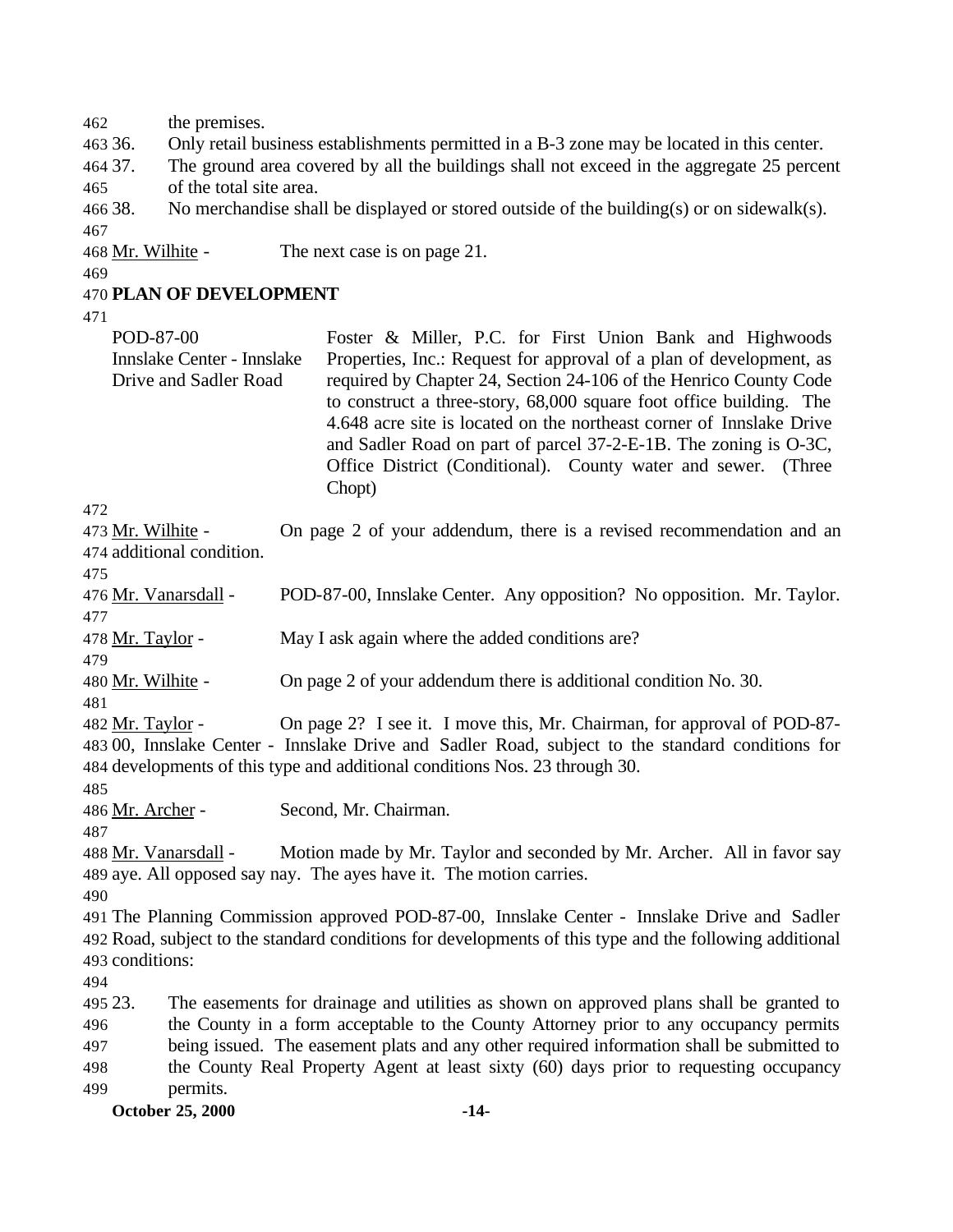the premises.

36. Only retail business establishments permitted in a B-3 zone may be located in this center.
37. The ground area covered by all the buildings shall not exceed in the aggregate 25 percent of the total site area.
38. No merchandise shall be displayed or stored outside of the building(s) or on sidewalk(s).

Mr. Wilhite - The next case is on page 21.

**PLAN OF DEVELOPMENT**

POD-87-00
Innslake Center - Innslake Drive and Sadler Road

Foster & Miller, P.C. for First Union Bank and Highwoods Properties, Inc.: Request for approval of a plan of development, as required by Chapter 24, Section 24-106 of the Henrico County Code to construct a three-story, 68,000 square foot office building. The 4.648 acre site is located on the northeast corner of Innslake Drive and Sadler Road on part of parcel 37-2-E-1B. The zoning is O-3C, Office District (Conditional). County water and sewer. (Three Chopt)

Mr. Wilhite - On page 2 of your addendum, there is a revised recommendation and an additional condition.

Mr. Vanarsdall - POD-87-00, Innslake Center. Any opposition? No opposition. Mr. Taylor.

Mr. Taylor - May I ask again where the added conditions are?

Mr. Wilhite - On page 2 of your addendum there is additional condition No. 30.

Mr. Taylor - On page 2? I see it. I move this, Mr. Chairman, for approval of POD-87-00, Innslake Center - Innslake Drive and Sadler Road, subject to the standard conditions for developments of this type and additional conditions Nos. 23 through 30.

Mr. Archer - Second, Mr. Chairman.

Mr. Vanarsdall - Motion made by Mr. Taylor and seconded by Mr. Archer. All in favor say aye. All opposed say nay. The ayes have it. The motion carries.

The Planning Commission approved POD-87-00, Innslake Center - Innslake Drive and Sadler Road, subject to the standard conditions for developments of this type and the following additional conditions:

23. The easements for drainage and utilities as shown on approved plans shall be granted to the County in a form acceptable to the County Attorney prior to any occupancy permits being issued. The easement plats and any other required information shall be submitted to the County Real Property Agent at least sixty (60) days prior to requesting occupancy permits.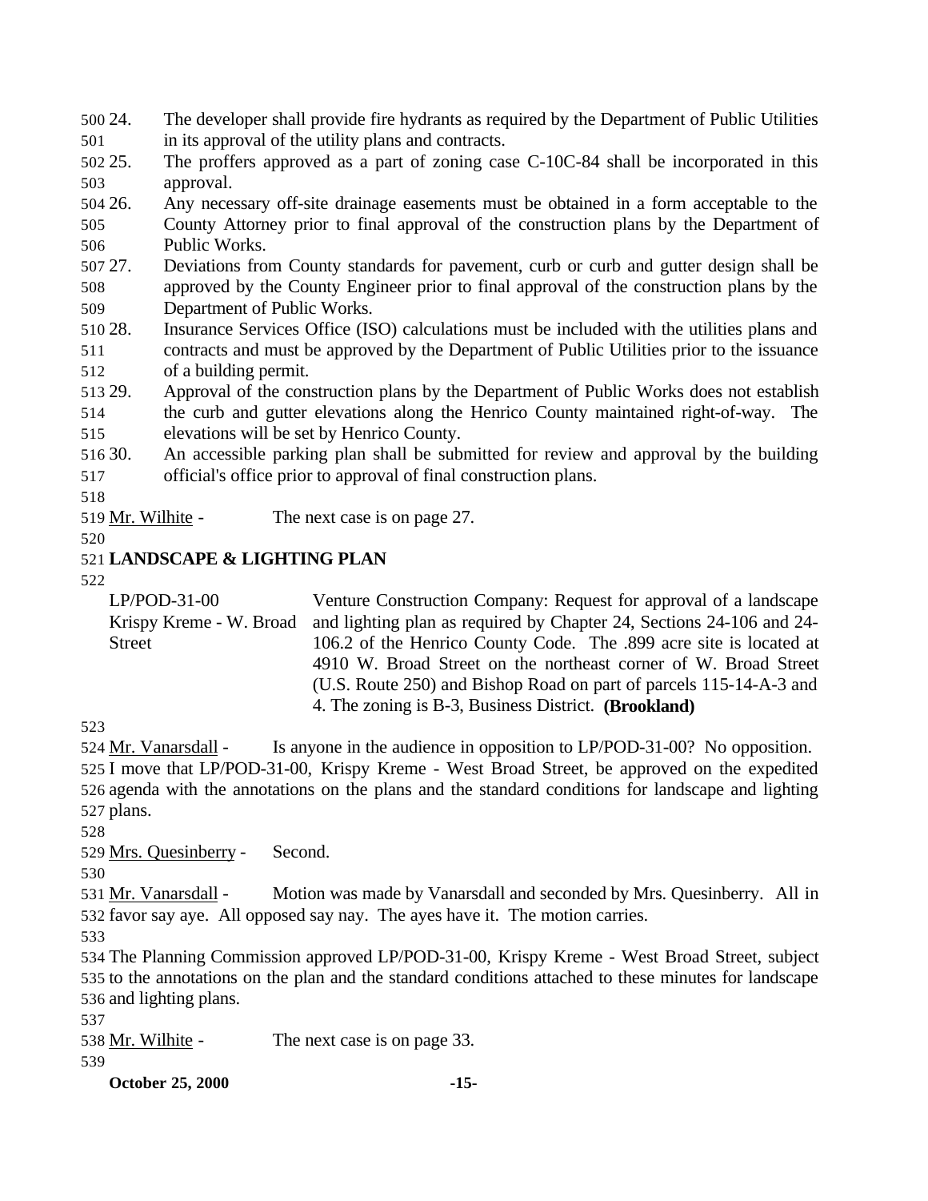24. The developer shall provide fire hydrants as required by the Department of Public Utilities in its approval of the utility plans and contracts.
25. The proffers approved as a part of zoning case C-10C-84 shall be incorporated in this approval.
26. Any necessary off-site drainage easements must be obtained in a form acceptable to the County Attorney prior to final approval of the construction plans by the Department of Public Works.
27. Deviations from County standards for pavement, curb or curb and gutter design shall be approved by the County Engineer prior to final approval of the construction plans by the Department of Public Works.
28. Insurance Services Office (ISO) calculations must be included with the utilities plans and contracts and must be approved by the Department of Public Utilities prior to the issuance of a building permit.
29. Approval of the construction plans by the Department of Public Works does not establish the curb and gutter elevations along the Henrico County maintained right-of-way. The elevations will be set by Henrico County.
30. An accessible parking plan shall be submitted for review and approval by the building official's office prior to approval of final construction plans.

Mr. Wilhite - The next case is on page 27.

**LANDSCAPE & LIGHTING PLAN**

| | |
|---|---|
| LP/POD-31-00<br>Krispy Kreme - W. Broad Street | Venture Construction Company: Request for approval of a landscape and lighting plan as required by Chapter 24, Sections 24-106 and 24-106.2 of the Henrico County Code. The .899 acre site is located at 4910 W. Broad Street on the northeast corner of W. Broad Street (U.S. Route 250) and Bishop Road on part of parcels 115-14-A-3 and 4. The zoning is B-3, Business District. **(Brookland)** |

Mr. Vanarsdall - Is anyone in the audience in opposition to LP/POD-31-00? No opposition. I move that LP/POD-31-00, Krispy Kreme - West Broad Street, be approved on the expedited agenda with the annotations on the plans and the standard conditions for landscape and lighting plans.

Mrs. Quesinberry - Second.

Mr. Vanarsdall - Motion was made by Vanarsdall and seconded by Mrs. Quesinberry. All in favor say aye. All opposed say nay. The ayes have it. The motion carries.

The Planning Commission approved LP/POD-31-00, Krispy Kreme - West Broad Street, subject to the annotations on the plan and the standard conditions attached to these minutes for landscape and lighting plans.

Mr. Wilhite - The next case is on page 33.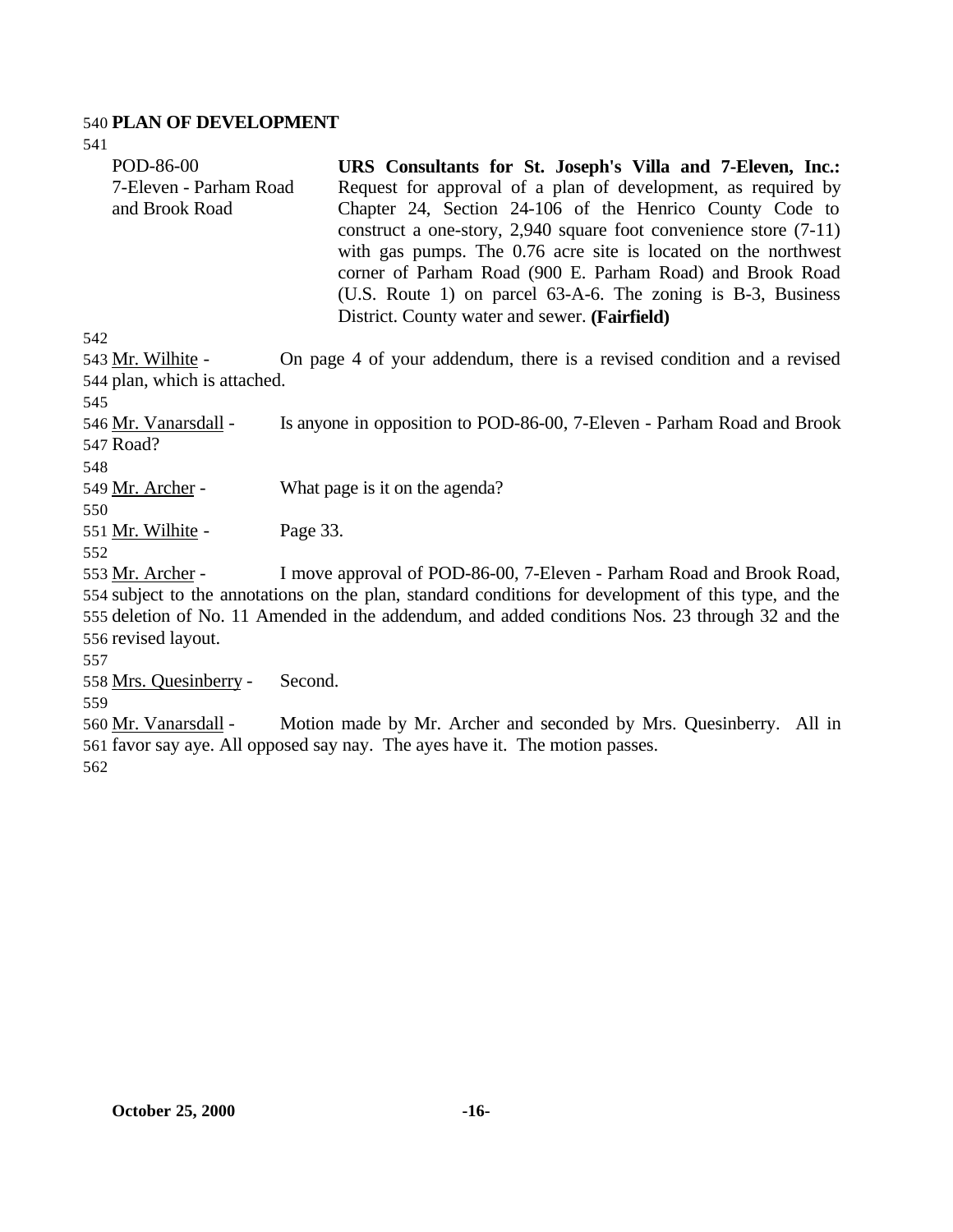**PLAN OF DEVELOPMENT**

POD-86-00
7-Eleven - Parham Road and Brook Road

**URS Consultants for St. Joseph's Villa and 7-Eleven, Inc.:** Request for approval of a plan of development, as required by Chapter 24, Section 24-106 of the Henrico County Code to construct a one-story, 2,940 square foot convenience store (7-11) with gas pumps. The 0.76 acre site is located on the northwest corner of Parham Road (900 E. Parham Road) and Brook Road (U.S. Route 1) on parcel 63-A-6. The zoning is B-3, Business District. County water and sewer. **(Fairfield)**

Mr. Wilhite - On page 4 of your addendum, there is a revised condition and a revised plan, which is attached.

Mr. Vanarsdall - Is anyone in opposition to POD-86-00, 7-Eleven - Parham Road and Brook Road?

Mr. Archer - What page is it on the agenda?

Mr. Wilhite - Page 33.

Mr. Archer - I move approval of POD-86-00, 7-Eleven - Parham Road and Brook Road, subject to the annotations on the plan, standard conditions for development of this type, and the deletion of No. 11 Amended in the addendum, and added conditions Nos. 23 through 32 and the revised layout.

Mrs. Quesinberry - Second.

Mr. Vanarsdall - Motion made by Mr. Archer and seconded by Mrs. Quesinberry. All in favor say aye. All opposed say nay. The ayes have it. The motion passes.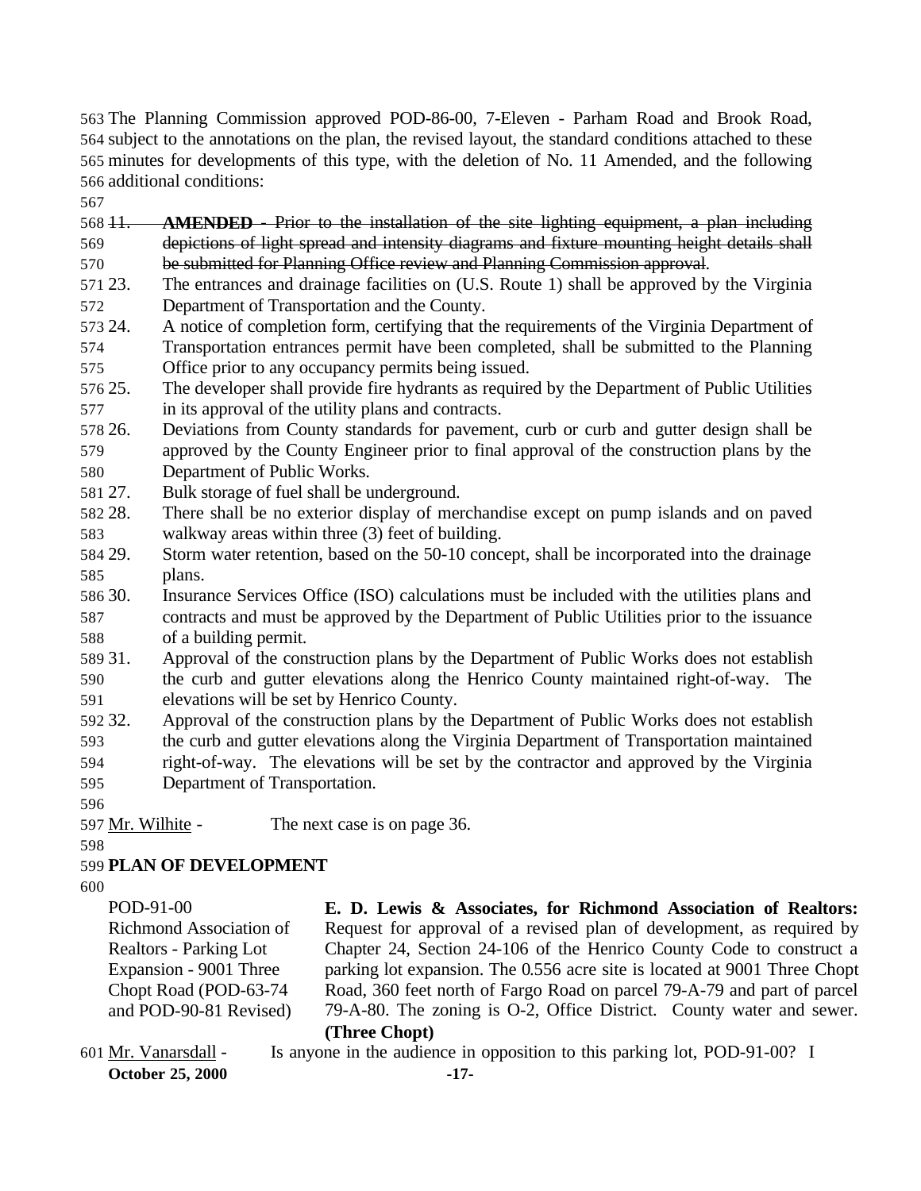The Planning Commission approved POD-86-00, 7-Eleven - Parham Road and Brook Road, subject to the annotations on the plan, the revised layout, the standard conditions attached to these minutes for developments of this type, with the deletion of No. 11 Amended, and the following additional conditions:

~~11. **AMENDED** - Prior to the installation of the site lighting equipment, a plan including depictions of light spread and intensity diagrams and fixture mounting height details shall be submitted for Planning Office review and Planning Commission approval.~~

23. The entrances and drainage facilities on (U.S. Route 1) shall be approved by the Virginia Department of Transportation and the County.
24. A notice of completion form, certifying that the requirements of the Virginia Department of Transportation entrances permit have been completed, shall be submitted to the Planning Office prior to any occupancy permits being issued.
25. The developer shall provide fire hydrants as required by the Department of Public Utilities in its approval of the utility plans and contracts.
26. Deviations from County standards for pavement, curb or curb and gutter design shall be approved by the County Engineer prior to final approval of the construction plans by the Department of Public Works.
27. Bulk storage of fuel shall be underground.
28. There shall be no exterior display of merchandise except on pump islands and on paved walkway areas within three (3) feet of building.
29. Storm water retention, based on the 50-10 concept, shall be incorporated into the drainage plans.
30. Insurance Services Office (ISO) calculations must be included with the utilities plans and contracts and must be approved by the Department of Public Utilities prior to the issuance of a building permit.
31. Approval of the construction plans by the Department of Public Works does not establish the curb and gutter elevations along the Henrico County maintained right-of-way. The elevations will be set by Henrico County.
32. Approval of the construction plans by the Department of Public Works does not establish the curb and gutter elevations along the Virginia Department of Transportation maintained right-of-way. The elevations will be set by the contractor and approved by the Virginia Department of Transportation.

Mr. Wilhite - The next case is on page 36.

**PLAN OF DEVELOPMENT**

POD-91-00
Richmond Association of Realtors - Parking Lot Expansion - 9001 Three Chopt Road (POD-63-74 and POD-90-81 Revised)

**E. D. Lewis & Associates, for Richmond Association of Realtors:** Request for approval of a revised plan of development, as required by Chapter 24, Section 24-106 of the Henrico County Code to construct a parking lot expansion. The 0.556 acre site is located at 9001 Three Chopt Road, 360 feet north of Fargo Road on parcel 79-A-79 and part of parcel 79-A-80. The zoning is O-2, Office District. County water and sewer. **(Three Chopt)**

Mr. Vanarsdall - Is anyone in the audience in opposition to this parking lot, POD-91-00? I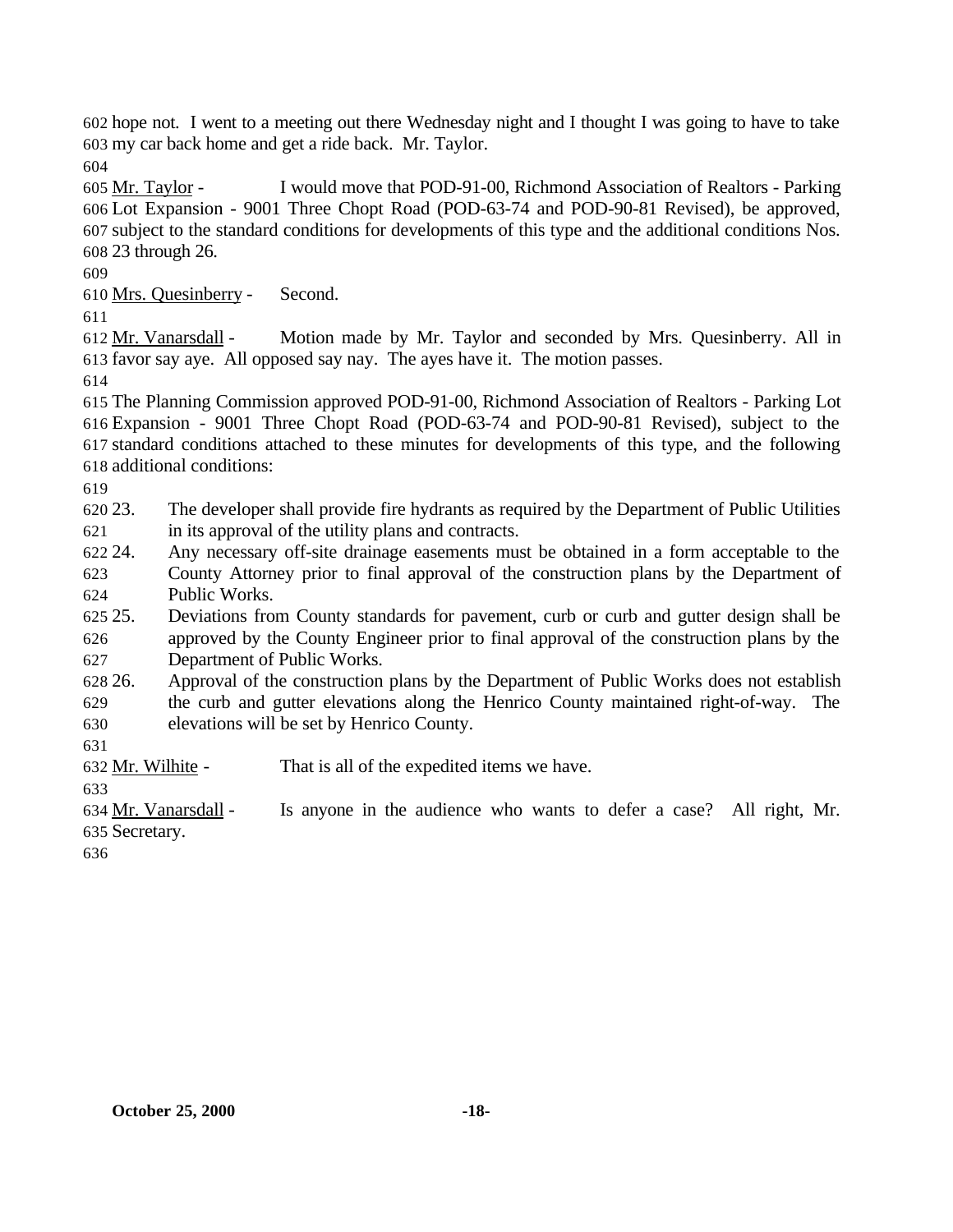hope not. I went to a meeting out there Wednesday night and I thought I was going to have to take my car back home and get a ride back. Mr. Taylor.

Mr. Taylor - I would move that POD-91-00, Richmond Association of Realtors - Parking Lot Expansion - 9001 Three Chopt Road (POD-63-74 and POD-90-81 Revised), be approved, subject to the standard conditions for developments of this type and the additional conditions Nos. 23 through 26.

Mrs. Quesinberry - Second.

Mr. Vanarsdall - Motion made by Mr. Taylor and seconded by Mrs. Quesinberry. All in favor say aye. All opposed say nay. The ayes have it. The motion passes.

The Planning Commission approved POD-91-00, Richmond Association of Realtors - Parking Lot Expansion - 9001 Three Chopt Road (POD-63-74 and POD-90-81 Revised), subject to the standard conditions attached to these minutes for developments of this type, and the following additional conditions:

23. The developer shall provide fire hydrants as required by the Department of Public Utilities in its approval of the utility plans and contracts.
24. Any necessary off-site drainage easements must be obtained in a form acceptable to the County Attorney prior to final approval of the construction plans by the Department of Public Works.
25. Deviations from County standards for pavement, curb or curb and gutter design shall be approved by the County Engineer prior to final approval of the construction plans by the Department of Public Works.
26. Approval of the construction plans by the Department of Public Works does not establish the curb and gutter elevations along the Henrico County maintained right-of-way. The elevations will be set by Henrico County.

Mr. Wilhite - That is all of the expedited items we have.

Mr. Vanarsdall - Is anyone in the audience who wants to defer a case? All right, Mr. Secretary.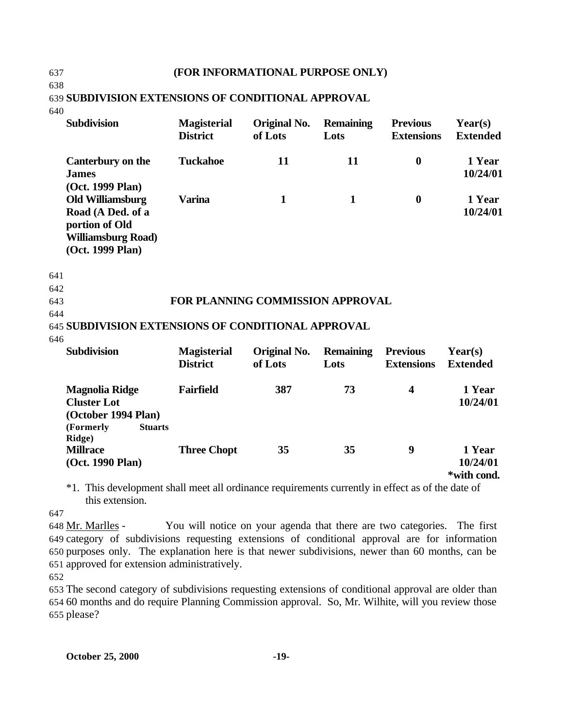**(FOR INFORMATIONAL PURPOSE ONLY)**

**SUBDIVISION EXTENSIONS OF CONDITIONAL APPROVAL**

| Subdivision | Magisterial District | Original No. of Lots | Remaining Lots | Previous Extensions | Year(s) Extended |
|---|---|---|---|---|---|
| **Canterbury on the James (Oct. 1999 Plan)** | **Tuckahoe** | **11** | **11** | **0** | **1 Year 10/24/01** |
| **Old Williamsburg Road (A Ded. of a portion of Old Williamsburg Road) (Oct. 1999 Plan)** | **Varina** | **1** | **1** | **0** | **1 Year 10/24/01** |

**FOR PLANNING COMMISSION APPROVAL**

**SUBDIVISION EXTENSIONS OF CONDITIONAL APPROVAL**

| Subdivision | Magisterial District | Original No. of Lots | Remaining Lots | Previous Extensions | Year(s) Extended |
|---|---|---|---|---|---|
| **Magnolia Ridge Cluster Lot (October 1994 Plan) (Formerly Stuarts Ridge)** | **Fairfield** | **387** | **73** | **4** | **1 Year 10/24/01** |
| **Millrace (Oct. 1990 Plan)** | **Three Chopt** | **35** | **35** | **9** | **1 Year 10/24/01 *with cond.** |

*1. This development shall meet all ordinance requirements currently in effect as of the date of this extension.

Mr. Marlles - You will notice on your agenda that there are two categories. The first category of subdivisions requesting extensions of conditional approval are for information purposes only. The explanation here is that newer subdivisions, newer than 60 months, can be approved for extension administratively.

The second category of subdivisions requesting extensions of conditional approval are older than 60 months and do require Planning Commission approval. So, Mr. Wilhite, will you review those please?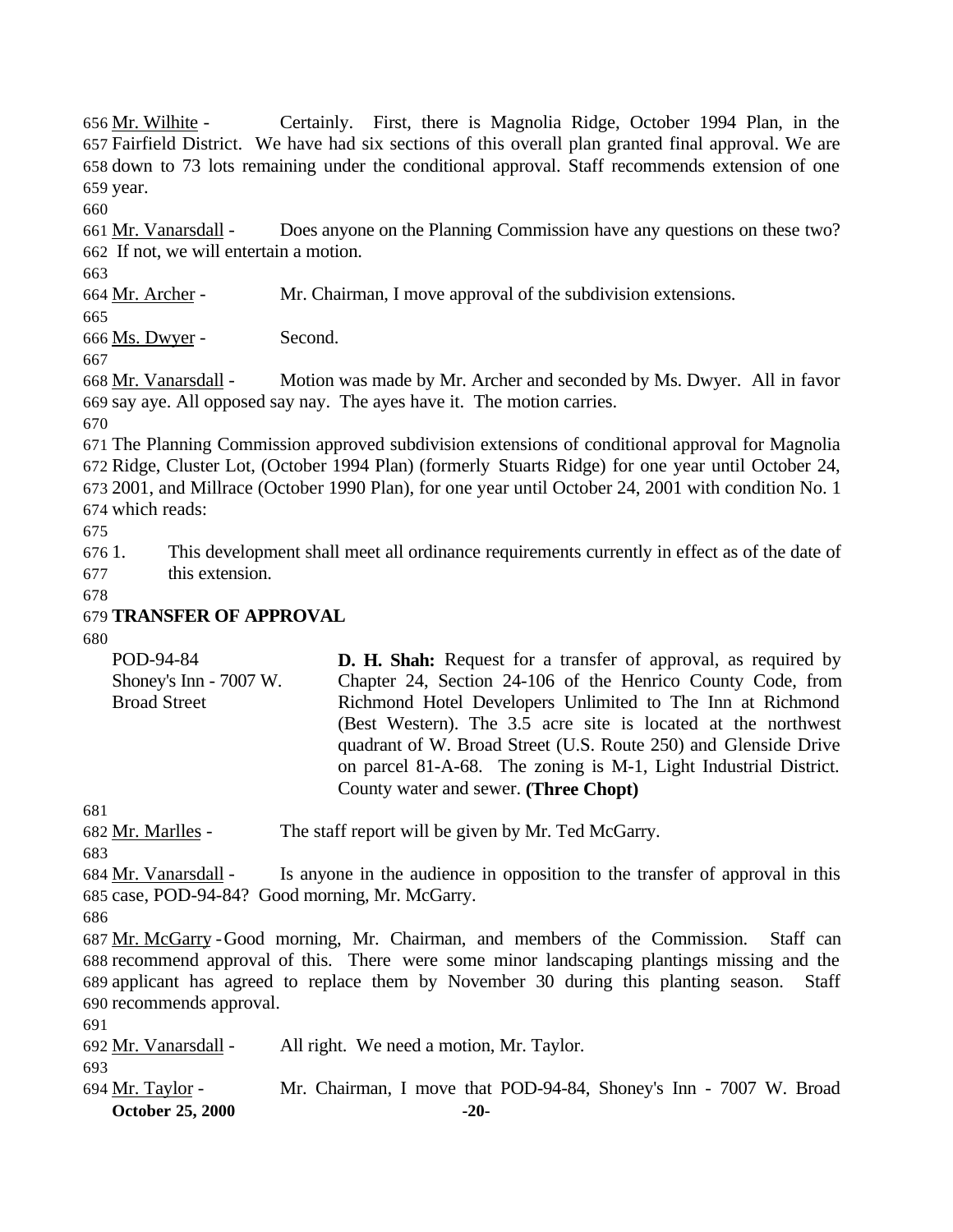Mr. Wilhite - Certainly. First, there is Magnolia Ridge, October 1994 Plan, in the Fairfield District. We have had six sections of this overall plan granted final approval. We are down to 73 lots remaining under the conditional approval. Staff recommends extension of one year.

Mr. Vanarsdall - Does anyone on the Planning Commission have any questions on these two? If not, we will entertain a motion.

Mr. Archer - Mr. Chairman, I move approval of the subdivision extensions.

Ms. Dwyer - Second.

Mr. Vanarsdall - Motion was made by Mr. Archer and seconded by Ms. Dwyer. All in favor say aye. All opposed say nay. The ayes have it. The motion carries.

The Planning Commission approved subdivision extensions of conditional approval for Magnolia Ridge, Cluster Lot, (October 1994 Plan) (formerly Stuarts Ridge) for one year until October 24, 2001, and Millrace (October 1990 Plan), for one year until October 24, 2001 with condition No. 1 which reads:

1. This development shall meet all ordinance requirements currently in effect as of the date of this extension.

**TRANSFER OF APPROVAL**

| | |
|---|---|
| POD-94-84<br>Shoney's Inn - 7007 W. Broad Street | **D. H. Shah:** Request for a transfer of approval, as required by Chapter 24, Section 24-106 of the Henrico County Code, from Richmond Hotel Developers Unlimited to The Inn at Richmond (Best Western). The 3.5 acre site is located at the northwest quadrant of W. Broad Street (U.S. Route 250) and Glenside Drive on parcel 81-A-68. The zoning is M-1, Light Industrial District. County water and sewer. **(Three Chopt)** |

Mr. Marlles - The staff report will be given by Mr. Ted McGarry.

Mr. Vanarsdall - Is anyone in the audience in opposition to the transfer of approval in this case, POD-94-84? Good morning, Mr. McGarry.

Mr. McGarry - Good morning, Mr. Chairman, and members of the Commission. Staff can recommend approval of this. There were some minor landscaping plantings missing and the applicant has agreed to replace them by November 30 during this planting season. Staff recommends approval.

Mr. Vanarsdall - All right. We need a motion, Mr. Taylor.

Mr. Taylor - Mr. Chairman, I move that POD-94-84, Shoney's Inn - 7007 W. Broad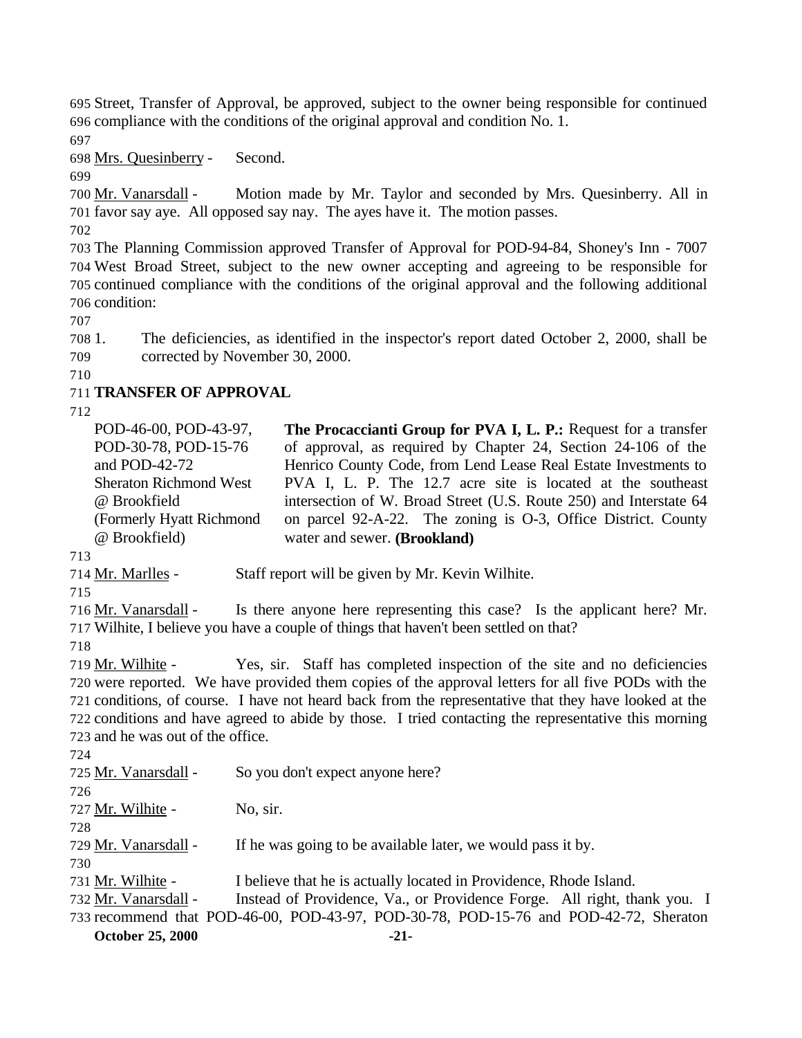Street, Transfer of Approval, be approved, subject to the owner being responsible for continued compliance with the conditions of the original approval and condition No. 1.

Mrs. Quesinberry - Second.

Mr. Vanarsdall - Motion made by Mr. Taylor and seconded by Mrs. Quesinberry. All in favor say aye. All opposed say nay. The ayes have it. The motion passes.

The Planning Commission approved Transfer of Approval for POD-94-84, Shoney's Inn - 7007 West Broad Street, subject to the new owner accepting and agreeing to be responsible for continued compliance with the conditions of the original approval and the following additional condition:

1. The deficiencies, as identified in the inspector's report dated October 2, 2000, shall be corrected by November 30, 2000.

**TRANSFER OF APPROVAL**

| | |
|---|---|
| POD-46-00, POD-43-97, POD-30-78, POD-15-76 and POD-42-72 Sheraton Richmond West @ Brookfield (Formerly Hyatt Richmond @ Brookfield) | **The Procaccianti Group for PVA I, L. P.:** Request for a transfer of approval, as required by Chapter 24, Section 24-106 of the Henrico County Code, from Lend Lease Real Estate Investments to PVA I, L. P. The 12.7 acre site is located at the southeast intersection of W. Broad Street (U.S. Route 250) and Interstate 64 on parcel 92-A-22. The zoning is O-3, Office District. County water and sewer. **(Brookland)** |

Mr. Marlles - Staff report will be given by Mr. Kevin Wilhite.

Mr. Vanarsdall - Is there anyone here representing this case? Is the applicant here? Mr. Wilhite, I believe you have a couple of things that haven't been settled on that?

Mr. Wilhite - Yes, sir. Staff has completed inspection of the site and no deficiencies were reported. We have provided them copies of the approval letters for all five PODs with the conditions, of course. I have not heard back from the representative that they have looked at the conditions and have agreed to abide by those. I tried contacting the representative this morning and he was out of the office.

Mr. Vanarsdall - So you don't expect anyone here?

Mr. Wilhite - No, sir.

Mr. Vanarsdall - If he was going to be available later, we would pass it by.

Mr. Wilhite - I believe that he is actually located in Providence, Rhode Island.

Mr. Vanarsdall - Instead of Providence, Va., or Providence Forge. All right, thank you. I recommend that POD-46-00, POD-43-97, POD-30-78, POD-15-76 and POD-42-72, Sheraton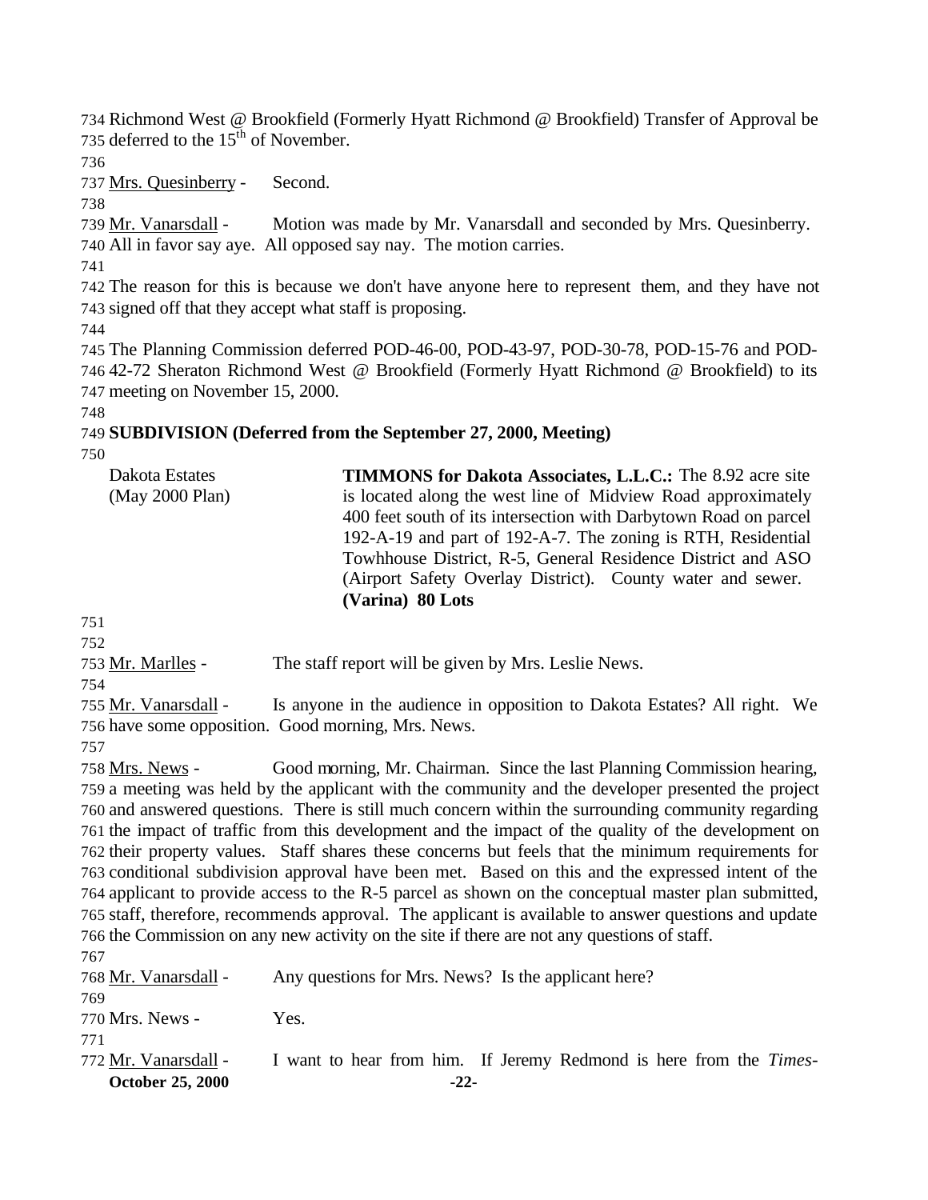Richmond West @ Brookfield (Formerly Hyatt Richmond @ Brookfield) Transfer of Approval be deferred to the 15th of November.

Mrs. Quesinberry - Second.

Mr. Vanarsdall - Motion was made by Mr. Vanarsdall and seconded by Mrs. Quesinberry. All in favor say aye. All opposed say nay. The motion carries.

The reason for this is because we don't have anyone here to represent them, and they have not signed off that they accept what staff is proposing.

The Planning Commission deferred POD-46-00, POD-43-97, POD-30-78, POD-15-76 and POD-42-72 Sheraton Richmond West @ Brookfield (Formerly Hyatt Richmond @ Brookfield) to its meeting on November 15, 2000.

**SUBDIVISION (Deferred from the September 27, 2000, Meeting)**

Dakota Estates (May 2000 Plan)

**TIMMONS for Dakota Associates, L.L.C.:** The 8.92 acre site is located along the west line of Midview Road approximately 400 feet south of its intersection with Darbytown Road on parcel 192-A-19 and part of 192-A-7. The zoning is RTH, Residential Towhhouse District, R-5, General Residence District and ASO (Airport Safety Overlay District). County water and sewer. **(Varina) 80 Lots**

Mr. Marlles - The staff report will be given by Mrs. Leslie News.

Mr. Vanarsdall - Is anyone in the audience in opposition to Dakota Estates? All right. We have some opposition. Good morning, Mrs. News.

Mrs. News - Good morning, Mr. Chairman. Since the last Planning Commission hearing, a meeting was held by the applicant with the community and the developer presented the project and answered questions. There is still much concern within the surrounding community regarding the impact of traffic from this development and the impact of the quality of the development on their property values. Staff shares these concerns but feels that the minimum requirements for conditional subdivision approval have been met. Based on this and the expressed intent of the applicant to provide access to the R-5 parcel as shown on the conceptual master plan submitted, staff, therefore, recommends approval. The applicant is available to answer questions and update the Commission on any new activity on the site if there are not any questions of staff.

Mr. Vanarsdall - Any questions for Mrs. News? Is the applicant here?

Mrs. News - Yes.

Mr. Vanarsdall - I want to hear from him. If Jeremy Redmond is here from the *Times-*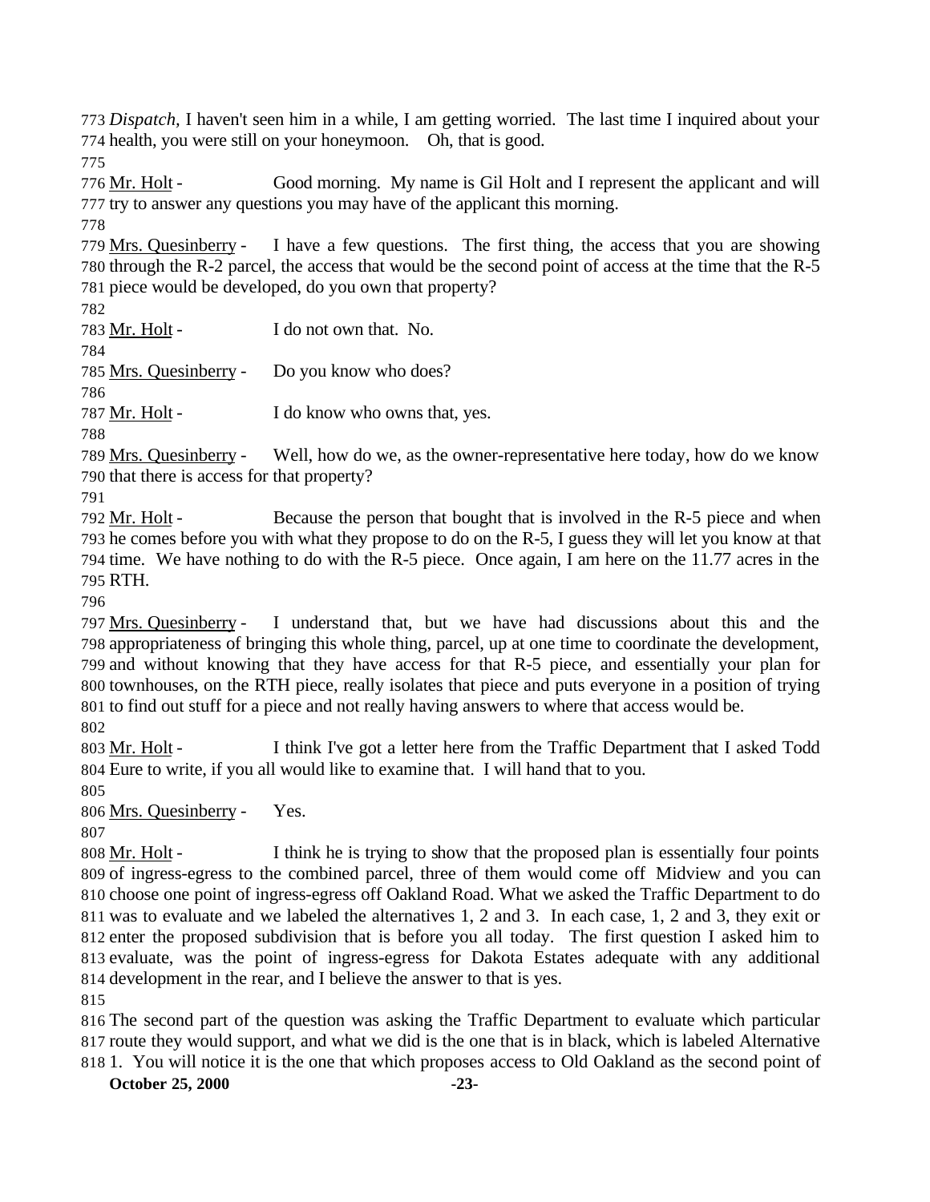*Dispatch*, I haven't seen him in a while, I am getting worried. The last time I inquired about your health, you were still on your honeymoon. Oh, that is good.

Mr. Holt - Good morning. My name is Gil Holt and I represent the applicant and will try to answer any questions you may have of the applicant this morning.

Mrs. Quesinberry - I have a few questions. The first thing, the access that you are showing through the R-2 parcel, the access that would be the second point of access at the time that the R-5 piece would be developed, do you own that property?

Mr. Holt - I do not own that. No.

Mrs. Quesinberry - Do you know who does?

Mr. Holt - I do know who owns that, yes.

Mrs. Quesinberry - Well, how do we, as the owner-representative here today, how do we know that there is access for that property?

Mr. Holt - Because the person that bought that is involved in the R-5 piece and when he comes before you with what they propose to do on the R-5, I guess they will let you know at that time. We have nothing to do with the R-5 piece. Once again, I am here on the 11.77 acres in the RTH.

Mrs. Quesinberry - I understand that, but we have had discussions about this and the appropriateness of bringing this whole thing, parcel, up at one time to coordinate the development, and without knowing that they have access for that R-5 piece, and essentially your plan for townhouses, on the RTH piece, really isolates that piece and puts everyone in a position of trying to find out stuff for a piece and not really having answers to where that access would be.

Mr. Holt - I think I've got a letter here from the Traffic Department that I asked Todd Eure to write, if you all would like to examine that. I will hand that to you.

Mrs. Quesinberry - Yes.

Mr. Holt - I think he is trying to show that the proposed plan is essentially four points of ingress-egress to the combined parcel, three of them would come off Midview and you can choose one point of ingress-egress off Oakland Road. What we asked the Traffic Department to do was to evaluate and we labeled the alternatives 1, 2 and 3. In each case, 1, 2 and 3, they exit or enter the proposed subdivision that is before you all today. The first question I asked him to evaluate, was the point of ingress-egress for Dakota Estates adequate with any additional development in the rear, and I believe the answer to that is yes.

The second part of the question was asking the Traffic Department to evaluate which particular route they would support, and what we did is the one that is in black, which is labeled Alternative 1. You will notice it is the one that which proposes access to Old Oakland as the second point of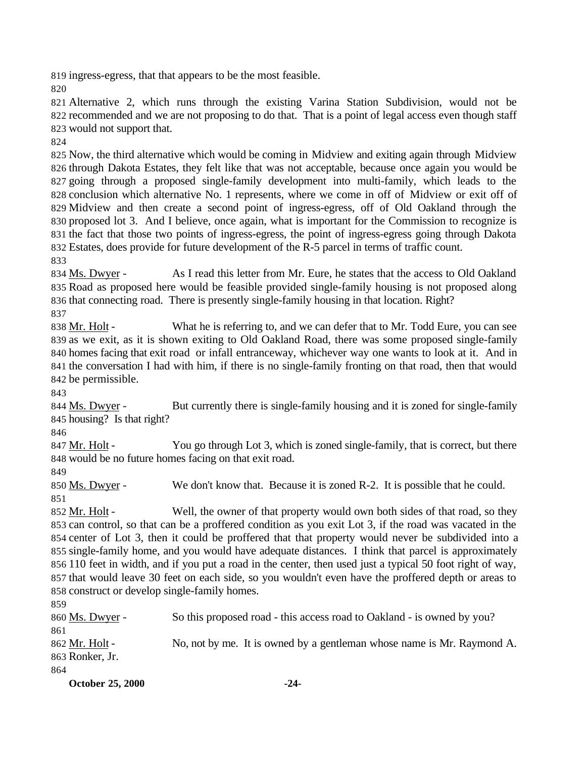ingress-egress, that that appears to be the most feasible.

Alternative 2, which runs through the existing Varina Station Subdivision, would not be recommended and we are not proposing to do that. That is a point of legal access even though staff would not support that.

Now, the third alternative which would be coming in Midview and exiting again through Midview through Dakota Estates, they felt like that was not acceptable, because once again you would be going through a proposed single-family development into multi-family, which leads to the conclusion which alternative No. 1 represents, where we come in off of Midview or exit off of Midview and then create a second point of ingress-egress, off of Old Oakland through the proposed lot 3. And I believe, once again, what is important for the Commission to recognize is the fact that those two points of ingress-egress, the point of ingress-egress going through Dakota Estates, does provide for future development of the R-5 parcel in terms of traffic count.

Ms. Dwyer - As I read this letter from Mr. Eure, he states that the access to Old Oakland Road as proposed here would be feasible provided single-family housing is not proposed along that connecting road. There is presently single-family housing in that location. Right?

Mr. Holt - What he is referring to, and we can defer that to Mr. Todd Eure, you can see as we exit, as it is shown exiting to Old Oakland Road, there was some proposed single-family homes facing that exit road or infall entranceway, whichever way one wants to look at it. And in the conversation I had with him, if there is no single-family fronting on that road, then that would be permissible.

Ms. Dwyer - But currently there is single-family housing and it is zoned for single-family housing? Is that right?

Mr. Holt - You go through Lot 3, which is zoned single-family, that is correct, but there would be no future homes facing on that exit road.

Ms. Dwyer - We don't know that. Because it is zoned R-2. It is possible that he could.

Mr. Holt - Well, the owner of that property would own both sides of that road, so they can control, so that can be a proffered condition as you exit Lot 3, if the road was vacated in the center of Lot 3, then it could be proffered that that property would never be subdivided into a single-family home, and you would have adequate distances. I think that parcel is approximately 110 feet in width, and if you put a road in the center, then used just a typical 50 foot right of way, that would leave 30 feet on each side, so you wouldn't even have the proffered depth or areas to construct or develop single-family homes.

Ms. Dwyer - So this proposed road - this access road to Oakland - is owned by you?

Mr. Holt - No, not by me. It is owned by a gentleman whose name is Mr. Raymond A. Ronker, Jr.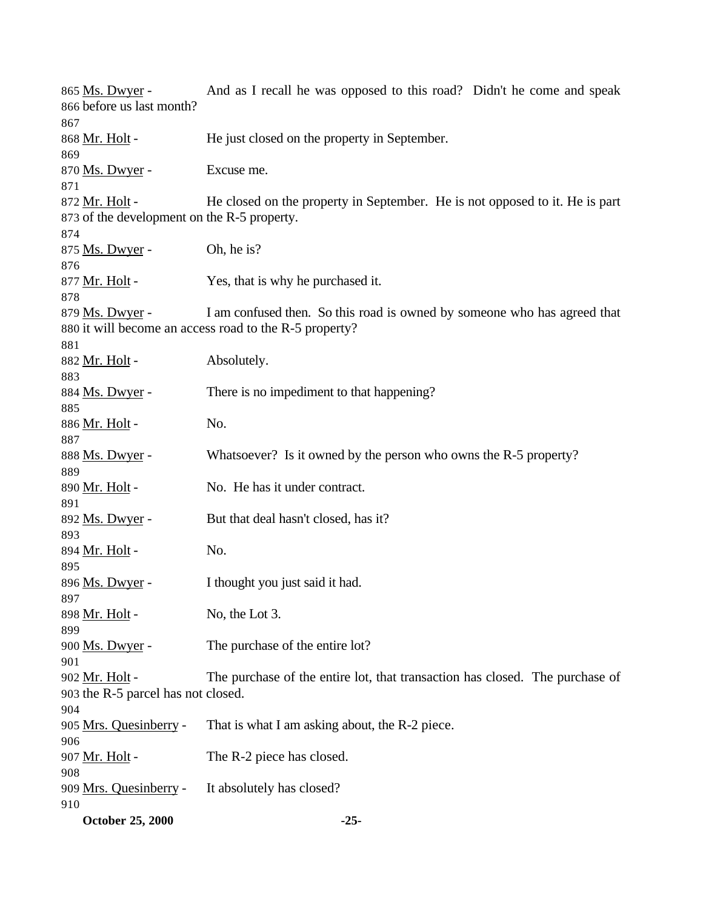865 Ms. Dwyer - And as I recall he was opposed to this road? Didn't he come and speak
866 before us last month?
867
868 Mr. Holt - He just closed on the property in September.
869
870 Ms. Dwyer - Excuse me.
871
872 Mr. Holt - He closed on the property in September. He is not opposed to it. He is part
873 of the development on the R-5 property.
874
875 Ms. Dwyer - Oh, he is?
876
877 Mr. Holt - Yes, that is why he purchased it.
878
879 Ms. Dwyer - I am confused then. So this road is owned by someone who has agreed that
880 it will become an access road to the R-5 property?
881
882 Mr. Holt - Absolutely.
883
884 Ms. Dwyer - There is no impediment to that happening?
885
886 Mr. Holt - No.
887
888 Ms. Dwyer - Whatsoever? Is it owned by the person who owns the R-5 property?
889
890 Mr. Holt - No. He has it under contract.
891
892 Ms. Dwyer - But that deal hasn't closed, has it?
893
894 Mr. Holt - No.
895
896 Ms. Dwyer - I thought you just said it had.
897
898 Mr. Holt - No, the Lot 3.
899
900 Ms. Dwyer - The purchase of the entire lot?
901
902 Mr. Holt - The purchase of the entire lot, that transaction has closed. The purchase of
903 the R-5 parcel has not closed.
904
905 Mrs. Quesinberry - That is what I am asking about, the R-2 piece.
906
907 Mr. Holt - The R-2 piece has closed.
908
909 Mrs. Quesinberry - It absolutely has closed?
910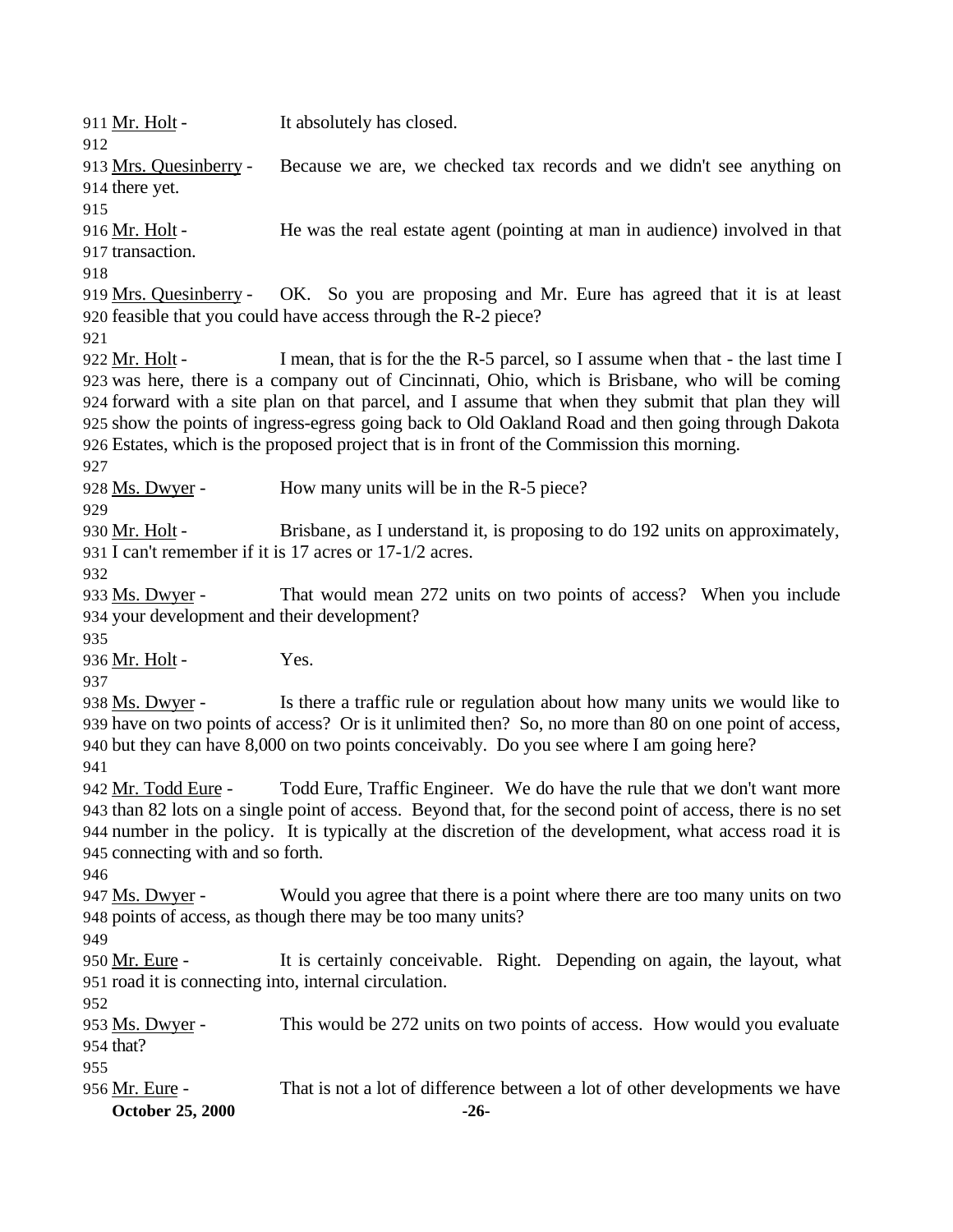911 Mr. Holt - It absolutely has closed.

912

913 Mrs. Quesinberry - Because we are, we checked tax records and we didn't see anything on
914 there yet.

915

916 Mr. Holt - He was the real estate agent (pointing at man in audience) involved in that
917 transaction.

918

919 Mrs. Quesinberry - OK. So you are proposing and Mr. Eure has agreed that it is at least
920 feasible that you could have access through the R-2 piece?

921

922 Mr. Holt - I mean, that is for the the R-5 parcel, so I assume when that - the last time I
923 was here, there is a company out of Cincinnati, Ohio, which is Brisbane, who will be coming
924 forward with a site plan on that parcel, and I assume that when they submit that plan they will
925 show the points of ingress-egress going back to Old Oakland Road and then going through Dakota
926 Estates, which is the proposed project that is in front of the Commission this morning.

927

928 Ms. Dwyer - How many units will be in the R-5 piece?

929

930 Mr. Holt - Brisbane, as I understand it, is proposing to do 192 units on approximately,
931 I can't remember if it is 17 acres or 17-1/2 acres.

932

933 Ms. Dwyer - That would mean 272 units on two points of access? When you include
934 your development and their development?

935

936 Mr. Holt - Yes.

937

938 Ms. Dwyer - Is there a traffic rule or regulation about how many units we would like to
939 have on two points of access? Or is it unlimited then? So, no more than 80 on one point of access,
940 but they can have 8,000 on two points conceivably. Do you see where I am going here?

941

942 Mr. Todd Eure - Todd Eure, Traffic Engineer. We do have the rule that we don't want more
943 than 82 lots on a single point of access. Beyond that, for the second point of access, there is no set
944 number in the policy. It is typically at the discretion of the development, what access road it is
945 connecting with and so forth.

946

947 Ms. Dwyer - Would you agree that there is a point where there are too many units on two
948 points of access, as though there may be too many units?

949

950 Mr. Eure - It is certainly conceivable. Right. Depending on again, the layout, what
951 road it is connecting into, internal circulation.

952

953 Ms. Dwyer - This would be 272 units on two points of access. How would you evaluate
954 that?

955

956 Mr. Eure - That is not a lot of difference between a lot of other developments we have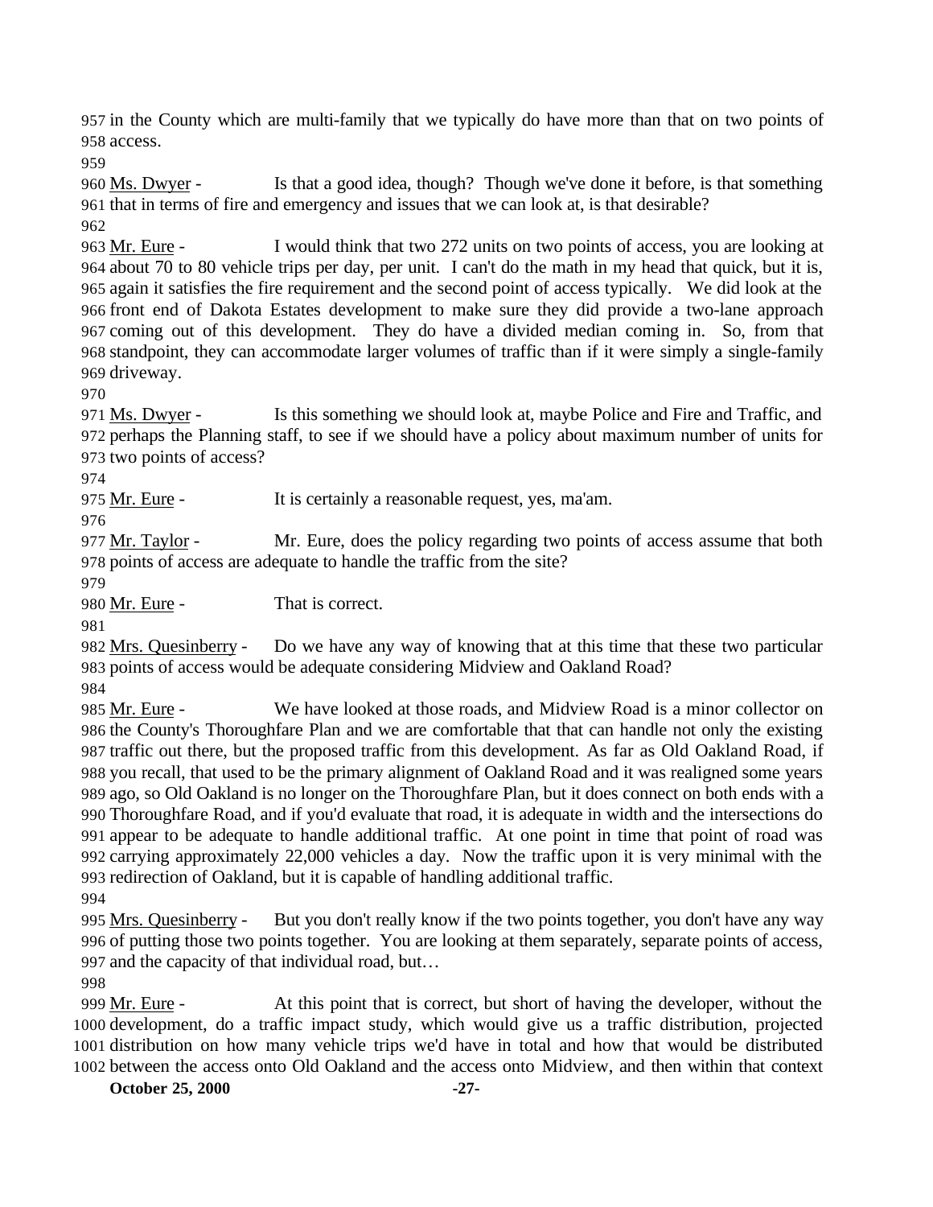in the County which are multi-family that we typically do have more than that on two points of access.

Ms. Dwyer - Is that a good idea, though? Though we've done it before, is that something that in terms of fire and emergency and issues that we can look at, is that desirable?

Mr. Eure - I would think that two 272 units on two points of access, you are looking at about 70 to 80 vehicle trips per day, per unit. I can't do the math in my head that quick, but it is, again it satisfies the fire requirement and the second point of access typically. We did look at the front end of Dakota Estates development to make sure they did provide a two-lane approach coming out of this development. They do have a divided median coming in. So, from that standpoint, they can accommodate larger volumes of traffic than if it were simply a single-family driveway.

Ms. Dwyer - Is this something we should look at, maybe Police and Fire and Traffic, and perhaps the Planning staff, to see if we should have a policy about maximum number of units for two points of access?

Mr. Eure - It is certainly a reasonable request, yes, ma'am.

Mr. Taylor - Mr. Eure, does the policy regarding two points of access assume that both points of access are adequate to handle the traffic from the site?

Mr. Eure - That is correct.

Mrs. Quesinberry - Do we have any way of knowing that at this time that these two particular points of access would be adequate considering Midview and Oakland Road?

Mr. Eure - We have looked at those roads, and Midview Road is a minor collector on the County's Thoroughfare Plan and we are comfortable that that can handle not only the existing traffic out there, but the proposed traffic from this development. As far as Old Oakland Road, if you recall, that used to be the primary alignment of Oakland Road and it was realigned some years ago, so Old Oakland is no longer on the Thoroughfare Plan, but it does connect on both ends with a Thoroughfare Road, and if you'd evaluate that road, it is adequate in width and the intersections do appear to be adequate to handle additional traffic. At one point in time that point of road was carrying approximately 22,000 vehicles a day. Now the traffic upon it is very minimal with the redirection of Oakland, but it is capable of handling additional traffic.

Mrs. Quesinberry - But you don't really know if the two points together, you don't have any way of putting those two points together. You are looking at them separately, separate points of access, and the capacity of that individual road, but…

Mr. Eure - At this point that is correct, but short of having the developer, without the development, do a traffic impact study, which would give us a traffic distribution, projected distribution on how many vehicle trips we'd have in total and how that would be distributed between the access onto Old Oakland and the access onto Midview, and then within that context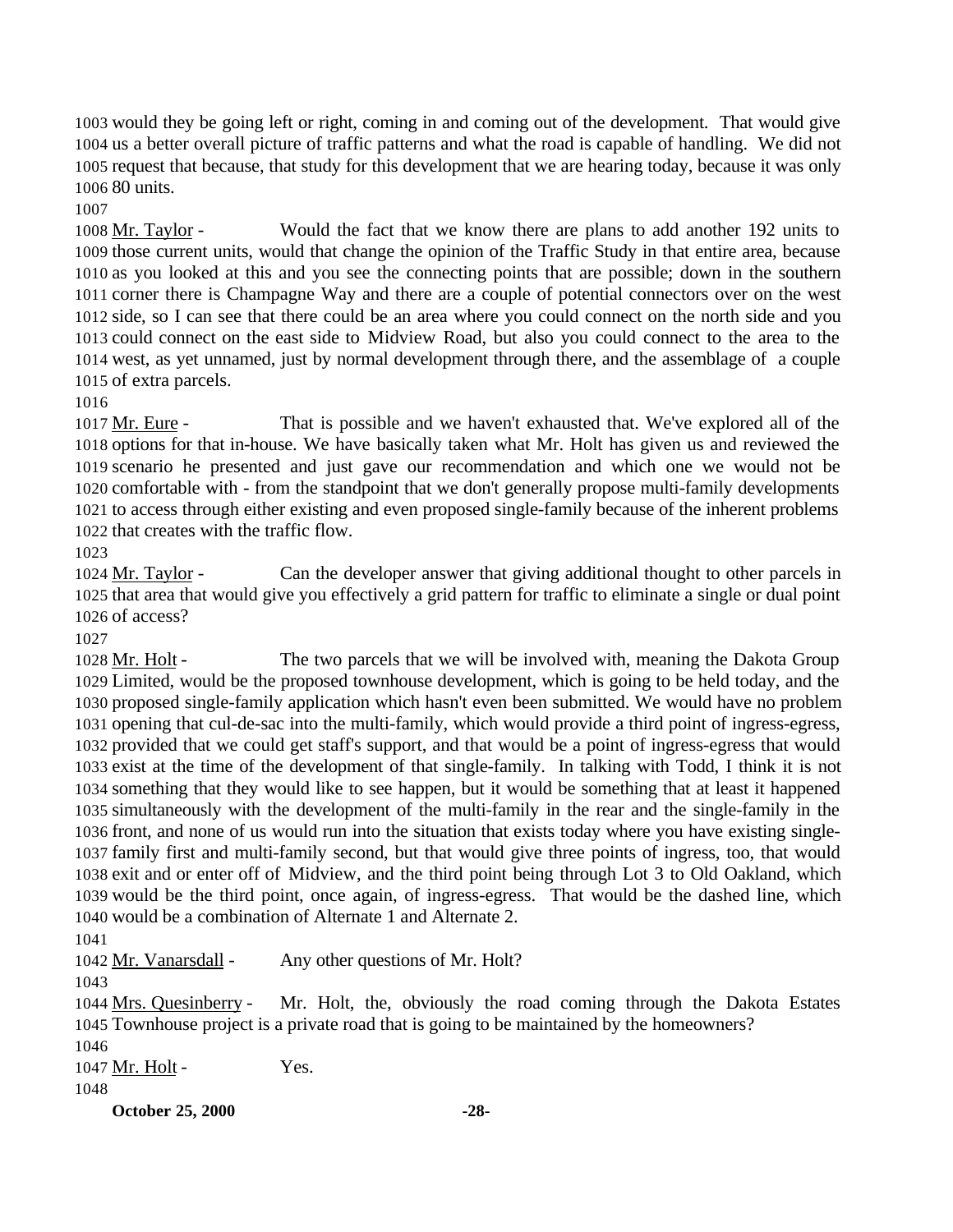would they be going left or right, coming in and coming out of the development. That would give us a better overall picture of traffic patterns and what the road is capable of handling. We did not request that because, that study for this development that we are hearing today, because it was only 80 units.

Mr. Taylor - Would the fact that we know there are plans to add another 192 units to those current units, would that change the opinion of the Traffic Study in that entire area, because as you looked at this and you see the connecting points that are possible; down in the southern corner there is Champagne Way and there are a couple of potential connectors over on the west side, so I can see that there could be an area where you could connect on the north side and you could connect on the east side to Midview Road, but also you could connect to the area to the west, as yet unnamed, just by normal development through there, and the assemblage of a couple of extra parcels.

Mr. Eure - That is possible and we haven't exhausted that. We've explored all of the options for that in-house. We have basically taken what Mr. Holt has given us and reviewed the scenario he presented and just gave our recommendation and which one we would not be comfortable with - from the standpoint that we don't generally propose multi-family developments to access through either existing and even proposed single-family because of the inherent problems that creates with the traffic flow.

Mr. Taylor - Can the developer answer that giving additional thought to other parcels in that area that would give you effectively a grid pattern for traffic to eliminate a single or dual point of access?

Mr. Holt - The two parcels that we will be involved with, meaning the Dakota Group Limited, would be the proposed townhouse development, which is going to be held today, and the proposed single-family application which hasn't even been submitted. We would have no problem opening that cul-de-sac into the multi-family, which would provide a third point of ingress-egress, provided that we could get staff's support, and that would be a point of ingress-egress that would exist at the time of the development of that single-family. In talking with Todd, I think it is not something that they would like to see happen, but it would be something that at least it happened simultaneously with the development of the multi-family in the rear and the single-family in the front, and none of us would run into the situation that exists today where you have existing single-family first and multi-family second, but that would give three points of ingress, too, that would exit and or enter off of Midview, and the third point being through Lot 3 to Old Oakland, which would be the third point, once again, of ingress-egress. That would be the dashed line, which would be a combination of Alternate 1 and Alternate 2.

Mr. Vanarsdall - Any other questions of Mr. Holt?

Mrs. Quesinberry - Mr. Holt, the, obviously the road coming through the Dakota Estates Townhouse project is a private road that is going to be maintained by the homeowners?

Mr. Holt - Yes.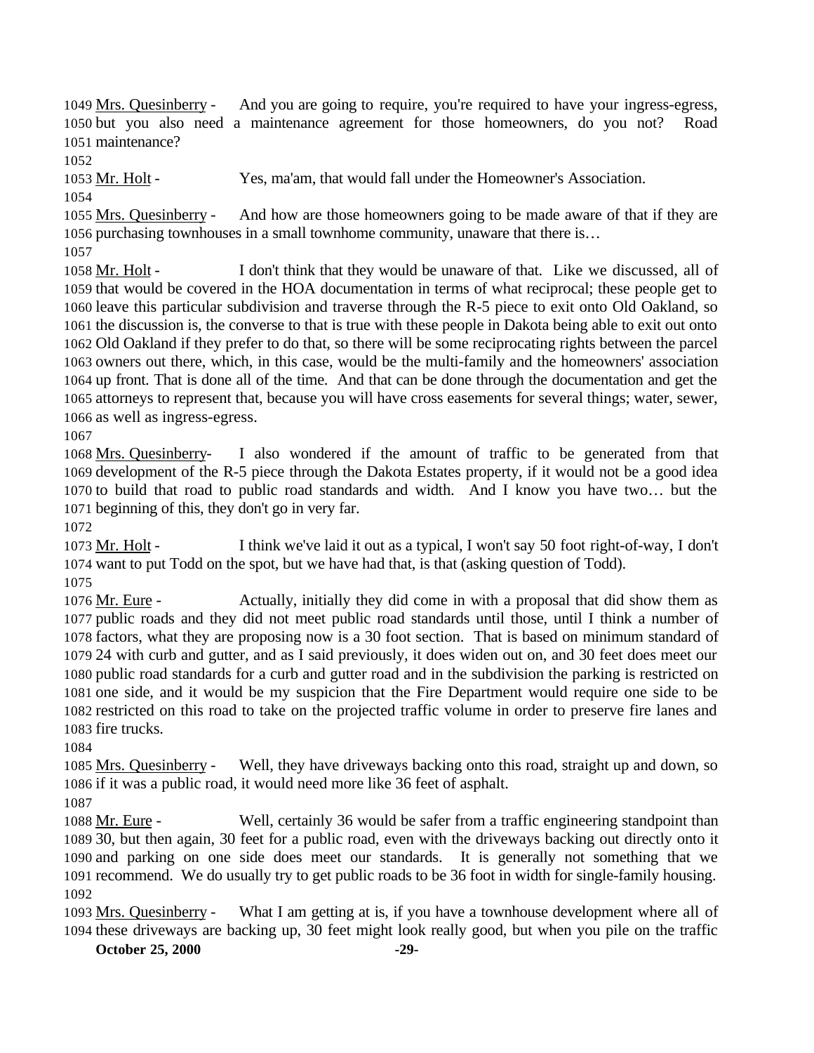1049 Mrs. Quesinberry - And you are going to require, you're required to have your ingress-egress, 1050 but you also need a maintenance agreement for those homeowners, do you not? Road 1051 maintenance?

1052

1053 Mr. Holt - Yes, ma'am, that would fall under the Homeowner's Association.

1054

1055 Mrs. Quesinberry - And how are those homeowners going to be made aware of that if they are 1056 purchasing townhouses in a small townhome community, unaware that there is…

1057

1058 Mr. Holt - I don't think that they would be unaware of that. Like we discussed, all of 1059 that would be covered in the HOA documentation in terms of what reciprocal; these people get to 1060 leave this particular subdivision and traverse through the R-5 piece to exit onto Old Oakland, so 1061 the discussion is, the converse to that is true with these people in Dakota being able to exit out onto 1062 Old Oakland if they prefer to do that, so there will be some reciprocating rights between the parcel 1063 owners out there, which, in this case, would be the multi-family and the homeowners' association 1064 up front. That is done all of the time. And that can be done through the documentation and get the 1065 attorneys to represent that, because you will have cross easements for several things; water, sewer, 1066 as well as ingress-egress.

1067

1068 Mrs. Quesinberry- I also wondered if the amount of traffic to be generated from that 1069 development of the R-5 piece through the Dakota Estates property, if it would not be a good idea 1070 to build that road to public road standards and width. And I know you have two… but the 1071 beginning of this, they don't go in very far.

1072

1073 Mr. Holt - I think we've laid it out as a typical, I won't say 50 foot right-of-way, I don't 1074 want to put Todd on the spot, but we have had that, is that (asking question of Todd).

1075

1076 Mr. Eure - Actually, initially they did come in with a proposal that did show them as 1077 public roads and they did not meet public road standards until those, until I think a number of 1078 factors, what they are proposing now is a 30 foot section. That is based on minimum standard of 1079 24 with curb and gutter, and as I said previously, it does widen out on, and 30 feet does meet our 1080 public road standards for a curb and gutter road and in the subdivision the parking is restricted on 1081 one side, and it would be my suspicion that the Fire Department would require one side to be 1082 restricted on this road to take on the projected traffic volume in order to preserve fire lanes and 1083 fire trucks.

1084

1085 Mrs. Quesinberry - Well, they have driveways backing onto this road, straight up and down, so 1086 if it was a public road, it would need more like 36 feet of asphalt.

1087

1088 Mr. Eure - Well, certainly 36 would be safer from a traffic engineering standpoint than 1089 30, but then again, 30 feet for a public road, even with the driveways backing out directly onto it 1090 and parking on one side does meet our standards. It is generally not something that we 1091 recommend. We do usually try to get public roads to be 36 foot in width for single-family housing.

1092

1093 Mrs. Quesinberry - What I am getting at is, if you have a townhouse development where all of 1094 these driveways are backing up, 30 feet might look really good, but when you pile on the traffic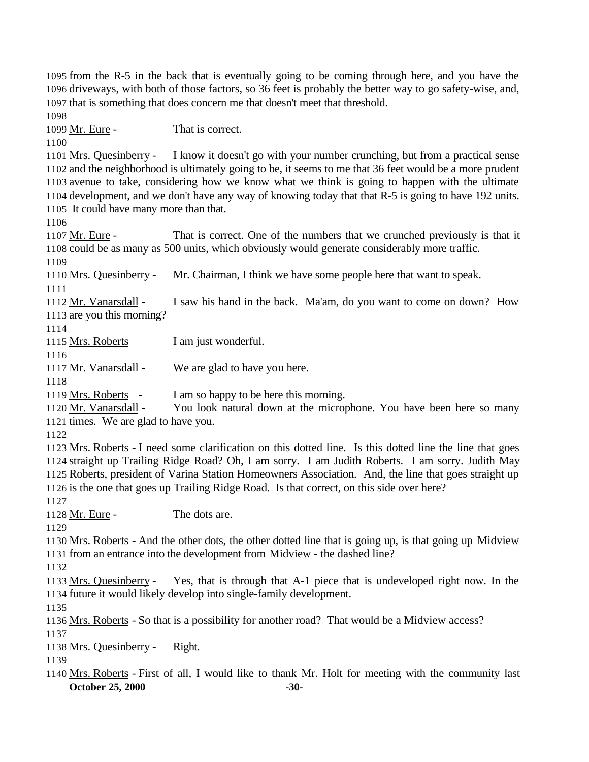1095 from the R-5 in the back that is eventually going to be coming through here, and you have the
1096 driveways, with both of those factors, so 36 feet is probably the better way to go safety-wise, and,
1097 that is something that does concern me that doesn't meet that threshold.
1098
1099 Mr. Eure - That is correct.
1100
1101 Mrs. Quesinberry - I know it doesn't go with your number crunching, but from a practical sense
1102 and the neighborhood is ultimately going to be, it seems to me that 36 feet would be a more prudent
1103 avenue to take, considering how we know what we think is going to happen with the ultimate
1104 development, and we don't have any way of knowing today that that R-5 is going to have 192 units.
1105 It could have many more than that.
1106
1107 Mr. Eure - That is correct. One of the numbers that we crunched previously is that it
1108 could be as many as 500 units, which obviously would generate considerably more traffic.
1109
1110 Mrs. Quesinberry - Mr. Chairman, I think we have some people here that want to speak.
1111
1112 Mr. Vanarsdall - I saw his hand in the back. Ma'am, do you want to come on down? How
1113 are you this morning?
1114
1115 Mrs. Roberts I am just wonderful.
1116
1117 Mr. Vanarsdall - We are glad to have you here.
1118
1119 Mrs. Roberts - I am so happy to be here this morning.
1120 Mr. Vanarsdall - You look natural down at the microphone. You have been here so many
1121 times. We are glad to have you.
1122
1123 Mrs. Roberts - I need some clarification on this dotted line. Is this dotted line the line that goes
1124 straight up Trailing Ridge Road? Oh, I am sorry. I am Judith Roberts. I am sorry. Judith May
1125 Roberts, president of Varina Station Homeowners Association. And, the line that goes straight up
1126 is the one that goes up Trailing Ridge Road. Is that correct, on this side over here?
1127
1128 Mr. Eure - The dots are.
1129
1130 Mrs. Roberts - And the other dots, the other dotted line that is going up, is that going up Midview
1131 from an entrance into the development from Midview - the dashed line?
1132
1133 Mrs. Quesinberry - Yes, that is through that A-1 piece that is undeveloped right now. In the
1134 future it would likely develop into single-family development.
1135
1136 Mrs. Roberts - So that is a possibility for another road? That would be a Midview access?
1137
1138 Mrs. Quesinberry - Right.
1139
1140 Mrs. Roberts - First of all, I would like to thank Mr. Holt for meeting with the community last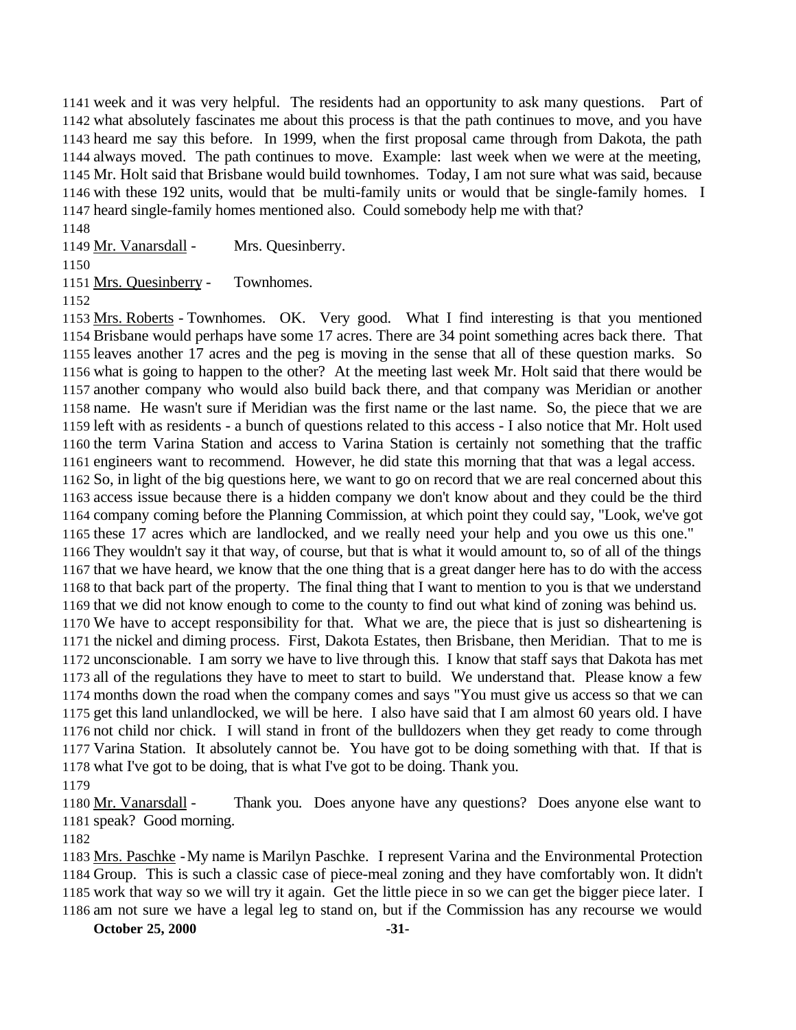week and it was very helpful. The residents had an opportunity to ask many questions. Part of what absolutely fascinates me about this process is that the path continues to move, and you have heard me say this before. In 1999, when the first proposal came through from Dakota, the path always moved. The path continues to move. Example: last week when we were at the meeting, Mr. Holt said that Brisbane would build townhomes. Today, I am not sure what was said, because with these 192 units, would that be multi-family units or would that be single-family homes. I heard single-family homes mentioned also. Could somebody help me with that?

Mr. Vanarsdall - Mrs. Quesinberry.

Mrs. Quesinberry - Townhomes.

Mrs. Roberts - Townhomes. OK. Very good. What I find interesting is that you mentioned Brisbane would perhaps have some 17 acres. There are 34 point something acres back there. That leaves another 17 acres and the peg is moving in the sense that all of these question marks. So what is going to happen to the other? At the meeting last week Mr. Holt said that there would be another company who would also build back there, and that company was Meridian or another name. He wasn't sure if Meridian was the first name or the last name. So, the piece that we are left with as residents - a bunch of questions related to this access - I also notice that Mr. Holt used the term Varina Station and access to Varina Station is certainly not something that the traffic engineers want to recommend. However, he did state this morning that that was a legal access. So, in light of the big questions here, we want to go on record that we are real concerned about this access issue because there is a hidden company we don't know about and they could be the third company coming before the Planning Commission, at which point they could say, "Look, we've got these 17 acres which are landlocked, and we really need your help and you owe us this one." They wouldn't say it that way, of course, but that is what it would amount to, so of all of the things that we have heard, we know that the one thing that is a great danger here has to do with the access to that back part of the property. The final thing that I want to mention to you is that we understand that we did not know enough to come to the county to find out what kind of zoning was behind us. We have to accept responsibility for that. What we are, the piece that is just so disheartening is the nickel and diming process. First, Dakota Estates, then Brisbane, then Meridian. That to me is unconscionable. I am sorry we have to live through this. I know that staff says that Dakota has met all of the regulations they have to meet to start to build. We understand that. Please know a few months down the road when the company comes and says "You must give us access so that we can get this land unlandlocked, we will be here. I also have said that I am almost 60 years old. I have not child nor chick. I will stand in front of the bulldozers when they get ready to come through Varina Station. It absolutely cannot be. You have got to be doing something with that. If that is what I've got to be doing, that is what I've got to be doing. Thank you.

Mr. Vanarsdall - Thank you. Does anyone have any questions? Does anyone else want to speak? Good morning.

Mrs. Paschke - My name is Marilyn Paschke. I represent Varina and the Environmental Protection Group. This is such a classic case of piece-meal zoning and they have comfortably won. It didn't work that way so we will try it again. Get the little piece in so we can get the bigger piece later. I am not sure we have a legal leg to stand on, but if the Commission has any recourse we would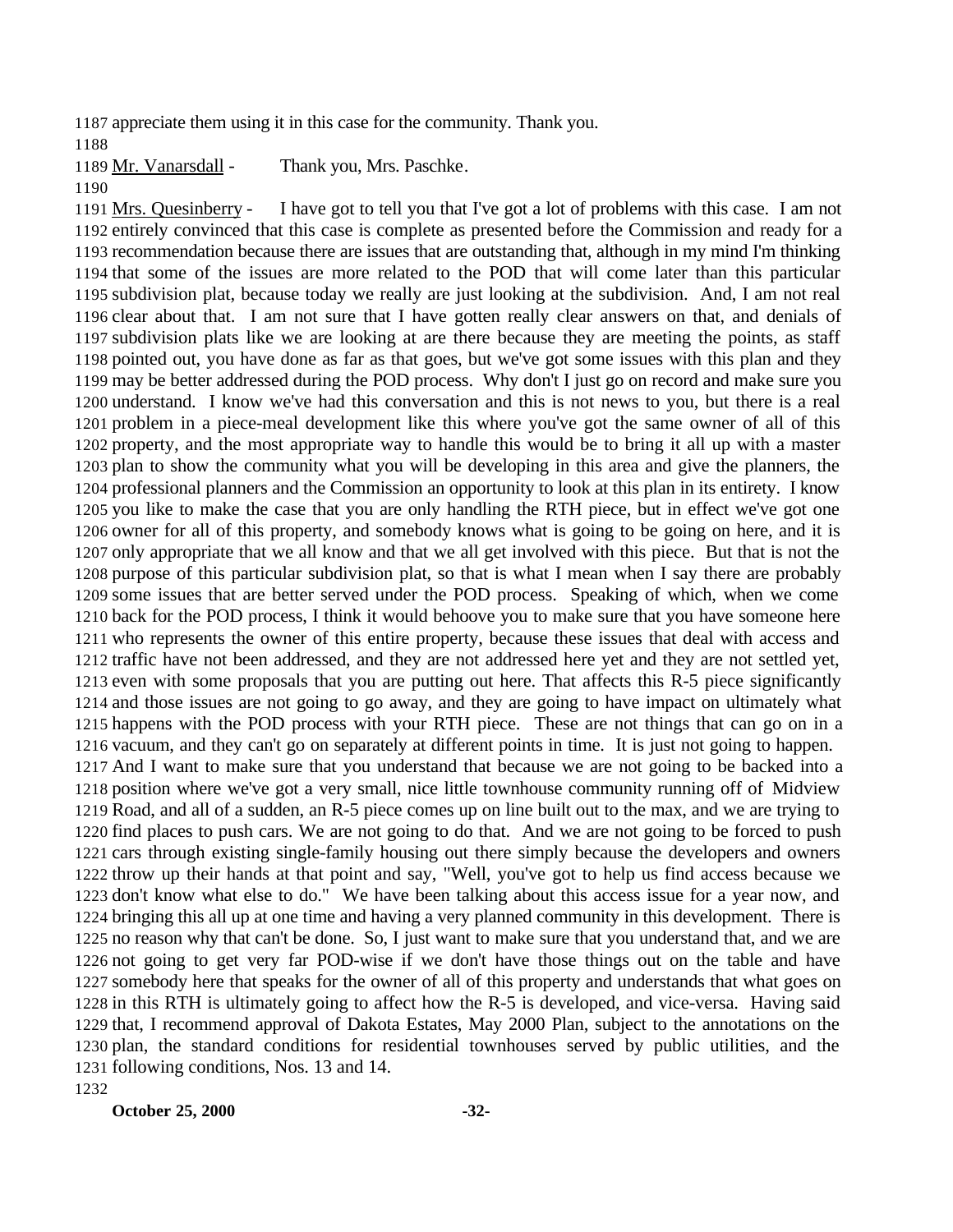appreciate them using it in this case for the community. Thank you.

Mr. Vanarsdall - Thank you, Mrs. Paschke.

Mrs. Quesinberry - I have got to tell you that I've got a lot of problems with this case. I am not entirely convinced that this case is complete as presented before the Commission and ready for a recommendation because there are issues that are outstanding that, although in my mind I'm thinking that some of the issues are more related to the POD that will come later than this particular subdivision plat, because today we really are just looking at the subdivision. And, I am not real clear about that. I am not sure that I have gotten really clear answers on that, and denials of subdivision plats like we are looking at are there because they are meeting the points, as staff pointed out, you have done as far as that goes, but we've got some issues with this plan and they may be better addressed during the POD process. Why don't I just go on record and make sure you understand. I know we've had this conversation and this is not news to you, but there is a real problem in a piece-meal development like this where you've got the same owner of all of this property, and the most appropriate way to handle this would be to bring it all up with a master plan to show the community what you will be developing in this area and give the planners, the professional planners and the Commission an opportunity to look at this plan in its entirety. I know you like to make the case that you are only handling the RTH piece, but in effect we've got one owner for all of this property, and somebody knows what is going to be going on here, and it is only appropriate that we all know and that we all get involved with this piece. But that is not the purpose of this particular subdivision plat, so that is what I mean when I say there are probably some issues that are better served under the POD process. Speaking of which, when we come back for the POD process, I think it would behoove you to make sure that you have someone here who represents the owner of this entire property, because these issues that deal with access and traffic have not been addressed, and they are not addressed here yet and they are not settled yet, even with some proposals that you are putting out here. That affects this R-5 piece significantly and those issues are not going to go away, and they are going to have impact on ultimately what happens with the POD process with your RTH piece. These are not things that can go on in a vacuum, and they can't go on separately at different points in time. It is just not going to happen. And I want to make sure that you understand that because we are not going to be backed into a position where we've got a very small, nice little townhouse community running off of Midview Road, and all of a sudden, an R-5 piece comes up on line built out to the max, and we are trying to find places to push cars. We are not going to do that. And we are not going to be forced to push cars through existing single-family housing out there simply because the developers and owners throw up their hands at that point and say, "Well, you've got to help us find access because we don't know what else to do." We have been talking about this access issue for a year now, and bringing this all up at one time and having a very planned community in this development. There is no reason why that can't be done. So, I just want to make sure that you understand that, and we are not going to get very far POD-wise if we don't have those things out on the table and have somebody here that speaks for the owner of all of this property and understands that what goes on in this RTH is ultimately going to affect how the R-5 is developed, and vice-versa. Having said that, I recommend approval of Dakota Estates, May 2000 Plan, subject to the annotations on the plan, the standard conditions for residential townhouses served by public utilities, and the following conditions, Nos. 13 and 14.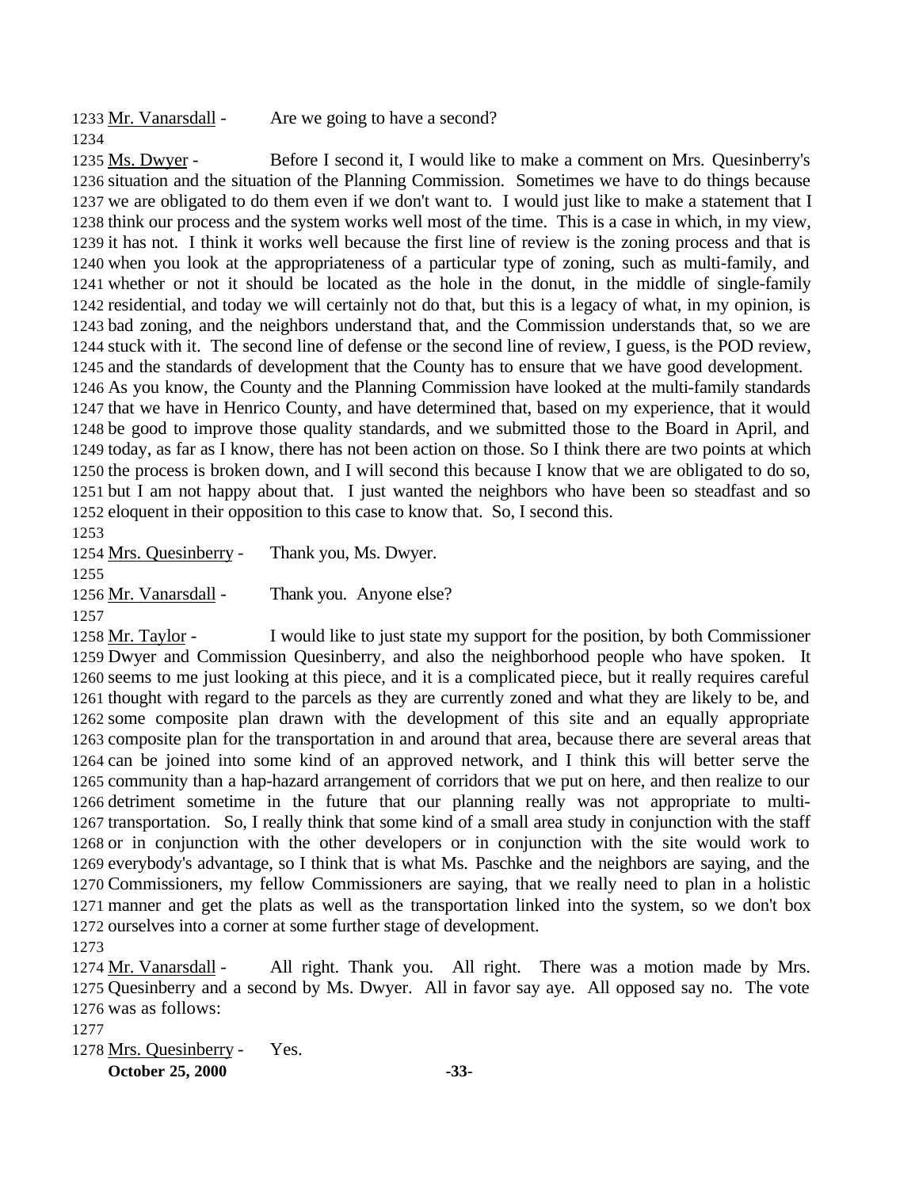Mr. Vanarsdall - Are we going to have a second?

Ms. Dwyer - Before I second it, I would like to make a comment on Mrs. Quesinberry's situation and the situation of the Planning Commission. Sometimes we have to do things because we are obligated to do them even if we don't want to. I would just like to make a statement that I think our process and the system works well most of the time. This is a case in which, in my view, it has not. I think it works well because the first line of review is the zoning process and that is when you look at the appropriateness of a particular type of zoning, such as multi-family, and whether or not it should be located as the hole in the donut, in the middle of single-family residential, and today we will certainly not do that, but this is a legacy of what, in my opinion, is bad zoning, and the neighbors understand that, and the Commission understands that, so we are stuck with it. The second line of defense or the second line of review, I guess, is the POD review, and the standards of development that the County has to ensure that we have good development. As you know, the County and the Planning Commission have looked at the multi-family standards that we have in Henrico County, and have determined that, based on my experience, that it would be good to improve those quality standards, and we submitted those to the Board in April, and today, as far as I know, there has not been action on those. So I think there are two points at which the process is broken down, and I will second this because I know that we are obligated to do so, but I am not happy about that. I just wanted the neighbors who have been so steadfast and so eloquent in their opposition to this case to know that. So, I second this.

Mrs. Quesinberry - Thank you, Ms. Dwyer.

Mr. Vanarsdall - Thank you. Anyone else?

Mr. Taylor - I would like to just state my support for the position, by both Commissioner Dwyer and Commission Quesinberry, and also the neighborhood people who have spoken. It seems to me just looking at this piece, and it is a complicated piece, but it really requires careful thought with regard to the parcels as they are currently zoned and what they are likely to be, and some composite plan drawn with the development of this site and an equally appropriate composite plan for the transportation in and around that area, because there are several areas that can be joined into some kind of an approved network, and I think this will better serve the community than a hap-hazard arrangement of corridors that we put on here, and then realize to our detriment sometime in the future that our planning really was not appropriate to multi-transportation. So, I really think that some kind of a small area study in conjunction with the staff or in conjunction with the other developers or in conjunction with the site would work to everybody's advantage, so I think that is what Ms. Paschke and the neighbors are saying, and the Commissioners, my fellow Commissioners are saying, that we really need to plan in a holistic manner and get the plats as well as the transportation linked into the system, so we don't box ourselves into a corner at some further stage of development.

Mr. Vanarsdall - All right. Thank you. All right. There was a motion made by Mrs. Quesinberry and a second by Ms. Dwyer. All in favor say aye. All opposed say no. The vote was as follows:

Mrs. Quesinberry - Yes.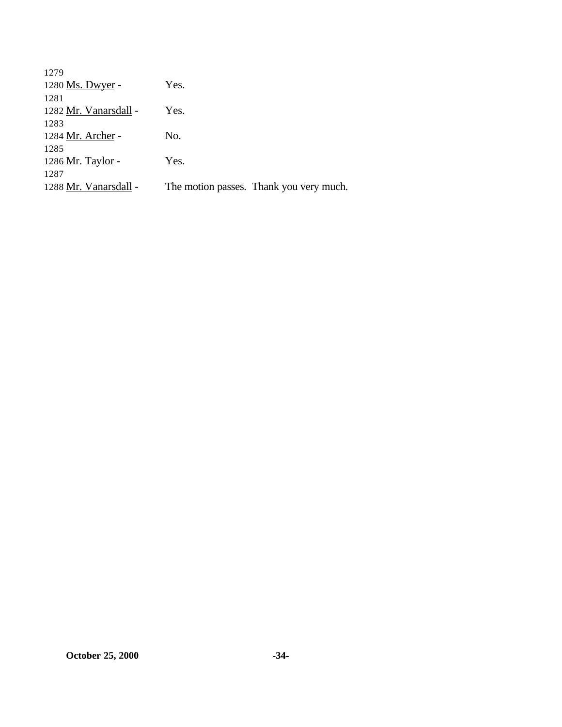1279

1280 Ms. Dwyer - Yes.

1281

1282 Mr. Vanarsdall - Yes.

1283

1284 Mr. Archer - No.

1285

1286 Mr. Taylor - Yes.

1287

1288 Mr. Vanarsdall - The motion passes. Thank you very much.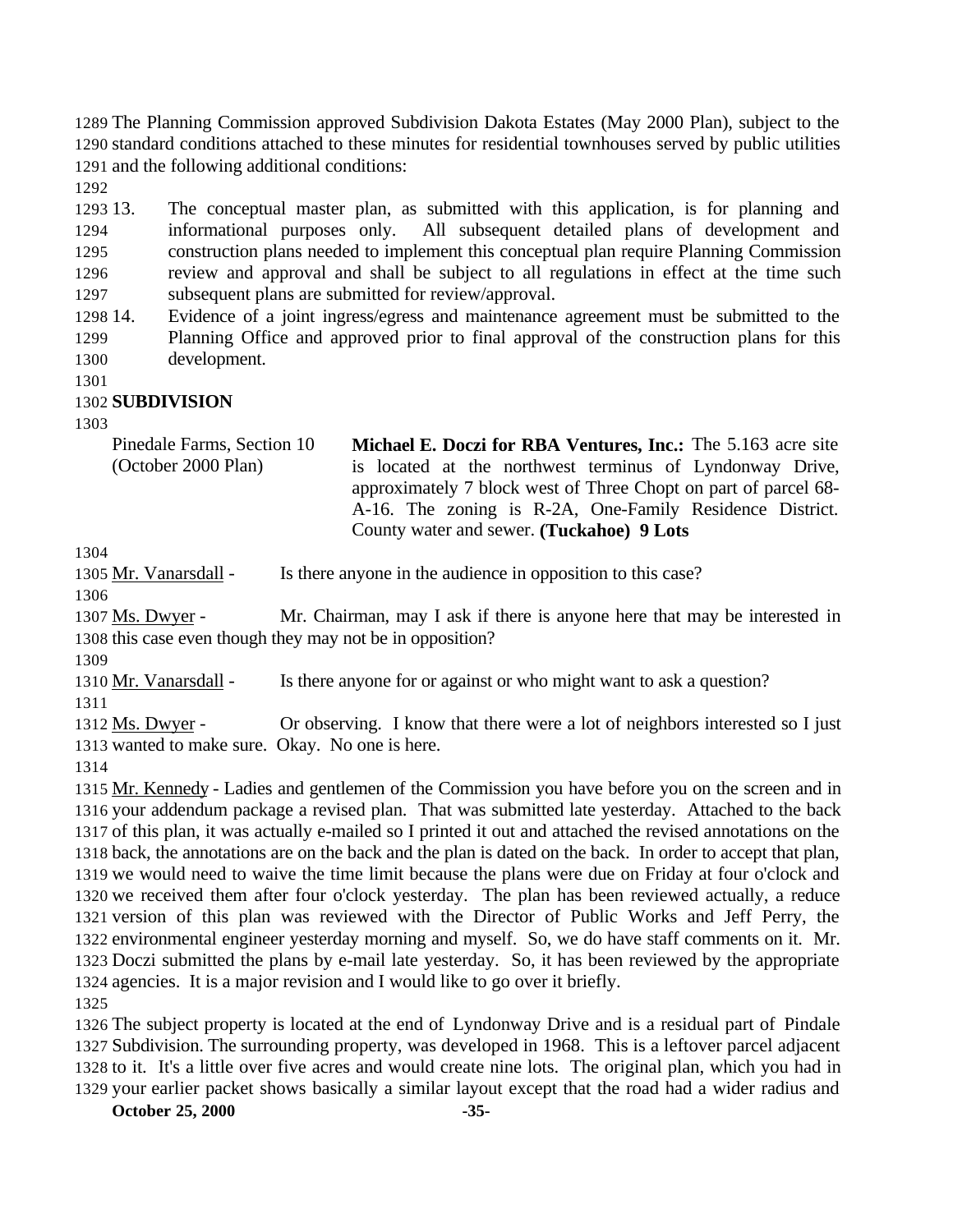The Planning Commission approved Subdivision Dakota Estates (May 2000 Plan), subject to the standard conditions attached to these minutes for residential townhouses served by public utilities and the following additional conditions:

13. The conceptual master plan, as submitted with this application, is for planning and informational purposes only. All subsequent detailed plans of development and construction plans needed to implement this conceptual plan require Planning Commission review and approval and shall be subject to all regulations in effect at the time such subsequent plans are submitted for review/approval.
14. Evidence of a joint ingress/egress and maintenance agreement must be submitted to the Planning Office and approved prior to final approval of the construction plans for this development.

**SUBDIVISION**

Pinedale Farms, Section 10 (October 2000 Plan)

**Michael E. Doczi for RBA Ventures, Inc.:** The 5.163 acre site is located at the northwest terminus of Lyndonway Drive, approximately 7 block west of Three Chopt on part of parcel 68-A-16. The zoning is R-2A, One-Family Residence District. County water and sewer. **(Tuckahoe) 9 Lots**

Mr. Vanarsdall - Is there anyone in the audience in opposition to this case?

Ms. Dwyer - Mr. Chairman, may I ask if there is anyone here that may be interested in this case even though they may not be in opposition?

Mr. Vanarsdall - Is there anyone for or against or who might want to ask a question?

Ms. Dwyer - Or observing. I know that there were a lot of neighbors interested so I just wanted to make sure. Okay. No one is here.

Mr. Kennedy - Ladies and gentlemen of the Commission you have before you on the screen and in your addendum package a revised plan. That was submitted late yesterday. Attached to the back of this plan, it was actually e-mailed so I printed it out and attached the revised annotations on the back, the annotations are on the back and the plan is dated on the back. In order to accept that plan, we would need to waive the time limit because the plans were due on Friday at four o'clock and we received them after four o'clock yesterday. The plan has been reviewed actually, a reduce version of this plan was reviewed with the Director of Public Works and Jeff Perry, the environmental engineer yesterday morning and myself. So, we do have staff comments on it. Mr. Doczi submitted the plans by e-mail late yesterday. So, it has been reviewed by the appropriate agencies. It is a major revision and I would like to go over it briefly.

The subject property is located at the end of Lyndonway Drive and is a residual part of Pindale Subdivision. The surrounding property, was developed in 1968. This is a leftover parcel adjacent to it. It's a little over five acres and would create nine lots. The original plan, which you had in your earlier packet shows basically a similar layout except that the road had a wider radius and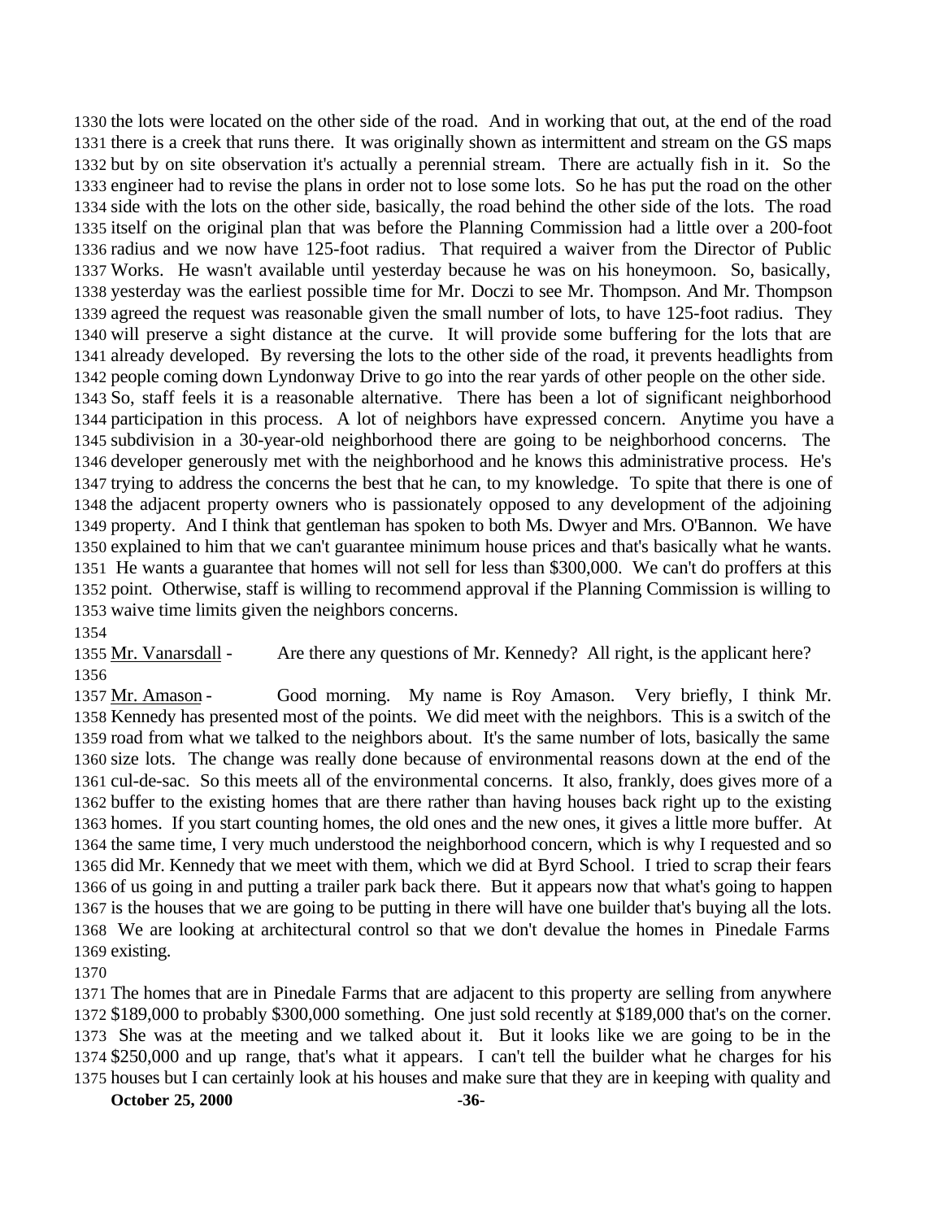the lots were located on the other side of the road. And in working that out, at the end of the road there is a creek that runs there. It was originally shown as intermittent and stream on the GS maps but by on site observation it's actually a perennial stream. There are actually fish in it. So the engineer had to revise the plans in order not to lose some lots. So he has put the road on the other side with the lots on the other side, basically, the road behind the other side of the lots. The road itself on the original plan that was before the Planning Commission had a little over a 200-foot radius and we now have 125-foot radius. That required a waiver from the Director of Public Works. He wasn't available until yesterday because he was on his honeymoon. So, basically, yesterday was the earliest possible time for Mr. Doczi to see Mr. Thompson. And Mr. Thompson agreed the request was reasonable given the small number of lots, to have 125-foot radius. They will preserve a sight distance at the curve. It will provide some buffering for the lots that are already developed. By reversing the lots to the other side of the road, it prevents headlights from people coming down Lyndonway Drive to go into the rear yards of other people on the other side. So, staff feels it is a reasonable alternative. There has been a lot of significant neighborhood participation in this process. A lot of neighbors have expressed concern. Anytime you have a subdivision in a 30-year-old neighborhood there are going to be neighborhood concerns. The developer generously met with the neighborhood and he knows this administrative process. He's trying to address the concerns the best that he can, to my knowledge. To spite that there is one of the adjacent property owners who is passionately opposed to any development of the adjoining property. And I think that gentleman has spoken to both Ms. Dwyer and Mrs. O'Bannon. We have explained to him that we can't guarantee minimum house prices and that's basically what he wants. He wants a guarantee that homes will not sell for less than $300,000. We can't do proffers at this point. Otherwise, staff is willing to recommend approval if the Planning Commission is willing to waive time limits given the neighbors concerns.

Mr. Vanarsdall - Are there any questions of Mr. Kennedy? All right, is the applicant here?

Mr. Amason - Good morning. My name is Roy Amason. Very briefly, I think Mr. Kennedy has presented most of the points. We did meet with the neighbors. This is a switch of the road from what we talked to the neighbors about. It's the same number of lots, basically the same size lots. The change was really done because of environmental reasons down at the end of the cul-de-sac. So this meets all of the environmental concerns. It also, frankly, does gives more of a buffer to the existing homes that are there rather than having houses back right up to the existing homes. If you start counting homes, the old ones and the new ones, it gives a little more buffer. At the same time, I very much understood the neighborhood concern, which is why I requested and so did Mr. Kennedy that we meet with them, which we did at Byrd School. I tried to scrap their fears of us going in and putting a trailer park back there. But it appears now that what's going to happen is the houses that we are going to be putting in there will have one builder that's buying all the lots. We are looking at architectural control so that we don't devalue the homes in Pinedale Farms existing.

The homes that are in Pinedale Farms that are adjacent to this property are selling from anywhere $189,000 to probably $300,000 something. One just sold recently at $189,000 that's on the corner. She was at the meeting and we talked about it. But it looks like we are going to be in the $250,000 and up range, that's what it appears. I can't tell the builder what he charges for his houses but I can certainly look at his houses and make sure that they are in keeping with quality and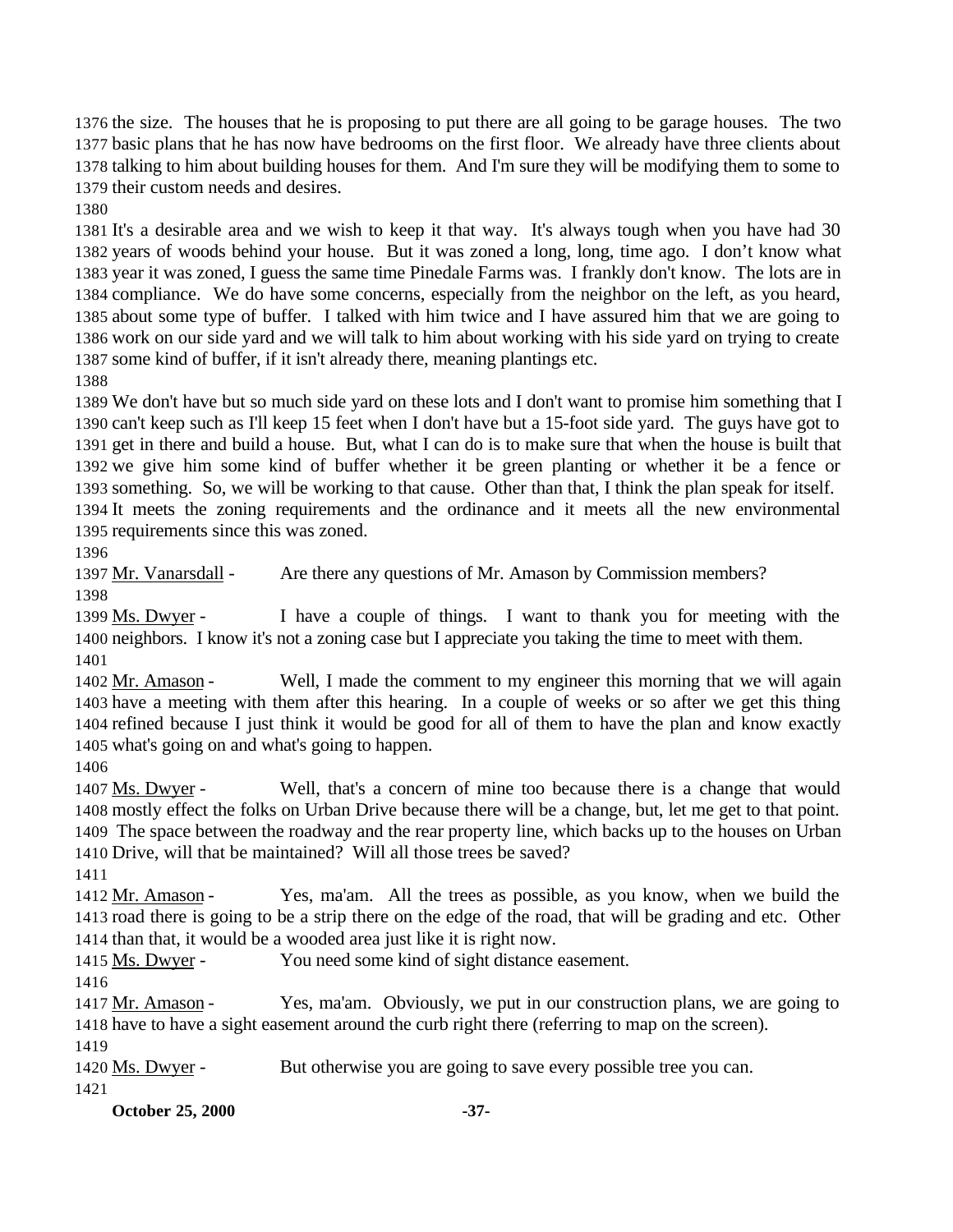the size. The houses that he is proposing to put there are all going to be garage houses. The two basic plans that he has now have bedrooms on the first floor. We already have three clients about talking to him about building houses for them. And I'm sure they will be modifying them to some to their custom needs and desires.

It's a desirable area and we wish to keep it that way. It's always tough when you have had 30 years of woods behind your house. But it was zoned a long, long, time ago. I don't know what year it was zoned, I guess the same time Pinedale Farms was. I frankly don't know. The lots are in compliance. We do have some concerns, especially from the neighbor on the left, as you heard, about some type of buffer. I talked with him twice and I have assured him that we are going to work on our side yard and we will talk to him about working with his side yard on trying to create some kind of buffer, if it isn't already there, meaning plantings etc.

We don't have but so much side yard on these lots and I don't want to promise him something that I can't keep such as I'll keep 15 feet when I don't have but a 15-foot side yard. The guys have got to get in there and build a house. But, what I can do is to make sure that when the house is built that we give him some kind of buffer whether it be green planting or whether it be a fence or something. So, we will be working to that cause. Other than that, I think the plan speak for itself. It meets the zoning requirements and the ordinance and it meets all the new environmental requirements since this was zoned.

Mr. Vanarsdall - Are there any questions of Mr. Amason by Commission members?

Ms. Dwyer - I have a couple of things. I want to thank you for meeting with the neighbors. I know it's not a zoning case but I appreciate you taking the time to meet with them.

Mr. Amason - Well, I made the comment to my engineer this morning that we will again have a meeting with them after this hearing. In a couple of weeks or so after we get this thing refined because I just think it would be good for all of them to have the plan and know exactly what's going on and what's going to happen.

Ms. Dwyer - Well, that's a concern of mine too because there is a change that would mostly effect the folks on Urban Drive because there will be a change, but, let me get to that point. The space between the roadway and the rear property line, which backs up to the houses on Urban Drive, will that be maintained? Will all those trees be saved?

Mr. Amason - Yes, ma'am. All the trees as possible, as you know, when we build the road there is going to be a strip there on the edge of the road, that will be grading and etc. Other than that, it would be a wooded area just like it is right now.

Ms. Dwyer - You need some kind of sight distance easement.

Mr. Amason - Yes, ma'am. Obviously, we put in our construction plans, we are going to have to have a sight easement around the curb right there (referring to map on the screen).

Ms. Dwyer - But otherwise you are going to save every possible tree you can.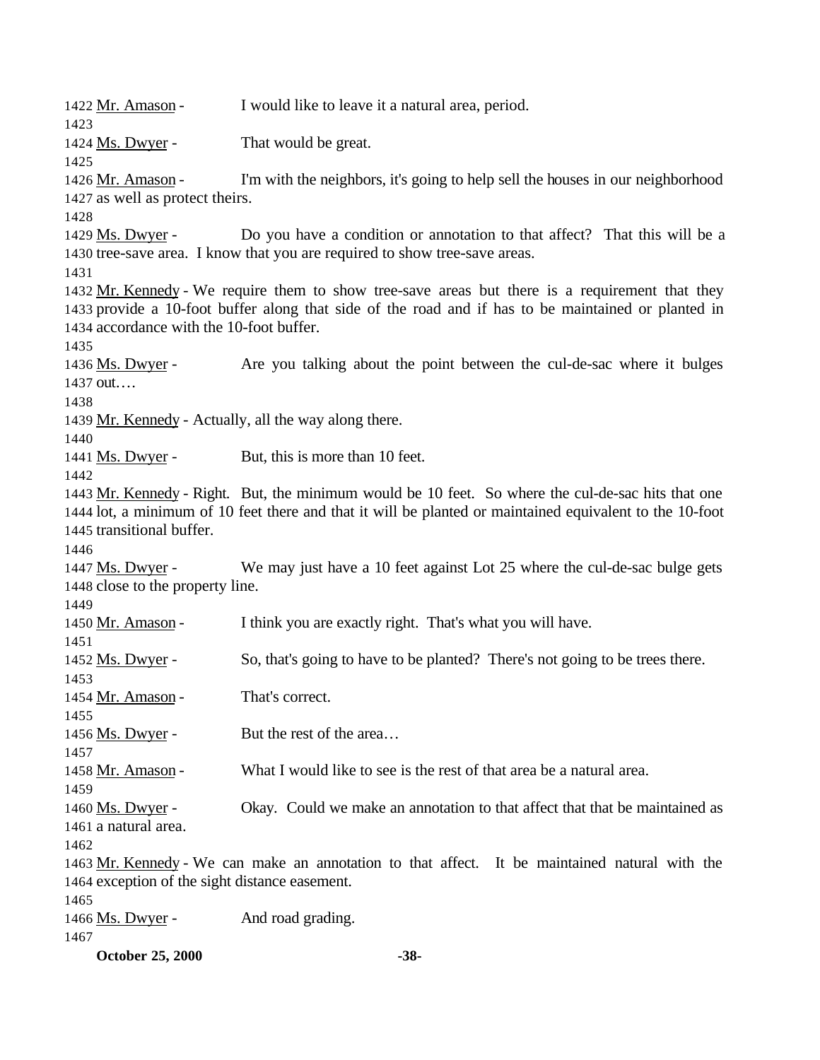Mr. Amason - I would like to leave it a natural area, period.

Ms. Dwyer - That would be great.

Mr. Amason - I'm with the neighbors, it's going to help sell the houses in our neighborhood as well as protect theirs.

Ms. Dwyer - Do you have a condition or annotation to that affect? That this will be a tree-save area. I know that you are required to show tree-save areas.

Mr. Kennedy - We require them to show tree-save areas but there is a requirement that they provide a 10-foot buffer along that side of the road and if has to be maintained or planted in accordance with the 10-foot buffer.

Ms. Dwyer - Are you talking about the point between the cul-de-sac where it bulges out….

Mr. Kennedy - Actually, all the way along there.

Ms. Dwyer - But, this is more than 10 feet.

Mr. Kennedy - Right. But, the minimum would be 10 feet. So where the cul-de-sac hits that one lot, a minimum of 10 feet there and that it will be planted or maintained equivalent to the 10-foot transitional buffer.

Ms. Dwyer - We may just have a 10 feet against Lot 25 where the cul-de-sac bulge gets close to the property line.

Mr. Amason - I think you are exactly right. That's what you will have.

Ms. Dwyer - So, that's going to have to be planted? There's not going to be trees there.

Mr. Amason - That's correct.

Ms. Dwyer - But the rest of the area…

Mr. Amason - What I would like to see is the rest of that area be a natural area.

Ms. Dwyer - Okay. Could we make an annotation to that affect that that be maintained as a natural area.

Mr. Kennedy - We can make an annotation to that affect. It be maintained natural with the exception of the sight distance easement.

Ms. Dwyer - And road grading.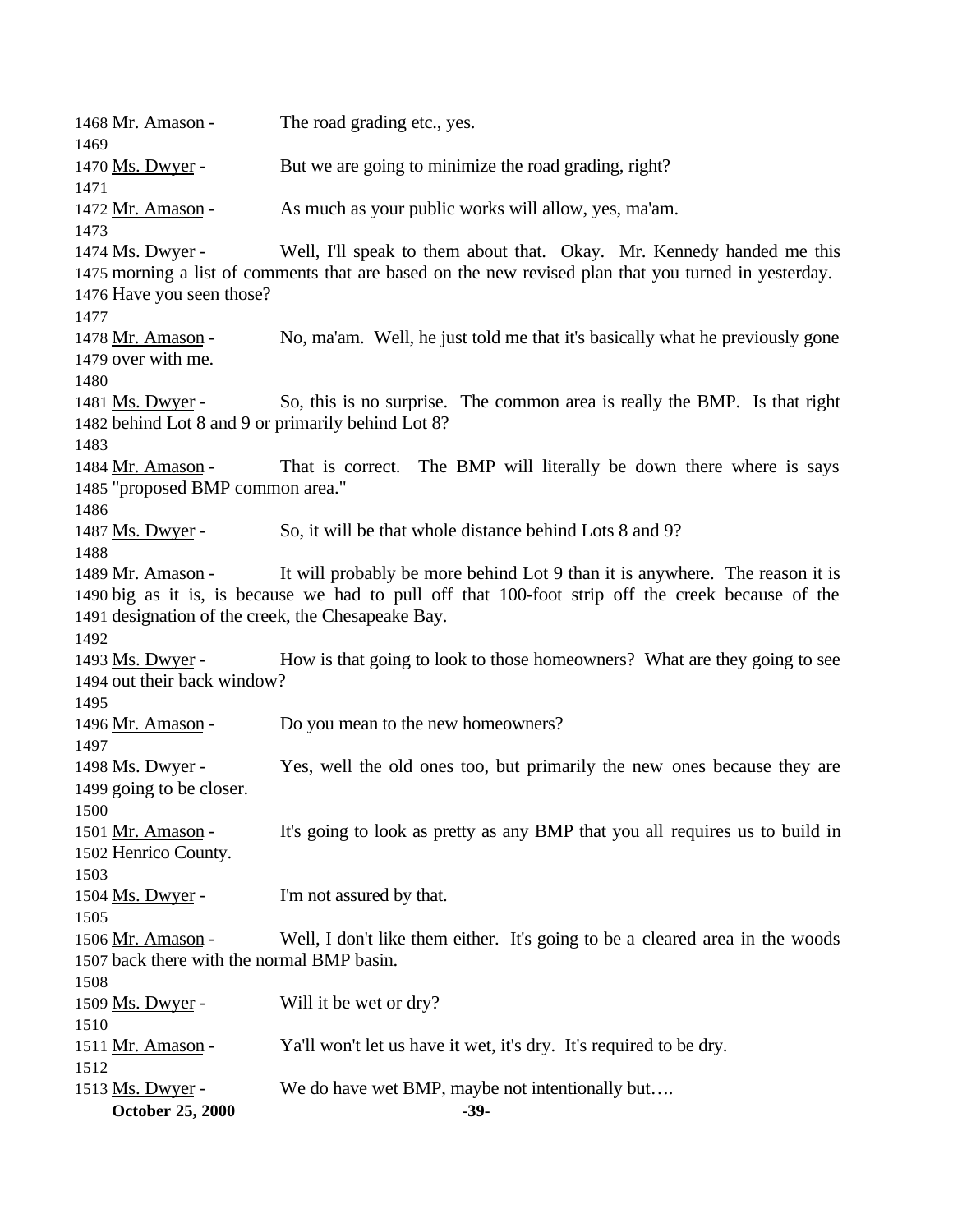1468 Mr. Amason - The road grading etc., yes.
1469
1470 Ms. Dwyer - But we are going to minimize the road grading, right?
1471
1472 Mr. Amason - As much as your public works will allow, yes, ma'am.
1473
1474 Ms. Dwyer - Well, I'll speak to them about that. Okay. Mr. Kennedy handed me this
1475 morning a list of comments that are based on the new revised plan that you turned in yesterday.
1476 Have you seen those?
1477
1478 Mr. Amason - No, ma'am. Well, he just told me that it's basically what he previously gone
1479 over with me.
1480
1481 Ms. Dwyer - So, this is no surprise. The common area is really the BMP. Is that right
1482 behind Lot 8 and 9 or primarily behind Lot 8?
1483
1484 Mr. Amason - That is correct. The BMP will literally be down there where is says
1485 "proposed BMP common area."
1486
1487 Ms. Dwyer - So, it will be that whole distance behind Lots 8 and 9?
1488
1489 Mr. Amason - It will probably be more behind Lot 9 than it is anywhere. The reason it is
1490 big as it is, is because we had to pull off that 100-foot strip off the creek because of the
1491 designation of the creek, the Chesapeake Bay.
1492
1493 Ms. Dwyer - How is that going to look to those homeowners? What are they going to see
1494 out their back window?
1495
1496 Mr. Amason - Do you mean to the new homeowners?
1497
1498 Ms. Dwyer - Yes, well the old ones too, but primarily the new ones because they are
1499 going to be closer.
1500
1501 Mr. Amason - It's going to look as pretty as any BMP that you all requires us to build in
1502 Henrico County.
1503
1504 Ms. Dwyer - I'm not assured by that.
1505
1506 Mr. Amason - Well, I don't like them either. It's going to be a cleared area in the woods
1507 back there with the normal BMP basin.
1508
1509 Ms. Dwyer - Will it be wet or dry?
1510
1511 Mr. Amason - Ya'll won't let us have it wet, it's dry. It's required to be dry.
1512
1513 Ms. Dwyer - We do have wet BMP, maybe not intentionally but….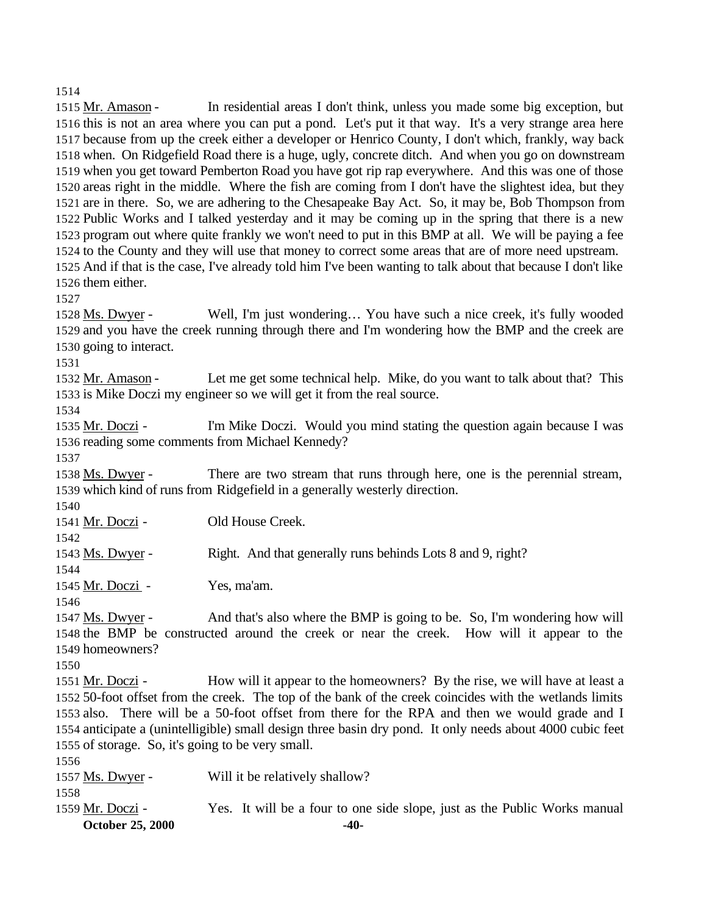1514

1515 Mr. Amason - In residential areas I don't think, unless you made some big exception, but 1516 this is not an area where you can put a pond. Let's put it that way. It's a very strange area here 1517 because from up the creek either a developer or Henrico County, I don't which, frankly, way back 1518 when. On Ridgefield Road there is a huge, ugly, concrete ditch. And when you go on downstream 1519 when you get toward Pemberton Road you have got rip rap everywhere. And this was one of those 1520 areas right in the middle. Where the fish are coming from I don't have the slightest idea, but they 1521 are in there. So, we are adhering to the Chesapeake Bay Act. So, it may be, Bob Thompson from 1522 Public Works and I talked yesterday and it may be coming up in the spring that there is a new 1523 program out where quite frankly we won't need to put in this BMP at all. We will be paying a fee 1524 to the County and they will use that money to correct some areas that are of more need upstream. 1525 And if that is the case, I've already told him I've been wanting to talk about that because I don't like 1526 them either.

1527

1528 Ms. Dwyer - Well, I'm just wondering… You have such a nice creek, it's fully wooded 1529 and you have the creek running through there and I'm wondering how the BMP and the creek are 1530 going to interact.

1531

1532 Mr. Amason - Let me get some technical help. Mike, do you want to talk about that? This 1533 is Mike Doczi my engineer so we will get it from the real source.

1534

1535 Mr. Doczi - I'm Mike Doczi. Would you mind stating the question again because I was 1536 reading some comments from Michael Kennedy?

1537

1538 Ms. Dwyer - There are two stream that runs through here, one is the perennial stream, 1539 which kind of runs from Ridgefield in a generally westerly direction.

1540

1541 Mr. Doczi - Old House Creek.

1542

1543 Ms. Dwyer - Right. And that generally runs behinds Lots 8 and 9, right?

1544

1545 Mr. Doczi - Yes, ma'am.

1546

1547 Ms. Dwyer - And that's also where the BMP is going to be. So, I'm wondering how will 1548 the BMP be constructed around the creek or near the creek. How will it appear to the 1549 homeowners?

1550

1551 Mr. Doczi - How will it appear to the homeowners? By the rise, we will have at least a 1552 50-foot offset from the creek. The top of the bank of the creek coincides with the wetlands limits 1553 also. There will be a 50-foot offset from there for the RPA and then we would grade and I 1554 anticipate a (unintelligible) small design three basin dry pond. It only needs about 4000 cubic feet 1555 of storage. So, it's going to be very small.

1556

1557 Ms. Dwyer - Will it be relatively shallow?

1558

1559 Mr. Doczi - Yes. It will be a four to one side slope, just as the Public Works manual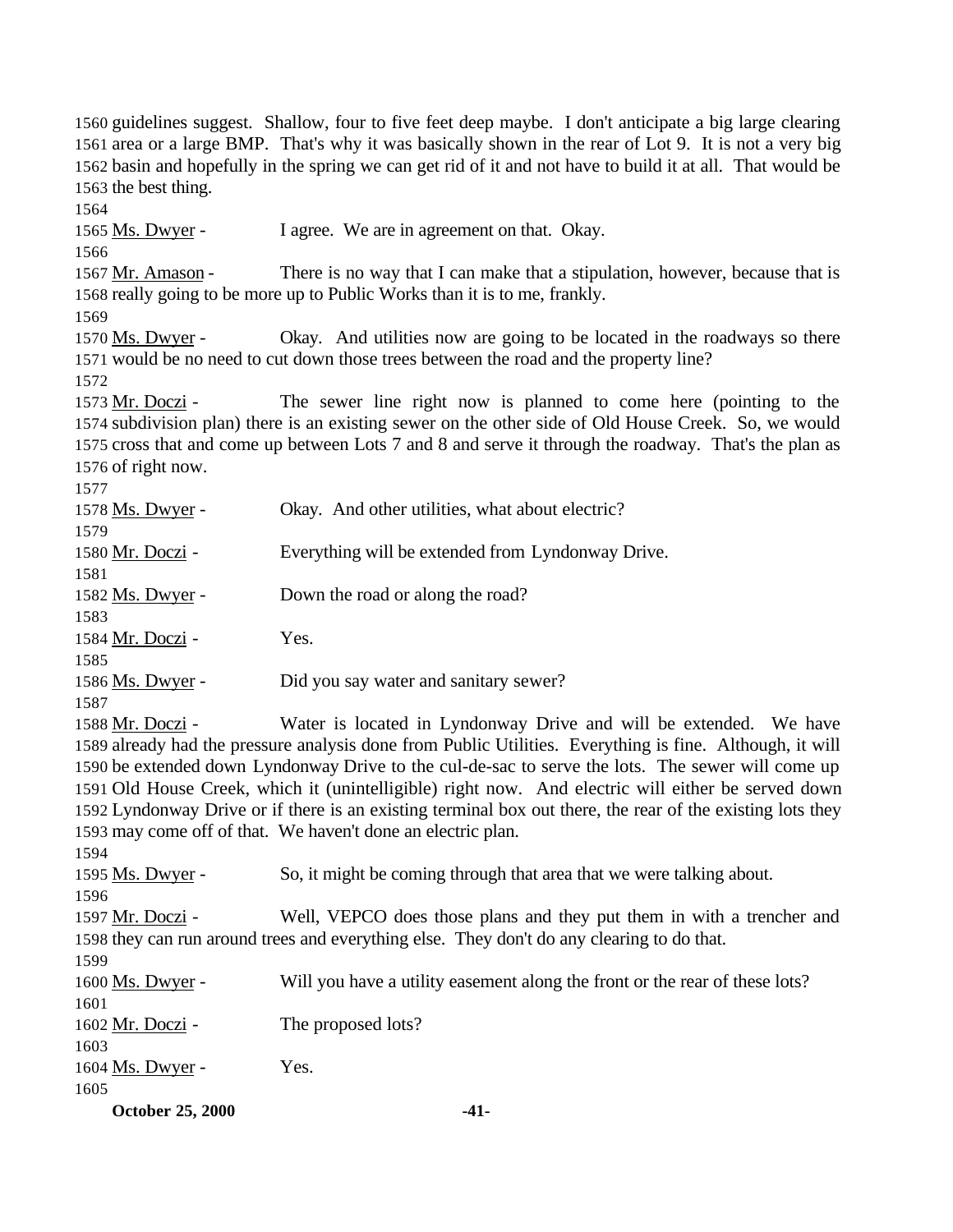1560 guidelines suggest. Shallow, four to five feet deep maybe. I don't anticipate a big large clearing
1561 area or a large BMP. That's why it was basically shown in the rear of Lot 9. It is not a very big
1562 basin and hopefully in the spring we can get rid of it and not have to build it at all. That would be
1563 the best thing.
1564
1565 Ms. Dwyer - I agree. We are in agreement on that. Okay.
1566
1567 Mr. Amason - There is no way that I can make that a stipulation, however, because that is
1568 really going to be more up to Public Works than it is to me, frankly.
1569
1570 Ms. Dwyer - Okay. And utilities now are going to be located in the roadways so there
1571 would be no need to cut down those trees between the road and the property line?
1572
1573 Mr. Doczi - The sewer line right now is planned to come here (pointing to the
1574 subdivision plan) there is an existing sewer on the other side of Old House Creek. So, we would
1575 cross that and come up between Lots 7 and 8 and serve it through the roadway. That's the plan as
1576 of right now.
1577
1578 Ms. Dwyer - Okay. And other utilities, what about electric?
1579
1580 Mr. Doczi - Everything will be extended from Lyndonway Drive.
1581
1582 Ms. Dwyer - Down the road or along the road?
1583
1584 Mr. Doczi - Yes.
1585
1586 Ms. Dwyer - Did you say water and sanitary sewer?
1587
1588 Mr. Doczi - Water is located in Lyndonway Drive and will be extended. We have
1589 already had the pressure analysis done from Public Utilities. Everything is fine. Although, it will
1590 be extended down Lyndonway Drive to the cul-de-sac to serve the lots. The sewer will come up
1591 Old House Creek, which it (unintelligible) right now. And electric will either be served down
1592 Lyndonway Drive or if there is an existing terminal box out there, the rear of the existing lots they
1593 may come off of that. We haven't done an electric plan.
1594
1595 Ms. Dwyer - So, it might be coming through that area that we were talking about.
1596
1597 Mr. Doczi - Well, VEPCO does those plans and they put them in with a trencher and
1598 they can run around trees and everything else. They don't do any clearing to do that.
1599
1600 Ms. Dwyer - Will you have a utility easement along the front or the rear of these lots?
1601
1602 Mr. Doczi - The proposed lots?
1603
1604 Ms. Dwyer - Yes.
1605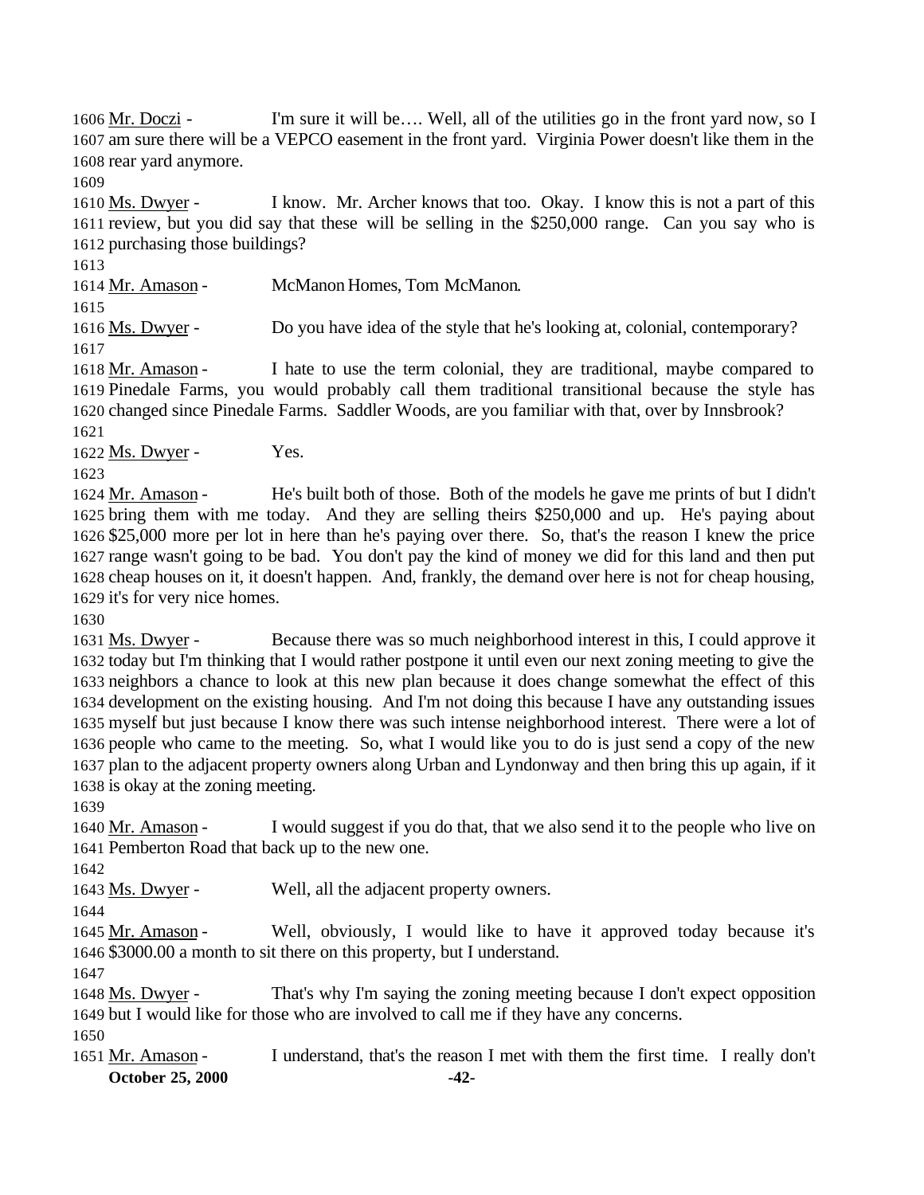1606 Mr. Doczi - I'm sure it will be…. Well, all of the utilities go in the front yard now, so I
1607 am sure there will be a VEPCO easement in the front yard. Virginia Power doesn't like them in the
1608 rear yard anymore.
1609
1610 Ms. Dwyer - I know. Mr. Archer knows that too. Okay. I know this is not a part of this
1611 review, but you did say that these will be selling in the $250,000 range. Can you say who is
1612 purchasing those buildings?
1613
1614 Mr. Amason - McManon Homes, Tom McManon.
1615
1616 Ms. Dwyer - Do you have idea of the style that he's looking at, colonial, contemporary?
1617
1618 Mr. Amason - I hate to use the term colonial, they are traditional, maybe compared to
1619 Pinedale Farms, you would probably call them traditional transitional because the style has
1620 changed since Pinedale Farms. Saddler Woods, are you familiar with that, over by Innsbrook?
1621
1622 Ms. Dwyer - Yes.
1623
1624 Mr. Amason - He's built both of those. Both of the models he gave me prints of but I didn't
1625 bring them with me today. And they are selling theirs $250,000 and up. He's paying about
1626 $25,000 more per lot in here than he's paying over there. So, that's the reason I knew the price
1627 range wasn't going to be bad. You don't pay the kind of money we did for this land and then put
1628 cheap houses on it, it doesn't happen. And, frankly, the demand over here is not for cheap housing,
1629 it's for very nice homes.
1630
1631 Ms. Dwyer - Because there was so much neighborhood interest in this, I could approve it
1632 today but I'm thinking that I would rather postpone it until even our next zoning meeting to give the
1633 neighbors a chance to look at this new plan because it does change somewhat the effect of this
1634 development on the existing housing. And I'm not doing this because I have any outstanding issues
1635 myself but just because I know there was such intense neighborhood interest. There were a lot of
1636 people who came to the meeting. So, what I would like you to do is just send a copy of the new
1637 plan to the adjacent property owners along Urban and Lyndonway and then bring this up again, if it
1638 is okay at the zoning meeting.
1639
1640 Mr. Amason - I would suggest if you do that, that we also send it to the people who live on
1641 Pemberton Road that back up to the new one.
1642
1643 Ms. Dwyer - Well, all the adjacent property owners.
1644
1645 Mr. Amason - Well, obviously, I would like to have it approved today because it's
1646 $3000.00 a month to sit there on this property, but I understand.
1647
1648 Ms. Dwyer - That's why I'm saying the zoning meeting because I don't expect opposition
1649 but I would like for those who are involved to call me if they have any concerns.
1650
1651 Mr. Amason - I understand, that's the reason I met with them the first time. I really don't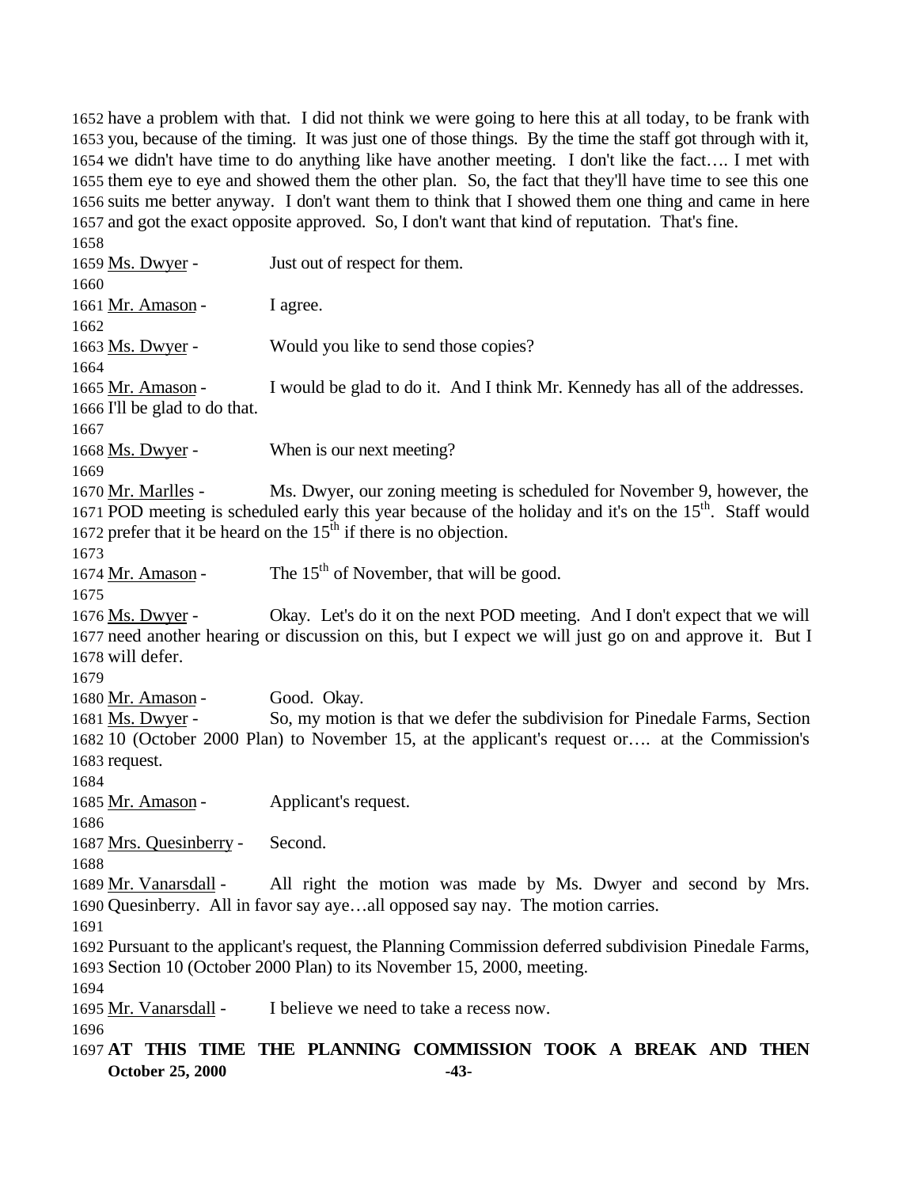have a problem with that. I did not think we were going to here this at all today, to be frank with you, because of the timing. It was just one of those things. By the time the staff got through with it, we didn't have time to do anything like have another meeting. I don't like the fact…. I met with them eye to eye and showed them the other plan. So, the fact that they'll have time to see this one suits me better anyway. I don't want them to think that I showed them one thing and came in here and got the exact opposite approved. So, I don't want that kind of reputation. That's fine.

Ms. Dwyer - Just out of respect for them.

Mr. Amason - I agree.

Ms. Dwyer - Would you like to send those copies?

Mr. Amason - I would be glad to do it. And I think Mr. Kennedy has all of the addresses. I'll be glad to do that.

Ms. Dwyer - When is our next meeting?

Mr. Marlles - Ms. Dwyer, our zoning meeting is scheduled for November 9, however, the POD meeting is scheduled early this year because of the holiday and it's on the 15th. Staff would prefer that it be heard on the 15th if there is no objection.

Mr. Amason - The 15th of November, that will be good.

Ms. Dwyer - Okay. Let's do it on the next POD meeting. And I don't expect that we will need another hearing or discussion on this, but I expect we will just go on and approve it. But I will defer.

Mr. Amason - Good. Okay.

Ms. Dwyer - So, my motion is that we defer the subdivision for Pinedale Farms, Section 10 (October 2000 Plan) to November 15, at the applicant's request or…. at the Commission's request.

Mr. Amason - Applicant's request.

Mrs. Quesinberry - Second.

Mr. Vanarsdall - All right the motion was made by Ms. Dwyer and second by Mrs. Quesinberry. All in favor say aye…all opposed say nay. The motion carries.

Pursuant to the applicant's request, the Planning Commission deferred subdivision Pinedale Farms, Section 10 (October 2000 Plan) to its November 15, 2000, meeting.

Mr. Vanarsdall - I believe we need to take a recess now.

**AT THIS TIME THE PLANNING COMMISSION TOOK A BREAK AND THEN**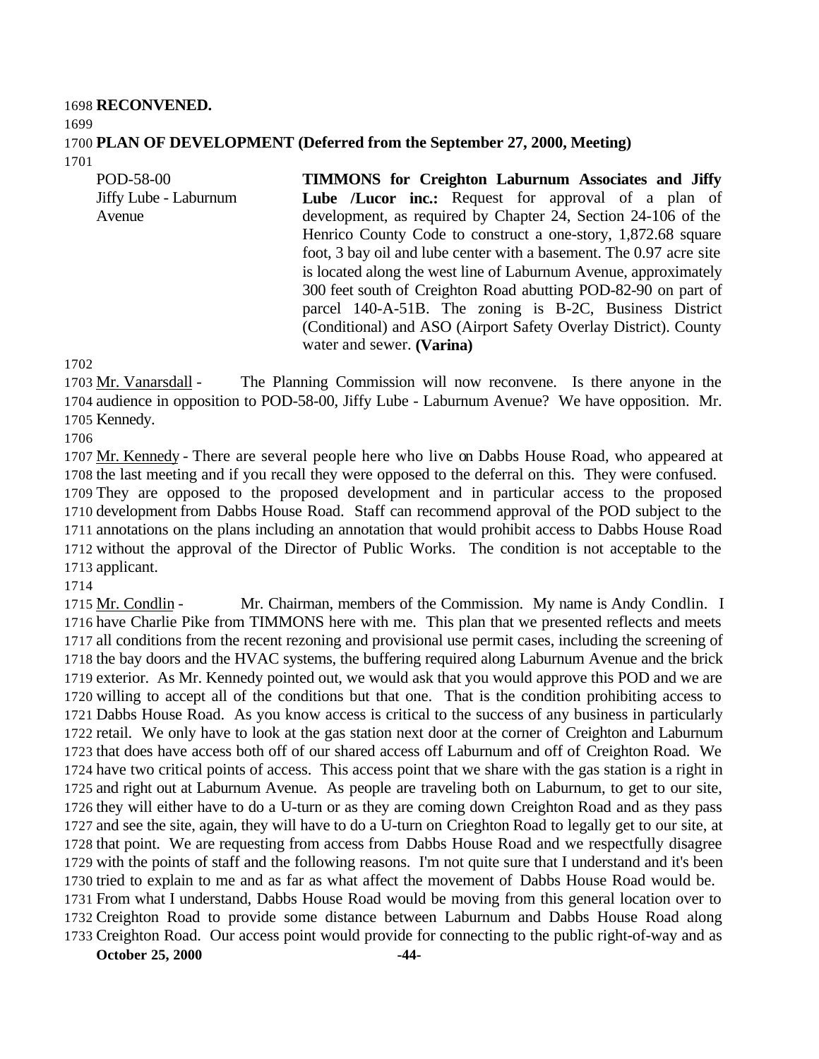**RECONVENED.**

**PLAN OF DEVELOPMENT (Deferred from the September 27, 2000, Meeting)**

| | |
|---|---|
| POD-58-00<br>Jiffy Lube - Laburnum Avenue | **TIMMONS for Creighton Laburnum Associates and Jiffy Lube /Lucor inc.:** Request for approval of a plan of development, as required by Chapter 24, Section 24-106 of the Henrico County Code to construct a one-story, 1,872.68 square foot, 3 bay oil and lube center with a basement. The 0.97 acre site is located along the west line of Laburnum Avenue, approximately 300 feet south of Creighton Road abutting POD-82-90 on part of parcel 140-A-51B. The zoning is B-2C, Business District (Conditional) and ASO (Airport Safety Overlay District). County water and sewer. **(Varina)** |

Mr. Vanarsdall - The Planning Commission will now reconvene. Is there anyone in the audience in opposition to POD-58-00, Jiffy Lube - Laburnum Avenue? We have opposition. Mr. Kennedy.

Mr. Kennedy - There are several people here who live on Dabbs House Road, who appeared at the last meeting and if you recall they were opposed to the deferral on this. They were confused. They are opposed to the proposed development and in particular access to the proposed development from Dabbs House Road. Staff can recommend approval of the POD subject to the annotations on the plans including an annotation that would prohibit access to Dabbs House Road without the approval of the Director of Public Works. The condition is not acceptable to the applicant.

Mr. Condlin - Mr. Chairman, members of the Commission. My name is Andy Condlin. I have Charlie Pike from TIMMONS here with me. This plan that we presented reflects and meets all conditions from the recent rezoning and provisional use permit cases, including the screening of the bay doors and the HVAC systems, the buffering required along Laburnum Avenue and the brick exterior. As Mr. Kennedy pointed out, we would ask that you would approve this POD and we are willing to accept all of the conditions but that one. That is the condition prohibiting access to Dabbs House Road. As you know access is critical to the success of any business in particularly retail. We only have to look at the gas station next door at the corner of Creighton and Laburnum that does have access both off of our shared access off Laburnum and off of Creighton Road. We have two critical points of access. This access point that we share with the gas station is a right in and right out at Laburnum Avenue. As people are traveling both on Laburnum, to get to our site, they will either have to do a U-turn or as they are coming down Creighton Road and as they pass and see the site, again, they will have to do a U-turn on Crieghton Road to legally get to our site, at that point. We are requesting from access from Dabbs House Road and we respectfully disagree with the points of staff and the following reasons. I'm not quite sure that I understand and it's been tried to explain to me and as far as what affect the movement of Dabbs House Road would be. From what I understand, Dabbs House Road would be moving from this general location over to Creighton Road to provide some distance between Laburnum and Dabbs House Road along Creighton Road. Our access point would provide for connecting to the public right-of-way and as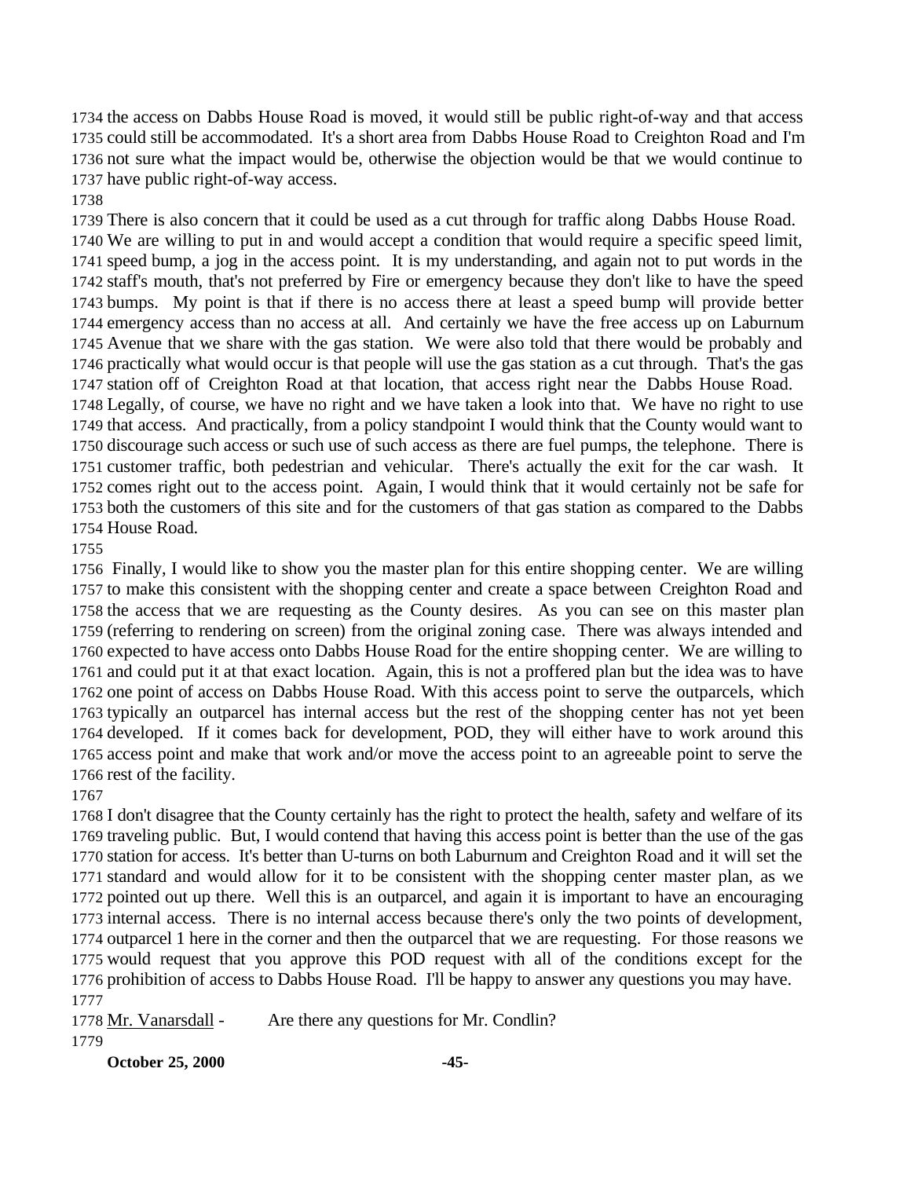the access on Dabbs House Road is moved, it would still be public right-of-way and that access could still be accommodated. It's a short area from Dabbs House Road to Creighton Road and I'm not sure what the impact would be, otherwise the objection would be that we would continue to have public right-of-way access.

There is also concern that it could be used as a cut through for traffic along Dabbs House Road. We are willing to put in and would accept a condition that would require a specific speed limit, speed bump, a jog in the access point. It is my understanding, and again not to put words in the staff's mouth, that's not preferred by Fire or emergency because they don't like to have the speed bumps. My point is that if there is no access there at least a speed bump will provide better emergency access than no access at all. And certainly we have the free access up on Laburnum Avenue that we share with the gas station. We were also told that there would be probably and practically what would occur is that people will use the gas station as a cut through. That's the gas station off of Creighton Road at that location, that access right near the Dabbs House Road. Legally, of course, we have no right and we have taken a look into that. We have no right to use that access. And practically, from a policy standpoint I would think that the County would want to discourage such access or such use of such access as there are fuel pumps, the telephone. There is customer traffic, both pedestrian and vehicular. There's actually the exit for the car wash. It comes right out to the access point. Again, I would think that it would certainly not be safe for both the customers of this site and for the customers of that gas station as compared to the Dabbs House Road.

Finally, I would like to show you the master plan for this entire shopping center. We are willing to make this consistent with the shopping center and create a space between Creighton Road and the access that we are requesting as the County desires. As you can see on this master plan (referring to rendering on screen) from the original zoning case. There was always intended and expected to have access onto Dabbs House Road for the entire shopping center. We are willing to and could put it at that exact location. Again, this is not a proffered plan but the idea was to have one point of access on Dabbs House Road. With this access point to serve the outparcels, which typically an outparcel has internal access but the rest of the shopping center has not yet been developed. If it comes back for development, POD, they will either have to work around this access point and make that work and/or move the access point to an agreeable point to serve the rest of the facility.

I don't disagree that the County certainly has the right to protect the health, safety and welfare of its traveling public. But, I would contend that having this access point is better than the use of the gas station for access. It's better than U-turns on both Laburnum and Creighton Road and it will set the standard and would allow for it to be consistent with the shopping center master plan, as we pointed out up there. Well this is an outparcel, and again it is important to have an encouraging internal access. There is no internal access because there's only the two points of development, outparcel 1 here in the corner and then the outparcel that we are requesting. For those reasons we would request that you approve this POD request with all of the conditions except for the prohibition of access to Dabbs House Road. I'll be happy to answer any questions you may have.

Mr. Vanarsdall - Are there any questions for Mr. Condlin?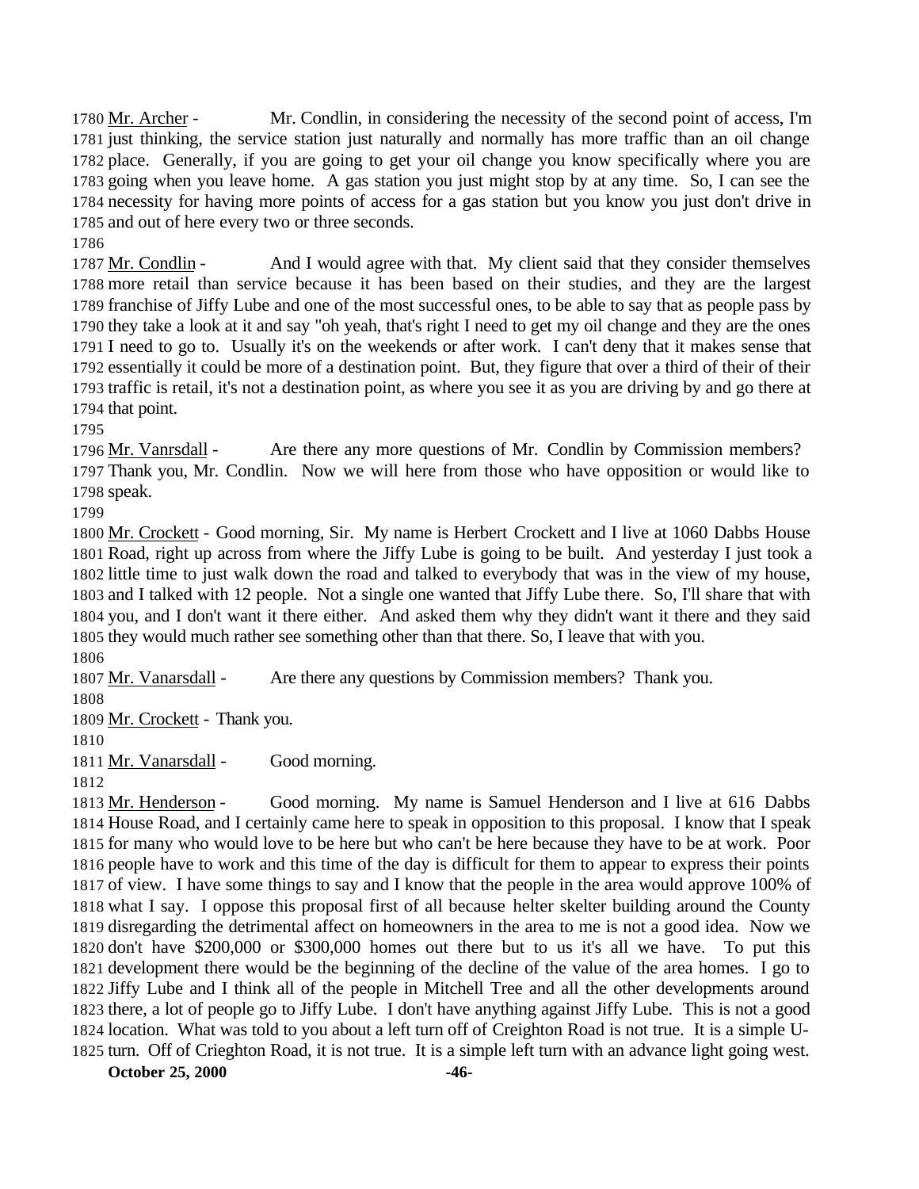Mr. Archer - Mr. Condlin, in considering the necessity of the second point of access, I'm just thinking, the service station just naturally and normally has more traffic than an oil change place. Generally, if you are going to get your oil change you know specifically where you are going when you leave home. A gas station you just might stop by at any time. So, I can see the necessity for having more points of access for a gas station but you know you just don't drive in and out of here every two or three seconds.

Mr. Condlin - And I would agree with that. My client said that they consider themselves more retail than service because it has been based on their studies, and they are the largest franchise of Jiffy Lube and one of the most successful ones, to be able to say that as people pass by they take a look at it and say "oh yeah, that's right I need to get my oil change and they are the ones I need to go to. Usually it's on the weekends or after work. I can't deny that it makes sense that essentially it could be more of a destination point. But, they figure that over a third of their of their traffic is retail, it's not a destination point, as where you see it as you are driving by and go there at that point.

Mr. Vanrsdall - Are there any more questions of Mr. Condlin by Commission members? Thank you, Mr. Condlin. Now we will here from those who have opposition or would like to speak.

Mr. Crockett - Good morning, Sir. My name is Herbert Crockett and I live at 1060 Dabbs House Road, right up across from where the Jiffy Lube is going to be built. And yesterday I just took a little time to just walk down the road and talked to everybody that was in the view of my house, and I talked with 12 people. Not a single one wanted that Jiffy Lube there. So, I'll share that with you, and I don't want it there either. And asked them why they didn't want it there and they said they would much rather see something other than that there. So, I leave that with you.

Mr. Vanarsdall - Are there any questions by Commission members? Thank you.

Mr. Crockett - Thank you.

Mr. Vanarsdall - Good morning.

Mr. Henderson - Good morning. My name is Samuel Henderson and I live at 616 Dabbs House Road, and I certainly came here to speak in opposition to this proposal. I know that I speak for many who would love to be here but who can't be here because they have to be at work. Poor people have to work and this time of the day is difficult for them to appear to express their points of view. I have some things to say and I know that the people in the area would approve 100% of what I say. I oppose this proposal first of all because helter skelter building around the County disregarding the detrimental affect on homeowners in the area to me is not a good idea. Now we don't have $200,000 or $300,000 homes out there but to us it's all we have. To put this development there would be the beginning of the decline of the value of the area homes. I go to Jiffy Lube and I think all of the people in Mitchell Tree and all the other developments around there, a lot of people go to Jiffy Lube. I don't have anything against Jiffy Lube. This is not a good location. What was told to you about a left turn off of Creighton Road is not true. It is a simple U-turn. Off of Crieghton Road, it is not true. It is a simple left turn with an advance light going west.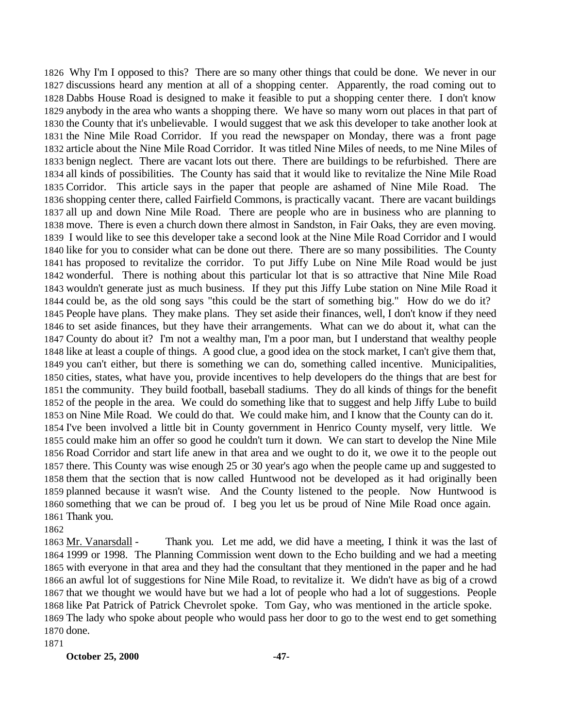Why I'm I opposed to this? There are so many other things that could be done. We never in our discussions heard any mention at all of a shopping center. Apparently, the road coming out to Dabbs House Road is designed to make it feasible to put a shopping center there. I don't know anybody in the area who wants a shopping there. We have so many worn out places in that part of the County that it's unbelievable. I would suggest that we ask this developer to take another look at the Nine Mile Road Corridor. If you read the newspaper on Monday, there was a front page article about the Nine Mile Road Corridor. It was titled Nine Miles of needs, to me Nine Miles of benign neglect. There are vacant lots out there. There are buildings to be refurbished. There are all kinds of possibilities. The County has said that it would like to revitalize the Nine Mile Road Corridor. This article says in the paper that people are ashamed of Nine Mile Road. The shopping center there, called Fairfield Commons, is practically vacant. There are vacant buildings all up and down Nine Mile Road. There are people who are in business who are planning to move. There is even a church down there almost in Sandston, in Fair Oaks, they are even moving. I would like to see this developer take a second look at the Nine Mile Road Corridor and I would like for you to consider what can be done out there. There are so many possibilities. The County has proposed to revitalize the corridor. To put Jiffy Lube on Nine Mile Road would be just wonderful. There is nothing about this particular lot that is so attractive that Nine Mile Road wouldn't generate just as much business. If they put this Jiffy Lube station on Nine Mile Road it could be, as the old song says "this could be the start of something big." How do we do it? People have plans. They make plans. They set aside their finances, well, I don't know if they need to set aside finances, but they have their arrangements. What can we do about it, what can the County do about it? I'm not a wealthy man, I'm a poor man, but I understand that wealthy people like at least a couple of things. A good clue, a good idea on the stock market, I can't give them that, you can't either, but there is something we can do, something called incentive. Municipalities, cities, states, what have you, provide incentives to help developers do the things that are best for the community. They build football, baseball stadiums. They do all kinds of things for the benefit of the people in the area. We could do something like that to suggest and help Jiffy Lube to build on Nine Mile Road. We could do that. We could make him, and I know that the County can do it. I've been involved a little bit in County government in Henrico County myself, very little. We could make him an offer so good he couldn't turn it down. We can start to develop the Nine Mile Road Corridor and start life anew in that area and we ought to do it, we owe it to the people out there. This County was wise enough 25 or 30 year's ago when the people came up and suggested to them that the section that is now called Huntwood not be developed as it had originally been planned because it wasn't wise. And the County listened to the people. Now Huntwood is something that we can be proud of. I beg you let us be proud of Nine Mile Road once again. Thank you.

Mr. Vanarsdall - Thank you. Let me add, we did have a meeting, I think it was the last of 1999 or 1998. The Planning Commission went down to the Echo building and we had a meeting with everyone in that area and they had the consultant that they mentioned in the paper and he had an awful lot of suggestions for Nine Mile Road, to revitalize it. We didn't have as big of a crowd that we thought we would have but we had a lot of people who had a lot of suggestions. People like Pat Patrick of Patrick Chevrolet spoke. Tom Gay, who was mentioned in the article spoke. The lady who spoke about people who would pass her door to go to the west end to get something done.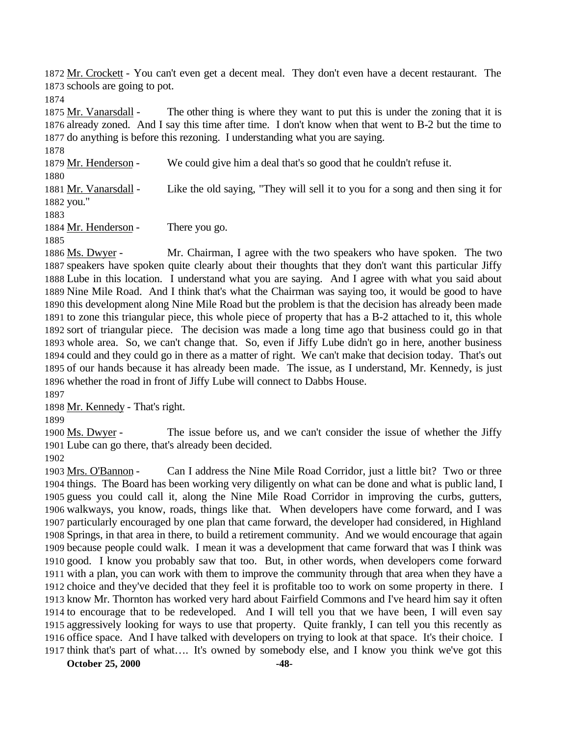1872 Mr. Crockett - You can't even get a decent meal. They don't even have a decent restaurant. The
1873 schools are going to pot.
1874
1875 Mr. Vanarsdall - The other thing is where they want to put this is under the zoning that it is
1876 already zoned. And I say this time after time. I don't know when that went to B-2 but the time to
1877 do anything is before this rezoning. I understanding what you are saying.
1878
1879 Mr. Henderson - We could give him a deal that's so good that he couldn't refuse it.
1880
1881 Mr. Vanarsdall - Like the old saying, "They will sell it to you for a song and then sing it for
1882 you."
1883
1884 Mr. Henderson - There you go.
1885
1886 Ms. Dwyer - Mr. Chairman, I agree with the two speakers who have spoken. The two
1887 speakers have spoken quite clearly about their thoughts that they don't want this particular Jiffy
1888 Lube in this location. I understand what you are saying. And I agree with what you said about
1889 Nine Mile Road. And I think that's what the Chairman was saying too, it would be good to have
1890 this development along Nine Mile Road but the problem is that the decision has already been made
1891 to zone this triangular piece, this whole piece of property that has a B-2 attached to it, this whole
1892 sort of triangular piece. The decision was made a long time ago that business could go in that
1893 whole area. So, we can't change that. So, even if Jiffy Lube didn't go in here, another business
1894 could and they could go in there as a matter of right. We can't make that decision today. That's out
1895 of our hands because it has already been made. The issue, as I understand, Mr. Kennedy, is just
1896 whether the road in front of Jiffy Lube will connect to Dabbs House.
1897
1898 Mr. Kennedy - That's right.
1899
1900 Ms. Dwyer - The issue before us, and we can't consider the issue of whether the Jiffy
1901 Lube can go there, that's already been decided.
1902
1903 Mrs. O'Bannon - Can I address the Nine Mile Road Corridor, just a little bit? Two or three
1904 things. The Board has been working very diligently on what can be done and what is public land, I
1905 guess you could call it, along the Nine Mile Road Corridor in improving the curbs, gutters,
1906 walkways, you know, roads, things like that. When developers have come forward, and I was
1907 particularly encouraged by one plan that came forward, the developer had considered, in Highland
1908 Springs, in that area in there, to build a retirement community. And we would encourage that again
1909 because people could walk. I mean it was a development that came forward that was I think was
1910 good. I know you probably saw that too. But, in other words, when developers come forward
1911 with a plan, you can work with them to improve the community through that area when they have a
1912 choice and they've decided that they feel it is profitable too to work on some property in there. I
1913 know Mr. Thornton has worked very hard about Fairfield Commons and I've heard him say it often
1914 to encourage that to be redeveloped. And I will tell you that we have been, I will even say
1915 aggressively looking for ways to use that property. Quite frankly, I can tell you this recently as
1916 office space. And I have talked with developers on trying to look at that space. It's their choice. I
1917 think that's part of what…. It's owned by somebody else, and I know you think we've got this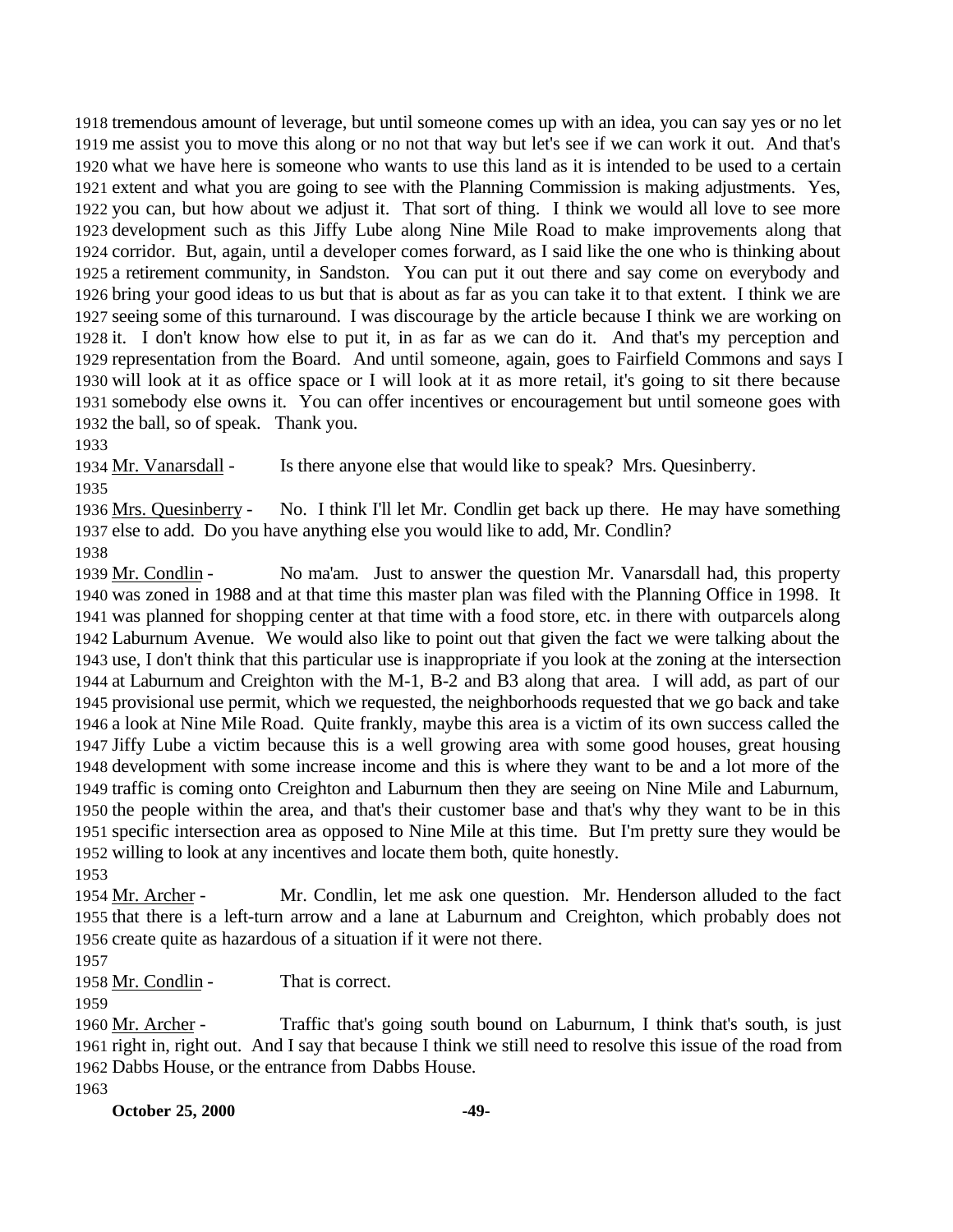tremendous amount of leverage, but until someone comes up with an idea, you can say yes or no let me assist you to move this along or no not that way but let's see if we can work it out. And that's what we have here is someone who wants to use this land as it is intended to be used to a certain extent and what you are going to see with the Planning Commission is making adjustments. Yes, you can, but how about we adjust it. That sort of thing. I think we would all love to see more development such as this Jiffy Lube along Nine Mile Road to make improvements along that corridor. But, again, until a developer comes forward, as I said like the one who is thinking about a retirement community, in Sandston. You can put it out there and say come on everybody and bring your good ideas to us but that is about as far as you can take it to that extent. I think we are seeing some of this turnaround. I was discourage by the article because I think we are working on it. I don't know how else to put it, in as far as we can do it. And that's my perception and representation from the Board. And until someone, again, goes to Fairfield Commons and says I will look at it as office space or I will look at it as more retail, it's going to sit there because somebody else owns it. You can offer incentives or encouragement but until someone goes with the ball, so of speak. Thank you.

Mr. Vanarsdall - Is there anyone else that would like to speak? Mrs. Quesinberry.

Mrs. Quesinberry - No. I think I'll let Mr. Condlin get back up there. He may have something else to add. Do you have anything else you would like to add, Mr. Condlin?

Mr. Condlin - No ma'am. Just to answer the question Mr. Vanarsdall had, this property was zoned in 1988 and at that time this master plan was filed with the Planning Office in 1998. It was planned for shopping center at that time with a food store, etc. in there with outparcels along Laburnum Avenue. We would also like to point out that given the fact we were talking about the use, I don't think that this particular use is inappropriate if you look at the zoning at the intersection at Laburnum and Creighton with the M-1, B-2 and B3 along that area. I will add, as part of our provisional use permit, which we requested, the neighborhoods requested that we go back and take a look at Nine Mile Road. Quite frankly, maybe this area is a victim of its own success called the Jiffy Lube a victim because this is a well growing area with some good houses, great housing development with some increase income and this is where they want to be and a lot more of the traffic is coming onto Creighton and Laburnum then they are seeing on Nine Mile and Laburnum, the people within the area, and that's their customer base and that's why they want to be in this specific intersection area as opposed to Nine Mile at this time. But I'm pretty sure they would be willing to look at any incentives and locate them both, quite honestly.

Mr. Archer - Mr. Condlin, let me ask one question. Mr. Henderson alluded to the fact that there is a left-turn arrow and a lane at Laburnum and Creighton, which probably does not create quite as hazardous of a situation if it were not there.

Mr. Condlin - That is correct.

Mr. Archer - Traffic that's going south bound on Laburnum, I think that's south, is just right in, right out. And I say that because I think we still need to resolve this issue of the road from Dabbs House, or the entrance from Dabbs House.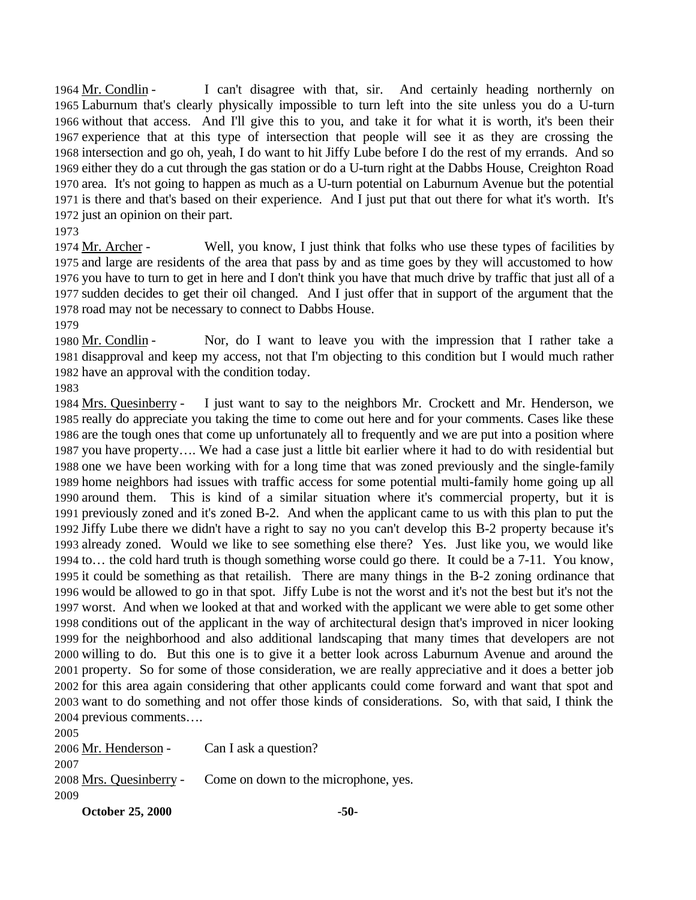Mr. Condlin - I can't disagree with that, sir. And certainly heading northernly on Laburnum that's clearly physically impossible to turn left into the site unless you do a U-turn without that access. And I'll give this to you, and take it for what it is worth, it's been their experience that at this type of intersection that people will see it as they are crossing the intersection and go oh, yeah, I do want to hit Jiffy Lube before I do the rest of my errands. And so either they do a cut through the gas station or do a U-turn right at the Dabbs House, Creighton Road area. It's not going to happen as much as a U-turn potential on Laburnum Avenue but the potential is there and that's based on their experience. And I just put that out there for what it's worth. It's just an opinion on their part.

Mr. Archer - Well, you know, I just think that folks who use these types of facilities by and large are residents of the area that pass by and as time goes by they will accustomed to how you have to turn to get in here and I don't think you have that much drive by traffic that just all of a sudden decides to get their oil changed. And I just offer that in support of the argument that the road may not be necessary to connect to Dabbs House.

Mr. Condlin - Nor, do I want to leave you with the impression that I rather take a disapproval and keep my access, not that I'm objecting to this condition but I would much rather have an approval with the condition today.

Mrs. Quesinberry - I just want to say to the neighbors Mr. Crockett and Mr. Henderson, we really do appreciate you taking the time to come out here and for your comments. Cases like these are the tough ones that come up unfortunately all to frequently and we are put into a position where you have property…. We had a case just a little bit earlier where it had to do with residential but one we have been working with for a long time that was zoned previously and the single-family home neighbors had issues with traffic access for some potential multi-family home going up all around them. This is kind of a similar situation where it's commercial property, but it is previously zoned and it's zoned B-2. And when the applicant came to us with this plan to put the Jiffy Lube there we didn't have a right to say no you can't develop this B-2 property because it's already zoned. Would we like to see something else there? Yes. Just like you, we would like to… the cold hard truth is though something worse could go there. It could be a 7-11. You know, it could be something as that retailish. There are many things in the B-2 zoning ordinance that would be allowed to go in that spot. Jiffy Lube is not the worst and it's not the best but it's not the worst. And when we looked at that and worked with the applicant we were able to get some other conditions out of the applicant in the way of architectural design that's improved in nicer looking for the neighborhood and also additional landscaping that many times that developers are not willing to do. But this one is to give it a better look across Laburnum Avenue and around the property. So for some of those consideration, we are really appreciative and it does a better job for this area again considering that other applicants could come forward and want that spot and want to do something and not offer those kinds of considerations. So, with that said, I think the previous comments….

Mr. Henderson - Can I ask a question?

Mrs. Quesinberry - Come on down to the microphone, yes.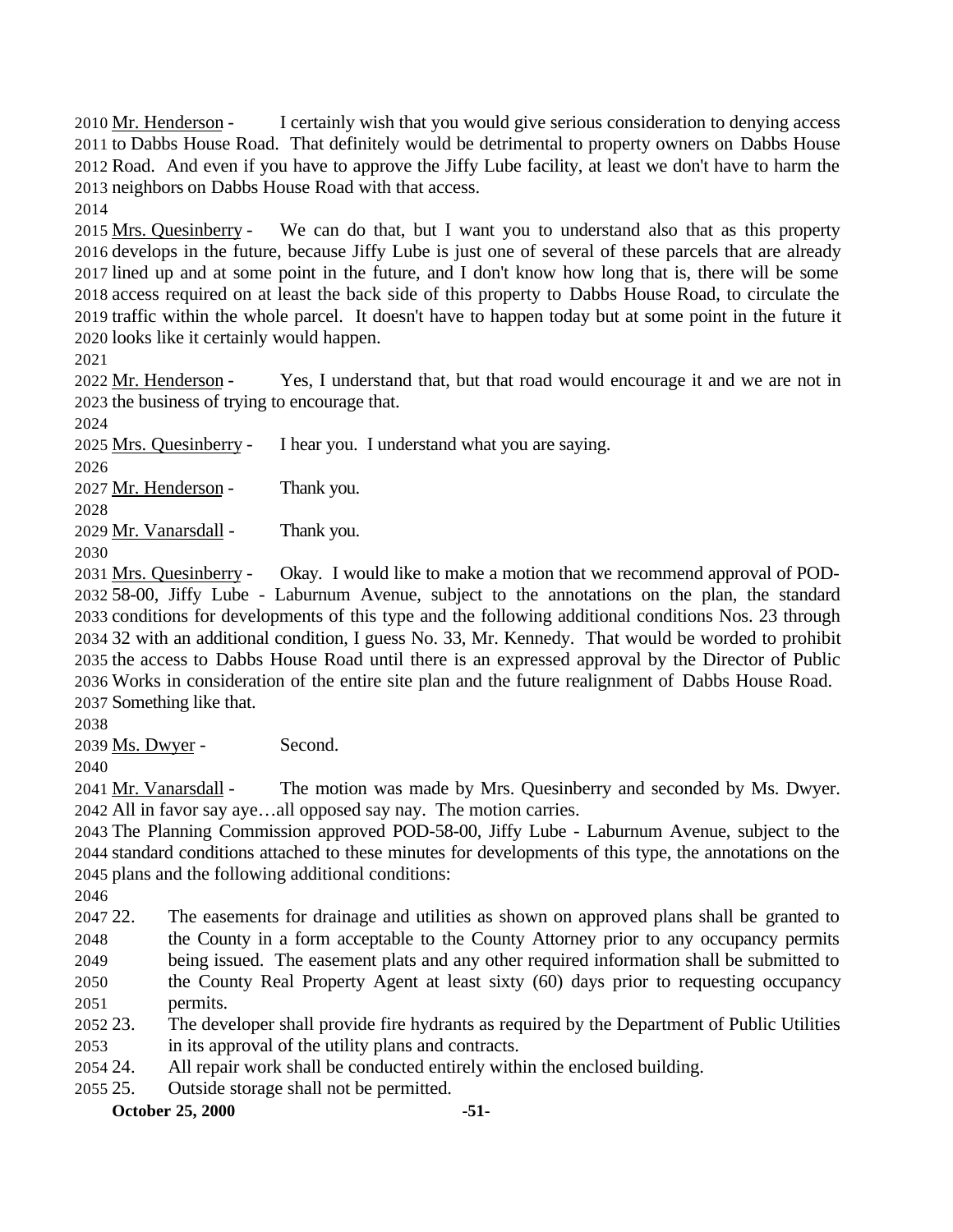Mr. Henderson - I certainly wish that you would give serious consideration to denying access to Dabbs House Road. That definitely would be detrimental to property owners on Dabbs House Road. And even if you have to approve the Jiffy Lube facility, at least we don't have to harm the neighbors on Dabbs House Road with that access.

Mrs. Quesinberry - We can do that, but I want you to understand also that as this property develops in the future, because Jiffy Lube is just one of several of these parcels that are already lined up and at some point in the future, and I don't know how long that is, there will be some access required on at least the back side of this property to Dabbs House Road, to circulate the traffic within the whole parcel. It doesn't have to happen today but at some point in the future it looks like it certainly would happen.

Mr. Henderson - Yes, I understand that, but that road would encourage it and we are not in the business of trying to encourage that.

Mrs. Quesinberry - I hear you. I understand what you are saying.

Mr. Henderson - Thank you.

Mr. Vanarsdall - Thank you.

Mrs. Quesinberry - Okay. I would like to make a motion that we recommend approval of POD-58-00, Jiffy Lube - Laburnum Avenue, subject to the annotations on the plan, the standard conditions for developments of this type and the following additional conditions Nos. 23 through 32 with an additional condition, I guess No. 33, Mr. Kennedy. That would be worded to prohibit the access to Dabbs House Road until there is an expressed approval by the Director of Public Works in consideration of the entire site plan and the future realignment of Dabbs House Road. Something like that.

Ms. Dwyer - Second.

Mr. Vanarsdall - The motion was made by Mrs. Quesinberry and seconded by Ms. Dwyer. All in favor say aye…all opposed say nay. The motion carries.

The Planning Commission approved POD-58-00, Jiffy Lube - Laburnum Avenue, subject to the standard conditions attached to these minutes for developments of this type, the annotations on the plans and the following additional conditions:

22. The easements for drainage and utilities as shown on approved plans shall be granted to the County in a form acceptable to the County Attorney prior to any occupancy permits being issued. The easement plats and any other required information shall be submitted to the County Real Property Agent at least sixty (60) days prior to requesting occupancy permits.
23. The developer shall provide fire hydrants as required by the Department of Public Utilities in its approval of the utility plans and contracts.
24. All repair work shall be conducted entirely within the enclosed building.
25. Outside storage shall not be permitted.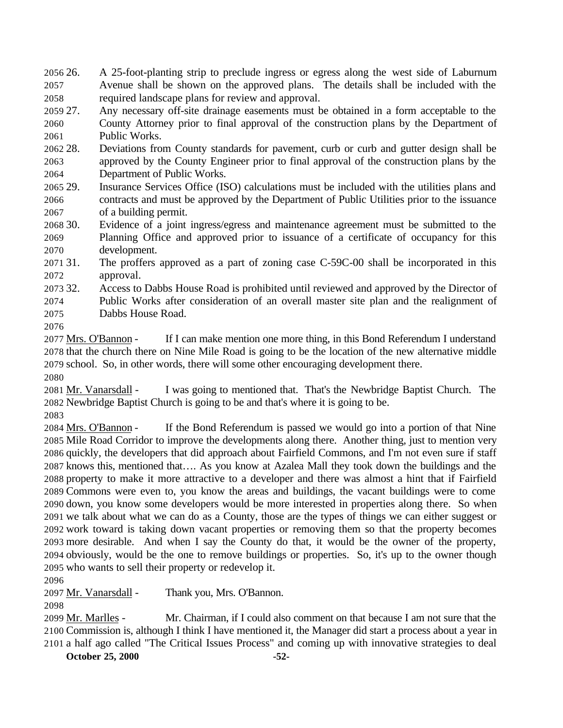26. A 25-foot-planting strip to preclude ingress or egress along the west side of Laburnum Avenue shall be shown on the approved plans. The details shall be included with the required landscape plans for review and approval.
27. Any necessary off-site drainage easements must be obtained in a form acceptable to the County Attorney prior to final approval of the construction plans by the Department of Public Works.
28. Deviations from County standards for pavement, curb or curb and gutter design shall be approved by the County Engineer prior to final approval of the construction plans by the Department of Public Works.
29. Insurance Services Office (ISO) calculations must be included with the utilities plans and contracts and must be approved by the Department of Public Utilities prior to the issuance of a building permit.
30. Evidence of a joint ingress/egress and maintenance agreement must be submitted to the Planning Office and approved prior to issuance of a certificate of occupancy for this development.
31. The proffers approved as a part of zoning case C-59C-00 shall be incorporated in this approval.
32. Access to Dabbs House Road is prohibited until reviewed and approved by the Director of Public Works after consideration of an overall master site plan and the realignment of Dabbs House Road.

Mrs. O'Bannon - If I can make mention one more thing, in this Bond Referendum I understand that the church there on Nine Mile Road is going to be the location of the new alternative middle school. So, in other words, there will some other encouraging development there.

Mr. Vanarsdall - I was going to mentioned that. That's the Newbridge Baptist Church. The Newbridge Baptist Church is going to be and that's where it is going to be.

Mrs. O'Bannon - If the Bond Referendum is passed we would go into a portion of that Nine Mile Road Corridor to improve the developments along there. Another thing, just to mention very quickly, the developers that did approach about Fairfield Commons, and I'm not even sure if staff knows this, mentioned that…. As you know at Azalea Mall they took down the buildings and the property to make it more attractive to a developer and there was almost a hint that if Fairfield Commons were even to, you know the areas and buildings, the vacant buildings were to come down, you know some developers would be more interested in properties along there. So when we talk about what we can do as a County, those are the types of things we can either suggest or work toward is taking down vacant properties or removing them so that the property becomes more desirable. And when I say the County do that, it would be the owner of the property, obviously, would be the one to remove buildings or properties. So, it's up to the owner though who wants to sell their property or redevelop it.

Mr. Vanarsdall - Thank you, Mrs. O'Bannon.

Mr. Marlles - Mr. Chairman, if I could also comment on that because I am not sure that the Commission is, although I think I have mentioned it, the Manager did start a process about a year in a half ago called "The Critical Issues Process" and coming up with innovative strategies to deal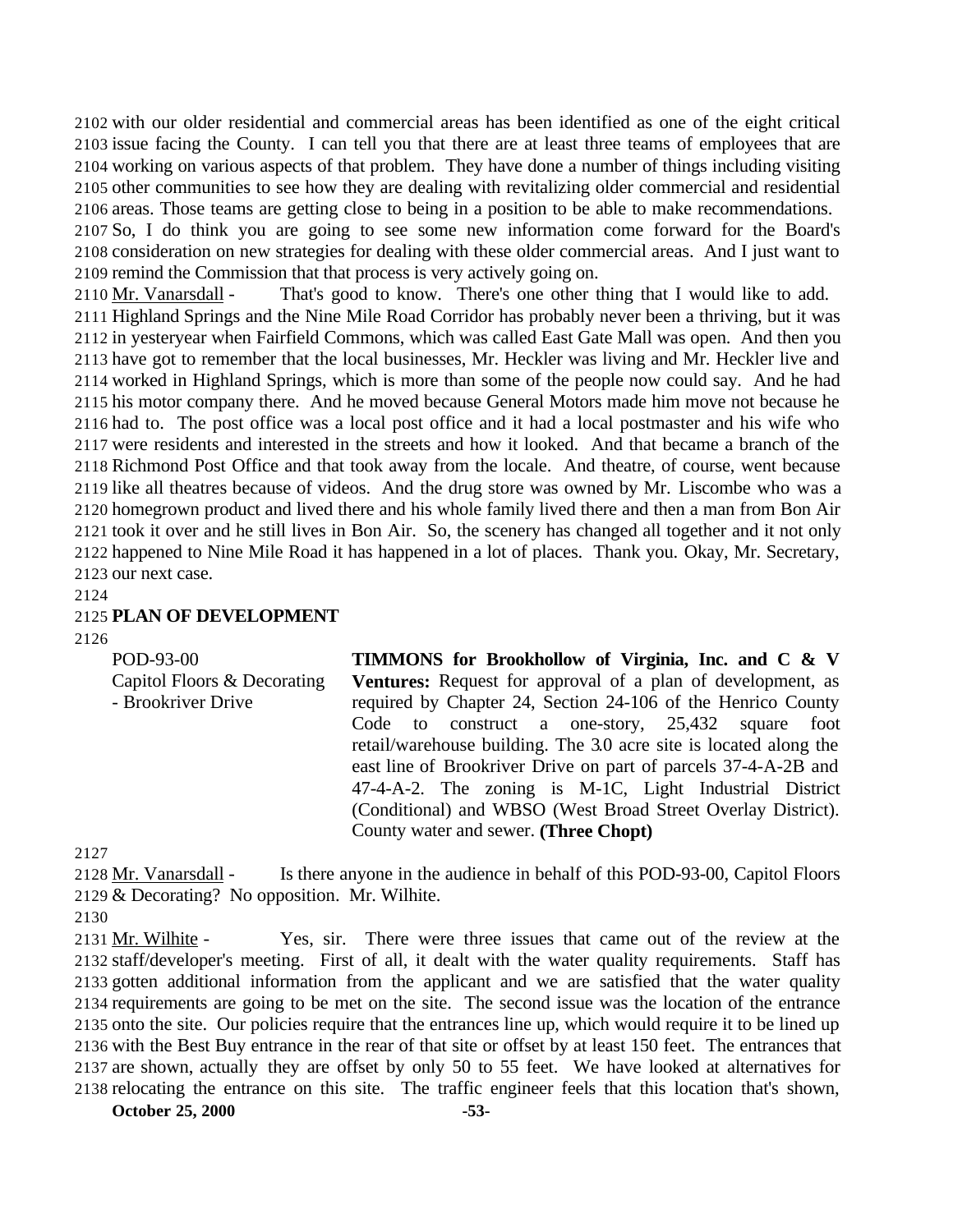with our older residential and commercial areas has been identified as one of the eight critical issue facing the County. I can tell you that there are at least three teams of employees that are working on various aspects of that problem. They have done a number of things including visiting other communities to see how they are dealing with revitalizing older commercial and residential areas. Those teams are getting close to being in a position to be able to make recommendations. So, I do think you are going to see some new information come forward for the Board's consideration on new strategies for dealing with these older commercial areas. And I just want to remind the Commission that that process is very actively going on.

Mr. Vanarsdall - That's good to know. There's one other thing that I would like to add. Highland Springs and the Nine Mile Road Corridor has probably never been a thriving, but it was in yesteryear when Fairfield Commons, which was called East Gate Mall was open. And then you have got to remember that the local businesses, Mr. Heckler was living and Mr. Heckler live and worked in Highland Springs, which is more than some of the people now could say. And he had his motor company there. And he moved because General Motors made him move not because he had to. The post office was a local post office and it had a local postmaster and his wife who were residents and interested in the streets and how it looked. And that became a branch of the Richmond Post Office and that took away from the locale. And theatre, of course, went because like all theatres because of videos. And the drug store was owned by Mr. Liscombe who was a homegrown product and lived there and his whole family lived there and then a man from Bon Air took it over and he still lives in Bon Air. So, the scenery has changed all together and it not only happened to Nine Mile Road it has happened in a lot of places. Thank you. Okay, Mr. Secretary, our next case.

**PLAN OF DEVELOPMENT**

| | |
|---|---|
| POD-93-00<br>Capitol Floors & Decorating<br>- Brookriver Drive | **TIMMONS for Brookhollow of Virginia, Inc. and C & V Ventures:** Request for approval of a plan of development, as required by Chapter 24, Section 24-106 of the Henrico County Code to construct a one-story, 25,432 square foot retail/warehouse building. The 3.0 acre site is located along the east line of Brookriver Drive on part of parcels 37-4-A-2B and 47-4-A-2. The zoning is M-1C, Light Industrial District (Conditional) and WBSO (West Broad Street Overlay District). County water and sewer. **(Three Chopt)** |

Mr. Vanarsdall - Is there anyone in the audience in behalf of this POD-93-00, Capitol Floors & Decorating? No opposition. Mr. Wilhite.

Mr. Wilhite - Yes, sir. There were three issues that came out of the review at the staff/developer's meeting. First of all, it dealt with the water quality requirements. Staff has gotten additional information from the applicant and we are satisfied that the water quality requirements are going to be met on the site. The second issue was the location of the entrance onto the site. Our policies require that the entrances line up, which would require it to be lined up with the Best Buy entrance in the rear of that site or offset by at least 150 feet. The entrances that are shown, actually they are offset by only 50 to 55 feet. We have looked at alternatives for relocating the entrance on this site. The traffic engineer feels that this location that's shown,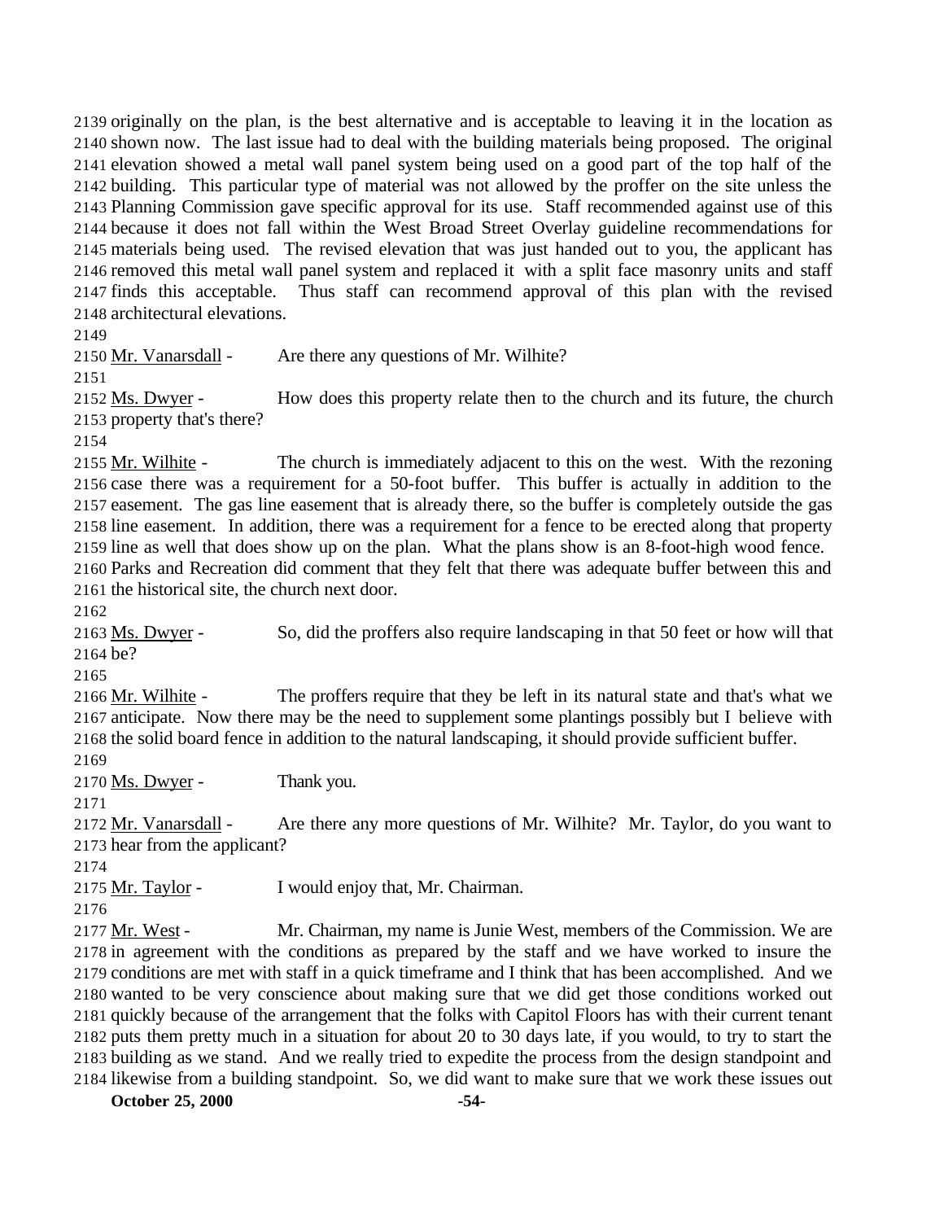originally on the plan, is the best alternative and is acceptable to leaving it in the location as shown now. The last issue had to deal with the building materials being proposed. The original elevation showed a metal wall panel system being used on a good part of the top half of the building. This particular type of material was not allowed by the proffer on the site unless the Planning Commission gave specific approval for its use. Staff recommended against use of this because it does not fall within the West Broad Street Overlay guideline recommendations for materials being used. The revised elevation that was just handed out to you, the applicant has removed this metal wall panel system and replaced it with a split face masonry units and staff finds this acceptable. Thus staff can recommend approval of this plan with the revised architectural elevations.

Mr. Vanarsdall - Are there any questions of Mr. Wilhite?

Ms. Dwyer - How does this property relate then to the church and its future, the church property that's there?

Mr. Wilhite - The church is immediately adjacent to this on the west. With the rezoning case there was a requirement for a 50-foot buffer. This buffer is actually in addition to the easement. The gas line easement that is already there, so the buffer is completely outside the gas line easement. In addition, there was a requirement for a fence to be erected along that property line as well that does show up on the plan. What the plans show is an 8-foot-high wood fence. Parks and Recreation did comment that they felt that there was adequate buffer between this and the historical site, the church next door.

Ms. Dwyer - So, did the proffers also require landscaping in that 50 feet or how will that be?

Mr. Wilhite - The proffers require that they be left in its natural state and that's what we anticipate. Now there may be the need to supplement some plantings possibly but I believe with the solid board fence in addition to the natural landscaping, it should provide sufficient buffer.

Ms. Dwyer - Thank you.

Mr. Vanarsdall - Are there any more questions of Mr. Wilhite? Mr. Taylor, do you want to hear from the applicant?

Mr. Taylor - I would enjoy that, Mr. Chairman.

Mr. West - Mr. Chairman, my name is Junie West, members of the Commission. We are in agreement with the conditions as prepared by the staff and we have worked to insure the conditions are met with staff in a quick timeframe and I think that has been accomplished. And we wanted to be very conscience about making sure that we did get those conditions worked out quickly because of the arrangement that the folks with Capitol Floors has with their current tenant puts them pretty much in a situation for about 20 to 30 days late, if you would, to try to start the building as we stand. And we really tried to expedite the process from the design standpoint and likewise from a building standpoint. So, we did want to make sure that we work these issues out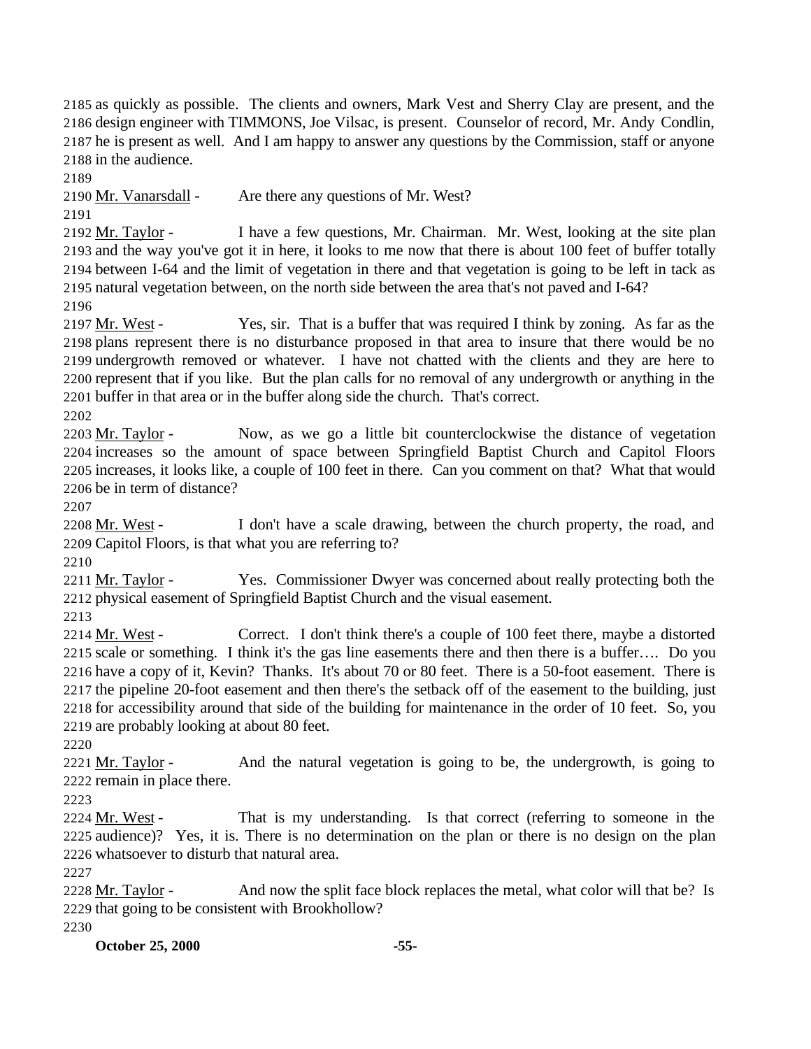as quickly as possible. The clients and owners, Mark Vest and Sherry Clay are present, and the design engineer with TIMMONS, Joe Vilsac, is present. Counselor of record, Mr. Andy Condlin, he is present as well. And I am happy to answer any questions by the Commission, staff or anyone in the audience.

Mr. Vanarsdall - Are there any questions of Mr. West?

Mr. Taylor - I have a few questions, Mr. Chairman. Mr. West, looking at the site plan and the way you've got it in here, it looks to me now that there is about 100 feet of buffer totally between I-64 and the limit of vegetation in there and that vegetation is going to be left in tack as natural vegetation between, on the north side between the area that's not paved and I-64?

Mr. West - Yes, sir. That is a buffer that was required I think by zoning. As far as the plans represent there is no disturbance proposed in that area to insure that there would be no undergrowth removed or whatever. I have not chatted with the clients and they are here to represent that if you like. But the plan calls for no removal of any undergrowth or anything in the buffer in that area or in the buffer along side the church. That's correct.

Mr. Taylor - Now, as we go a little bit counterclockwise the distance of vegetation increases so the amount of space between Springfield Baptist Church and Capitol Floors increases, it looks like, a couple of 100 feet in there. Can you comment on that? What that would be in term of distance?

Mr. West - I don't have a scale drawing, between the church property, the road, and Capitol Floors, is that what you are referring to?

Mr. Taylor - Yes. Commissioner Dwyer was concerned about really protecting both the physical easement of Springfield Baptist Church and the visual easement.

Mr. West - Correct. I don't think there's a couple of 100 feet there, maybe a distorted scale or something. I think it's the gas line easements there and then there is a buffer…. Do you have a copy of it, Kevin? Thanks. It's about 70 or 80 feet. There is a 50-foot easement. There is the pipeline 20-foot easement and then there's the setback off of the easement to the building, just for accessibility around that side of the building for maintenance in the order of 10 feet. So, you are probably looking at about 80 feet.

Mr. Taylor - And the natural vegetation is going to be, the undergrowth, is going to remain in place there.

Mr. West - That is my understanding. Is that correct (referring to someone in the audience)? Yes, it is. There is no determination on the plan or there is no design on the plan whatsoever to disturb that natural area.

Mr. Taylor - And now the split face block replaces the metal, what color will that be? Is that going to be consistent with Brookhollow?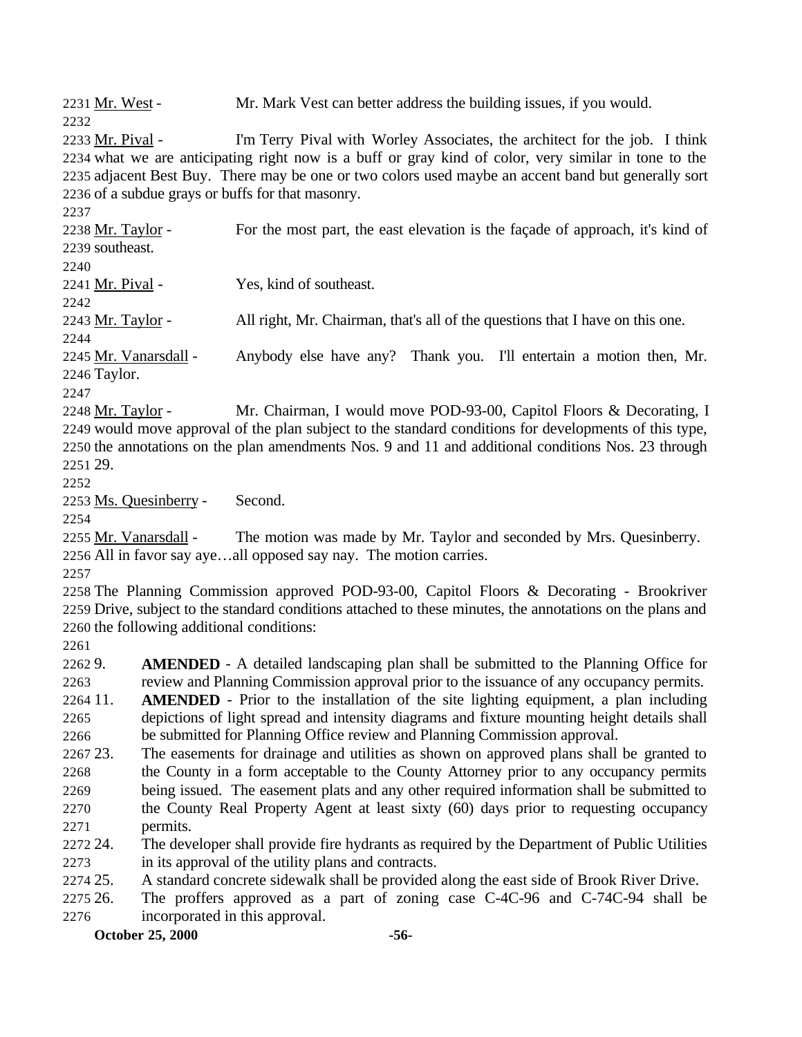Mr. West - Mr. Mark Vest can better address the building issues, if you would.

Mr. Pival - I'm Terry Pival with Worley Associates, the architect for the job. I think what we are anticipating right now is a buff or gray kind of color, very similar in tone to the adjacent Best Buy. There may be one or two colors used maybe an accent band but generally sort of a subdue grays or buffs for that masonry.

Mr. Taylor - For the most part, the east elevation is the façade of approach, it's kind of southeast.

Mr. Pival - Yes, kind of southeast.

Mr. Taylor - All right, Mr. Chairman, that's all of the questions that I have on this one.

Mr. Vanarsdall - Anybody else have any? Thank you. I'll entertain a motion then, Mr. Taylor.

Mr. Taylor - Mr. Chairman, I would move POD-93-00, Capitol Floors & Decorating, I would move approval of the plan subject to the standard conditions for developments of this type, the annotations on the plan amendments Nos. 9 and 11 and additional conditions Nos. 23 through 29.

Ms. Quesinberry - Second.

Mr. Vanarsdall - The motion was made by Mr. Taylor and seconded by Mrs. Quesinberry. All in favor say aye…all opposed say nay. The motion carries.

The Planning Commission approved POD-93-00, Capitol Floors & Decorating - Brookriver Drive, subject to the standard conditions attached to these minutes, the annotations on the plans and the following additional conditions:

9. **AMENDED** - A detailed landscaping plan shall be submitted to the Planning Office for review and Planning Commission approval prior to the issuance of any occupancy permits.
11. **AMENDED** - Prior to the installation of the site lighting equipment, a plan including depictions of light spread and intensity diagrams and fixture mounting height details shall be submitted for Planning Office review and Planning Commission approval.
23. The easements for drainage and utilities as shown on approved plans shall be granted to the County in a form acceptable to the County Attorney prior to any occupancy permits being issued. The easement plats and any other required information shall be submitted to the County Real Property Agent at least sixty (60) days prior to requesting occupancy permits.
24. The developer shall provide fire hydrants as required by the Department of Public Utilities in its approval of the utility plans and contracts.
25. A standard concrete sidewalk shall be provided along the east side of Brook River Drive.
26. The proffers approved as a part of zoning case C-4C-96 and C-74C-94 shall be incorporated in this approval.

**October 25, 2000**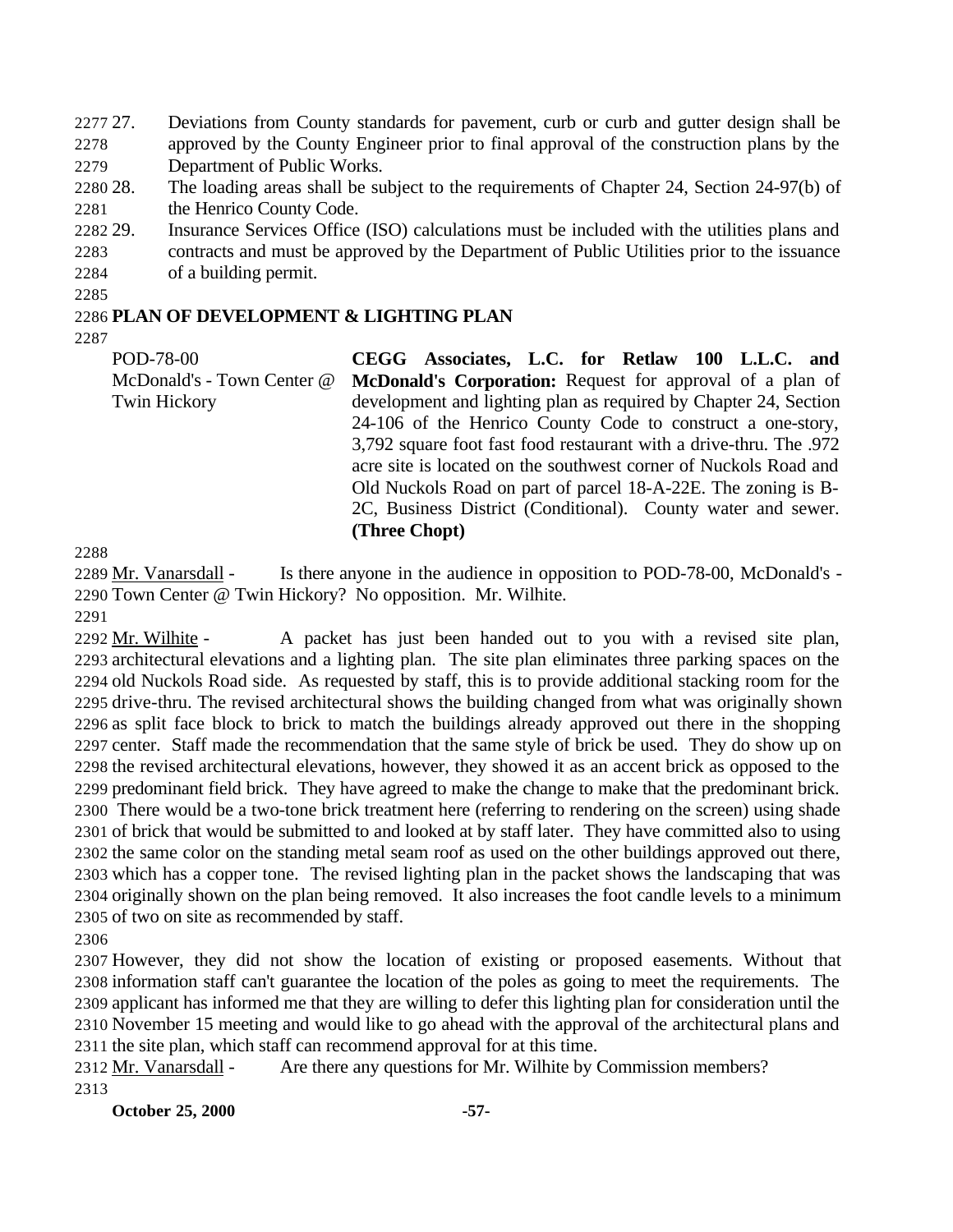27. Deviations from County standards for pavement, curb or curb and gutter design shall be approved by the County Engineer prior to final approval of the construction plans by the Department of Public Works.
28. The loading areas shall be subject to the requirements of Chapter 24, Section 24-97(b) of the Henrico County Code.
29. Insurance Services Office (ISO) calculations must be included with the utilities plans and contracts and must be approved by the Department of Public Utilities prior to the issuance of a building permit.

## PLAN OF DEVELOPMENT & LIGHTING PLAN

| | |
|---|---|
| POD-78-00<br>McDonald's - Town Center @ Twin Hickory | **CEGG Associates, L.C. for Retlaw 100 L.L.C. and McDonald's Corporation:** Request for approval of a plan of development and lighting plan as required by Chapter 24, Section 24-106 of the Henrico County Code to construct a one-story, 3,792 square foot fast food restaurant with a drive-thru. The .972 acre site is located on the southwest corner of Nuckols Road and Old Nuckols Road on part of parcel 18-A-22E. The zoning is B-2C, Business District (Conditional). County water and sewer. **(Three Chopt)** |

Mr. Vanarsdall - Is there anyone in the audience in opposition to POD-78-00, McDonald's - Town Center @ Twin Hickory? No opposition. Mr. Wilhite.

Mr. Wilhite - A packet has just been handed out to you with a revised site plan, architectural elevations and a lighting plan. The site plan eliminates three parking spaces on the old Nuckols Road side. As requested by staff, this is to provide additional stacking room for the drive-thru. The revised architectural shows the building changed from what was originally shown as split face block to brick to match the buildings already approved out there in the shopping center. Staff made the recommendation that the same style of brick be used. They do show up on the revised architectural elevations, however, they showed it as an accent brick as opposed to the predominant field brick. They have agreed to make the change to make that the predominant brick. There would be a two-tone brick treatment here (referring to rendering on the screen) using shade of brick that would be submitted to and looked at by staff later. They have committed also to using the same color on the standing metal seam roof as used on the other buildings approved out there, which has a copper tone. The revised lighting plan in the packet shows the landscaping that was originally shown on the plan being removed. It also increases the foot candle levels to a minimum of two on site as recommended by staff.

However, they did not show the location of existing or proposed easements. Without that information staff can't guarantee the location of the poles as going to meet the requirements. The applicant has informed me that they are willing to defer this lighting plan for consideration until the November 15 meeting and would like to go ahead with the approval of the architectural plans and the site plan, which staff can recommend approval for at this time.

Mr. Vanarsdall - Are there any questions for Mr. Wilhite by Commission members?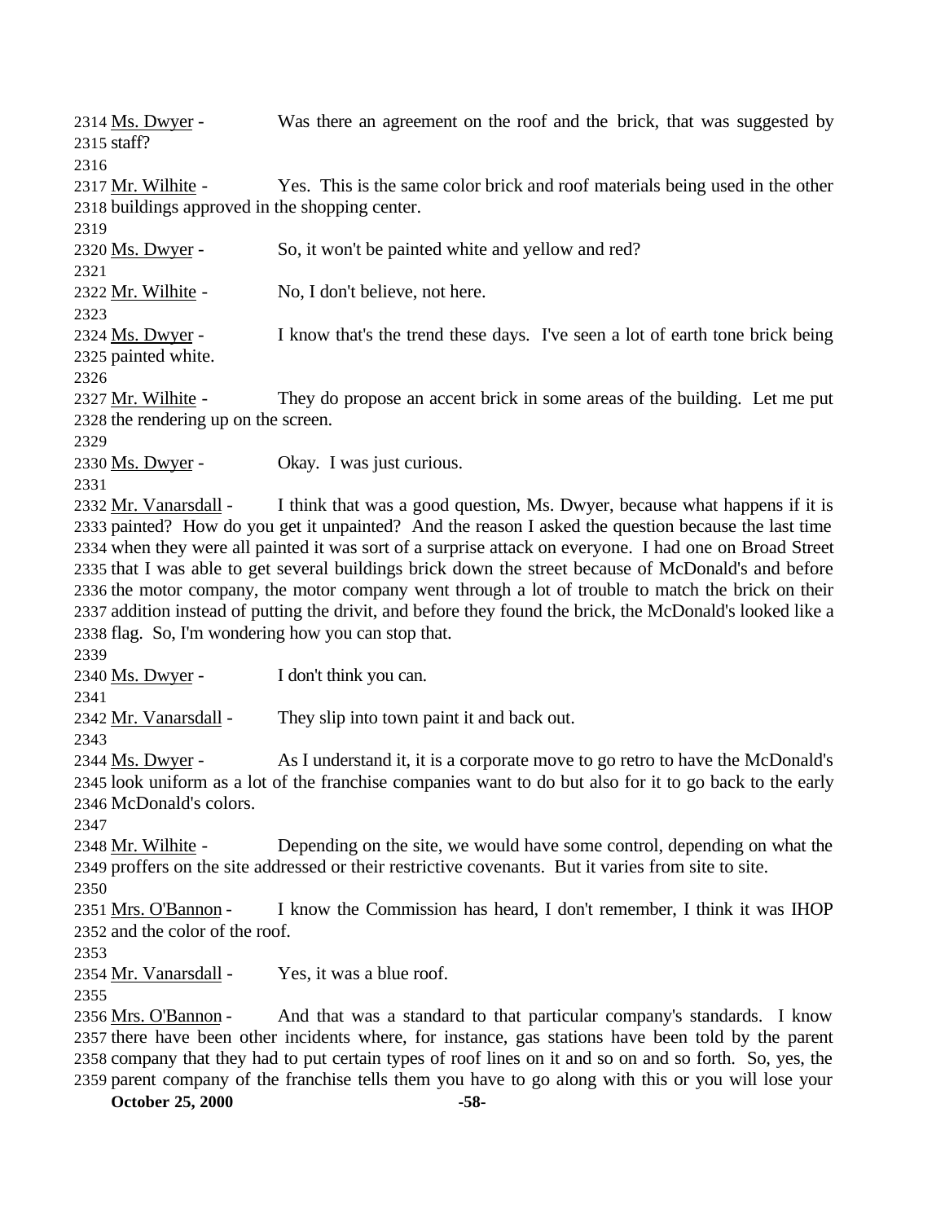2314 Ms. Dwyer - Was there an agreement on the roof and the brick, that was suggested by
2315 staff?
2316
2317 Mr. Wilhite - Yes. This is the same color brick and roof materials being used in the other
2318 buildings approved in the shopping center.
2319
2320 Ms. Dwyer - So, it won't be painted white and yellow and red?
2321
2322 Mr. Wilhite - No, I don't believe, not here.
2323
2324 Ms. Dwyer - I know that's the trend these days. I've seen a lot of earth tone brick being
2325 painted white.
2326
2327 Mr. Wilhite - They do propose an accent brick in some areas of the building. Let me put
2328 the rendering up on the screen.
2329
2330 Ms. Dwyer - Okay. I was just curious.
2331
2332 Mr. Vanarsdall - I think that was a good question, Ms. Dwyer, because what happens if it is
2333 painted? How do you get it unpainted? And the reason I asked the question because the last time
2334 when they were all painted it was sort of a surprise attack on everyone. I had one on Broad Street
2335 that I was able to get several buildings brick down the street because of McDonald's and before
2336 the motor company, the motor company went through a lot of trouble to match the brick on their
2337 addition instead of putting the drivit, and before they found the brick, the McDonald's looked like a
2338 flag. So, I'm wondering how you can stop that.
2339
2340 Ms. Dwyer - I don't think you can.
2341
2342 Mr. Vanarsdall - They slip into town paint it and back out.
2343
2344 Ms. Dwyer - As I understand it, it is a corporate move to go retro to have the McDonald's
2345 look uniform as a lot of the franchise companies want to do but also for it to go back to the early
2346 McDonald's colors.
2347
2348 Mr. Wilhite - Depending on the site, we would have some control, depending on what the
2349 proffers on the site addressed or their restrictive covenants. But it varies from site to site.
2350
2351 Mrs. O'Bannon - I know the Commission has heard, I don't remember, I think it was IHOP
2352 and the color of the roof.
2353
2354 Mr. Vanarsdall - Yes, it was a blue roof.
2355
2356 Mrs. O'Bannon - And that was a standard to that particular company's standards. I know
2357 there have been other incidents where, for instance, gas stations have been told by the parent
2358 company that they had to put certain types of roof lines on it and so on and so forth. So, yes, the
2359 parent company of the franchise tells them you have to go along with this or you will lose your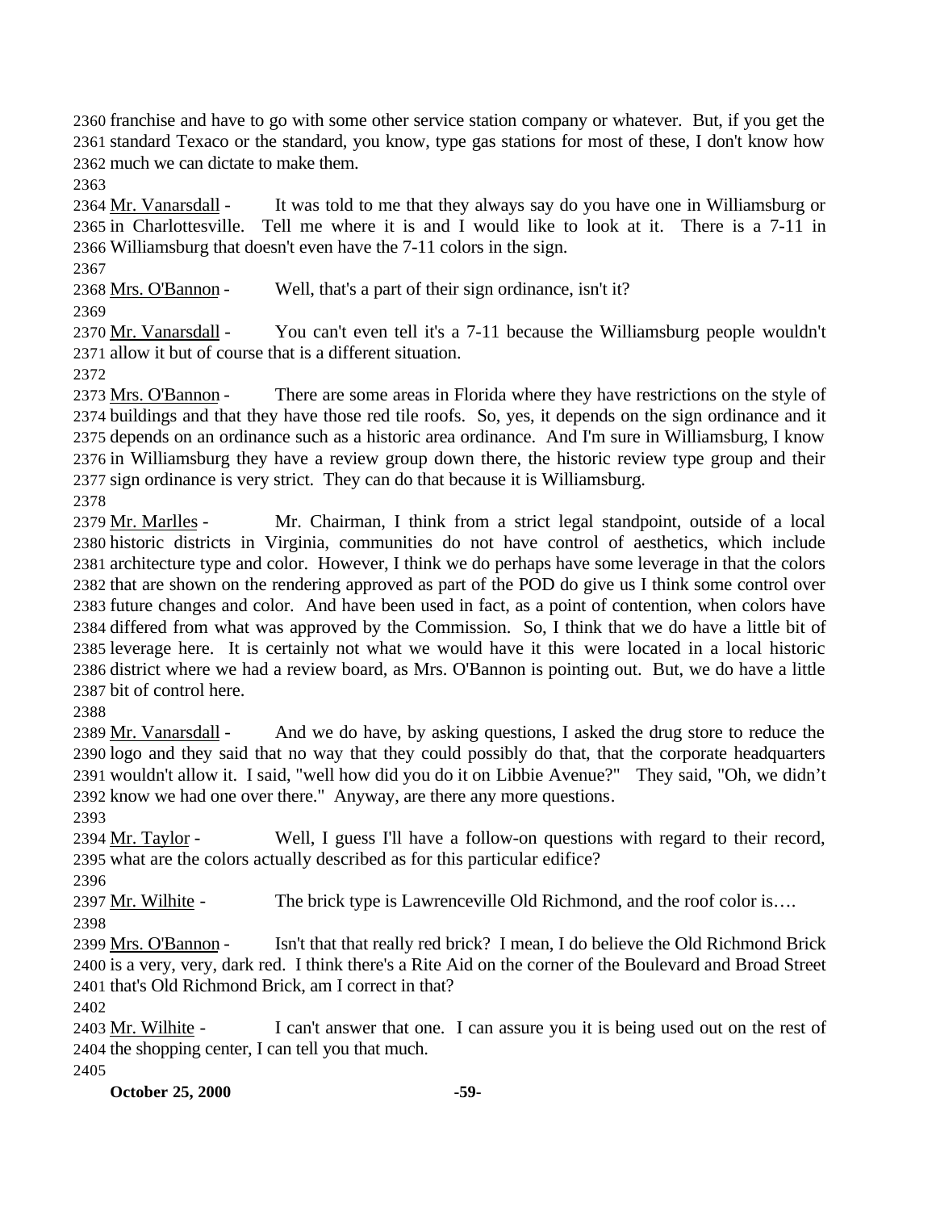franchise and have to go with some other service station company or whatever. But, if you get the standard Texaco or the standard, you know, type gas stations for most of these, I don't know how much we can dictate to make them.

Mr. Vanarsdall - It was told to me that they always say do you have one in Williamsburg or in Charlottesville. Tell me where it is and I would like to look at it. There is a 7-11 in Williamsburg that doesn't even have the 7-11 colors in the sign.

Mrs. O'Bannon - Well, that's a part of their sign ordinance, isn't it?

Mr. Vanarsdall - You can't even tell it's a 7-11 because the Williamsburg people wouldn't allow it but of course that is a different situation.

Mrs. O'Bannon - There are some areas in Florida where they have restrictions on the style of buildings and that they have those red tile roofs. So, yes, it depends on the sign ordinance and it depends on an ordinance such as a historic area ordinance. And I'm sure in Williamsburg, I know in Williamsburg they have a review group down there, the historic review type group and their sign ordinance is very strict. They can do that because it is Williamsburg.

Mr. Marlles - Mr. Chairman, I think from a strict legal standpoint, outside of a local historic districts in Virginia, communities do not have control of aesthetics, which include architecture type and color. However, I think we do perhaps have some leverage in that the colors that are shown on the rendering approved as part of the POD do give us I think some control over future changes and color. And have been used in fact, as a point of contention, when colors have differed from what was approved by the Commission. So, I think that we do have a little bit of leverage here. It is certainly not what we would have it this were located in a local historic district where we had a review board, as Mrs. O'Bannon is pointing out. But, we do have a little bit of control here.

Mr. Vanarsdall - And we do have, by asking questions, I asked the drug store to reduce the logo and they said that no way that they could possibly do that, that the corporate headquarters wouldn't allow it. I said, "well how did you do it on Libbie Avenue?" They said, "Oh, we didn't know we had one over there." Anyway, are there any more questions.

Mr. Taylor - Well, I guess I'll have a follow-on questions with regard to their record, what are the colors actually described as for this particular edifice?

Mr. Wilhite - The brick type is Lawrenceville Old Richmond, and the roof color is….

Mrs. O'Bannon - Isn't that that really red brick? I mean, I do believe the Old Richmond Brick is a very, very, dark red. I think there's a Rite Aid on the corner of the Boulevard and Broad Street that's Old Richmond Brick, am I correct in that?

Mr. Wilhite - I can't answer that one. I can assure you it is being used out on the rest of the shopping center, I can tell you that much.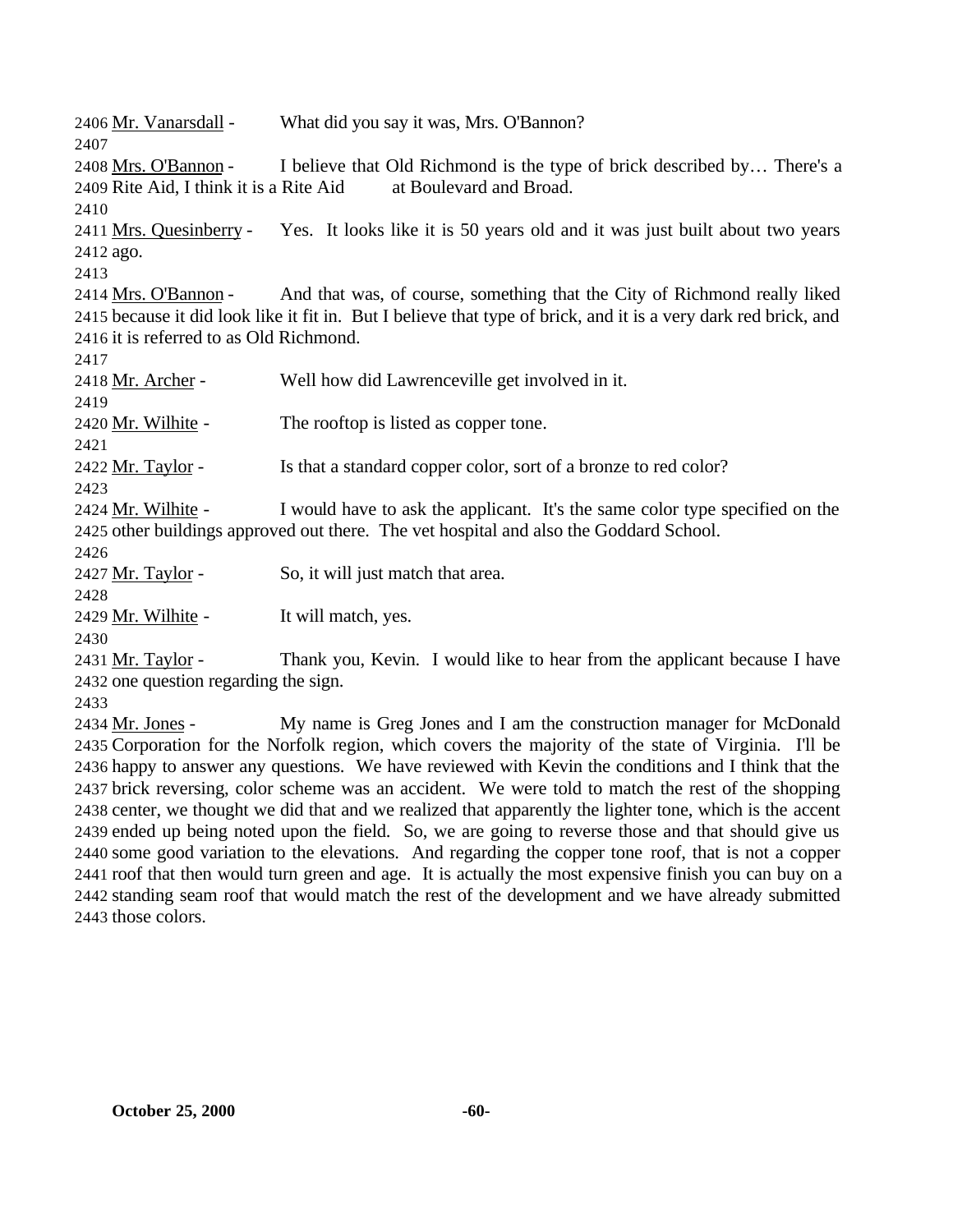2406 Mr. Vanarsdall - What did you say it was, Mrs. O'Bannon?

2407

2408 Mrs. O'Bannon - I believe that Old Richmond is the type of brick described by… There's a 2409 Rite Aid, I think it is a Rite Aid at Boulevard and Broad.

2410

2411 Mrs. Quesinberry - Yes. It looks like it is 50 years old and it was just built about two years 2412 ago.

2413

2414 Mrs. O'Bannon - And that was, of course, something that the City of Richmond really liked 2415 because it did look like it fit in. But I believe that type of brick, and it is a very dark red brick, and 2416 it is referred to as Old Richmond.

2417

2418 Mr. Archer - Well how did Lawrenceville get involved in it.

2419

2420 Mr. Wilhite - The rooftop is listed as copper tone.

2421

2422 Mr. Taylor - Is that a standard copper color, sort of a bronze to red color?

2423

2424 Mr. Wilhite - I would have to ask the applicant. It's the same color type specified on the 2425 other buildings approved out there. The vet hospital and also the Goddard School.

2426

2427 Mr. Taylor - So, it will just match that area.

2428

2429 Mr. Wilhite - It will match, yes.

2430

2431 Mr. Taylor - Thank you, Kevin. I would like to hear from the applicant because I have 2432 one question regarding the sign.

2433

2434 Mr. Jones - My name is Greg Jones and I am the construction manager for McDonald 2435 Corporation for the Norfolk region, which covers the majority of the state of Virginia. I'll be 2436 happy to answer any questions. We have reviewed with Kevin the conditions and I think that the 2437 brick reversing, color scheme was an accident. We were told to match the rest of the shopping 2438 center, we thought we did that and we realized that apparently the lighter tone, which is the accent 2439 ended up being noted upon the field. So, we are going to reverse those and that should give us 2440 some good variation to the elevations. And regarding the copper tone roof, that is not a copper 2441 roof that then would turn green and age. It is actually the most expensive finish you can buy on a 2442 standing seam roof that would match the rest of the development and we have already submitted 2443 those colors.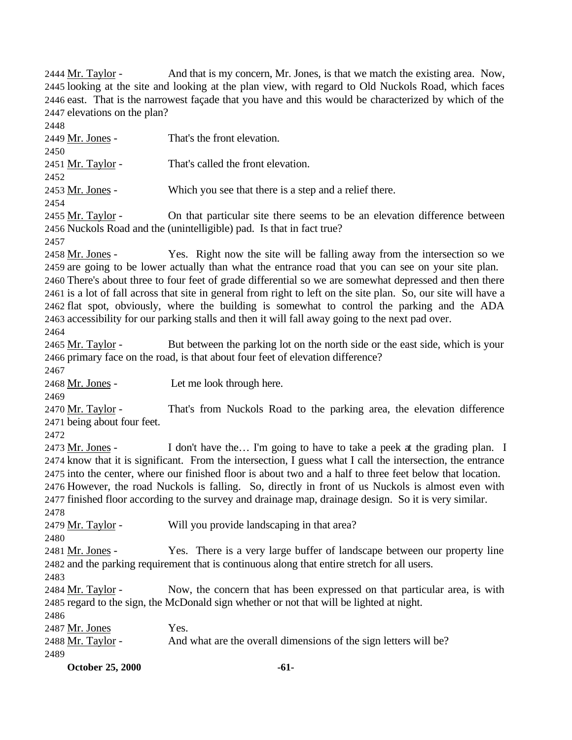2444 Mr. Taylor - And that is my concern, Mr. Jones, is that we match the existing area. Now, 2445 looking at the site and looking at the plan view, with regard to Old Nuckols Road, which faces 2446 east. That is the narrowest façade that you have and this would be characterized by which of the 2447 elevations on the plan?

2448

2449 Mr. Jones - That's the front elevation.

2450

2451 Mr. Taylor - That's called the front elevation.

2452

2453 Mr. Jones - Which you see that there is a step and a relief there.

2454

2455 Mr. Taylor - On that particular site there seems to be an elevation difference between 2456 Nuckols Road and the (unintelligible) pad. Is that in fact true?

2457

2458 Mr. Jones - Yes. Right now the site will be falling away from the intersection so we 2459 are going to be lower actually than what the entrance road that you can see on your site plan. 2460 There's about three to four feet of grade differential so we are somewhat depressed and then there 2461 is a lot of fall across that site in general from right to left on the site plan. So, our site will have a 2462 flat spot, obviously, where the building is somewhat to control the parking and the ADA 2463 accessibility for our parking stalls and then it will fall away going to the next pad over.

2464

2465 Mr. Taylor - But between the parking lot on the north side or the east side, which is your 2466 primary face on the road, is that about four feet of elevation difference?

2467

2468 Mr. Jones - Let me look through here.

2469

2470 Mr. Taylor - That's from Nuckols Road to the parking area, the elevation difference 2471 being about four feet.

2472

2473 Mr. Jones - I don't have the… I'm going to have to take a peek at the grading plan. I 2474 know that it is significant. From the intersection, I guess what I call the intersection, the entrance 2475 into the center, where our finished floor is about two and a half to three feet below that location. 2476 However, the road Nuckols is falling. So, directly in front of us Nuckols is almost even with 2477 finished floor according to the survey and drainage map, drainage design. So it is very similar.

2478

2479 Mr. Taylor - Will you provide landscaping in that area?

2480

2481 Mr. Jones - Yes. There is a very large buffer of landscape between our property line 2482 and the parking requirement that is continuous along that entire stretch for all users.

2483

2484 Mr. Taylor - Now, the concern that has been expressed on that particular area, is with 2485 regard to the sign, the McDonald sign whether or not that will be lighted at night.

2486

2487 Mr. Jones Yes.

2488 Mr. Taylor - And what are the overall dimensions of the sign letters will be?

2489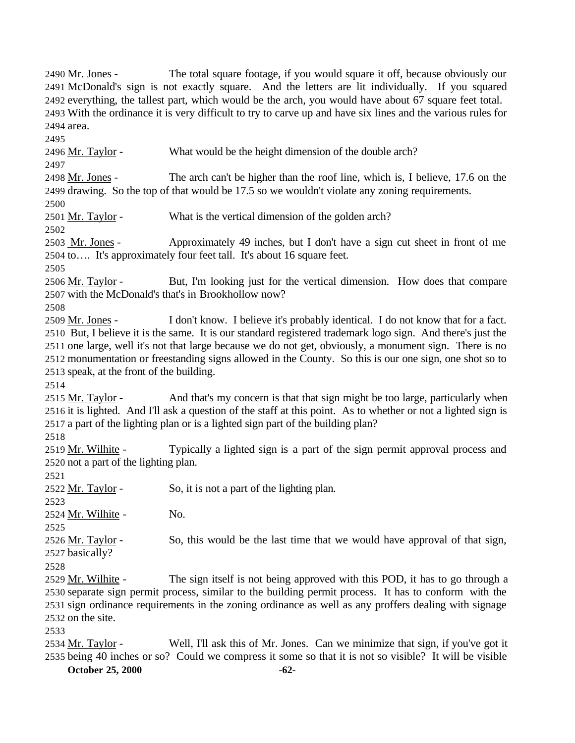2490 Mr. Jones - The total square footage, if you would square it off, because obviously our 2491 McDonald's sign is not exactly square. And the letters are lit individually. If you squared 2492 everything, the tallest part, which would be the arch, you would have about 67 square feet total. 2493 With the ordinance it is very difficult to try to carve up and have six lines and the various rules for 2494 area.

2495

2496 Mr. Taylor - What would be the height dimension of the double arch?

2497

2498 Mr. Jones - The arch can't be higher than the roof line, which is, I believe, 17.6 on the 2499 drawing. So the top of that would be 17.5 so we wouldn't violate any zoning requirements.

2500

2501 Mr. Taylor - What is the vertical dimension of the golden arch?

2502

2503 Mr. Jones - Approximately 49 inches, but I don't have a sign cut sheet in front of me 2504 to…. It's approximately four feet tall. It's about 16 square feet.

2505

2506 Mr. Taylor - But, I'm looking just for the vertical dimension. How does that compare 2507 with the McDonald's that's in Brookhollow now?

2508

2509 Mr. Jones - I don't know. I believe it's probably identical. I do not know that for a fact. 2510 But, I believe it is the same. It is our standard registered trademark logo sign. And there's just the 2511 one large, well it's not that large because we do not get, obviously, a monument sign. There is no 2512 monumentation or freestanding signs allowed in the County. So this is our one sign, one shot so to 2513 speak, at the front of the building.

2514

2515 Mr. Taylor - And that's my concern is that that sign might be too large, particularly when 2516 it is lighted. And I'll ask a question of the staff at this point. As to whether or not a lighted sign is 2517 a part of the lighting plan or is a lighted sign part of the building plan?

2518

2519 Mr. Wilhite - Typically a lighted sign is a part of the sign permit approval process and 2520 not a part of the lighting plan.

2521

2522 Mr. Taylor - So, it is not a part of the lighting plan.

2523

2524 Mr. Wilhite - No.

2525

2526 Mr. Taylor - So, this would be the last time that we would have approval of that sign, 2527 basically?

2528

2529 Mr. Wilhite - The sign itself is not being approved with this POD, it has to go through a 2530 separate sign permit process, similar to the building permit process. It has to conform with the 2531 sign ordinance requirements in the zoning ordinance as well as any proffers dealing with signage 2532 on the site.

2533

2534 Mr. Taylor - Well, I'll ask this of Mr. Jones. Can we minimize that sign, if you've got it 2535 being 40 inches or so? Could we compress it some so that it is not so visible? It will be visible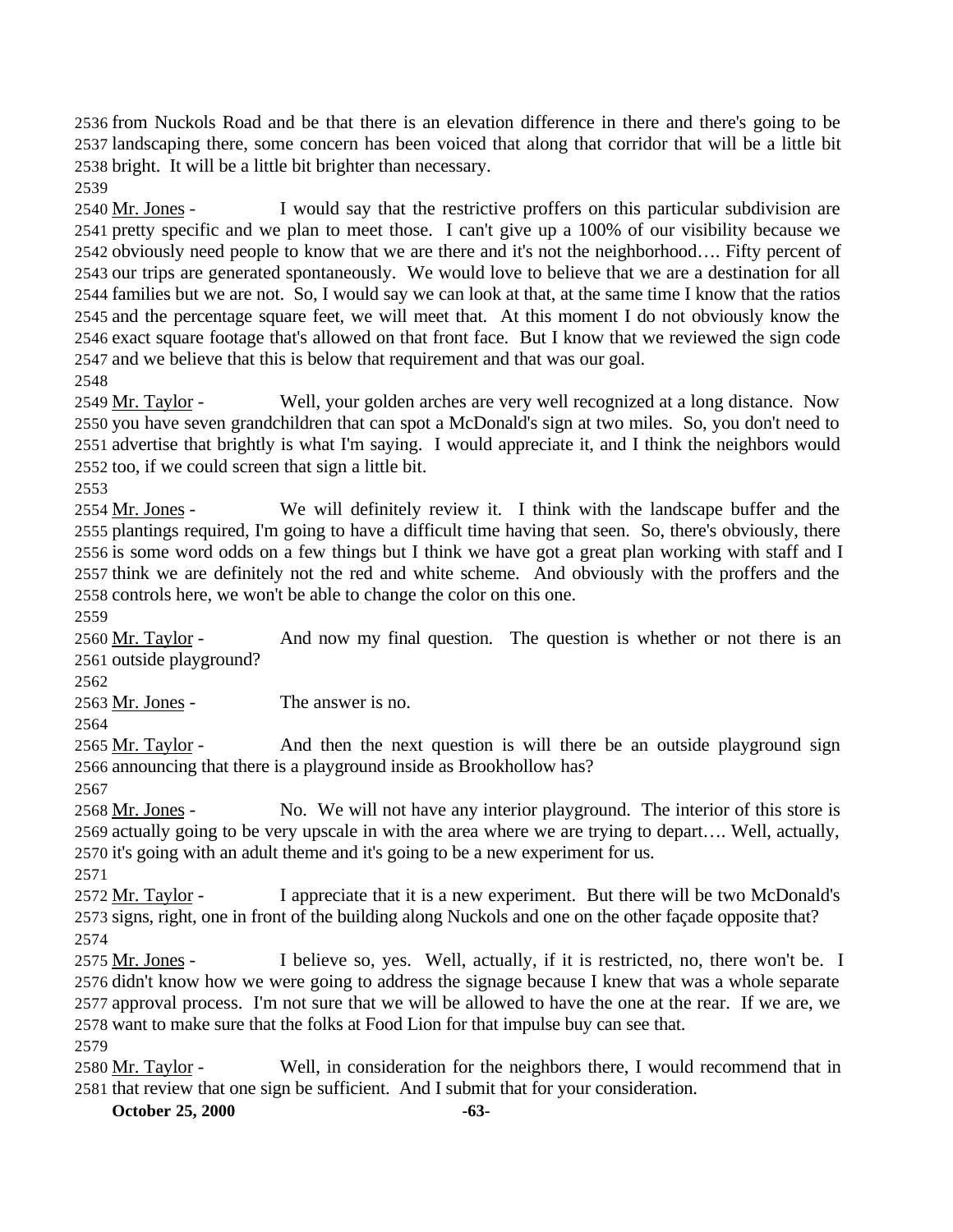2536 from Nuckols Road and be that there is an elevation difference in there and there's going to be
2537 landscaping there, some concern has been voiced that along that corridor that will be a little bit
2538 bright. It will be a little bit brighter than necessary.
2539
2540 Mr. Jones - I would say that the restrictive proffers on this particular subdivision are
2541 pretty specific and we plan to meet those. I can't give up a 100% of our visibility because we
2542 obviously need people to know that we are there and it's not the neighborhood…. Fifty percent of
2543 our trips are generated spontaneously. We would love to believe that we are a destination for all
2544 families but we are not. So, I would say we can look at that, at the same time I know that the ratios
2545 and the percentage square feet, we will meet that. At this moment I do not obviously know the
2546 exact square footage that's allowed on that front face. But I know that we reviewed the sign code
2547 and we believe that this is below that requirement and that was our goal.
2548
2549 Mr. Taylor - Well, your golden arches are very well recognized at a long distance. Now
2550 you have seven grandchildren that can spot a McDonald's sign at two miles. So, you don't need to
2551 advertise that brightly is what I'm saying. I would appreciate it, and I think the neighbors would
2552 too, if we could screen that sign a little bit.
2553
2554 Mr. Jones - We will definitely review it. I think with the landscape buffer and the
2555 plantings required, I'm going to have a difficult time having that seen. So, there's obviously, there
2556 is some word odds on a few things but I think we have got a great plan working with staff and I
2557 think we are definitely not the red and white scheme. And obviously with the proffers and the
2558 controls here, we won't be able to change the color on this one.
2559
2560 Mr. Taylor - And now my final question. The question is whether or not there is an
2561 outside playground?
2562
2563 Mr. Jones - The answer is no.
2564
2565 Mr. Taylor - And then the next question is will there be an outside playground sign
2566 announcing that there is a playground inside as Brookhollow has?
2567
2568 Mr. Jones - No. We will not have any interior playground. The interior of this store is
2569 actually going to be very upscale in with the area where we are trying to depart…. Well, actually,
2570 it's going with an adult theme and it's going to be a new experiment for us.
2571
2572 Mr. Taylor - I appreciate that it is a new experiment. But there will be two McDonald's
2573 signs, right, one in front of the building along Nuckols and one on the other façade opposite that?
2574
2575 Mr. Jones - I believe so, yes. Well, actually, if it is restricted, no, there won't be. I
2576 didn't know how we were going to address the signage because I knew that was a whole separate
2577 approval process. I'm not sure that we will be allowed to have the one at the rear. If we are, we
2578 want to make sure that the folks at Food Lion for that impulse buy can see that.
2579
2580 Mr. Taylor - Well, in consideration for the neighbors there, I would recommend that in
2581 that review that one sign be sufficient. And I submit that for your consideration.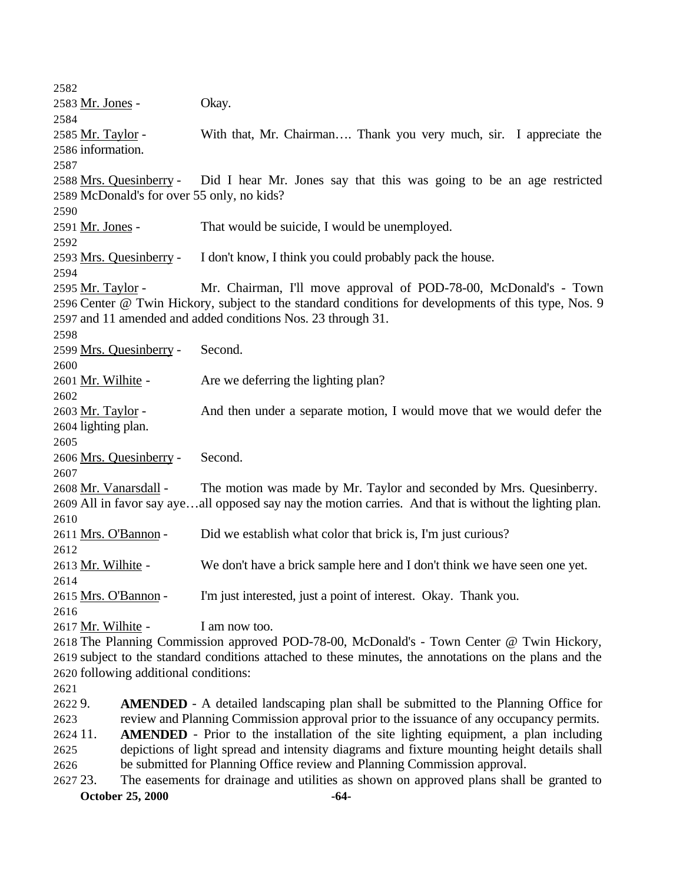<u>Mr. Jones</u> - Okay.

<u>Mr. Taylor</u> - With that, Mr. Chairman…. Thank you very much, sir. I appreciate the information.

<u>Mrs. Quesinberry</u> - Did I hear Mr. Jones say that this was going to be an age restricted McDonald's for over 55 only, no kids?

<u>Mr. Jones</u> - That would be suicide, I would be unemployed.

<u>Mrs. Quesinberry</u> - I don't know, I think you could probably pack the house.

<u>Mr. Taylor</u> - Mr. Chairman, I'll move approval of POD-78-00, McDonald's - Town Center @ Twin Hickory, subject to the standard conditions for developments of this type, Nos. 9 and 11 amended and added conditions Nos. 23 through 31.

<u>Mrs. Quesinberry</u> - Second.

<u>Mr. Wilhite</u> - Are we deferring the lighting plan?

<u>Mr. Taylor</u> - And then under a separate motion, I would move that we would defer the lighting plan.

<u>Mrs. Quesinberry</u> - Second.

<u>Mr. Vanarsdall</u> - The motion was made by Mr. Taylor and seconded by Mrs. Quesinberry. All in favor say aye…all opposed say nay the motion carries. And that is without the lighting plan.

<u>Mrs. O'Bannon</u> - Did we establish what color that brick is, I'm just curious?

<u>Mr. Wilhite</u> - We don't have a brick sample here and I don't think we have seen one yet.

<u>Mrs. O'Bannon</u> - I'm just interested, just a point of interest. Okay. Thank you.

<u>Mr. Wilhite</u> - I am now too.

The Planning Commission approved POD-78-00, McDonald's - Town Center @ Twin Hickory, subject to the standard conditions attached to these minutes, the annotations on the plans and the following additional conditions:

9. **AMENDED** - A detailed landscaping plan shall be submitted to the Planning Office for review and Planning Commission approval prior to the issuance of any occupancy permits.

11. **AMENDED** - Prior to the installation of the site lighting equipment, a plan including depictions of light spread and intensity diagrams and fixture mounting height details shall be submitted for Planning Office review and Planning Commission approval.

23. The easements for drainage and utilities as shown on approved plans shall be granted to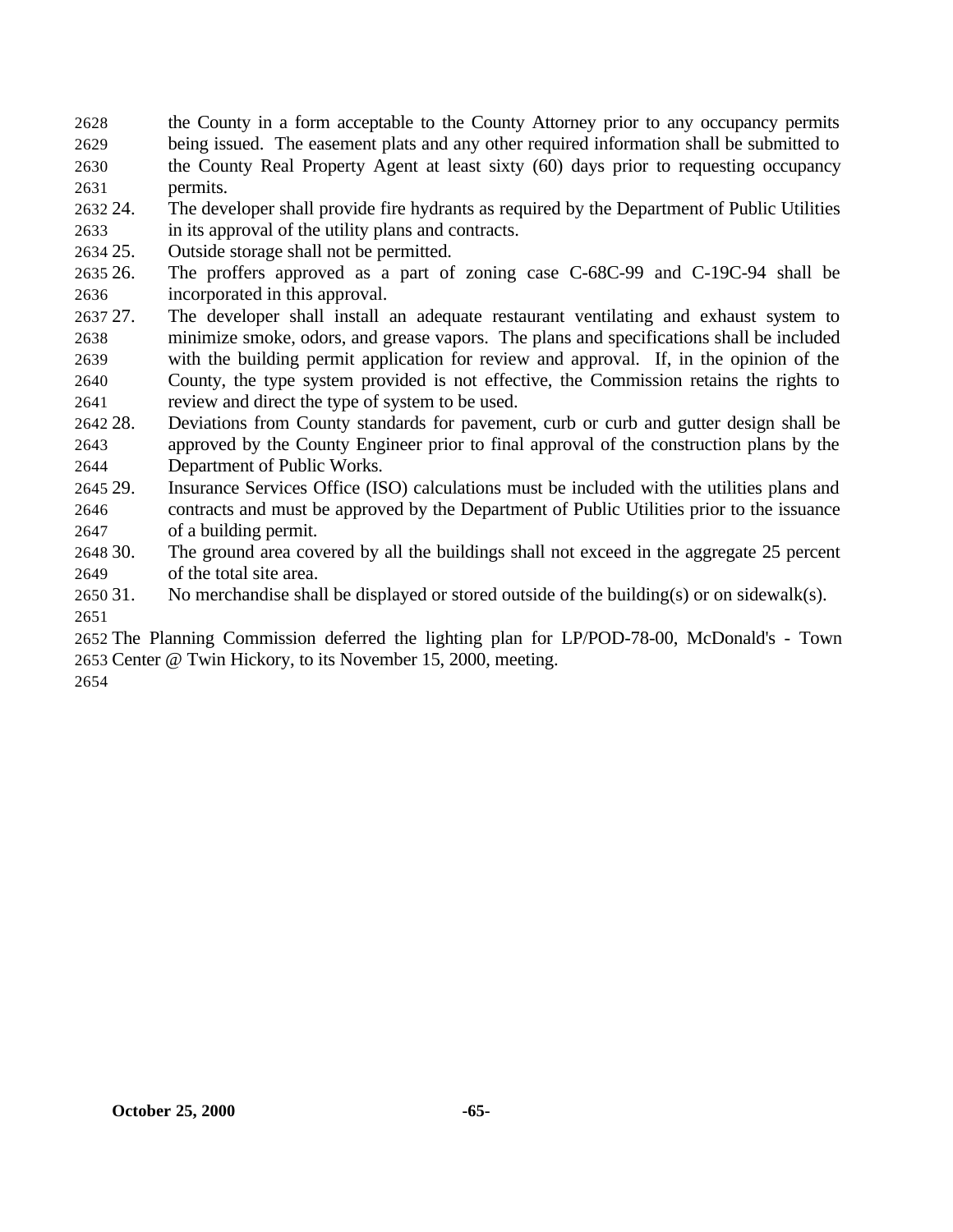the County in a form acceptable to the County Attorney prior to any occupancy permits being issued. The easement plats and any other required information shall be submitted to the County Real Property Agent at least sixty (60) days prior to requesting occupancy permits.

24. The developer shall provide fire hydrants as required by the Department of Public Utilities in its approval of the utility plans and contracts.
25. Outside storage shall not be permitted.
26. The proffers approved as a part of zoning case C-68C-99 and C-19C-94 shall be incorporated in this approval.
27. The developer shall install an adequate restaurant ventilating and exhaust system to minimize smoke, odors, and grease vapors. The plans and specifications shall be included with the building permit application for review and approval. If, in the opinion of the County, the type system provided is not effective, the Commission retains the rights to review and direct the type of system to be used.
28. Deviations from County standards for pavement, curb or curb and gutter design shall be approved by the County Engineer prior to final approval of the construction plans by the Department of Public Works.
29. Insurance Services Office (ISO) calculations must be included with the utilities plans and contracts and must be approved by the Department of Public Utilities prior to the issuance of a building permit.
30. The ground area covered by all the buildings shall not exceed in the aggregate 25 percent of the total site area.
31. No merchandise shall be displayed or stored outside of the building(s) or on sidewalk(s).

The Planning Commission deferred the lighting plan for LP/POD-78-00, McDonald's - Town Center @ Twin Hickory, to its November 15, 2000, meeting.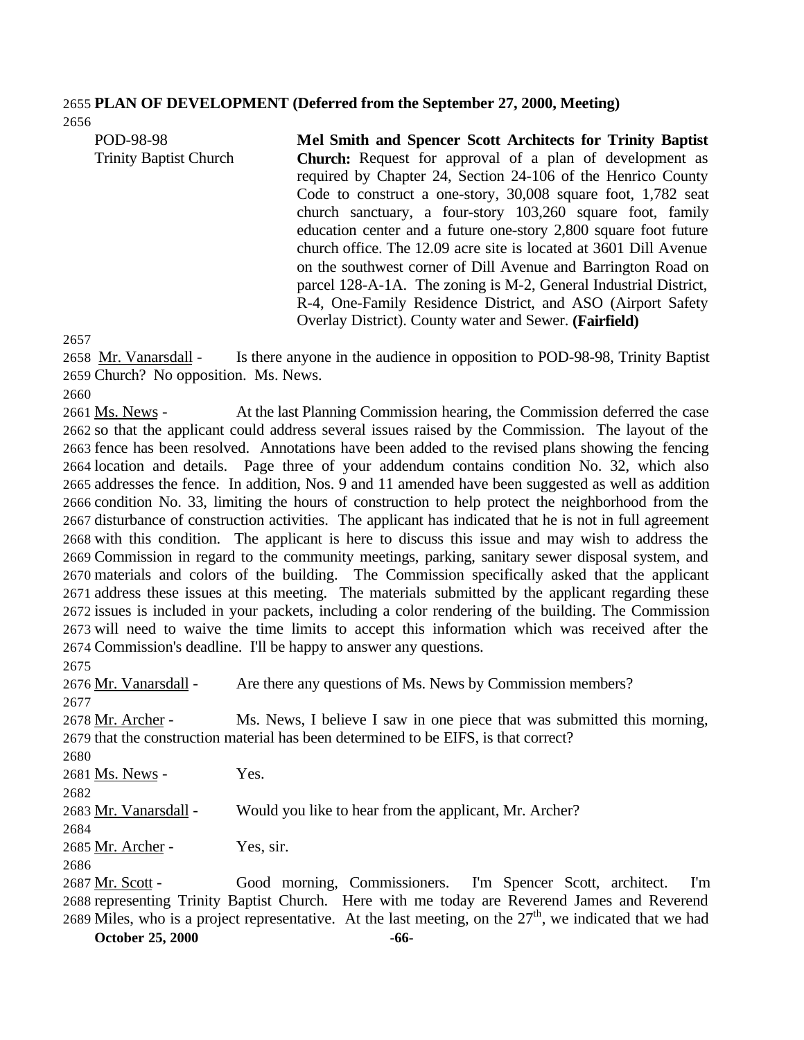**PLAN OF DEVELOPMENT (Deferred from the September 27, 2000, Meeting)**

POD-98-98
Trinity Baptist Church

**Mel Smith and Spencer Scott Architects for Trinity Baptist Church:** Request for approval of a plan of development as required by Chapter 24, Section 24-106 of the Henrico County Code to construct a one-story, 30,008 square foot, 1,782 seat church sanctuary, a four-story 103,260 square foot, family education center and a future one-story 2,800 square foot future church office. The 12.09 acre site is located at 3601 Dill Avenue on the southwest corner of Dill Avenue and Barrington Road on parcel 128-A-1A. The zoning is M-2, General Industrial District, R-4, One-Family Residence District, and ASO (Airport Safety Overlay District). County water and Sewer. **(Fairfield)**

Mr. Vanarsdall - Is there anyone in the audience in opposition to POD-98-98, Trinity Baptist Church? No opposition. Ms. News.

Ms. News - At the last Planning Commission hearing, the Commission deferred the case so that the applicant could address several issues raised by the Commission. The layout of the fence has been resolved. Annotations have been added to the revised plans showing the fencing location and details. Page three of your addendum contains condition No. 32, which also addresses the fence. In addition, Nos. 9 and 11 amended have been suggested as well as addition condition No. 33, limiting the hours of construction to help protect the neighborhood from the disturbance of construction activities. The applicant has indicated that he is not in full agreement with this condition. The applicant is here to discuss this issue and may wish to address the Commission in regard to the community meetings, parking, sanitary sewer disposal system, and materials and colors of the building. The Commission specifically asked that the applicant address these issues at this meeting. The materials submitted by the applicant regarding these issues is included in your packets, including a color rendering of the building. The Commission will need to waive the time limits to accept this information which was received after the Commission's deadline. I'll be happy to answer any questions.

Mr. Vanarsdall - Are there any questions of Ms. News by Commission members?

Mr. Archer - Ms. News, I believe I saw in one piece that was submitted this morning, that the construction material has been determined to be EIFS, is that correct?

Ms. News - Yes.

Mr. Vanarsdall - Would you like to hear from the applicant, Mr. Archer?

Mr. Archer - Yes, sir.

Mr. Scott - Good morning, Commissioners. I'm Spencer Scott, architect. I'm representing Trinity Baptist Church. Here with me today are Reverend James and Reverend Miles, who is a project representative. At the last meeting, on the 27th, we indicated that we had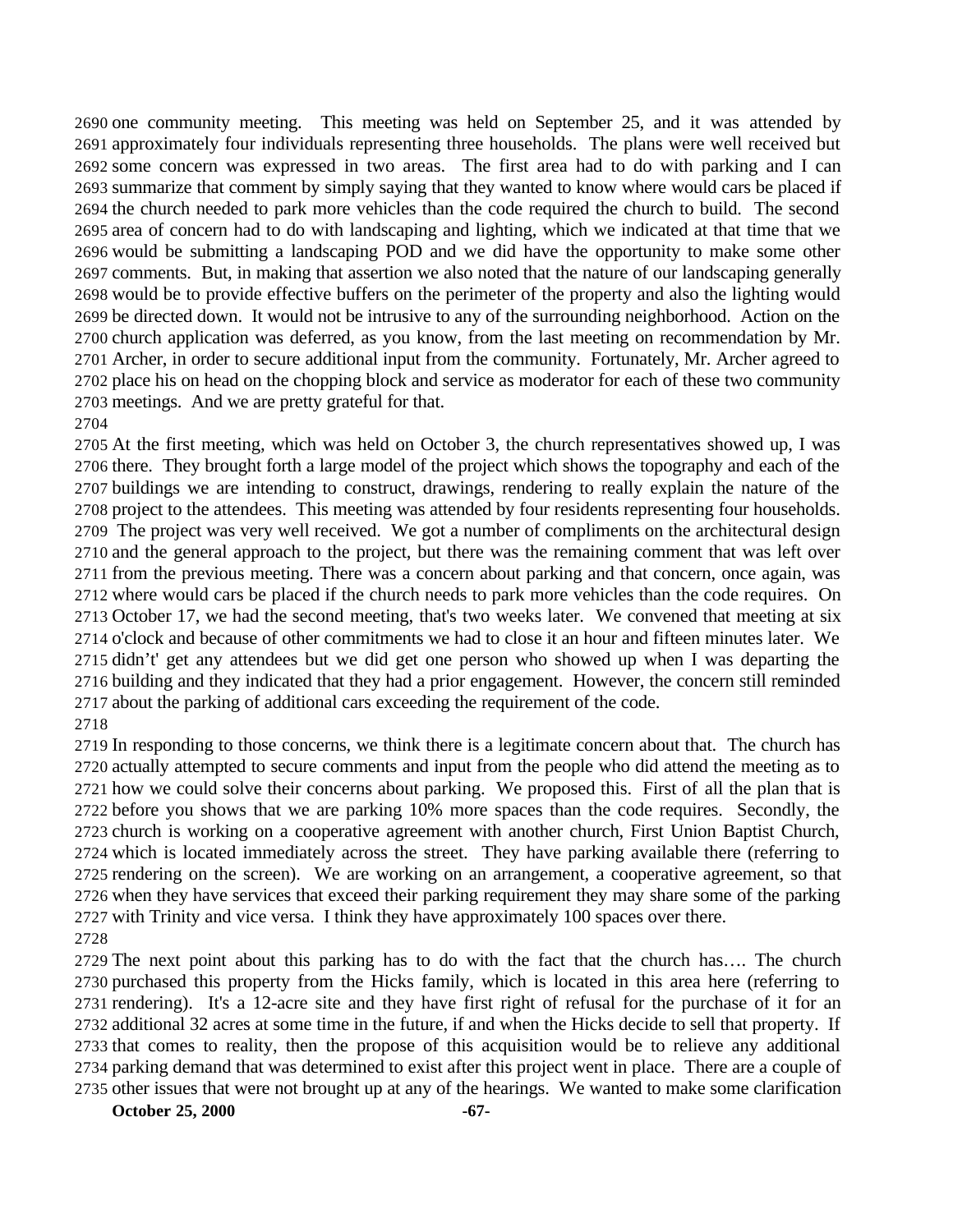one community meeting. This meeting was held on September 25, and it was attended by approximately four individuals representing three households. The plans were well received but some concern was expressed in two areas. The first area had to do with parking and I can summarize that comment by simply saying that they wanted to know where would cars be placed if the church needed to park more vehicles than the code required the church to build. The second area of concern had to do with landscaping and lighting, which we indicated at that time that we would be submitting a landscaping POD and we did have the opportunity to make some other comments. But, in making that assertion we also noted that the nature of our landscaping generally would be to provide effective buffers on the perimeter of the property and also the lighting would be directed down. It would not be intrusive to any of the surrounding neighborhood. Action on the church application was deferred, as you know, from the last meeting on recommendation by Mr. Archer, in order to secure additional input from the community. Fortunately, Mr. Archer agreed to place his on head on the chopping block and service as moderator for each of these two community meetings. And we are pretty grateful for that.

At the first meeting, which was held on October 3, the church representatives showed up, I was there. They brought forth a large model of the project which shows the topography and each of the buildings we are intending to construct, drawings, rendering to really explain the nature of the project to the attendees. This meeting was attended by four residents representing four households. The project was very well received. We got a number of compliments on the architectural design and the general approach to the project, but there was the remaining comment that was left over from the previous meeting. There was a concern about parking and that concern, once again, was where would cars be placed if the church needs to park more vehicles than the code requires. On October 17, we had the second meeting, that's two weeks later. We convened that meeting at six o'clock and because of other commitments we had to close it an hour and fifteen minutes later. We didn't' get any attendees but we did get one person who showed up when I was departing the building and they indicated that they had a prior engagement. However, the concern still reminded about the parking of additional cars exceeding the requirement of the code.

In responding to those concerns, we think there is a legitimate concern about that. The church has actually attempted to secure comments and input from the people who did attend the meeting as to how we could solve their concerns about parking. We proposed this. First of all the plan that is before you shows that we are parking 10% more spaces than the code requires. Secondly, the church is working on a cooperative agreement with another church, First Union Baptist Church, which is located immediately across the street. They have parking available there (referring to rendering on the screen). We are working on an arrangement, a cooperative agreement, so that when they have services that exceed their parking requirement they may share some of the parking with Trinity and vice versa. I think they have approximately 100 spaces over there.

The next point about this parking has to do with the fact that the church has…. The church purchased this property from the Hicks family, which is located in this area here (referring to rendering). It's a 12-acre site and they have first right of refusal for the purchase of it for an additional 32 acres at some time in the future, if and when the Hicks decide to sell that property. If that comes to reality, then the propose of this acquisition would be to relieve any additional parking demand that was determined to exist after this project went in place. There are a couple of other issues that were not brought up at any of the hearings. We wanted to make some clarification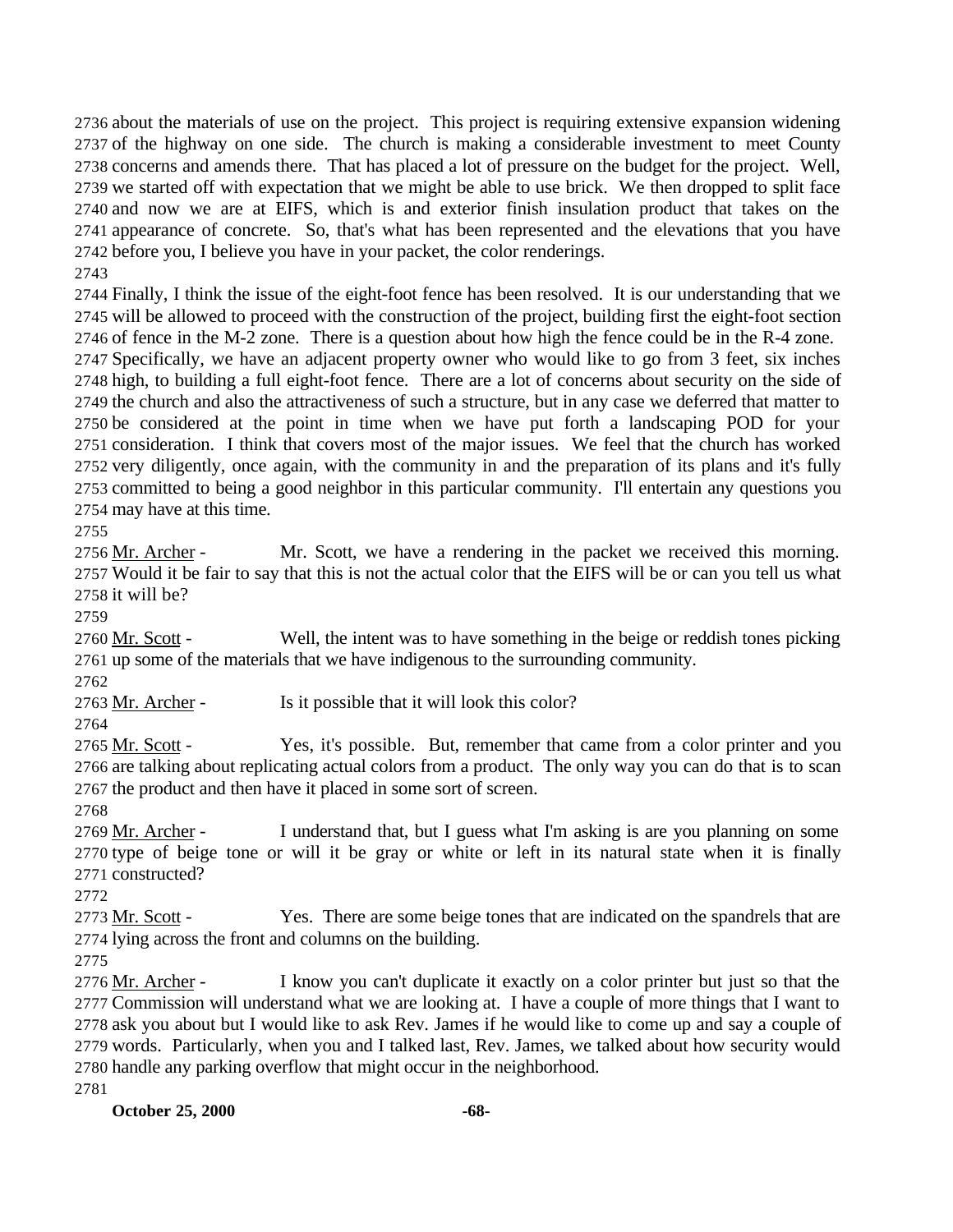about the materials of use on the project. This project is requiring extensive expansion widening of the highway on one side. The church is making a considerable investment to meet County concerns and amends there. That has placed a lot of pressure on the budget for the project. Well, we started off with expectation that we might be able to use brick. We then dropped to split face and now we are at EIFS, which is and exterior finish insulation product that takes on the appearance of concrete. So, that's what has been represented and the elevations that you have before you, I believe you have in your packet, the color renderings.

Finally, I think the issue of the eight-foot fence has been resolved. It is our understanding that we will be allowed to proceed with the construction of the project, building first the eight-foot section of fence in the M-2 zone. There is a question about how high the fence could be in the R-4 zone. Specifically, we have an adjacent property owner who would like to go from 3 feet, six inches high, to building a full eight-foot fence. There are a lot of concerns about security on the side of the church and also the attractiveness of such a structure, but in any case we deferred that matter to be considered at the point in time when we have put forth a landscaping POD for your consideration. I think that covers most of the major issues. We feel that the church has worked very diligently, once again, with the community in and the preparation of its plans and it's fully committed to being a good neighbor in this particular community. I'll entertain any questions you may have at this time.

Mr. Archer - Mr. Scott, we have a rendering in the packet we received this morning. Would it be fair to say that this is not the actual color that the EIFS will be or can you tell us what it will be?

Mr. Scott - Well, the intent was to have something in the beige or reddish tones picking up some of the materials that we have indigenous to the surrounding community.

Mr. Archer - Is it possible that it will look this color?

Mr. Scott - Yes, it's possible. But, remember that came from a color printer and you are talking about replicating actual colors from a product. The only way you can do that is to scan the product and then have it placed in some sort of screen.

Mr. Archer - I understand that, but I guess what I'm asking is are you planning on some type of beige tone or will it be gray or white or left in its natural state when it is finally constructed?

Mr. Scott - Yes. There are some beige tones that are indicated on the spandrels that are lying across the front and columns on the building.

Mr. Archer - I know you can't duplicate it exactly on a color printer but just so that the Commission will understand what we are looking at. I have a couple of more things that I want to ask you about but I would like to ask Rev. James if he would like to come up and say a couple of words. Particularly, when you and I talked last, Rev. James, we talked about how security would handle any parking overflow that might occur in the neighborhood.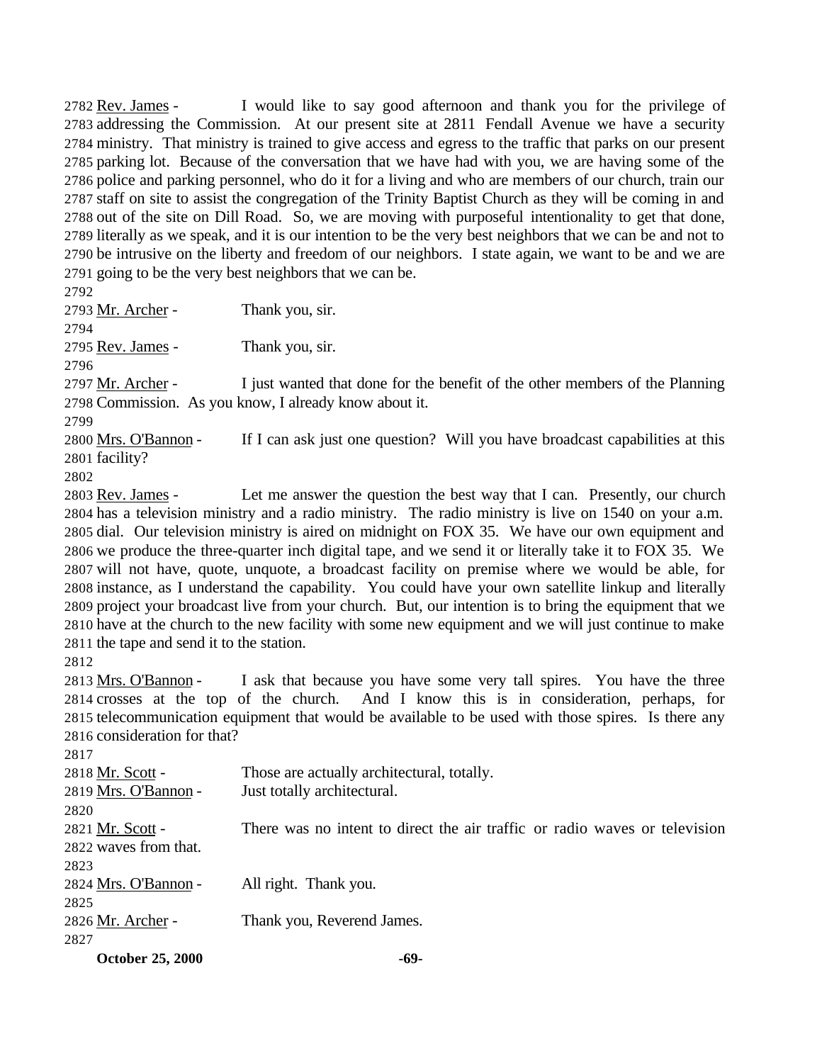2782 Rev. James - I would like to say good afternoon and thank you for the privilege of 2783 addressing the Commission. At our present site at 2811 Fendall Avenue we have a security 2784 ministry. That ministry is trained to give access and egress to the traffic that parks on our present 2785 parking lot. Because of the conversation that we have had with you, we are having some of the 2786 police and parking personnel, who do it for a living and who are members of our church, train our 2787 staff on site to assist the congregation of the Trinity Baptist Church as they will be coming in and 2788 out of the site on Dill Road. So, we are moving with purposeful intentionality to get that done, 2789 literally as we speak, and it is our intention to be the very best neighbors that we can be and not to 2790 be intrusive on the liberty and freedom of our neighbors. I state again, we want to be and we are 2791 going to be the very best neighbors that we can be.

2792

2793 Mr. Archer - Thank you, sir.

2794

2795 Rev. James - Thank you, sir.

2796

2797 Mr. Archer - I just wanted that done for the benefit of the other members of the Planning 2798 Commission. As you know, I already know about it.

2799

2800 Mrs. O'Bannon - If I can ask just one question? Will you have broadcast capabilities at this 2801 facility?

2802

2803 Rev. James - Let me answer the question the best way that I can. Presently, our church 2804 has a television ministry and a radio ministry. The radio ministry is live on 1540 on your a.m. 2805 dial. Our television ministry is aired on midnight on FOX 35. We have our own equipment and 2806 we produce the three-quarter inch digital tape, and we send it or literally take it to FOX 35. We 2807 will not have, quote, unquote, a broadcast facility on premise where we would be able, for 2808 instance, as I understand the capability. You could have your own satellite linkup and literally 2809 project your broadcast live from your church. But, our intention is to bring the equipment that we 2810 have at the church to the new facility with some new equipment and we will just continue to make 2811 the tape and send it to the station.

2812

2813 Mrs. O'Bannon - I ask that because you have some very tall spires. You have the three 2814 crosses at the top of the church. And I know this is in consideration, perhaps, for 2815 telecommunication equipment that would be available to be used with those spires. Is there any 2816 consideration for that?

2817

2818 Mr. Scott - Those are actually architectural, totally.

2819 Mrs. O'Bannon - Just totally architectural.

2820

2821 Mr. Scott - There was no intent to direct the air traffic or radio waves or television 2822 waves from that.

2823

2824 Mrs. O'Bannon - All right. Thank you.

2825

2826 Mr. Archer - Thank you, Reverend James.

2827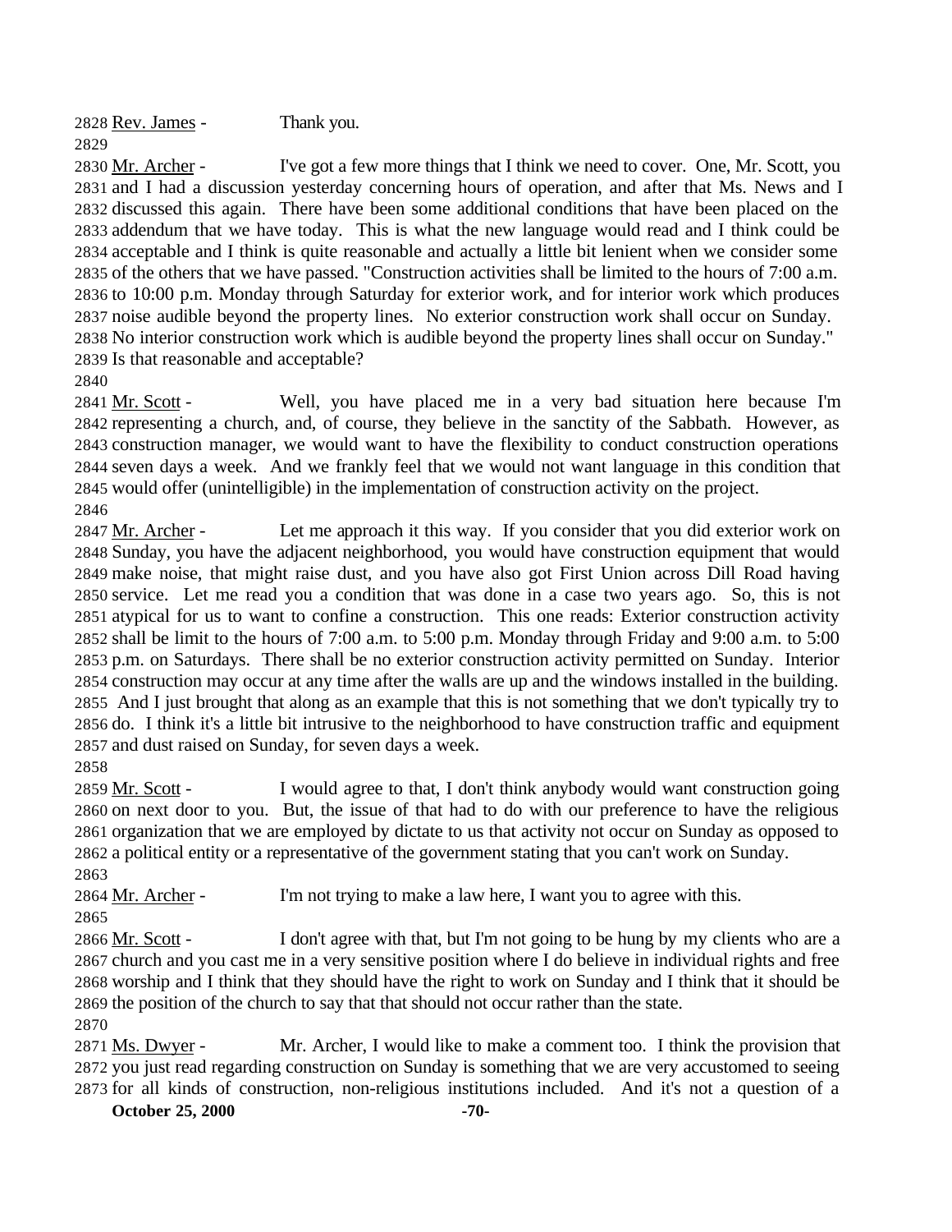2828 Rev. James - Thank you.

2829

2830 Mr. Archer - I've got a few more things that I think we need to cover. One, Mr. Scott, you 2831 and I had a discussion yesterday concerning hours of operation, and after that Ms. News and I 2832 discussed this again. There have been some additional conditions that have been placed on the 2833 addendum that we have today. This is what the new language would read and I think could be 2834 acceptable and I think is quite reasonable and actually a little bit lenient when we consider some 2835 of the others that we have passed. "Construction activities shall be limited to the hours of 7:00 a.m. 2836 to 10:00 p.m. Monday through Saturday for exterior work, and for interior work which produces 2837 noise audible beyond the property lines. No exterior construction work shall occur on Sunday. 2838 No interior construction work which is audible beyond the property lines shall occur on Sunday." 2839 Is that reasonable and acceptable?

2840

2841 Mr. Scott - Well, you have placed me in a very bad situation here because I'm 2842 representing a church, and, of course, they believe in the sanctity of the Sabbath. However, as 2843 construction manager, we would want to have the flexibility to conduct construction operations 2844 seven days a week. And we frankly feel that we would not want language in this condition that 2845 would offer (unintelligible) in the implementation of construction activity on the project.

2846

2847 Mr. Archer - Let me approach it this way. If you consider that you did exterior work on 2848 Sunday, you have the adjacent neighborhood, you would have construction equipment that would 2849 make noise, that might raise dust, and you have also got First Union across Dill Road having 2850 service. Let me read you a condition that was done in a case two years ago. So, this is not 2851 atypical for us to want to confine a construction. This one reads: Exterior construction activity 2852 shall be limit to the hours of 7:00 a.m. to 5:00 p.m. Monday through Friday and 9:00 a.m. to 5:00 2853 p.m. on Saturdays. There shall be no exterior construction activity permitted on Sunday. Interior 2854 construction may occur at any time after the walls are up and the windows installed in the building. 2855 And I just brought that along as an example that this is not something that we don't typically try to 2856 do. I think it's a little bit intrusive to the neighborhood to have construction traffic and equipment 2857 and dust raised on Sunday, for seven days a week.

2858

2859 Mr. Scott - I would agree to that, I don't think anybody would want construction going 2860 on next door to you. But, the issue of that had to do with our preference to have the religious 2861 organization that we are employed by dictate to us that activity not occur on Sunday as opposed to 2862 a political entity or a representative of the government stating that you can't work on Sunday.

2863

2864 Mr. Archer - I'm not trying to make a law here, I want you to agree with this.

2865

2866 Mr. Scott - I don't agree with that, but I'm not going to be hung by my clients who are a 2867 church and you cast me in a very sensitive position where I do believe in individual rights and free 2868 worship and I think that they should have the right to work on Sunday and I think that it should be 2869 the position of the church to say that that should not occur rather than the state.

2870

2871 Ms. Dwyer - Mr. Archer, I would like to make a comment too. I think the provision that 2872 you just read regarding construction on Sunday is something that we are very accustomed to seeing 2873 for all kinds of construction, non-religious institutions included. And it's not a question of a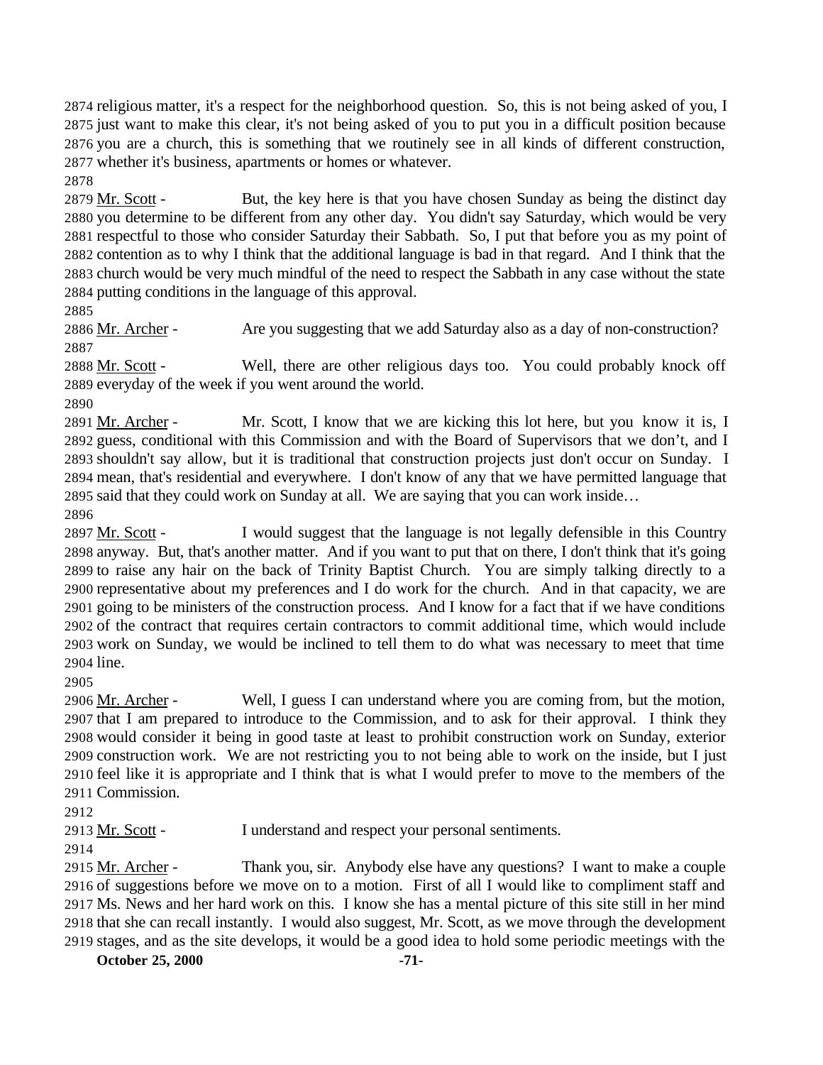religious matter, it's a respect for the neighborhood question. So, this is not being asked of you, I just want to make this clear, it's not being asked of you to put you in a difficult position because you are a church, this is something that we routinely see in all kinds of different construction, whether it's business, apartments or homes or whatever.

Mr. Scott - But, the key here is that you have chosen Sunday as being the distinct day you determine to be different from any other day. You didn't say Saturday, which would be very respectful to those who consider Saturday their Sabbath. So, I put that before you as my point of contention as to why I think that the additional language is bad in that regard. And I think that the church would be very much mindful of the need to respect the Sabbath in any case without the state putting conditions in the language of this approval.

Mr. Archer - Are you suggesting that we add Saturday also as a day of non-construction?

Mr. Scott - Well, there are other religious days too. You could probably knock off everyday of the week if you went around the world.

Mr. Archer - Mr. Scott, I know that we are kicking this lot here, but you know it is, I guess, conditional with this Commission and with the Board of Supervisors that we don't, and I shouldn't say allow, but it is traditional that construction projects just don't occur on Sunday. I mean, that's residential and everywhere. I don't know of any that we have permitted language that said that they could work on Sunday at all. We are saying that you can work inside…

Mr. Scott - I would suggest that the language is not legally defensible in this Country anyway. But, that's another matter. And if you want to put that on there, I don't think that it's going to raise any hair on the back of Trinity Baptist Church. You are simply talking directly to a representative about my preferences and I do work for the church. And in that capacity, we are going to be ministers of the construction process. And I know for a fact that if we have conditions of the contract that requires certain contractors to commit additional time, which would include work on Sunday, we would be inclined to tell them to do what was necessary to meet that time line.

Mr. Archer - Well, I guess I can understand where you are coming from, but the motion, that I am prepared to introduce to the Commission, and to ask for their approval. I think they would consider it being in good taste at least to prohibit construction work on Sunday, exterior construction work. We are not restricting you to not being able to work on the inside, but I just feel like it is appropriate and I think that is what I would prefer to move to the members of the Commission.

Mr. Scott - I understand and respect your personal sentiments.

Mr. Archer - Thank you, sir. Anybody else have any questions? I want to make a couple of suggestions before we move on to a motion. First of all I would like to compliment staff and Ms. News and her hard work on this. I know she has a mental picture of this site still in her mind that she can recall instantly. I would also suggest, Mr. Scott, as we move through the development stages, and as the site develops, it would be a good idea to hold some periodic meetings with the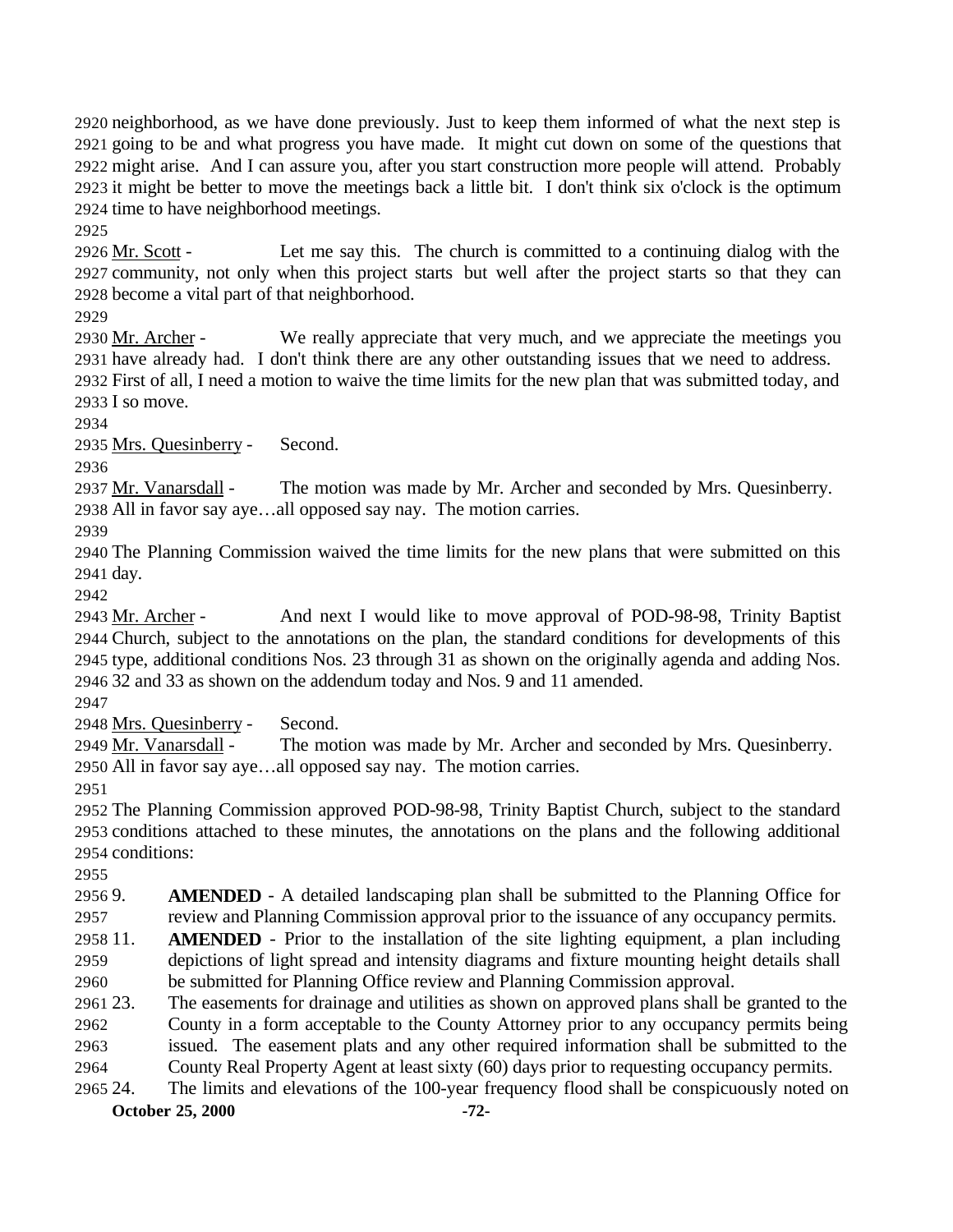neighborhood, as we have done previously. Just to keep them informed of what the next step is going to be and what progress you have made. It might cut down on some of the questions that might arise. And I can assure you, after you start construction more people will attend. Probably it might be better to move the meetings back a little bit. I don't think six o'clock is the optimum time to have neighborhood meetings.

Mr. Scott - Let me say this. The church is committed to a continuing dialog with the community, not only when this project starts but well after the project starts so that they can become a vital part of that neighborhood.

Mr. Archer - We really appreciate that very much, and we appreciate the meetings you have already had. I don't think there are any other outstanding issues that we need to address. First of all, I need a motion to waive the time limits for the new plan that was submitted today, and I so move.

Mrs. Quesinberry - Second.

Mr. Vanarsdall - The motion was made by Mr. Archer and seconded by Mrs. Quesinberry. All in favor say aye…all opposed say nay. The motion carries.

The Planning Commission waived the time limits for the new plans that were submitted on this day.

Mr. Archer - And next I would like to move approval of POD-98-98, Trinity Baptist Church, subject to the annotations on the plan, the standard conditions for developments of this type, additional conditions Nos. 23 through 31 as shown on the originally agenda and adding Nos. 32 and 33 as shown on the addendum today and Nos. 9 and 11 amended.

Mrs. Quesinberry - Second.

Mr. Vanarsdall - The motion was made by Mr. Archer and seconded by Mrs. Quesinberry. All in favor say aye…all opposed say nay. The motion carries.

The Planning Commission approved POD-98-98, Trinity Baptist Church, subject to the standard conditions attached to these minutes, the annotations on the plans and the following additional conditions:

9. **AMENDED** - A detailed landscaping plan shall be submitted to the Planning Office for review and Planning Commission approval prior to the issuance of any occupancy permits.
11. **AMENDED** - Prior to the installation of the site lighting equipment, a plan including depictions of light spread and intensity diagrams and fixture mounting height details shall be submitted for Planning Office review and Planning Commission approval.
23. The easements for drainage and utilities as shown on approved plans shall be granted to the County in a form acceptable to the County Attorney prior to any occupancy permits being issued. The easement plats and any other required information shall be submitted to the County Real Property Agent at least sixty (60) days prior to requesting occupancy permits.
24. The limits and elevations of the 100-year frequency flood shall be conspicuously noted on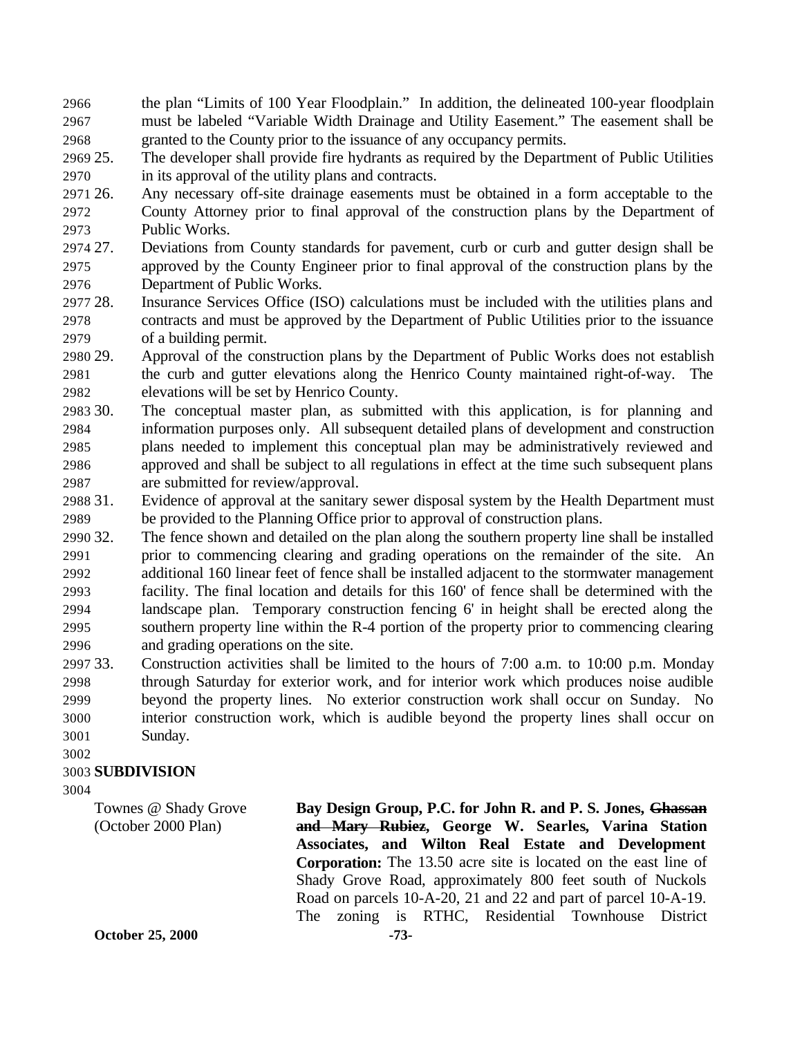the plan "Limits of 100 Year Floodplain." In addition, the delineated 100-year floodplain must be labeled "Variable Width Drainage and Utility Easement." The easement shall be granted to the County prior to the issuance of any occupancy permits.

25. The developer shall provide fire hydrants as required by the Department of Public Utilities in its approval of the utility plans and contracts.
26. Any necessary off-site drainage easements must be obtained in a form acceptable to the County Attorney prior to final approval of the construction plans by the Department of Public Works.
27. Deviations from County standards for pavement, curb or curb and gutter design shall be approved by the County Engineer prior to final approval of the construction plans by the Department of Public Works.
28. Insurance Services Office (ISO) calculations must be included with the utilities plans and contracts and must be approved by the Department of Public Utilities prior to the issuance of a building permit.
29. Approval of the construction plans by the Department of Public Works does not establish the curb and gutter elevations along the Henrico County maintained right-of-way. The elevations will be set by Henrico County.
30. The conceptual master plan, as submitted with this application, is for planning and information purposes only. All subsequent detailed plans of development and construction plans needed to implement this conceptual plan may be administratively reviewed and approved and shall be subject to all regulations in effect at the time such subsequent plans are submitted for review/approval.
31. Evidence of approval at the sanitary sewer disposal system by the Health Department must be provided to the Planning Office prior to approval of construction plans.
32. The fence shown and detailed on the plan along the southern property line shall be installed prior to commencing clearing and grading operations on the remainder of the site. An additional 160 linear feet of fence shall be installed adjacent to the stormwater management facility. The final location and details for this 160' of fence shall be determined with the landscape plan. Temporary construction fencing 6' in height shall be erected along the southern property line within the R-4 portion of the property prior to commencing clearing and grading operations on the site.
33. Construction activities shall be limited to the hours of 7:00 a.m. to 10:00 p.m. Monday through Saturday for exterior work, and for interior work which produces noise audible beyond the property lines. No exterior construction work shall occur on Sunday. No interior construction work, which is audible beyond the property lines shall occur on Sunday.

## SUBDIVISION

Townes @ Shady Grove (October 2000 Plan)

**Bay Design Group, P.C. for John R. and P. S. Jones, ~~Ghassan and Mary Rubiez~~, George W. Searles, Varina Station Associates, and Wilton Real Estate and Development Corporation:** The 13.50 acre site is located on the east line of Shady Grove Road, approximately 800 feet south of Nuckols Road on parcels 10-A-20, 21 and 22 and part of parcel 10-A-19. The zoning is RTHC, Residential Townhouse District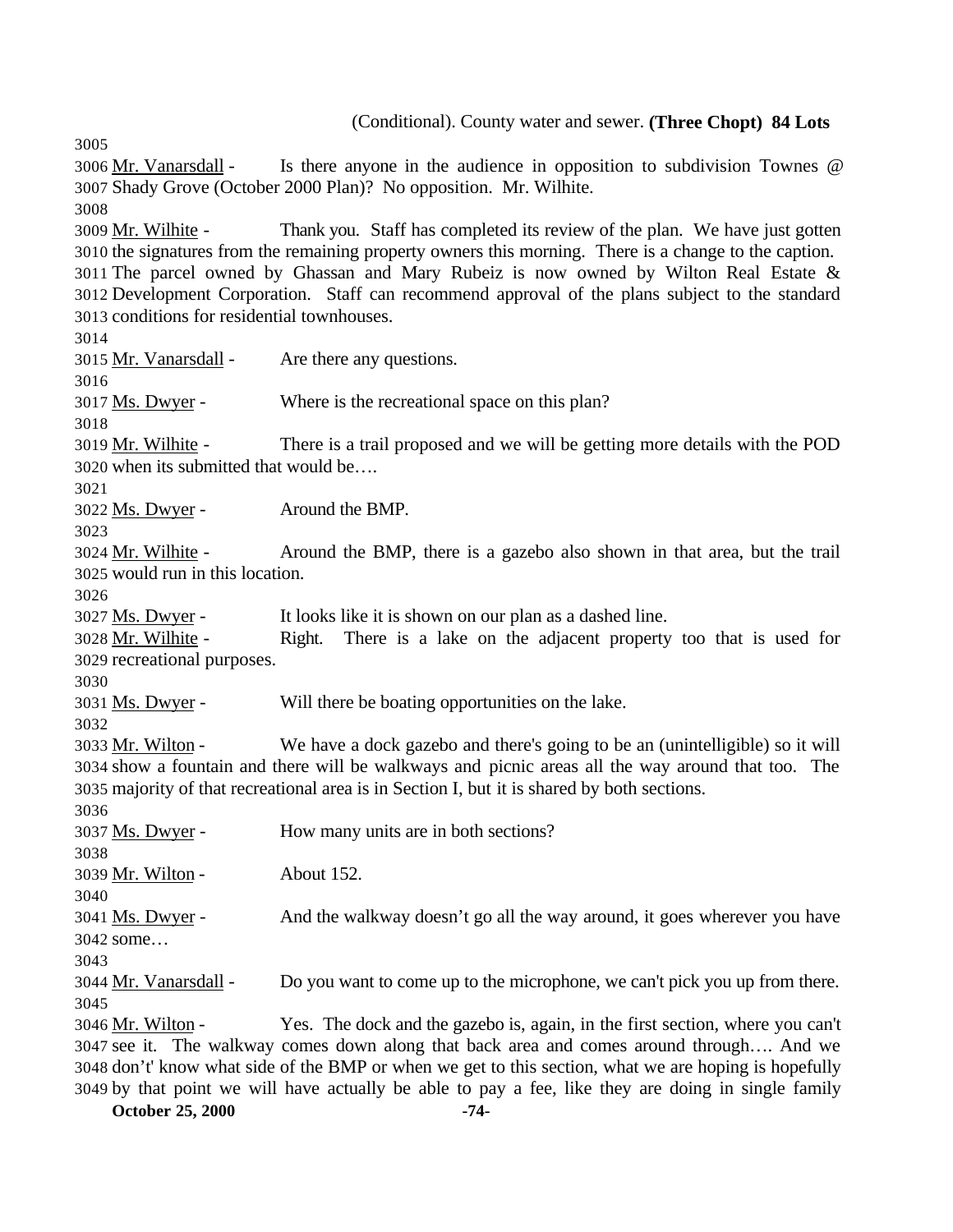(Conditional). County water and sewer. **(Three Chopt) 84 Lots**

3005
3006 Mr. Vanarsdall - Is there anyone in the audience in opposition to subdivision Townes @ 3007 Shady Grove (October 2000 Plan)? No opposition. Mr. Wilhite.
3008
3009 Mr. Wilhite - Thank you. Staff has completed its review of the plan. We have just gotten 3010 the signatures from the remaining property owners this morning. There is a change to the caption. 3011 The parcel owned by Ghassan and Mary Rubeiz is now owned by Wilton Real Estate & 3012 Development Corporation. Staff can recommend approval of the plans subject to the standard 3013 conditions for residential townhouses.
3014
3015 Mr. Vanarsdall - Are there any questions.
3016
3017 Ms. Dwyer - Where is the recreational space on this plan?
3018
3019 Mr. Wilhite - There is a trail proposed and we will be getting more details with the POD 3020 when its submitted that would be….
3021
3022 Ms. Dwyer - Around the BMP.
3023
3024 Mr. Wilhite - Around the BMP, there is a gazebo also shown in that area, but the trail 3025 would run in this location.
3026
3027 Ms. Dwyer - It looks like it is shown on our plan as a dashed line.
3028 Mr. Wilhite - Right. There is a lake on the adjacent property too that is used for 3029 recreational purposes.
3030
3031 Ms. Dwyer - Will there be boating opportunities on the lake.
3032
3033 Mr. Wilton - We have a dock gazebo and there's going to be an (unintelligible) so it will 3034 show a fountain and there will be walkways and picnic areas all the way around that too. The 3035 majority of that recreational area is in Section I, but it is shared by both sections.
3036
3037 Ms. Dwyer - How many units are in both sections?
3038
3039 Mr. Wilton - About 152.
3040
3041 Ms. Dwyer - And the walkway doesn't go all the way around, it goes wherever you have 3042 some…
3043
3044 Mr. Vanarsdall - Do you want to come up to the microphone, we can't pick you up from there.
3045
3046 Mr. Wilton - Yes. The dock and the gazebo is, again, in the first section, where you can't 3047 see it. The walkway comes down along that back area and comes around through…. And we 3048 don't' know what side of the BMP or when we get to this section, what we are hoping is hopefully 3049 by that point we will have actually be able to pay a fee, like they are doing in single family

**October 25, 2000**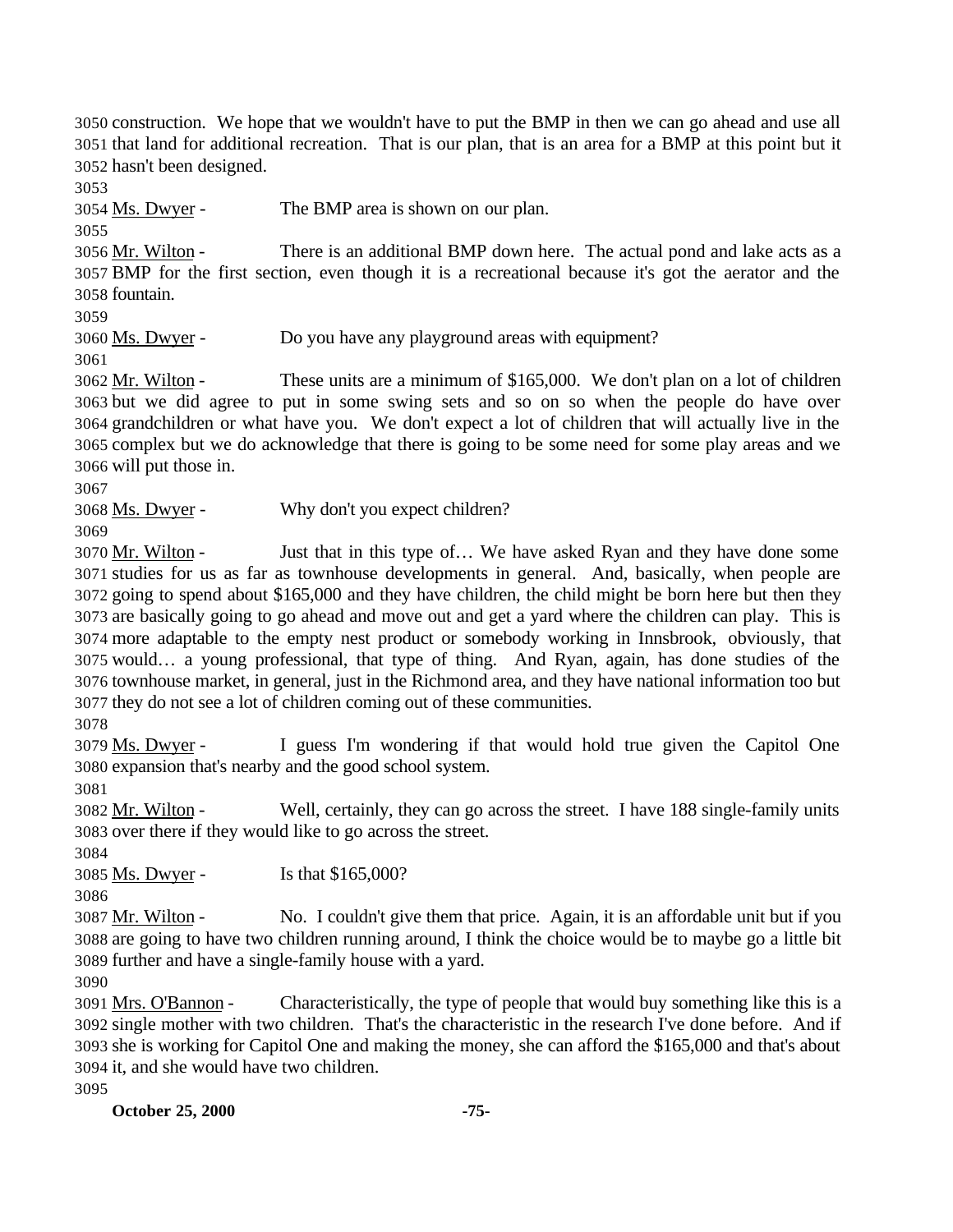construction. We hope that we wouldn't have to put the BMP in then we can go ahead and use all that land for additional recreation. That is our plan, that is an area for a BMP at this point but it hasn't been designed.

Ms. Dwyer - The BMP area is shown on our plan.

Mr. Wilton - There is an additional BMP down here. The actual pond and lake acts as a BMP for the first section, even though it is a recreational because it's got the aerator and the fountain.

Ms. Dwyer - Do you have any playground areas with equipment?

Mr. Wilton - These units are a minimum of $165,000. We don't plan on a lot of children but we did agree to put in some swing sets and so on so when the people do have over grandchildren or what have you. We don't expect a lot of children that will actually live in the complex but we do acknowledge that there is going to be some need for some play areas and we will put those in.

Ms. Dwyer - Why don't you expect children?

Mr. Wilton - Just that in this type of… We have asked Ryan and they have done some studies for us as far as townhouse developments in general. And, basically, when people are going to spend about $165,000 and they have children, the child might be born here but then they are basically going to go ahead and move out and get a yard where the children can play. This is more adaptable to the empty nest product or somebody working in Innsbrook, obviously, that would… a young professional, that type of thing. And Ryan, again, has done studies of the townhouse market, in general, just in the Richmond area, and they have national information too but they do not see a lot of children coming out of these communities.

Ms. Dwyer - I guess I'm wondering if that would hold true given the Capitol One expansion that's nearby and the good school system.

Mr. Wilton - Well, certainly, they can go across the street. I have 188 single-family units over there if they would like to go across the street.

Ms. Dwyer - Is that $165,000?

Mr. Wilton - No. I couldn't give them that price. Again, it is an affordable unit but if you are going to have two children running around, I think the choice would be to maybe go a little bit further and have a single-family house with a yard.

Mrs. O'Bannon - Characteristically, the type of people that would buy something like this is a single mother with two children. That's the characteristic in the research I've done before. And if she is working for Capitol One and making the money, she can afford the $165,000 and that's about it, and she would have two children.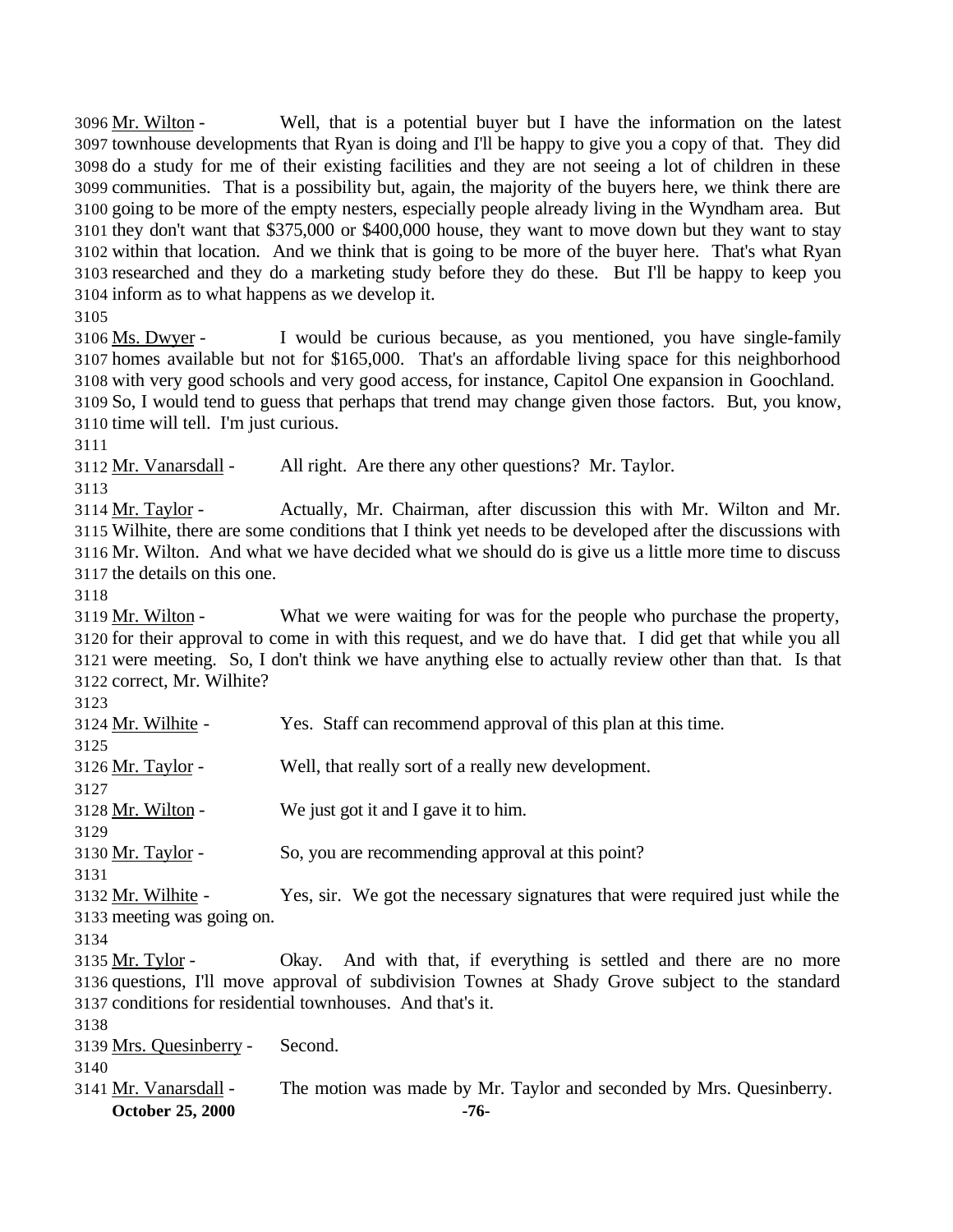3096 Mr. Wilton - Well, that is a potential buyer but I have the information on the latest 3097 townhouse developments that Ryan is doing and I'll be happy to give you a copy of that. They did 3098 do a study for me of their existing facilities and they are not seeing a lot of children in these 3099 communities. That is a possibility but, again, the majority of the buyers here, we think there are 3100 going to be more of the empty nesters, especially people already living in the Wyndham area. But 3101 they don't want that $375,000 or $400,000 house, they want to move down but they want to stay 3102 within that location. And we think that is going to be more of the buyer here. That's what Ryan 3103 researched and they do a marketing study before they do these. But I'll be happy to keep you 3104 inform as to what happens as we develop it.

3105

3106 Ms. Dwyer - I would be curious because, as you mentioned, you have single-family 3107 homes available but not for $165,000. That's an affordable living space for this neighborhood 3108 with very good schools and very good access, for instance, Capitol One expansion in Goochland. 3109 So, I would tend to guess that perhaps that trend may change given those factors. But, you know, 3110 time will tell. I'm just curious.

3111

3112 Mr. Vanarsdall - All right. Are there any other questions? Mr. Taylor.

3113

3114 Mr. Taylor - Actually, Mr. Chairman, after discussion this with Mr. Wilton and Mr. 3115 Wilhite, there are some conditions that I think yet needs to be developed after the discussions with 3116 Mr. Wilton. And what we have decided what we should do is give us a little more time to discuss 3117 the details on this one.

3118

3119 Mr. Wilton - What we were waiting for was for the people who purchase the property, 3120 for their approval to come in with this request, and we do have that. I did get that while you all 3121 were meeting. So, I don't think we have anything else to actually review other than that. Is that 3122 correct, Mr. Wilhite?

3123

3124 Mr. Wilhite - Yes. Staff can recommend approval of this plan at this time.

3125

3126 Mr. Taylor - Well, that really sort of a really new development.

3127

3128 Mr. Wilton - We just got it and I gave it to him.

3129

3130 Mr. Taylor - So, you are recommending approval at this point?

3131

3132 Mr. Wilhite - Yes, sir. We got the necessary signatures that were required just while the 3133 meeting was going on.

3134

3135 Mr. Tylor - Okay. And with that, if everything is settled and there are no more 3136 questions, I'll move approval of subdivision Townes at Shady Grove subject to the standard 3137 conditions for residential townhouses. And that's it.

3138

3139 Mrs. Quesinberry - Second.

3140

3141 Mr. Vanarsdall - The motion was made by Mr. Taylor and seconded by Mrs. Quesinberry.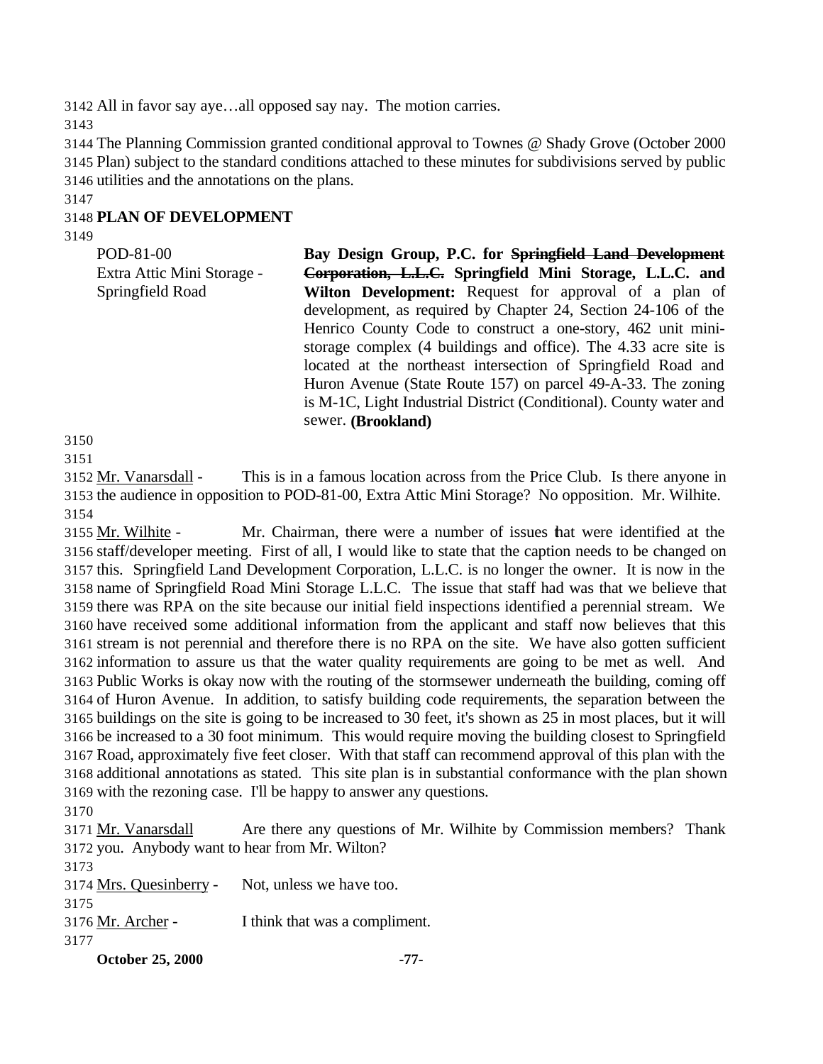All in favor say aye…all opposed say nay. The motion carries.

The Planning Commission granted conditional approval to Townes @ Shady Grove (October 2000 Plan) subject to the standard conditions attached to these minutes for subdivisions served by public utilities and the annotations on the plans.

## PLAN OF DEVELOPMENT

POD-81-00
Extra Attic Mini Storage - Springfield Road

**Bay Design Group, P.C. for ~~Springfield Land Development Corporation, L.L.C.~~ Springfield Mini Storage, L.L.C. and Wilton Development:** Request for approval of a plan of development, as required by Chapter 24, Section 24-106 of the Henrico County Code to construct a one-story, 462 unit mini-storage complex (4 buildings and office). The 4.33 acre site is located at the northeast intersection of Springfield Road and Huron Avenue (State Route 157) on parcel 49-A-33. The zoning is M-1C, Light Industrial District (Conditional). County water and sewer. **(Brookland)**

Mr. Vanarsdall - This is in a famous location across from the Price Club. Is there anyone in the audience in opposition to POD-81-00, Extra Attic Mini Storage? No opposition. Mr. Wilhite.

Mr. Wilhite - Mr. Chairman, there were a number of issues that were identified at the staff/developer meeting. First of all, I would like to state that the caption needs to be changed on this. Springfield Land Development Corporation, L.L.C. is no longer the owner. It is now in the name of Springfield Road Mini Storage L.L.C. The issue that staff had was that we believe that there was RPA on the site because our initial field inspections identified a perennial stream. We have received some additional information from the applicant and staff now believes that this stream is not perennial and therefore there is no RPA on the site. We have also gotten sufficient information to assure us that the water quality requirements are going to be met as well. And Public Works is okay now with the routing of the stormsewer underneath the building, coming off of Huron Avenue. In addition, to satisfy building code requirements, the separation between the buildings on the site is going to be increased to 30 feet, it's shown as 25 in most places, but it will be increased to a 30 foot minimum. This would require moving the building closest to Springfield Road, approximately five feet closer. With that staff can recommend approval of this plan with the additional annotations as stated. This site plan is in substantial conformance with the plan shown with the rezoning case. I'll be happy to answer any questions.

Mr. Vanarsdall Are there any questions of Mr. Wilhite by Commission members? Thank you. Anybody want to hear from Mr. Wilton?

Mrs. Quesinberry - Not, unless we have too.

Mr. Archer - I think that was a compliment.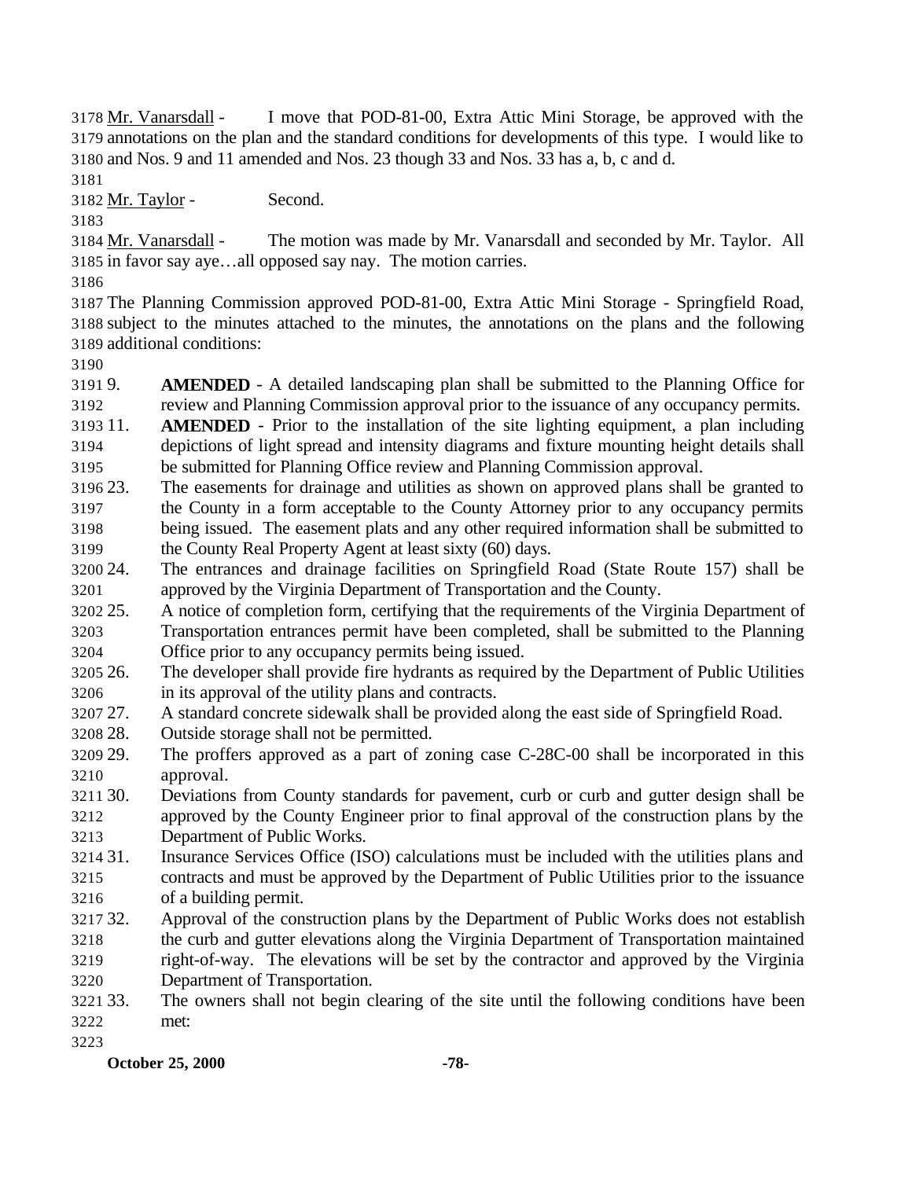Mr. Vanarsdall - I move that POD-81-00, Extra Attic Mini Storage, be approved with the annotations on the plan and the standard conditions for developments of this type. I would like to and Nos. 9 and 11 amended and Nos. 23 though 33 and Nos. 33 has a, b, c and d.

Mr. Taylor - Second.

Mr. Vanarsdall - The motion was made by Mr. Vanarsdall and seconded by Mr. Taylor. All in favor say aye…all opposed say nay. The motion carries.

The Planning Commission approved POD-81-00, Extra Attic Mini Storage - Springfield Road, subject to the minutes attached to the minutes, the annotations on the plans and the following additional conditions:

9. **AMENDED** - A detailed landscaping plan shall be submitted to the Planning Office for review and Planning Commission approval prior to the issuance of any occupancy permits.
11. **AMENDED** - Prior to the installation of the site lighting equipment, a plan including depictions of light spread and intensity diagrams and fixture mounting height details shall be submitted for Planning Office review and Planning Commission approval.
23. The easements for drainage and utilities as shown on approved plans shall be granted to the County in a form acceptable to the County Attorney prior to any occupancy permits being issued. The easement plats and any other required information shall be submitted to the County Real Property Agent at least sixty (60) days.
24. The entrances and drainage facilities on Springfield Road (State Route 157) shall be approved by the Virginia Department of Transportation and the County.
25. A notice of completion form, certifying that the requirements of the Virginia Department of Transportation entrances permit have been completed, shall be submitted to the Planning Office prior to any occupancy permits being issued.
26. The developer shall provide fire hydrants as required by the Department of Public Utilities in its approval of the utility plans and contracts.
27. A standard concrete sidewalk shall be provided along the east side of Springfield Road.
28. Outside storage shall not be permitted.
29. The proffers approved as a part of zoning case C-28C-00 shall be incorporated in this approval.
30. Deviations from County standards for pavement, curb or curb and gutter design shall be approved by the County Engineer prior to final approval of the construction plans by the Department of Public Works.
31. Insurance Services Office (ISO) calculations must be included with the utilities plans and contracts and must be approved by the Department of Public Utilities prior to the issuance of a building permit.
32. Approval of the construction plans by the Department of Public Works does not establish the curb and gutter elevations along the Virginia Department of Transportation maintained right-of-way. The elevations will be set by the contractor and approved by the Virginia Department of Transportation.
33. The owners shall not begin clearing of the site until the following conditions have been met: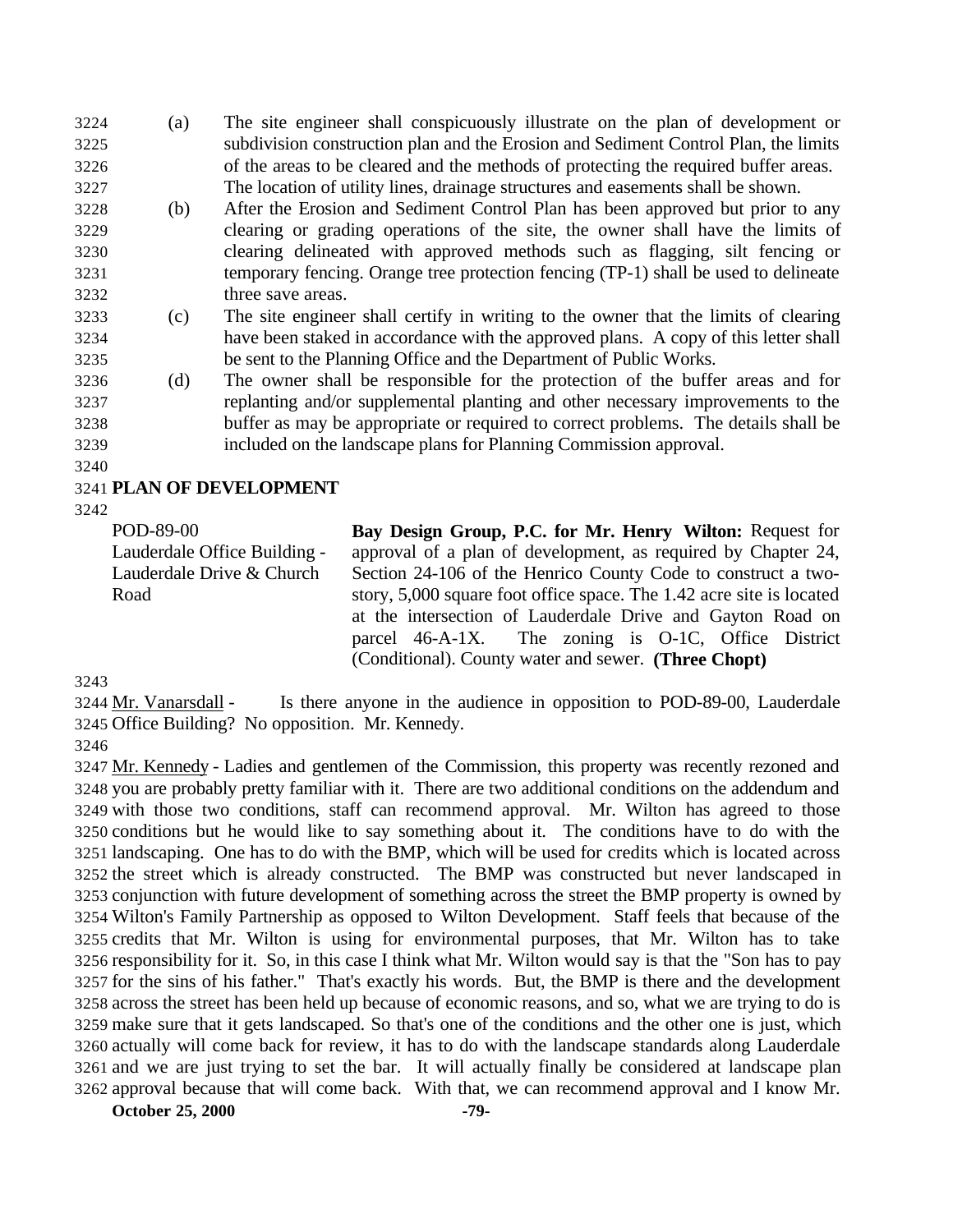(a) The site engineer shall conspicuously illustrate on the plan of development or subdivision construction plan and the Erosion and Sediment Control Plan, the limits of the areas to be cleared and the methods of protecting the required buffer areas. The location of utility lines, drainage structures and easements shall be shown.

(b) After the Erosion and Sediment Control Plan has been approved but prior to any clearing or grading operations of the site, the owner shall have the limits of clearing delineated with approved methods such as flagging, silt fencing or temporary fencing. Orange tree protection fencing (TP-1) shall be used to delineate three save areas.

(c) The site engineer shall certify in writing to the owner that the limits of clearing have been staked in accordance with the approved plans. A copy of this letter shall be sent to the Planning Office and the Department of Public Works.

(d) The owner shall be responsible for the protection of the buffer areas and for replanting and/or supplemental planting and other necessary improvements to the buffer as may be appropriate or required to correct problems. The details shall be included on the landscape plans for Planning Commission approval.

**PLAN OF DEVELOPMENT**

| | |
|---|---|
| POD-89-00<br>Lauderdale Office Building - Lauderdale Drive & Church Road | **Bay Design Group, P.C. for Mr. Henry Wilton:** Request for approval of a plan of development, as required by Chapter 24, Section 24-106 of the Henrico County Code to construct a two-story, 5,000 square foot office space. The 1.42 acre site is located at the intersection of Lauderdale Drive and Gayton Road on parcel 46-A-1X. The zoning is O-1C, Office District (Conditional). County water and sewer. **(Three Chopt)** |

Mr. Vanarsdall - Is there anyone in the audience in opposition to POD-89-00, Lauderdale Office Building? No opposition. Mr. Kennedy.

Mr. Kennedy - Ladies and gentlemen of the Commission, this property was recently rezoned and you are probably pretty familiar with it. There are two additional conditions on the addendum and with those two conditions, staff can recommend approval. Mr. Wilton has agreed to those conditions but he would like to say something about it. The conditions have to do with the landscaping. One has to do with the BMP, which will be used for credits which is located across the street which is already constructed. The BMP was constructed but never landscaped in conjunction with future development of something across the street the BMP property is owned by Wilton's Family Partnership as opposed to Wilton Development. Staff feels that because of the credits that Mr. Wilton is using for environmental purposes, that Mr. Wilton has to take responsibility for it. So, in this case I think what Mr. Wilton would say is that the "Son has to pay for the sins of his father." That's exactly his words. But, the BMP is there and the development across the street has been held up because of economic reasons, and so, what we are trying to do is make sure that it gets landscaped. So that's one of the conditions and the other one is just, which actually will come back for review, it has to do with the landscape standards along Lauderdale and we are just trying to set the bar. It will actually finally be considered at landscape plan approval because that will come back. With that, we can recommend approval and I know Mr.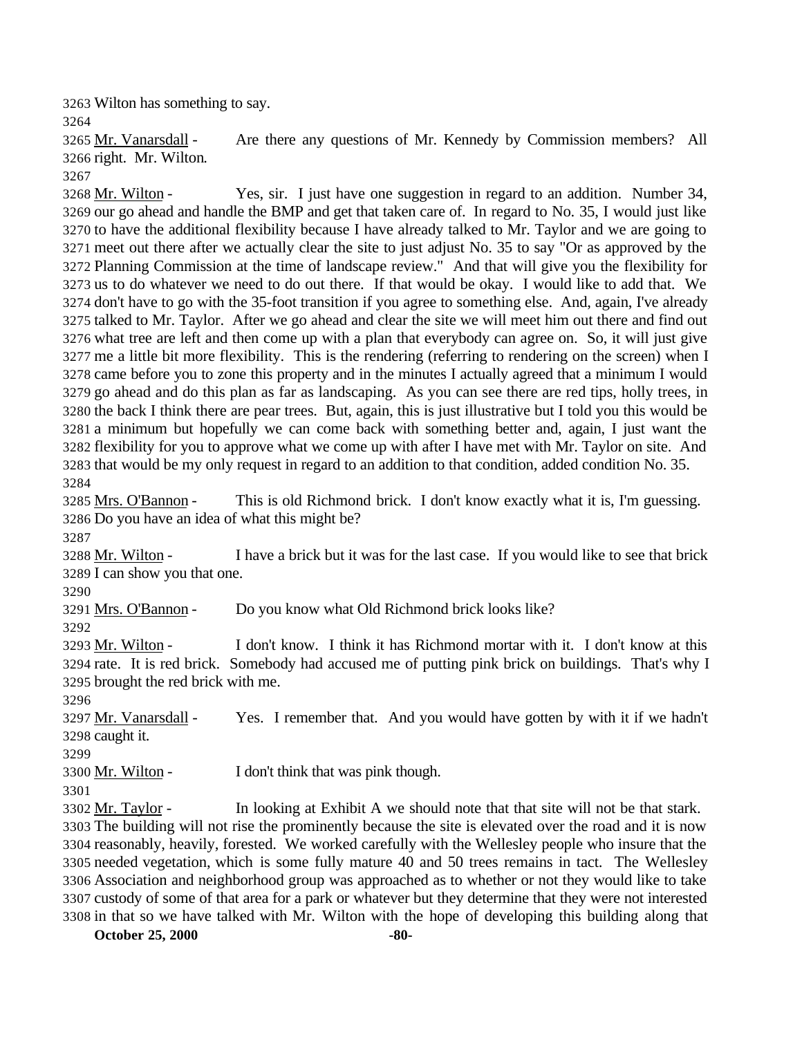Wilton has something to say.

Mr. Vanarsdall - Are there any questions of Mr. Kennedy by Commission members? All right. Mr. Wilton.

Mr. Wilton - Yes, sir. I just have one suggestion in regard to an addition. Number 34, our go ahead and handle the BMP and get that taken care of. In regard to No. 35, I would just like to have the additional flexibility because I have already talked to Mr. Taylor and we are going to meet out there after we actually clear the site to just adjust No. 35 to say "Or as approved by the Planning Commission at the time of landscape review." And that will give you the flexibility for us to do whatever we need to do out there. If that would be okay. I would like to add that. We don't have to go with the 35-foot transition if you agree to something else. And, again, I've already talked to Mr. Taylor. After we go ahead and clear the site we will meet him out there and find out what tree are left and then come up with a plan that everybody can agree on. So, it will just give me a little bit more flexibility. This is the rendering (referring to rendering on the screen) when I came before you to zone this property and in the minutes I actually agreed that a minimum I would go ahead and do this plan as far as landscaping. As you can see there are red tips, holly trees, in the back I think there are pear trees. But, again, this is just illustrative but I told you this would be a minimum but hopefully we can come back with something better and, again, I just want the flexibility for you to approve what we come up with after I have met with Mr. Taylor on site. And that would be my only request in regard to an addition to that condition, added condition No. 35.

Mrs. O'Bannon - This is old Richmond brick. I don't know exactly what it is, I'm guessing. Do you have an idea of what this might be?

Mr. Wilton - I have a brick but it was for the last case. If you would like to see that brick I can show you that one.

Mrs. O'Bannon - Do you know what Old Richmond brick looks like?

Mr. Wilton - I don't know. I think it has Richmond mortar with it. I don't know at this rate. It is red brick. Somebody had accused me of putting pink brick on buildings. That's why I brought the red brick with me.

Mr. Vanarsdall - Yes. I remember that. And you would have gotten by with it if we hadn't caught it.

Mr. Wilton - I don't think that was pink though.

Mr. Taylor - In looking at Exhibit A we should note that that site will not be that stark. The building will not rise the prominently because the site is elevated over the road and it is now reasonably, heavily, forested. We worked carefully with the Wellesley people who insure that the needed vegetation, which is some fully mature 40 and 50 trees remains in tact. The Wellesley Association and neighborhood group was approached as to whether or not they would like to take custody of some of that area for a park or whatever but they determine that they were not interested in that so we have talked with Mr. Wilton with the hope of developing this building along that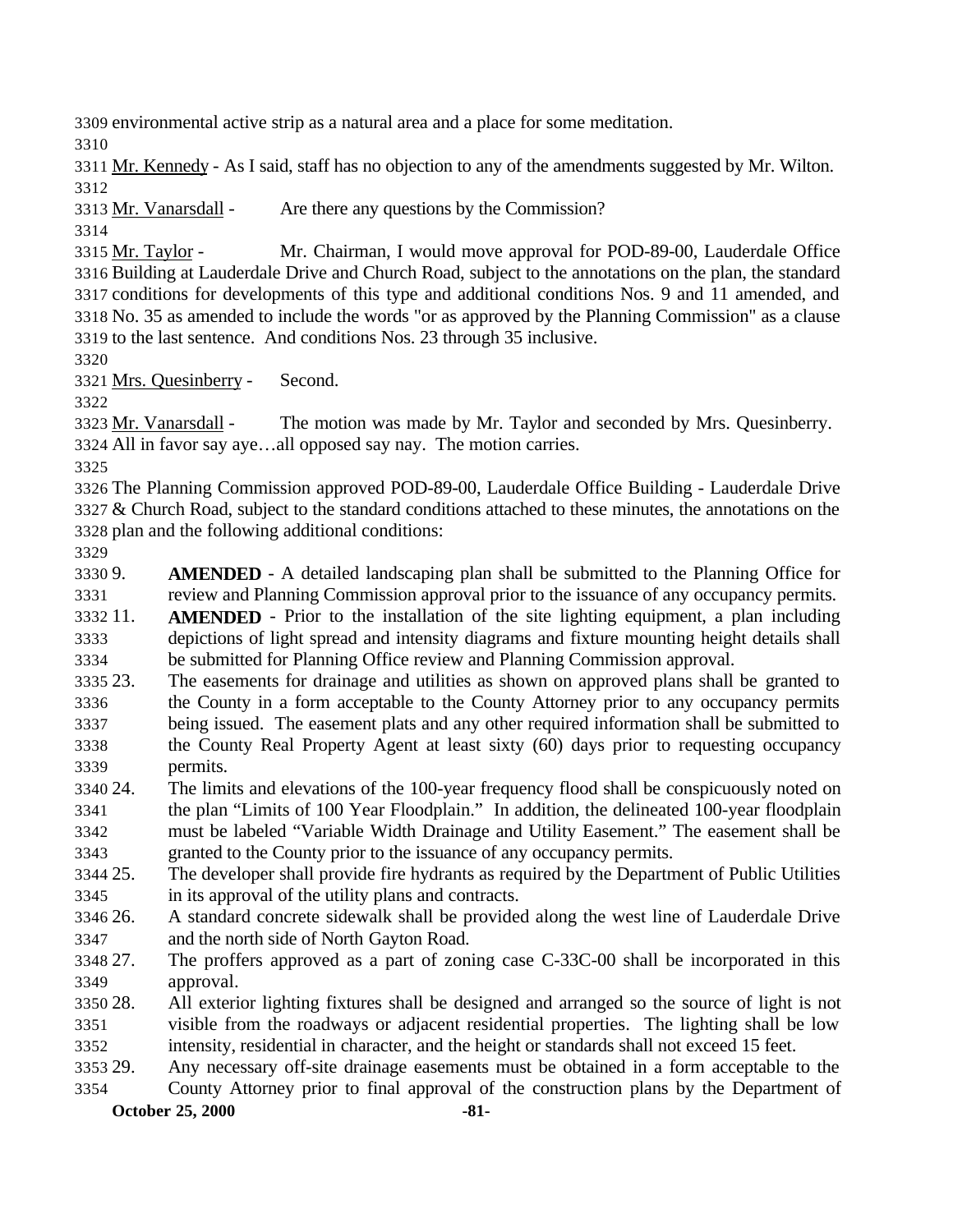environmental active strip as a natural area and a place for some meditation.

Mr. Kennedy - As I said, staff has no objection to any of the amendments suggested by Mr. Wilton.

Mr. Vanarsdall - Are there any questions by the Commission?

Mr. Taylor - Mr. Chairman, I would move approval for POD-89-00, Lauderdale Office Building at Lauderdale Drive and Church Road, subject to the annotations on the plan, the standard conditions for developments of this type and additional conditions Nos. 9 and 11 amended, and No. 35 as amended to include the words "or as approved by the Planning Commission" as a clause to the last sentence. And conditions Nos. 23 through 35 inclusive.

Mrs. Quesinberry - Second.

Mr. Vanarsdall - The motion was made by Mr. Taylor and seconded by Mrs. Quesinberry. All in favor say aye…all opposed say nay. The motion carries.

The Planning Commission approved POD-89-00, Lauderdale Office Building - Lauderdale Drive & Church Road, subject to the standard conditions attached to these minutes, the annotations on the plan and the following additional conditions:

9. **AMENDED** - A detailed landscaping plan shall be submitted to the Planning Office for review and Planning Commission approval prior to the issuance of any occupancy permits.
11. **AMENDED** - Prior to the installation of the site lighting equipment, a plan including depictions of light spread and intensity diagrams and fixture mounting height details shall be submitted for Planning Office review and Planning Commission approval.
23. The easements for drainage and utilities as shown on approved plans shall be granted to the County in a form acceptable to the County Attorney prior to any occupancy permits being issued. The easement plats and any other required information shall be submitted to the County Real Property Agent at least sixty (60) days prior to requesting occupancy permits.
24. The limits and elevations of the 100-year frequency flood shall be conspicuously noted on the plan "Limits of 100 Year Floodplain." In addition, the delineated 100-year floodplain must be labeled "Variable Width Drainage and Utility Easement." The easement shall be granted to the County prior to the issuance of any occupancy permits.
25. The developer shall provide fire hydrants as required by the Department of Public Utilities in its approval of the utility plans and contracts.
26. A standard concrete sidewalk shall be provided along the west line of Lauderdale Drive and the north side of North Gayton Road.
27. The proffers approved as a part of zoning case C-33C-00 shall be incorporated in this approval.
28. All exterior lighting fixtures shall be designed and arranged so the source of light is not visible from the roadways or adjacent residential properties. The lighting shall be low intensity, residential in character, and the height or standards shall not exceed 15 feet.
29. Any necessary off-site drainage easements must be obtained in a form acceptable to the County Attorney prior to final approval of the construction plans by the Department of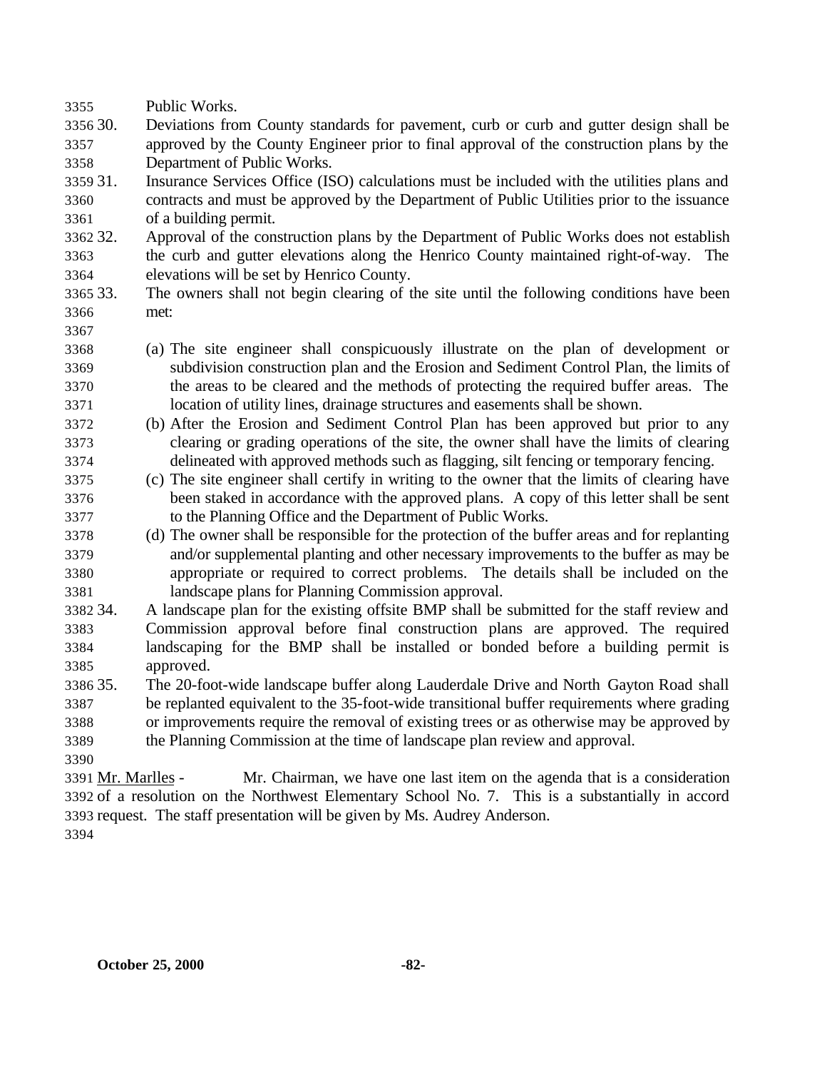Public Works.

30. Deviations from County standards for pavement, curb or curb and gutter design shall be approved by the County Engineer prior to final approval of the construction plans by the Department of Public Works.

31. Insurance Services Office (ISO) calculations must be included with the utilities plans and contracts and must be approved by the Department of Public Utilities prior to the issuance of a building permit.

32. Approval of the construction plans by the Department of Public Works does not establish the curb and gutter elevations along the Henrico County maintained right-of-way. The elevations will be set by Henrico County.

33. The owners shall not begin clearing of the site until the following conditions have been met:

    (a) The site engineer shall conspicuously illustrate on the plan of development or subdivision construction plan and the Erosion and Sediment Control Plan, the limits of the areas to be cleared and the methods of protecting the required buffer areas. The location of utility lines, drainage structures and easements shall be shown.

    (b) After the Erosion and Sediment Control Plan has been approved but prior to any clearing or grading operations of the site, the owner shall have the limits of clearing delineated with approved methods such as flagging, silt fencing or temporary fencing.

    (c) The site engineer shall certify in writing to the owner that the limits of clearing have been staked in accordance with the approved plans. A copy of this letter shall be sent to the Planning Office and the Department of Public Works.

    (d) The owner shall be responsible for the protection of the buffer areas and for replanting and/or supplemental planting and other necessary improvements to the buffer as may be appropriate or required to correct problems. The details shall be included on the landscape plans for Planning Commission approval.

34. A landscape plan for the existing offsite BMP shall be submitted for the staff review and Commission approval before final construction plans are approved. The required landscaping for the BMP shall be installed or bonded before a building permit is approved.

35. The 20-foot-wide landscape buffer along Lauderdale Drive and North Gayton Road shall be replanted equivalent to the 35-foot-wide transitional buffer requirements where grading or improvements require the removal of existing trees or as otherwise may be approved by the Planning Commission at the time of landscape plan review and approval.

Mr. Marlles - Mr. Chairman, we have one last item on the agenda that is a consideration of a resolution on the Northwest Elementary School No. 7. This is a substantially in accord request. The staff presentation will be given by Ms. Audrey Anderson.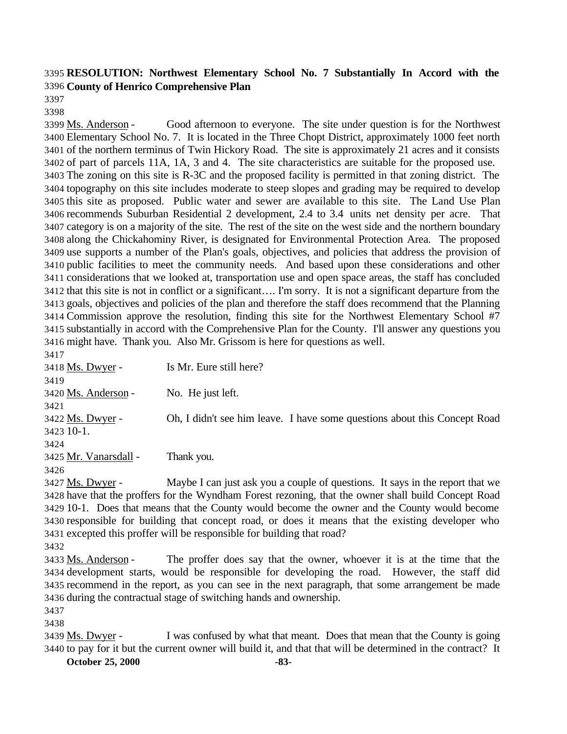**RESOLUTION: Northwest Elementary School No. 7 Substantially In Accord with the County of Henrico Comprehensive Plan**

Ms. Anderson - Good afternoon to everyone. The site under question is for the Northwest Elementary School No. 7. It is located in the Three Chopt District, approximately 1000 feet north of the northern terminus of Twin Hickory Road. The site is approximately 21 acres and it consists of part of parcels 11A, 1A, 3 and 4. The site characteristics are suitable for the proposed use. The zoning on this site is R-3C and the proposed facility is permitted in that zoning district. The topography on this site includes moderate to steep slopes and grading may be required to develop this site as proposed. Public water and sewer are available to this site. The Land Use Plan recommends Suburban Residential 2 development, 2.4 to 3.4 units net density per acre. That category is on a majority of the site. The rest of the site on the west side and the northern boundary along the Chickahominy River, is designated for Environmental Protection Area. The proposed use supports a number of the Plan's goals, objectives, and policies that address the provision of public facilities to meet the community needs. And based upon these considerations and other considerations that we looked at, transportation use and open space areas, the staff has concluded that this site is not in conflict or a significant…. I'm sorry. It is not a significant departure from the goals, objectives and policies of the plan and therefore the staff does recommend that the Planning Commission approve the resolution, finding this site for the Northwest Elementary School #7 substantially in accord with the Comprehensive Plan for the County. I'll answer any questions you might have. Thank you. Also Mr. Grissom is here for questions as well.

Ms. Dwyer - Is Mr. Eure still here?

Ms. Anderson - No. He just left.

Ms. Dwyer - Oh, I didn't see him leave. I have some questions about this Concept Road 10-1.

Mr. Vanarsdall - Thank you.

Ms. Dwyer - Maybe I can just ask you a couple of questions. It says in the report that we have that the proffers for the Wyndham Forest rezoning, that the owner shall build Concept Road 10-1. Does that means that the County would become the owner and the County would become responsible for building that concept road, or does it means that the existing developer who excepted this proffer will be responsible for building that road?

Ms. Anderson - The proffer does say that the owner, whoever it is at the time that the development starts, would be responsible for developing the road. However, the staff did recommend in the report, as you can see in the next paragraph, that some arrangement be made during the contractual stage of switching hands and ownership.

Ms. Dwyer - I was confused by what that meant. Does that mean that the County is going to pay for it but the current owner will build it, and that that will be determined in the contract? It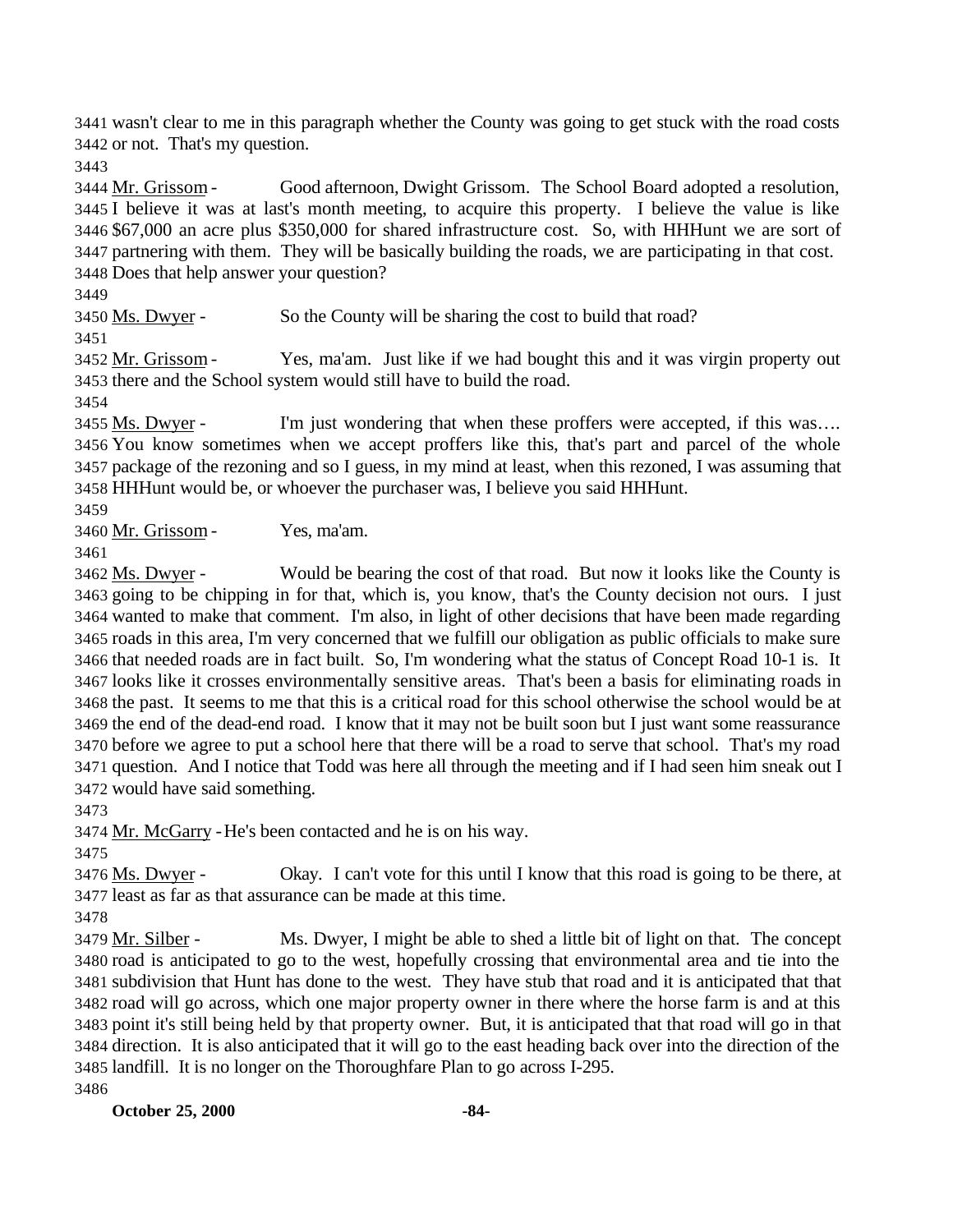wasn't clear to me in this paragraph whether the County was going to get stuck with the road costs or not. That's my question.

Mr. Grissom - Good afternoon, Dwight Grissom. The School Board adopted a resolution, I believe it was at last's month meeting, to acquire this property. I believe the value is like $67,000 an acre plus $350,000 for shared infrastructure cost. So, with HHHunt we are sort of partnering with them. They will be basically building the roads, we are participating in that cost. Does that help answer your question?

Ms. Dwyer - So the County will be sharing the cost to build that road?

Mr. Grissom - Yes, ma'am. Just like if we had bought this and it was virgin property out there and the School system would still have to build the road.

Ms. Dwyer - I'm just wondering that when these proffers were accepted, if this was…. You know sometimes when we accept proffers like this, that's part and parcel of the whole package of the rezoning and so I guess, in my mind at least, when this rezoned, I was assuming that HHHunt would be, or whoever the purchaser was, I believe you said HHHunt.

Mr. Grissom - Yes, ma'am.

Ms. Dwyer - Would be bearing the cost of that road. But now it looks like the County is going to be chipping in for that, which is, you know, that's the County decision not ours. I just wanted to make that comment. I'm also, in light of other decisions that have been made regarding roads in this area, I'm very concerned that we fulfill our obligation as public officials to make sure that needed roads are in fact built. So, I'm wondering what the status of Concept Road 10-1 is. It looks like it crosses environmentally sensitive areas. That's been a basis for eliminating roads in the past. It seems to me that this is a critical road for this school otherwise the school would be at the end of the dead-end road. I know that it may not be built soon but I just want some reassurance before we agree to put a school here that there will be a road to serve that school. That's my road question. And I notice that Todd was here all through the meeting and if I had seen him sneak out I would have said something.

Mr. McGarry - He's been contacted and he is on his way.

Ms. Dwyer - Okay. I can't vote for this until I know that this road is going to be there, at least as far as that assurance can be made at this time.

Mr. Silber - Ms. Dwyer, I might be able to shed a little bit of light on that. The concept road is anticipated to go to the west, hopefully crossing that environmental area and tie into the subdivision that Hunt has done to the west. They have stub that road and it is anticipated that that road will go across, which one major property owner in there where the horse farm is and at this point it's still being held by that property owner. But, it is anticipated that that road will go in that direction. It is also anticipated that it will go to the east heading back over into the direction of the landfill. It is no longer on the Thoroughfare Plan to go across I-295.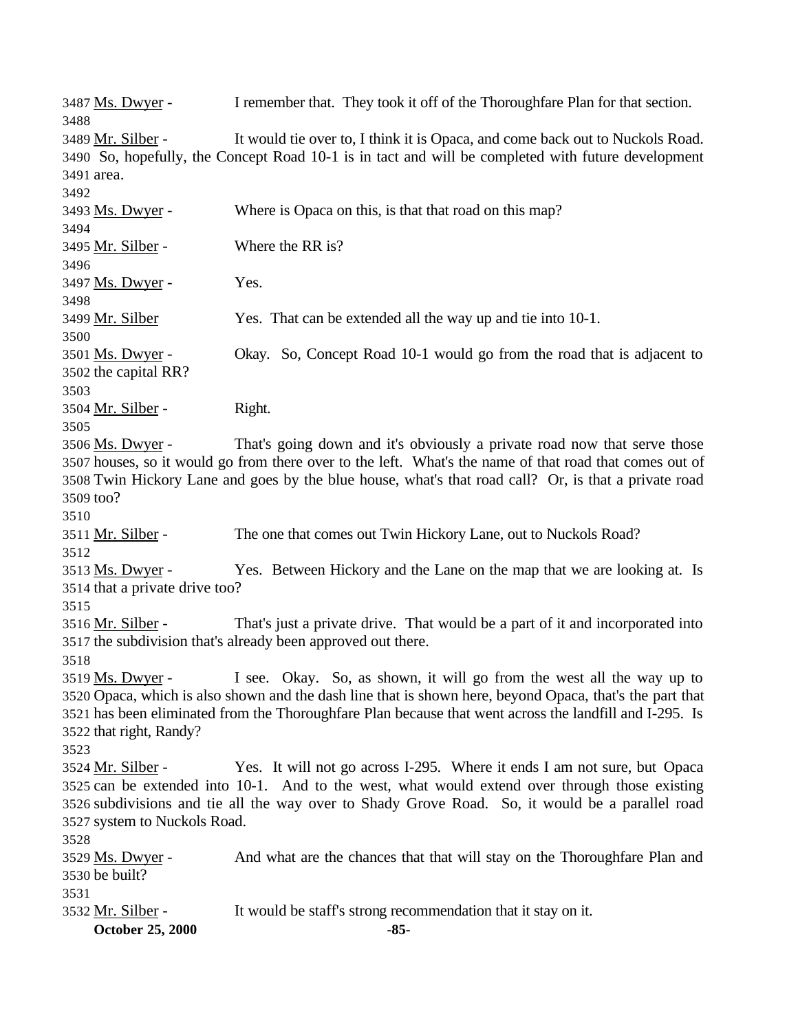3487 Ms. Dwyer - I remember that. They took it off of the Thoroughfare Plan for that section.
3488
3489 Mr. Silber - It would tie over to, I think it is Opaca, and come back out to Nuckols Road.
3490 So, hopefully, the Concept Road 10-1 is in tact and will be completed with future development
3491 area.
3492
3493 Ms. Dwyer - Where is Opaca on this, is that that road on this map?
3494
3495 Mr. Silber - Where the RR is?
3496
3497 Ms. Dwyer - Yes.
3498
3499 Mr. Silber Yes. That can be extended all the way up and tie into 10-1.
3500
3501 Ms. Dwyer - Okay. So, Concept Road 10-1 would go from the road that is adjacent to
3502 the capital RR?
3503
3504 Mr. Silber - Right.
3505
3506 Ms. Dwyer - That's going down and it's obviously a private road now that serve those
3507 houses, so it would go from there over to the left. What's the name of that road that comes out of
3508 Twin Hickory Lane and goes by the blue house, what's that road call? Or, is that a private road
3509 too?
3510
3511 Mr. Silber - The one that comes out Twin Hickory Lane, out to Nuckols Road?
3512
3513 Ms. Dwyer - Yes. Between Hickory and the Lane on the map that we are looking at. Is
3514 that a private drive too?
3515
3516 Mr. Silber - That's just a private drive. That would be a part of it and incorporated into
3517 the subdivision that's already been approved out there.
3518
3519 Ms. Dwyer - I see. Okay. So, as shown, it will go from the west all the way up to
3520 Opaca, which is also shown and the dash line that is shown here, beyond Opaca, that's the part that
3521 has been eliminated from the Thoroughfare Plan because that went across the landfill and I-295. Is
3522 that right, Randy?
3523
3524 Mr. Silber - Yes. It will not go across I-295. Where it ends I am not sure, but Opaca
3525 can be extended into 10-1. And to the west, what would extend over through those existing
3526 subdivisions and tie all the way over to Shady Grove Road. So, it would be a parallel road
3527 system to Nuckols Road.
3528
3529 Ms. Dwyer - And what are the chances that that will stay on the Thoroughfare Plan and
3530 be built?
3531
3532 Mr. Silber - It would be staff's strong recommendation that it stay on it.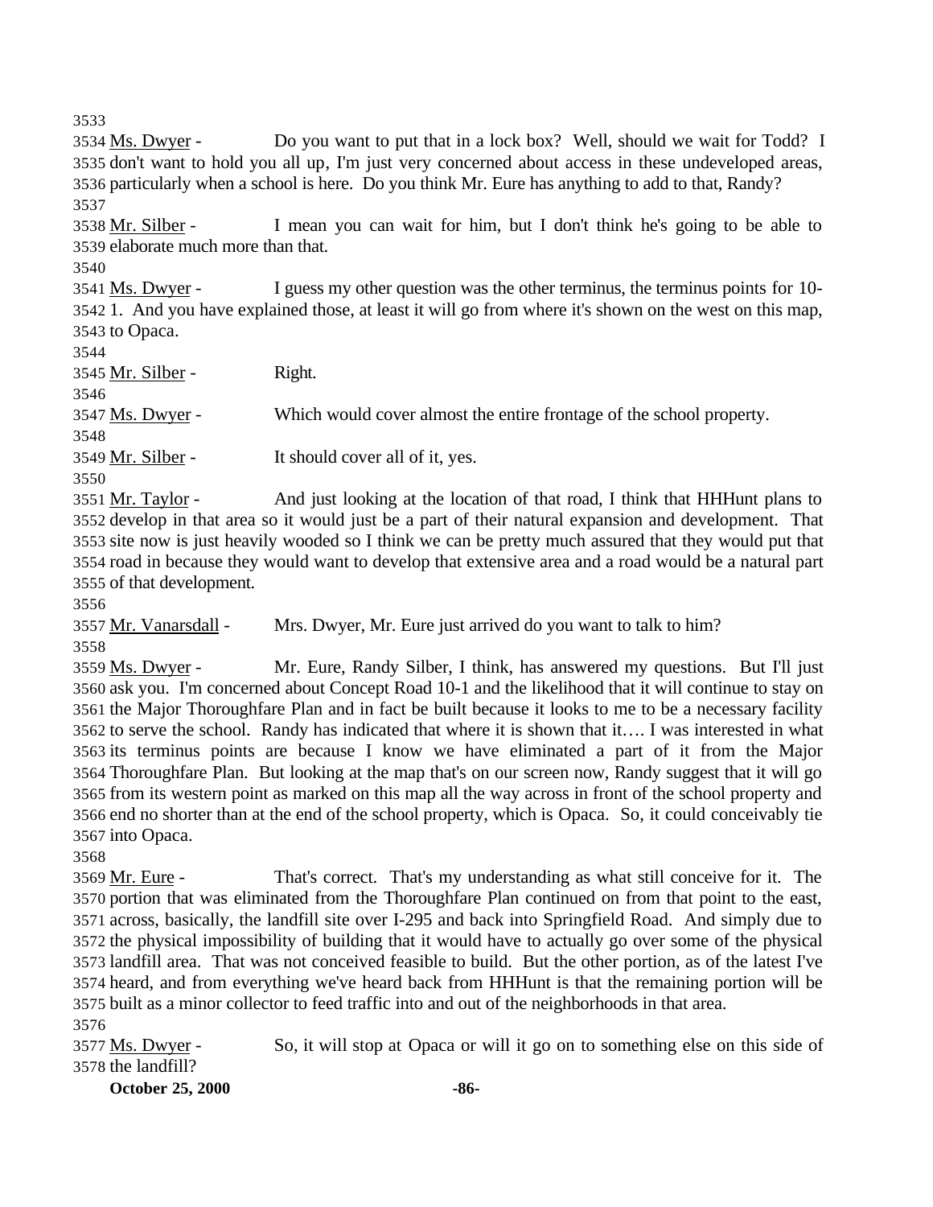Ms. Dwyer - Do you want to put that in a lock box? Well, should we wait for Todd? I don't want to hold you all up, I'm just very concerned about access in these undeveloped areas, particularly when a school is here. Do you think Mr. Eure has anything to add to that, Randy?

Mr. Silber - I mean you can wait for him, but I don't think he's going to be able to elaborate much more than that.

Ms. Dwyer - I guess my other question was the other terminus, the terminus points for 10-1. And you have explained those, at least it will go from where it's shown on the west on this map, to Opaca.

Mr. Silber - Right.

Ms. Dwyer - Which would cover almost the entire frontage of the school property.

Mr. Silber - It should cover all of it, yes.

Mr. Taylor - And just looking at the location of that road, I think that HHHunt plans to develop in that area so it would just be a part of their natural expansion and development. That site now is just heavily wooded so I think we can be pretty much assured that they would put that road in because they would want to develop that extensive area and a road would be a natural part of that development.

Mr. Vanarsdall - Mrs. Dwyer, Mr. Eure just arrived do you want to talk to him?

Ms. Dwyer - Mr. Eure, Randy Silber, I think, has answered my questions. But I'll just ask you. I'm concerned about Concept Road 10-1 and the likelihood that it will continue to stay on the Major Thoroughfare Plan and in fact be built because it looks to me to be a necessary facility to serve the school. Randy has indicated that where it is shown that it…. I was interested in what its terminus points are because I know we have eliminated a part of it from the Major Thoroughfare Plan. But looking at the map that's on our screen now, Randy suggest that it will go from its western point as marked on this map all the way across in front of the school property and end no shorter than at the end of the school property, which is Opaca. So, it could conceivably tie into Opaca.

Mr. Eure - That's correct. That's my understanding as what still conceive for it. The portion that was eliminated from the Thoroughfare Plan continued on from that point to the east, across, basically, the landfill site over I-295 and back into Springfield Road. And simply due to the physical impossibility of building that it would have to actually go over some of the physical landfill area. That was not conceived feasible to build. But the other portion, as of the latest I've heard, and from everything we've heard back from HHHunt is that the remaining portion will be built as a minor collector to feed traffic into and out of the neighborhoods in that area.

Ms. Dwyer - So, it will stop at Opaca or will it go on to something else on this side of the landfill?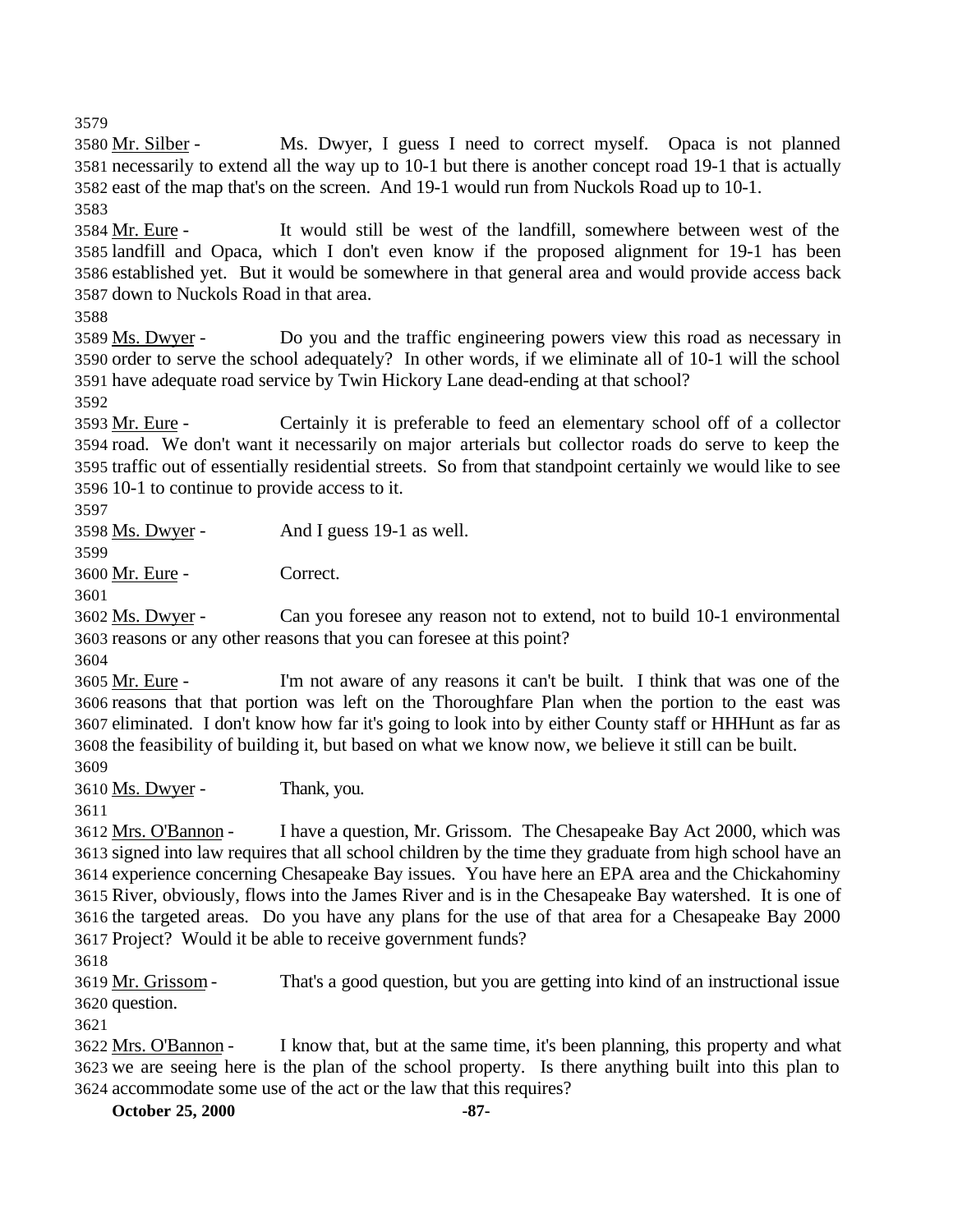Mr. Silber - Ms. Dwyer, I guess I need to correct myself. Opaca is not planned necessarily to extend all the way up to 10-1 but there is another concept road 19-1 that is actually east of the map that's on the screen. And 19-1 would run from Nuckols Road up to 10-1.

Mr. Eure - It would still be west of the landfill, somewhere between west of the landfill and Opaca, which I don't even know if the proposed alignment for 19-1 has been established yet. But it would be somewhere in that general area and would provide access back down to Nuckols Road in that area.

Ms. Dwyer - Do you and the traffic engineering powers view this road as necessary in order to serve the school adequately? In other words, if we eliminate all of 10-1 will the school have adequate road service by Twin Hickory Lane dead-ending at that school?

Mr. Eure - Certainly it is preferable to feed an elementary school off of a collector road. We don't want it necessarily on major arterials but collector roads do serve to keep the traffic out of essentially residential streets. So from that standpoint certainly we would like to see 10-1 to continue to provide access to it.

Ms. Dwyer - And I guess 19-1 as well.

Mr. Eure - Correct.

Ms. Dwyer - Can you foresee any reason not to extend, not to build 10-1 environmental reasons or any other reasons that you can foresee at this point?

Mr. Eure - I'm not aware of any reasons it can't be built. I think that was one of the reasons that that portion was left on the Thoroughfare Plan when the portion to the east was eliminated. I don't know how far it's going to look into by either County staff or HHHunt as far as the feasibility of building it, but based on what we know now, we believe it still can be built.

Ms. Dwyer - Thank, you.

Mrs. O'Bannon - I have a question, Mr. Grissom. The Chesapeake Bay Act 2000, which was signed into law requires that all school children by the time they graduate from high school have an experience concerning Chesapeake Bay issues. You have here an EPA area and the Chickahominy River, obviously, flows into the James River and is in the Chesapeake Bay watershed. It is one of the targeted areas. Do you have any plans for the use of that area for a Chesapeake Bay 2000 Project? Would it be able to receive government funds?

Mr. Grissom - That's a good question, but you are getting into kind of an instructional issue question.

Mrs. O'Bannon - I know that, but at the same time, it's been planning, this property and what we are seeing here is the plan of the school property. Is there anything built into this plan to accommodate some use of the act or the law that this requires?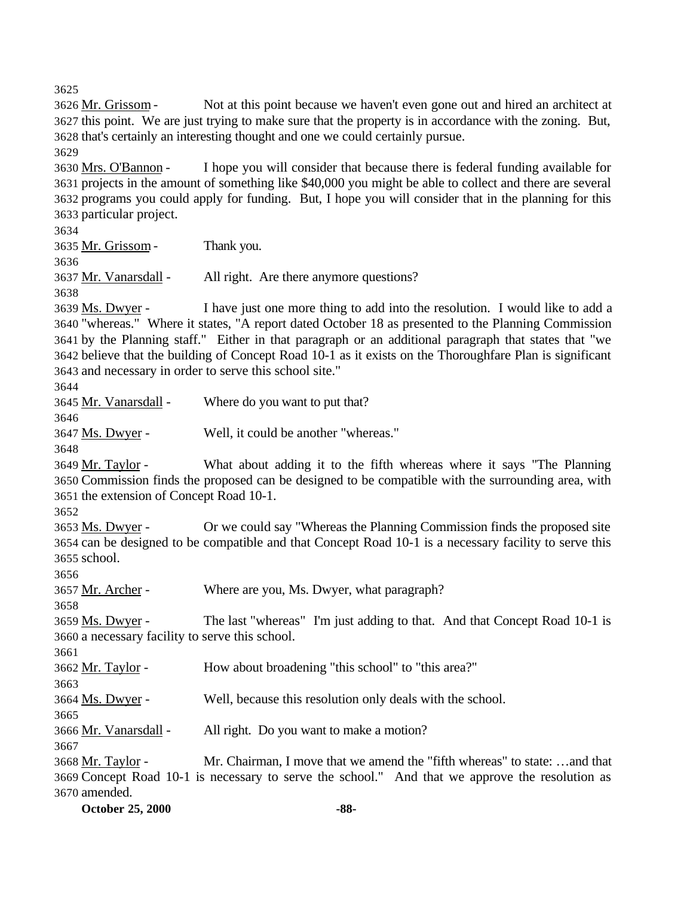Mr. Grissom - Not at this point because we haven't even gone out and hired an architect at this point. We are just trying to make sure that the property is in accordance with the zoning. But, that's certainly an interesting thought and one we could certainly pursue.

Mrs. O'Bannon - I hope you will consider that because there is federal funding available for projects in the amount of something like $40,000 you might be able to collect and there are several programs you could apply for funding. But, I hope you will consider that in the planning for this particular project.

Mr. Grissom - Thank you.

Mr. Vanarsdall - All right. Are there anymore questions?

Ms. Dwyer - I have just one more thing to add into the resolution. I would like to add a "whereas." Where it states, "A report dated October 18 as presented to the Planning Commission by the Planning staff." Either in that paragraph or an additional paragraph that states that "we believe that the building of Concept Road 10-1 as it exists on the Thoroughfare Plan is significant and necessary in order to serve this school site."

Mr. Vanarsdall - Where do you want to put that?

Ms. Dwyer - Well, it could be another "whereas."

Mr. Taylor - What about adding it to the fifth whereas where it says "The Planning Commission finds the proposed can be designed to be compatible with the surrounding area, with the extension of Concept Road 10-1.

Ms. Dwyer - Or we could say "Whereas the Planning Commission finds the proposed site can be designed to be compatible and that Concept Road 10-1 is a necessary facility to serve this school.

Mr. Archer - Where are you, Ms. Dwyer, what paragraph?

Ms. Dwyer - The last "whereas" I'm just adding to that. And that Concept Road 10-1 is a necessary facility to serve this school.

Mr. Taylor - How about broadening "this school" to "this area?"

Ms. Dwyer - Well, because this resolution only deals with the school.

Mr. Vanarsdall - All right. Do you want to make a motion?

Mr. Taylor - Mr. Chairman, I move that we amend the "fifth whereas" to state: …and that Concept Road 10-1 is necessary to serve the school." And that we approve the resolution as amended.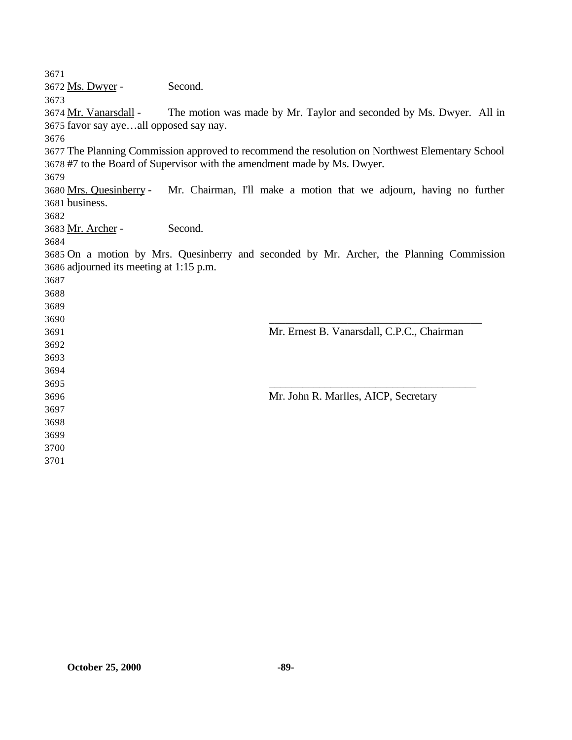Ms. Dwyer - Second.

Mr. Vanarsdall - The motion was made by Mr. Taylor and seconded by Ms. Dwyer. All in favor say aye…all opposed say nay.

The Planning Commission approved to recommend the resolution on Northwest Elementary School #7 to the Board of Supervisor with the amendment made by Ms. Dwyer.

Mrs. Quesinberry - Mr. Chairman, I'll make a motion that we adjourn, having no further business.

Mr. Archer - Second.

On a motion by Mrs. Quesinberry and seconded by Mr. Archer, the Planning Commission adjourned its meeting at 1:15 p.m.

______________________________________
Mr. Ernest B. Vanarsdall, C.P.C., Chairman

______________________________________
Mr. John R. Marlles, AICP, Secretary